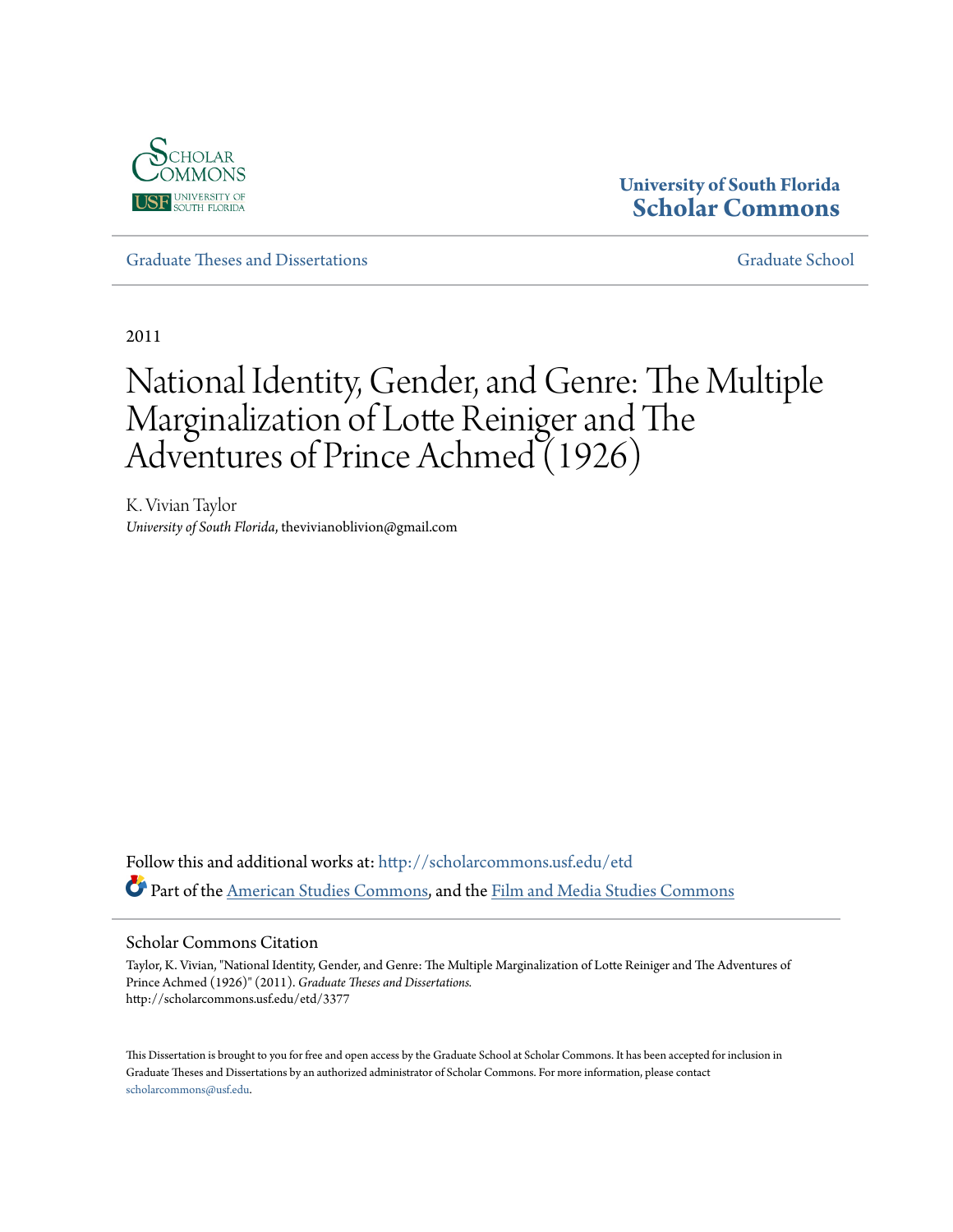University of South Florida
**Scholar Commons**

Graduate Theses and Dissertations | Graduate School

2011

# National Identity, Gender, and Genre: The Multiple Marginalization of Lotte Reiniger and The Adventures of Prince Achmed (1926)

K. Vivian Taylor
*University of South Florida*, thevivianoblivion@gmail.com

Follow this and additional works at: http://scholarcommons.usf.edu/etd

Part of the American Studies Commons, and the Film and Media Studies Commons

## Scholar Commons Citation

Taylor, K. Vivian, "National Identity, Gender, and Genre: The Multiple Marginalization of Lotte Reiniger and The Adventures of Prince Achmed (1926)" (2011). *Graduate Theses and Dissertations.*
http://scholarcommons.usf.edu/etd/3377

This Dissertation is brought to you for free and open access by the Graduate School at Scholar Commons. It has been accepted for inclusion in Graduate Theses and Dissertations by an authorized administrator of Scholar Commons. For more information, please contact scholarcommons@usf.edu.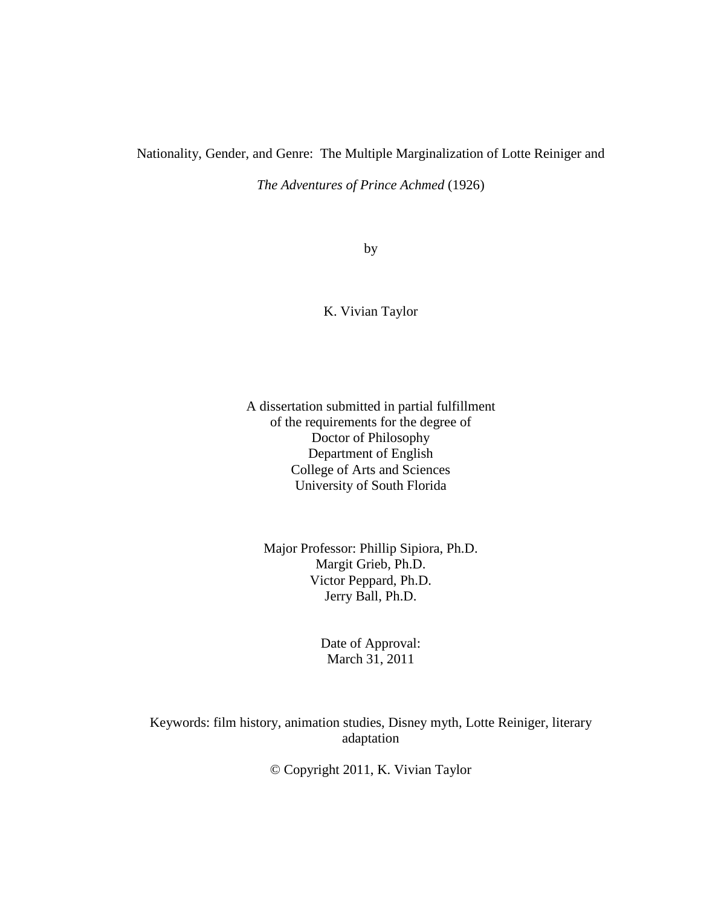Nationality, Gender, and Genre: The Multiple Marginalization of Lotte Reiniger and

*The Adventures of Prince Achmed* (1926)

by

K. Vivian Taylor

A dissertation submitted in partial fulfillment
of the requirements for the degree of
Doctor of Philosophy
Department of English
College of Arts and Sciences
University of South Florida

Major Professor: Phillip Sipiora, Ph.D.
Margit Grieb, Ph.D.
Victor Peppard, Ph.D.
Jerry Ball, Ph.D.

Date of Approval:
March 31, 2011

Keywords: film history, animation studies, Disney myth, Lotte Reiniger, literary adaptation

© Copyright 2011, K. Vivian Taylor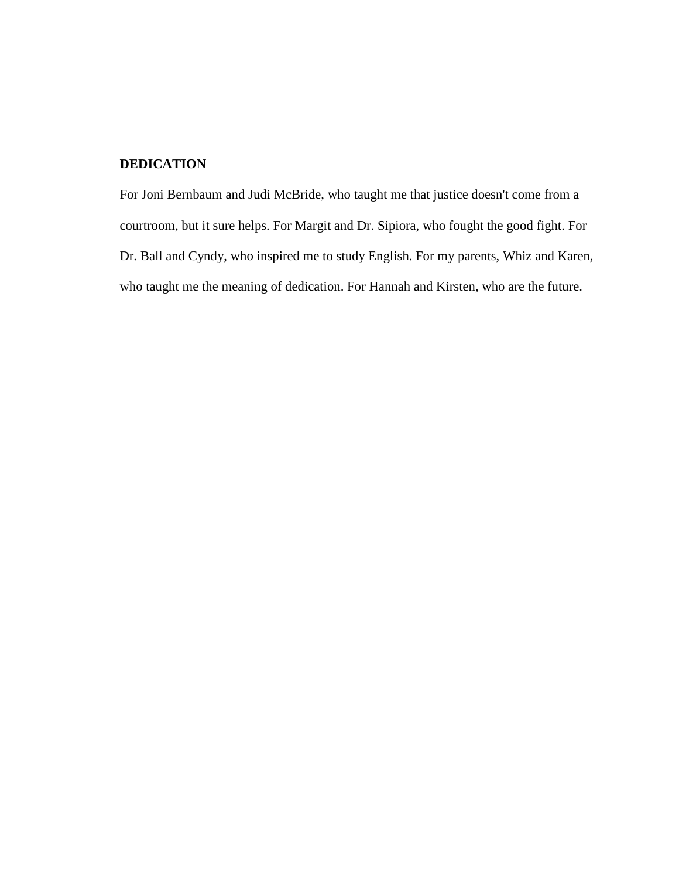# DEDICATION

For Joni Bernbaum and Judi McBride, who taught me that justice doesn't come from a courtroom, but it sure helps. For Margit and Dr. Sipiora, who fought the good fight. For Dr. Ball and Cyndy, who inspired me to study English. For my parents, Whiz and Karen, who taught me the meaning of dedication. For Hannah and Kirsten, who are the future.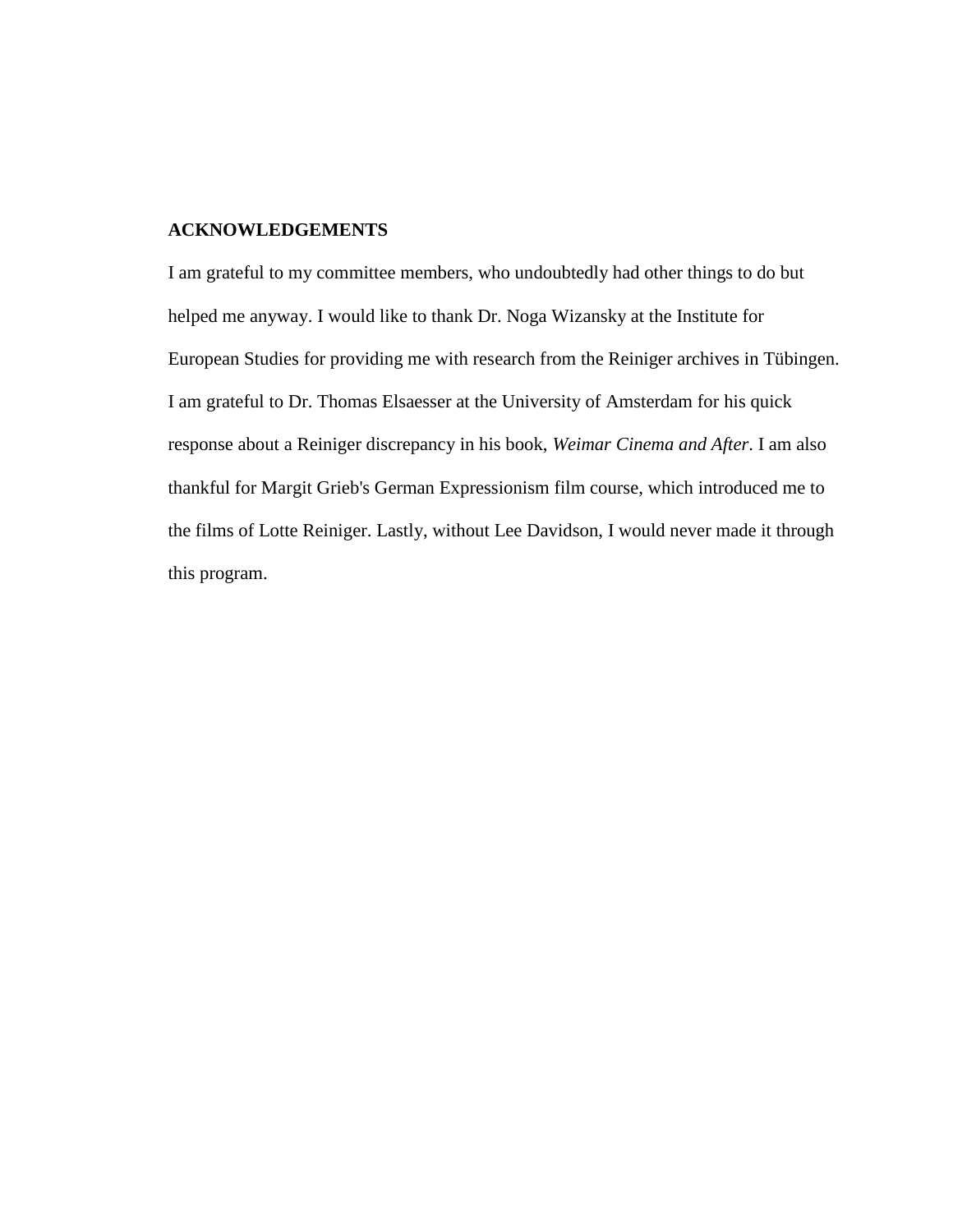## ACKNOWLEDGEMENTS

I am grateful to my committee members, who undoubtedly had other things to do but helped me anyway. I would like to thank Dr. Noga Wizansky at the Institute for European Studies for providing me with research from the Reiniger archives in Tübingen. I am grateful to Dr. Thomas Elsaesser at the University of Amsterdam for his quick response about a Reiniger discrepancy in his book, *Weimar Cinema and After*. I am also thankful for Margit Grieb's German Expressionism film course, which introduced me to the films of Lotte Reiniger. Lastly, without Lee Davidson, I would never made it through this program.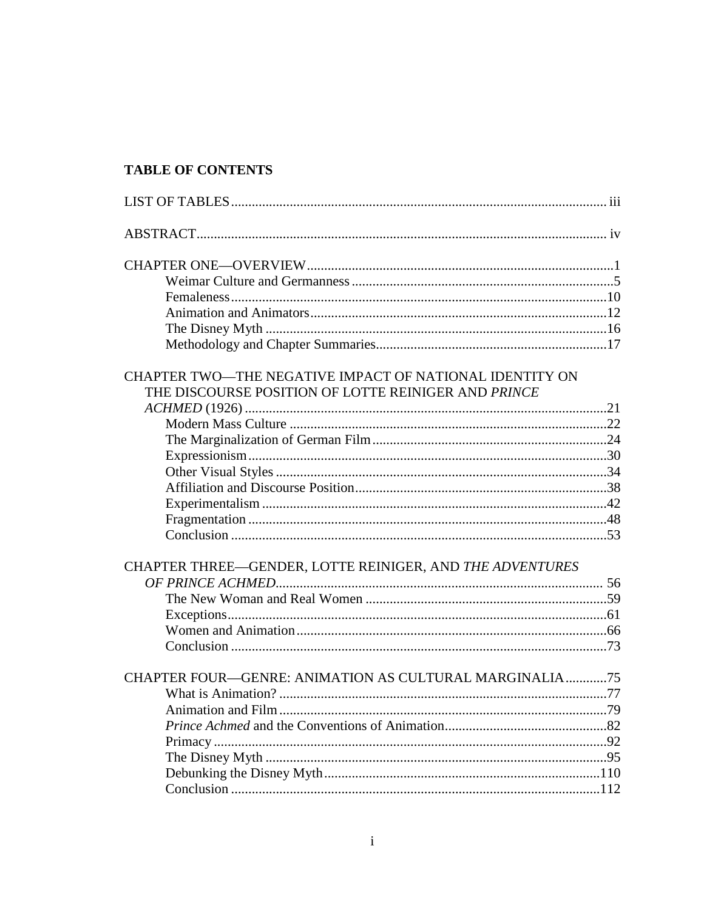## TABLE OF CONTENTS

LIST OF TABLES ..... iii

ABSTRACT ..... iv

CHAPTER ONE—OVERVIEW ..... 1
- Weimar Culture and Germanness ..... 5
- Femaleness ..... 10
- Animation and Animators ..... 12
- The Disney Myth ..... 16
- Methodology and Chapter Summaries ..... 17

CHAPTER TWO—THE NEGATIVE IMPACT OF NATIONAL IDENTITY ON THE DISCOURSE POSITION OF LOTTE REINIGER AND *PRINCE ACHMED* (1926) ..... 21
- Modern Mass Culture ..... 22
- The Marginalization of German Film ..... 24
- Expressionism ..... 30
- Other Visual Styles ..... 34
- Affiliation and Discourse Position ..... 38
- Experimentalism ..... 42
- Fragmentation ..... 48
- Conclusion ..... 53

CHAPTER THREE—GENDER, LOTTE REINIGER, AND *THE ADVENTURES OF PRINCE ACHMED* ..... 56
- The New Woman and Real Women ..... 59
- Exceptions ..... 61
- Women and Animation ..... 66
- Conclusion ..... 73

CHAPTER FOUR—GENRE: ANIMATION AS CULTURAL MARGINALIA ..... 75
- What is Animation? ..... 77
- Animation and Film ..... 79
- *Prince Achmed* and the Conventions of Animation ..... 82
- Primacy ..... 92
- The Disney Myth ..... 95
- Debunking the Disney Myth ..... 110
- Conclusion ..... 112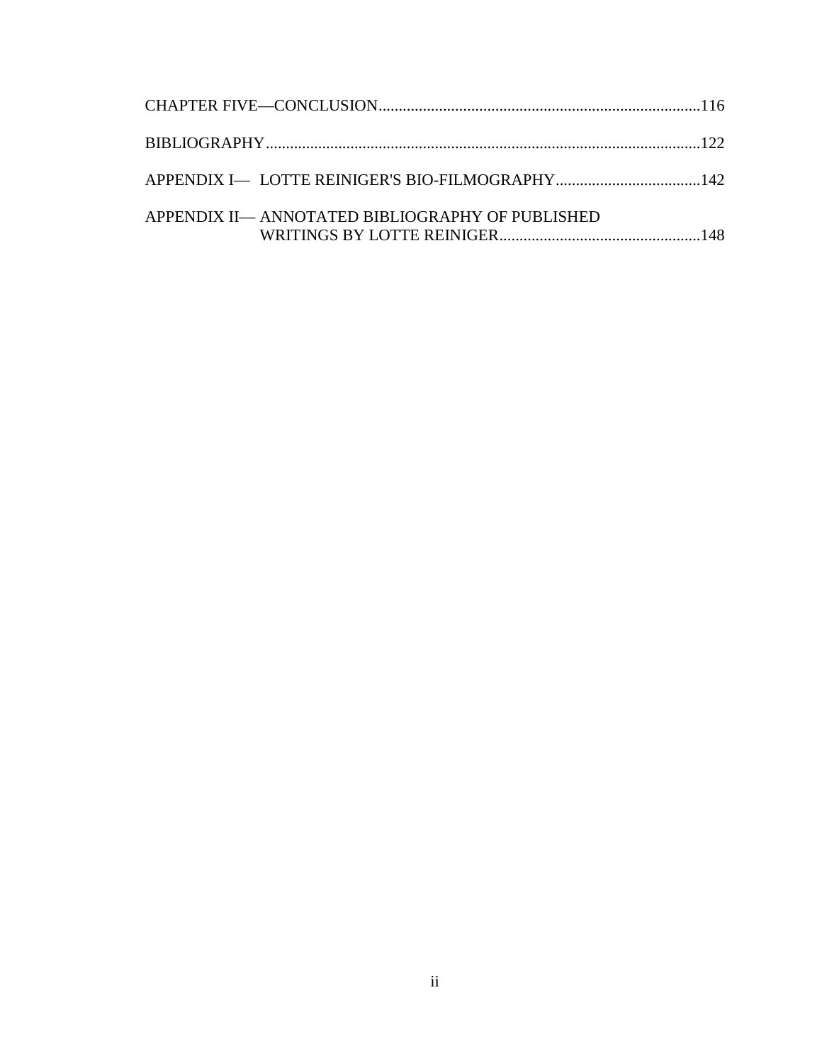CHAPTER FIVE—CONCLUSION................................................................................116

BIBLIOGRAPHY............................................................................................................122

APPENDIX I— LOTTE REINIGER'S BIO-FILMOGRAPHY....................................142

APPENDIX II— ANNOTATED BIBLIOGRAPHY OF PUBLISHED WRITINGS BY LOTTE REINIGER..................................................148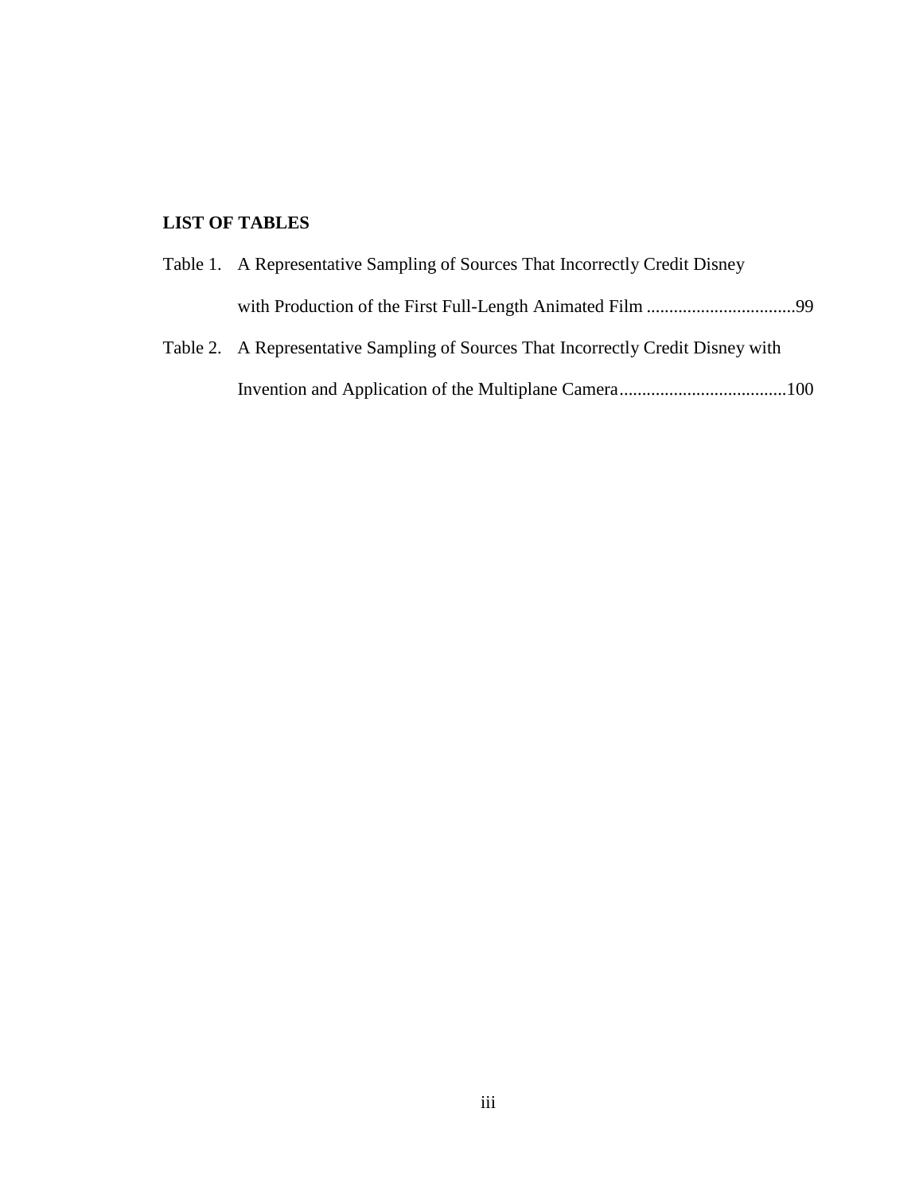**LIST OF TABLES**

Table 1. A Representative Sampling of Sources That Incorrectly Credit Disney with Production of the First Full-Length Animated Film .................................99

Table 2. A Representative Sampling of Sources That Incorrectly Credit Disney with Invention and Application of the Multiplane Camera.....................................100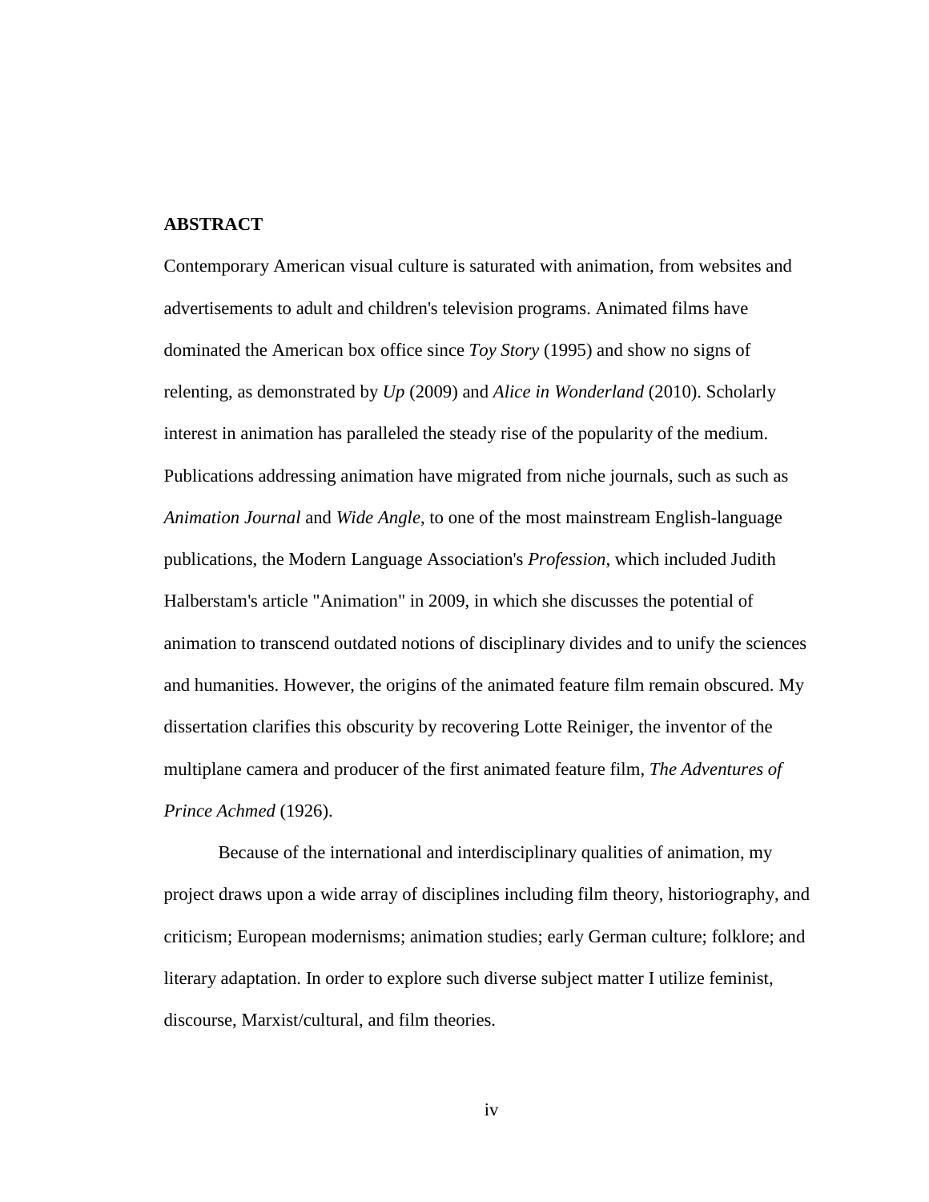**ABSTRACT**

Contemporary American visual culture is saturated with animation, from websites and advertisements to adult and children's television programs. Animated films have dominated the American box office since *Toy Story* (1995) and show no signs of relenting, as demonstrated by *Up* (2009) and *Alice in Wonderland* (2010). Scholarly interest in animation has paralleled the steady rise of the popularity of the medium. Publications addressing animation have migrated from niche journals, such as such as *Animation Journal* and *Wide Angle*, to one of the most mainstream English-language publications, the Modern Language Association's *Profession*, which included Judith Halberstam's article "Animation" in 2009, in which she discusses the potential of animation to transcend outdated notions of disciplinary divides and to unify the sciences and humanities. However, the origins of the animated feature film remain obscured. My dissertation clarifies this obscurity by recovering Lotte Reiniger, the inventor of the multiplane camera and producer of the first animated feature film, *The Adventures of Prince Achmed* (1926).

Because of the international and interdisciplinary qualities of animation, my project draws upon a wide array of disciplines including film theory, historiography, and criticism; European modernisms; animation studies; early German culture; folklore; and literary adaptation. In order to explore such diverse subject matter I utilize feminist, discourse, Marxist/cultural, and film theories.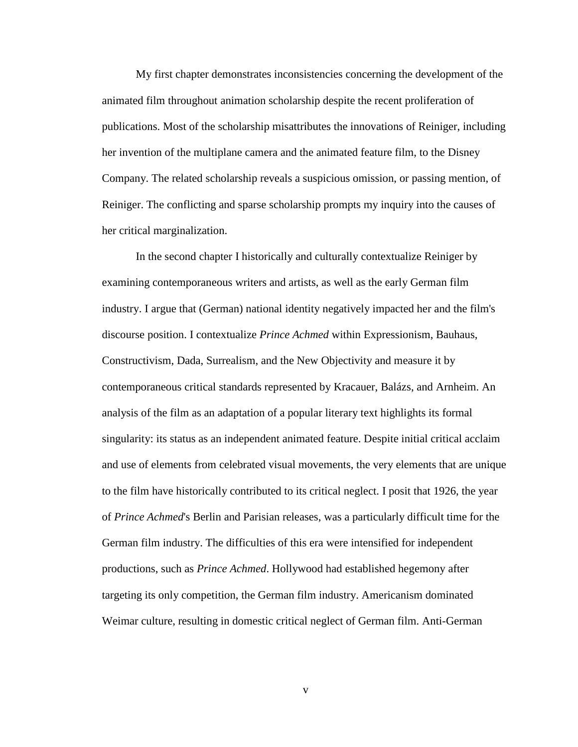My first chapter demonstrates inconsistencies concerning the development of the animated film throughout animation scholarship despite the recent proliferation of publications. Most of the scholarship misattributes the innovations of Reiniger, including her invention of the multiplane camera and the animated feature film, to the Disney Company. The related scholarship reveals a suspicious omission, or passing mention, of Reiniger. The conflicting and sparse scholarship prompts my inquiry into the causes of her critical marginalization.

In the second chapter I historically and culturally contextualize Reiniger by examining contemporaneous writers and artists, as well as the early German film industry. I argue that (German) national identity negatively impacted her and the film's discourse position. I contextualize *Prince Achmed* within Expressionism, Bauhaus, Constructivism, Dada, Surrealism, and the New Objectivity and measure it by contemporaneous critical standards represented by Kracauer, Balázs, and Arnheim. An analysis of the film as an adaptation of a popular literary text highlights its formal singularity: its status as an independent animated feature. Despite initial critical acclaim and use of elements from celebrated visual movements, the very elements that are unique to the film have historically contributed to its critical neglect. I posit that 1926, the year of *Prince Achmed*'s Berlin and Parisian releases, was a particularly difficult time for the German film industry. The difficulties of this era were intensified for independent productions, such as *Prince Achmed*. Hollywood had established hegemony after targeting its only competition, the German film industry. Americanism dominated Weimar culture, resulting in domestic critical neglect of German film. Anti-German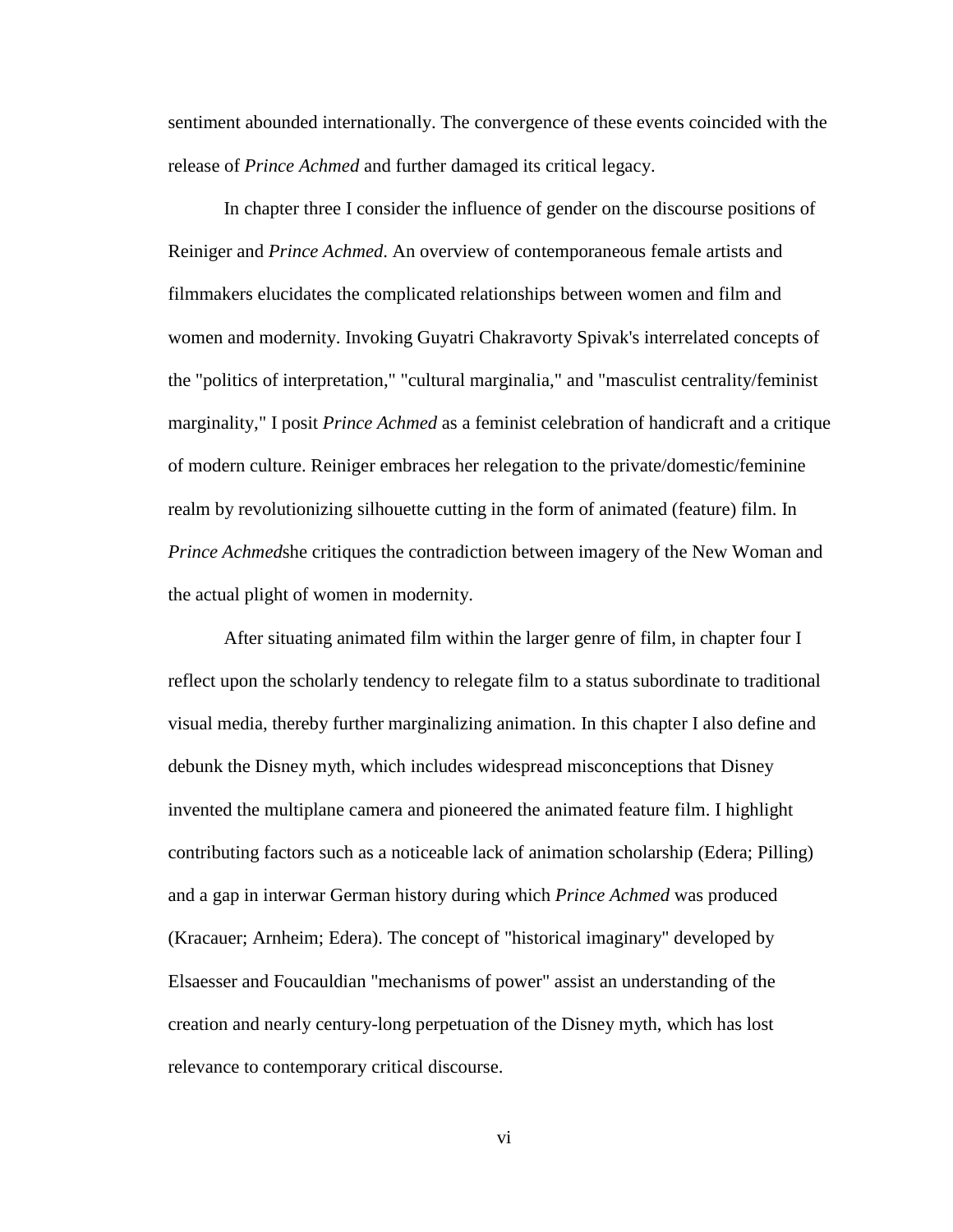sentiment abounded internationally. The convergence of these events coincided with the release of *Prince Achmed* and further damaged its critical legacy.

In chapter three I consider the influence of gender on the discourse positions of Reiniger and *Prince Achmed*. An overview of contemporaneous female artists and filmmakers elucidates the complicated relationships between women and film and women and modernity. Invoking Guyatri Chakravorty Spivak's interrelated concepts of the "politics of interpretation," "cultural marginalia," and "masculist centrality/feminist marginality," I posit *Prince Achmed* as a feminist celebration of handicraft and a critique of modern culture. Reiniger embraces her relegation to the private/domestic/feminine realm by revolutionizing silhouette cutting in the form of animated (feature) film. In *Prince Achmed*she critiques the contradiction between imagery of the New Woman and the actual plight of women in modernity.

After situating animated film within the larger genre of film, in chapter four I reflect upon the scholarly tendency to relegate film to a status subordinate to traditional visual media, thereby further marginalizing animation. In this chapter I also define and debunk the Disney myth, which includes widespread misconceptions that Disney invented the multiplane camera and pioneered the animated feature film. I highlight contributing factors such as a noticeable lack of animation scholarship (Edera; Pilling) and a gap in interwar German history during which *Prince Achmed* was produced (Kracauer; Arnheim; Edera). The concept of "historical imaginary" developed by Elsaesser and Foucauldian "mechanisms of power" assist an understanding of the creation and nearly century-long perpetuation of the Disney myth, which has lost relevance to contemporary critical discourse.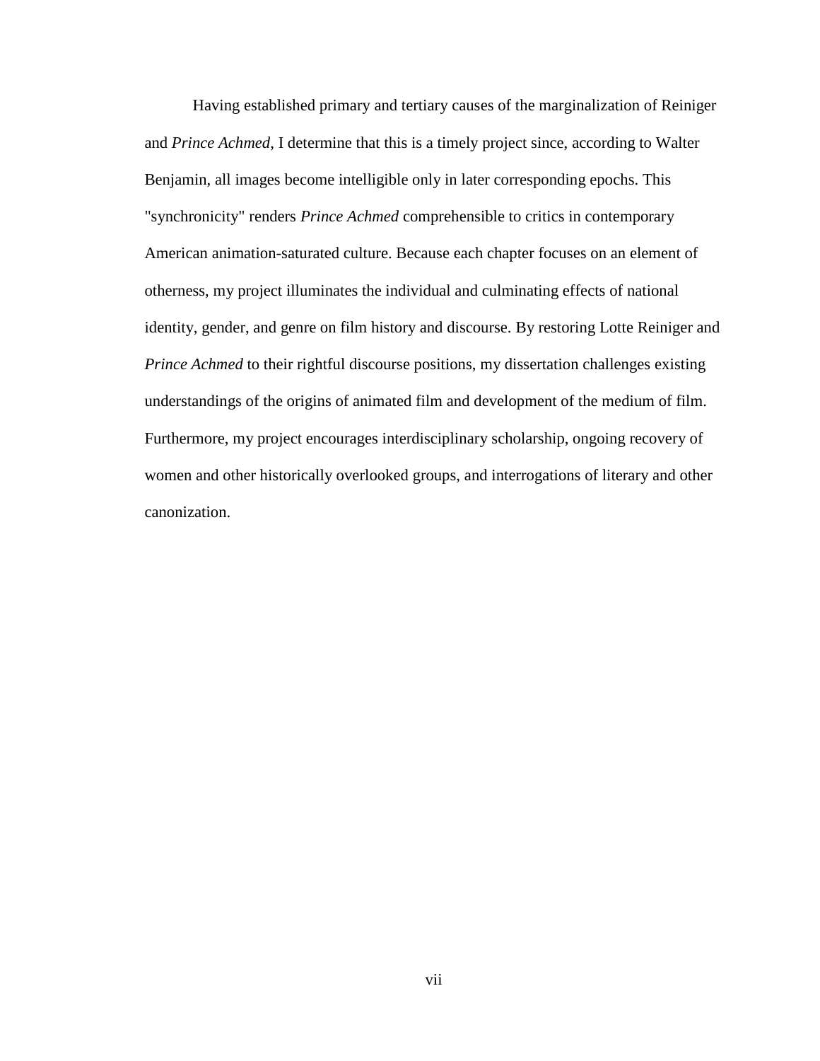Having established primary and tertiary causes of the marginalization of Reiniger and *Prince Achmed*, I determine that this is a timely project since, according to Walter Benjamin, all images become intelligible only in later corresponding epochs. This "synchronicity" renders *Prince Achmed* comprehensible to critics in contemporary American animation-saturated culture. Because each chapter focuses on an element of otherness, my project illuminates the individual and culminating effects of national identity, gender, and genre on film history and discourse. By restoring Lotte Reiniger and *Prince Achmed* to their rightful discourse positions, my dissertation challenges existing understandings of the origins of animated film and development of the medium of film. Furthermore, my project encourages interdisciplinary scholarship, ongoing recovery of women and other historically overlooked groups, and interrogations of literary and other canonization.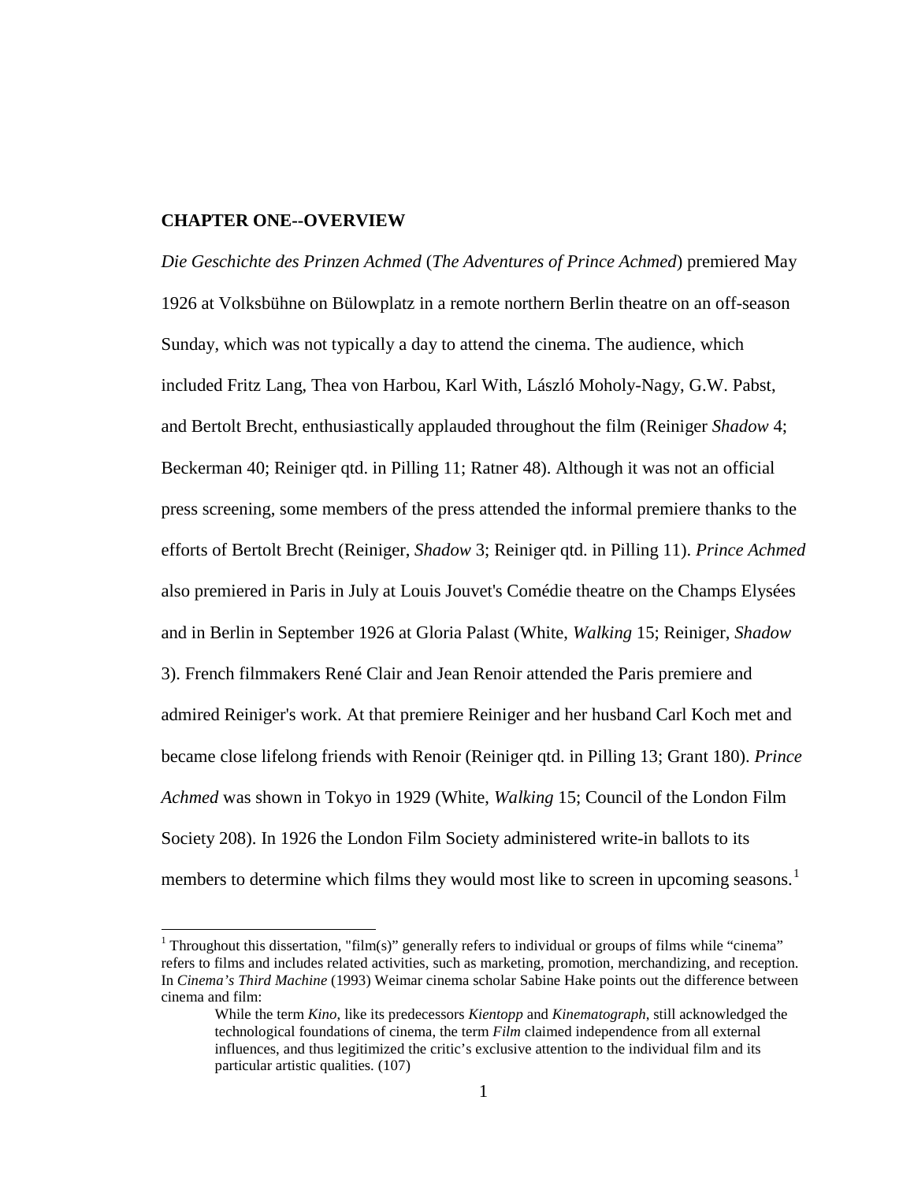# CHAPTER ONE--OVERVIEW

*Die Geschichte des Prinzen Achmed* (*The Adventures of Prince Achmed*) premiered May 1926 at Volksbühne on Bülowplatz in a remote northern Berlin theatre on an off-season Sunday, which was not typically a day to attend the cinema. The audience, which included Fritz Lang, Thea von Harbou, Karl With, László Moholy-Nagy, G.W. Pabst, and Bertolt Brecht, enthusiastically applauded throughout the film (Reiniger *Shadow* 4; Beckerman 40; Reiniger qtd. in Pilling 11; Ratner 48). Although it was not an official press screening, some members of the press attended the informal premiere thanks to the efforts of Bertolt Brecht (Reiniger, *Shadow* 3; Reiniger qtd. in Pilling 11). *Prince Achmed* also premiered in Paris in July at Louis Jouvet's Comédie theatre on the Champs Elysées and in Berlin in September 1926 at Gloria Palast (White, *Walking* 15; Reiniger, *Shadow* 3). French filmmakers René Clair and Jean Renoir attended the Paris premiere and admired Reiniger's work. At that premiere Reiniger and her husband Carl Koch met and became close lifelong friends with Renoir (Reiniger qtd. in Pilling 13; Grant 180). *Prince Achmed* was shown in Tokyo in 1929 (White, *Walking* 15; Council of the London Film Society 208). In 1926 the London Film Society administered write-in ballots to its members to determine which films they would most like to screen in upcoming seasons.[1]

[1] Throughout this dissertation, "film(s)" generally refers to individual or groups of films while "cinema" refers to films and includes related activities, such as marketing, promotion, merchandizing, and reception. In *Cinema's Third Machine* (1993) Weimar cinema scholar Sabine Hake points out the difference between cinema and film:

> While the term *Kino*, like its predecessors *Kientopp* and *Kinematograph*, still acknowledged the technological foundations of cinema, the term *Film* claimed independence from all external influences, and thus legitimized the critic's exclusive attention to the individual film and its particular artistic qualities. (107)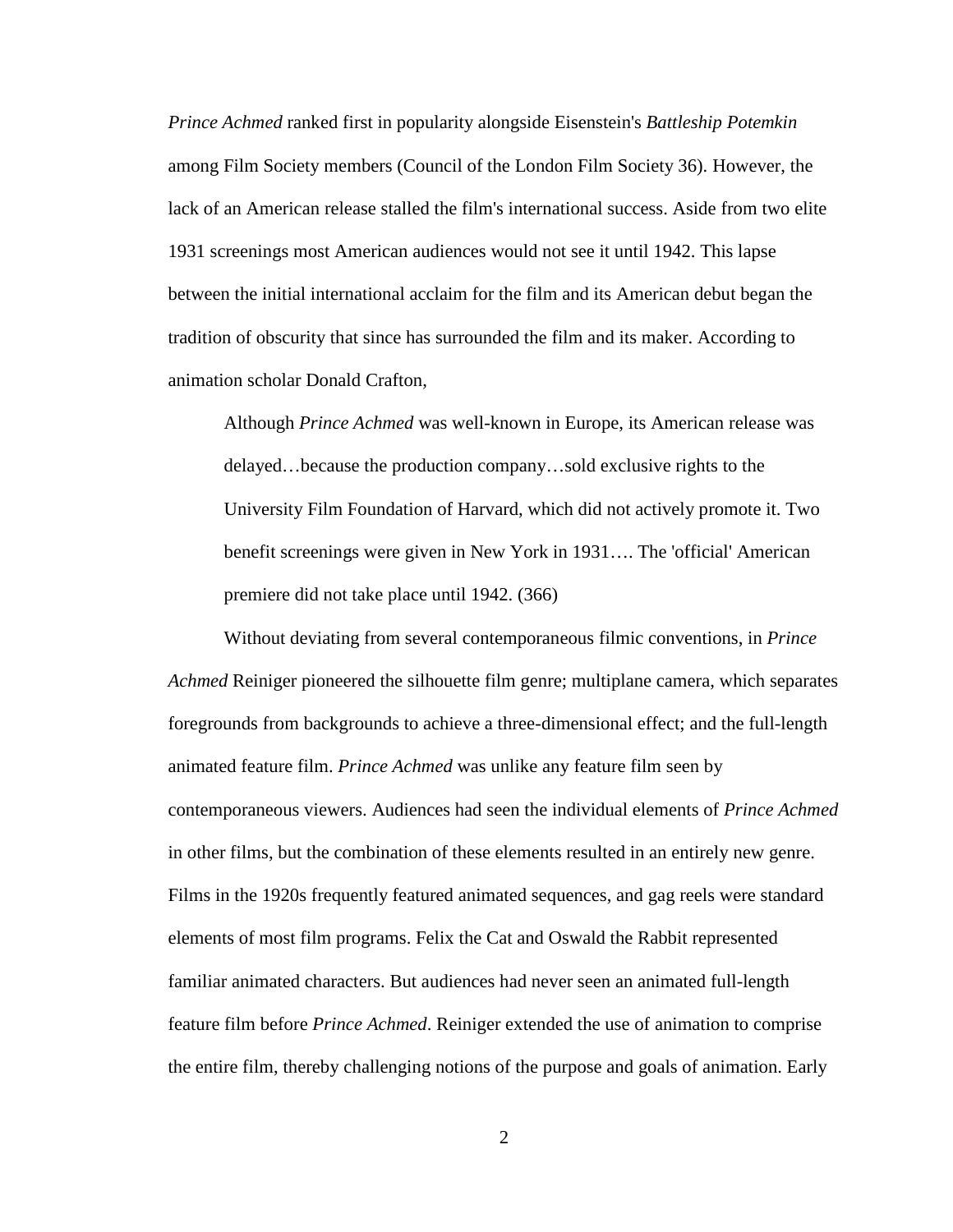*Prince Achmed* ranked first in popularity alongside Eisenstein's *Battleship Potemkin* among Film Society members (Council of the London Film Society 36). However, the lack of an American release stalled the film's international success. Aside from two elite 1931 screenings most American audiences would not see it until 1942. This lapse between the initial international acclaim for the film and its American debut began the tradition of obscurity that since has surrounded the film and its maker. According to animation scholar Donald Crafton,

> Although *Prince Achmed* was well-known in Europe, its American release was delayed…because the production company…sold exclusive rights to the University Film Foundation of Harvard, which did not actively promote it. Two benefit screenings were given in New York in 1931…. The 'official' American premiere did not take place until 1942. (366)

Without deviating from several contemporaneous filmic conventions, in *Prince Achmed* Reiniger pioneered the silhouette film genre; multiplane camera, which separates foregrounds from backgrounds to achieve a three-dimensional effect; and the full-length animated feature film. *Prince Achmed* was unlike any feature film seen by contemporaneous viewers. Audiences had seen the individual elements of *Prince Achmed* in other films, but the combination of these elements resulted in an entirely new genre. Films in the 1920s frequently featured animated sequences, and gag reels were standard elements of most film programs. Felix the Cat and Oswald the Rabbit represented familiar animated characters. But audiences had never seen an animated full-length feature film before *Prince Achmed*. Reiniger extended the use of animation to comprise the entire film, thereby challenging notions of the purpose and goals of animation. Early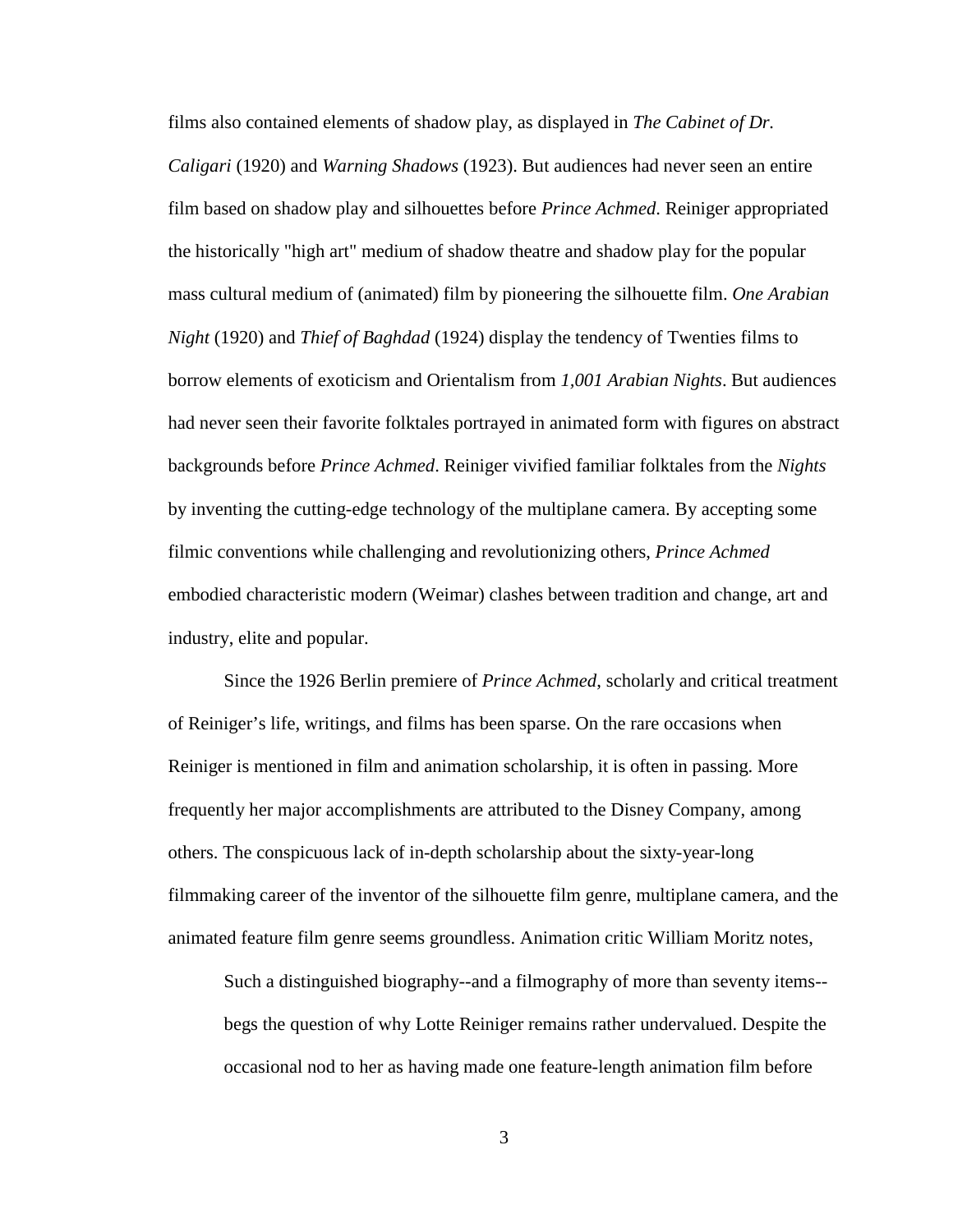films also contained elements of shadow play, as displayed in *The Cabinet of Dr. Caligari* (1920) and *Warning Shadows* (1923). But audiences had never seen an entire film based on shadow play and silhouettes before *Prince Achmed*. Reiniger appropriated the historically "high art" medium of shadow theatre and shadow play for the popular mass cultural medium of (animated) film by pioneering the silhouette film. *One Arabian Night* (1920) and *Thief of Baghdad* (1924) display the tendency of Twenties films to borrow elements of exoticism and Orientalism from *1,001 Arabian Nights*. But audiences had never seen their favorite folktales portrayed in animated form with figures on abstract backgrounds before *Prince Achmed*. Reiniger vivified familiar folktales from the *Nights* by inventing the cutting-edge technology of the multiplane camera. By accepting some filmic conventions while challenging and revolutionizing others, *Prince Achmed* embodied characteristic modern (Weimar) clashes between tradition and change, art and industry, elite and popular.

Since the 1926 Berlin premiere of *Prince Achmed*, scholarly and critical treatment of Reiniger's life, writings, and films has been sparse. On the rare occasions when Reiniger is mentioned in film and animation scholarship, it is often in passing. More frequently her major accomplishments are attributed to the Disney Company, among others. The conspicuous lack of in-depth scholarship about the sixty-year-long filmmaking career of the inventor of the silhouette film genre, multiplane camera, and the animated feature film genre seems groundless. Animation critic William Moritz notes,

> Such a distinguished biography--and a filmography of more than seventy items--begs the question of why Lotte Reiniger remains rather undervalued. Despite the occasional nod to her as having made one feature-length animation film before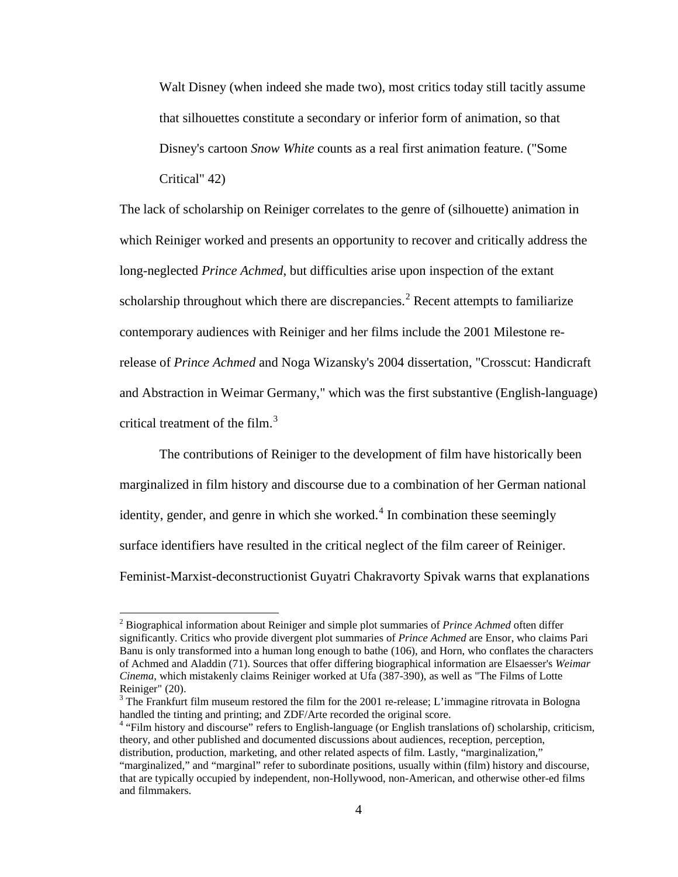> Walt Disney (when indeed she made two), most critics today still tacitly assume that silhouettes constitute a secondary or inferior form of animation, so that Disney's cartoon *Snow White* counts as a real first animation feature. ("Some Critical" 42)

The lack of scholarship on Reiniger correlates to the genre of (silhouette) animation in which Reiniger worked and presents an opportunity to recover and critically address the long-neglected *Prince Achmed*, but difficulties arise upon inspection of the extant scholarship throughout which there are discrepancies.[2] Recent attempts to familiarize contemporary audiences with Reiniger and her films include the 2001 Milestone re-release of *Prince Achmed* and Noga Wizansky's 2004 dissertation, "Crosscut: Handicraft and Abstraction in Weimar Germany," which was the first substantive (English-language) critical treatment of the film.[3]

The contributions of Reiniger to the development of film have historically been marginalized in film history and discourse due to a combination of her German national identity, gender, and genre in which she worked.[4] In combination these seemingly surface identifiers have resulted in the critical neglect of the film career of Reiniger. Feminist-Marxist-deconstructionist Guyatri Chakravorty Spivak warns that explanations

---

[2] Biographical information about Reiniger and simple plot summaries of *Prince Achmed* often differ significantly. Critics who provide divergent plot summaries of *Prince Achmed* are Ensor, who claims Pari Banu is only transformed into a human long enough to bathe (106), and Horn, who conflates the characters of Achmed and Aladdin (71). Sources that offer differing biographical information are Elsaesser's *Weimar Cinema*, which mistakenly claims Reiniger worked at Ufa (387-390), as well as "The Films of Lotte Reiniger" (20).

[3] The Frankfurt film museum restored the film for the 2001 re-release; L'immagine ritrovata in Bologna handled the tinting and printing; and ZDF/Arte recorded the original score.

[4] "Film history and discourse" refers to English-language (or English translations of) scholarship, criticism, theory, and other published and documented discussions about audiences, reception, perception, distribution, production, marketing, and other related aspects of film. Lastly, "marginalization," "marginalized," and "marginal" refer to subordinate positions, usually within (film) history and discourse, that are typically occupied by independent, non-Hollywood, non-American, and otherwise other-ed films and filmmakers.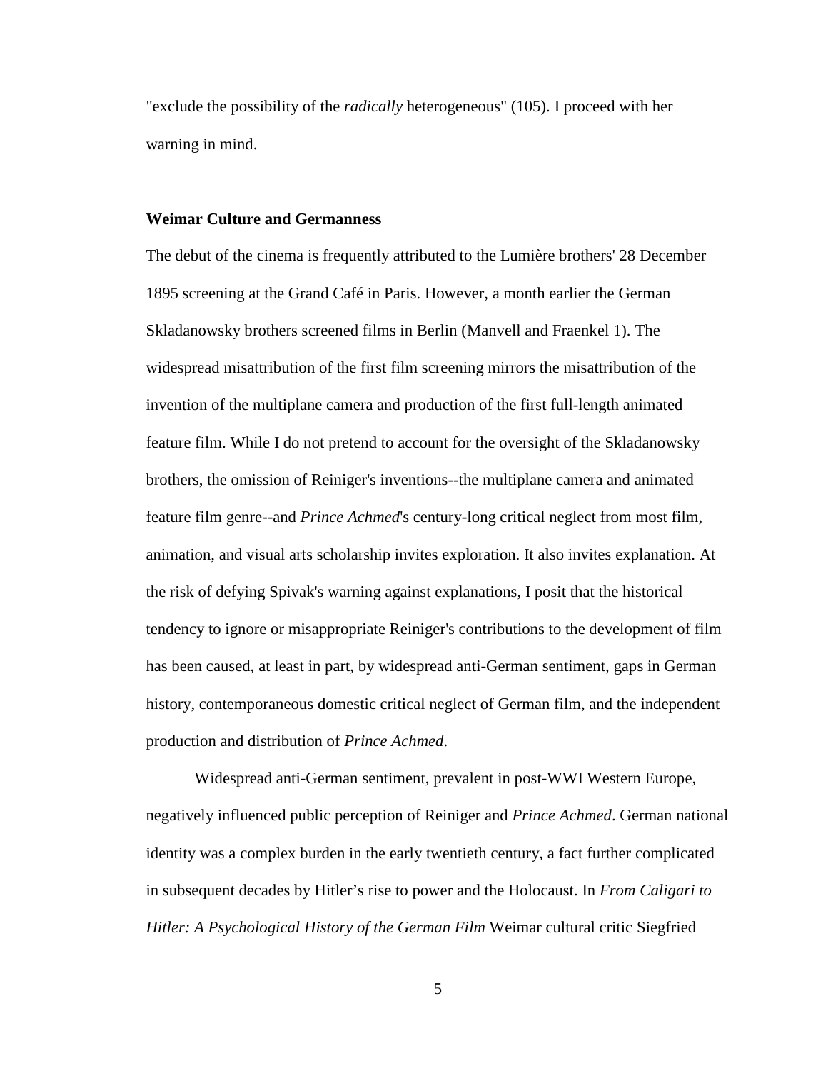"exclude the possibility of the *radically* heterogeneous" (105). I proceed with her warning in mind.

### Weimar Culture and Germanness

The debut of the cinema is frequently attributed to the Lumière brothers' 28 December 1895 screening at the Grand Café in Paris. However, a month earlier the German Skladanowsky brothers screened films in Berlin (Manvell and Fraenkel 1). The widespread misattribution of the first film screening mirrors the misattribution of the invention of the multiplane camera and production of the first full-length animated feature film. While I do not pretend to account for the oversight of the Skladanowsky brothers, the omission of Reiniger's inventions--the multiplane camera and animated feature film genre--and *Prince Achmed*'s century-long critical neglect from most film, animation, and visual arts scholarship invites exploration. It also invites explanation. At the risk of defying Spivak's warning against explanations, I posit that the historical tendency to ignore or misappropriate Reiniger's contributions to the development of film has been caused, at least in part, by widespread anti-German sentiment, gaps in German history, contemporaneous domestic critical neglect of German film, and the independent production and distribution of *Prince Achmed*.

Widespread anti-German sentiment, prevalent in post-WWI Western Europe, negatively influenced public perception of Reiniger and *Prince Achmed*. German national identity was a complex burden in the early twentieth century, a fact further complicated in subsequent decades by Hitler's rise to power and the Holocaust. In *From Caligari to Hitler: A Psychological History of the German Film* Weimar cultural critic Siegfried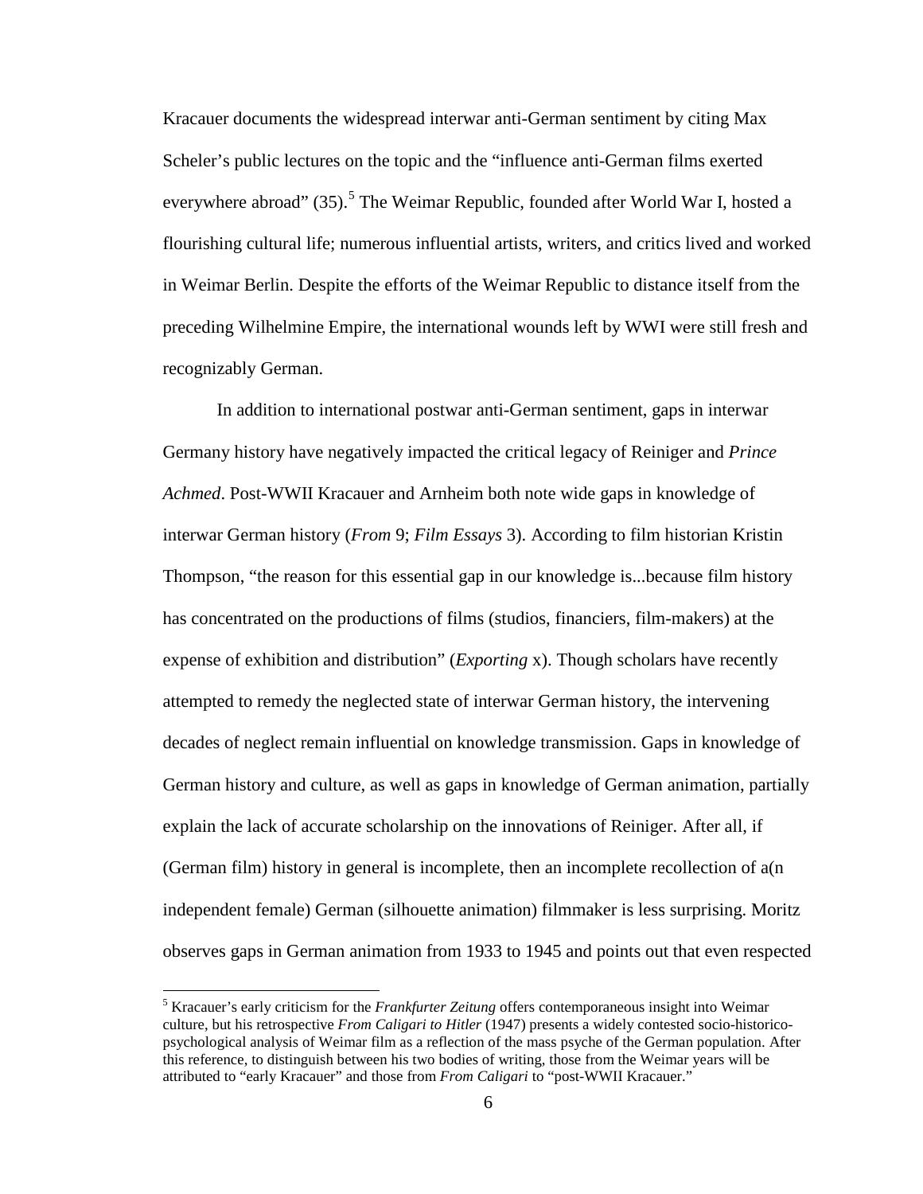Kracauer documents the widespread interwar anti-German sentiment by citing Max Scheler's public lectures on the topic and the "influence anti-German films exerted everywhere abroad" (35).[5] The Weimar Republic, founded after World War I, hosted a flourishing cultural life; numerous influential artists, writers, and critics lived and worked in Weimar Berlin. Despite the efforts of the Weimar Republic to distance itself from the preceding Wilhelmine Empire, the international wounds left by WWI were still fresh and recognizably German.

In addition to international postwar anti-German sentiment, gaps in interwar Germany history have negatively impacted the critical legacy of Reiniger and *Prince Achmed*. Post-WWII Kracauer and Arnheim both note wide gaps in knowledge of interwar German history (*From* 9; *Film Essays* 3). According to film historian Kristin Thompson, "the reason for this essential gap in our knowledge is...because film history has concentrated on the productions of films (studios, financiers, film-makers) at the expense of exhibition and distribution" (*Exporting* x). Though scholars have recently attempted to remedy the neglected state of interwar German history, the intervening decades of neglect remain influential on knowledge transmission. Gaps in knowledge of German history and culture, as well as gaps in knowledge of German animation, partially explain the lack of accurate scholarship on the innovations of Reiniger. After all, if (German film) history in general is incomplete, then an incomplete recollection of a(n independent female) German (silhouette animation) filmmaker is less surprising. Moritz observes gaps in German animation from 1933 to 1945 and points out that even respected

[5] Kracauer's early criticism for the *Frankfurter Zeitung* offers contemporaneous insight into Weimar culture, but his retrospective *From Caligari to Hitler* (1947) presents a widely contested socio-historico-psychological analysis of Weimar film as a reflection of the mass psyche of the German population. After this reference, to distinguish between his two bodies of writing, those from the Weimar years will be attributed to "early Kracauer" and those from *From Caligari* to "post-WWII Kracauer."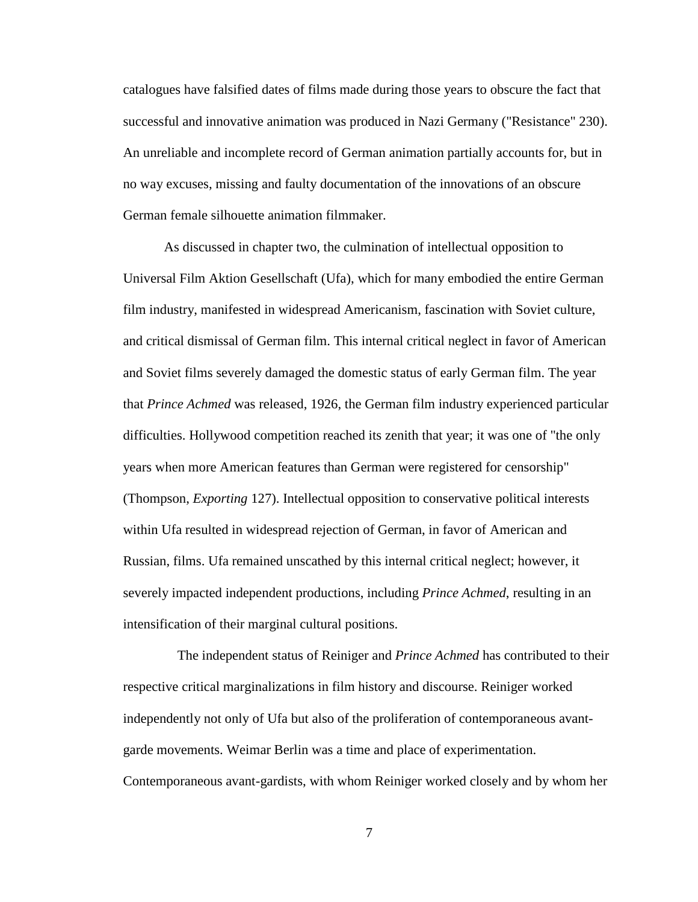catalogues have falsified dates of films made during those years to obscure the fact that successful and innovative animation was produced in Nazi Germany ("Resistance" 230). An unreliable and incomplete record of German animation partially accounts for, but in no way excuses, missing and faulty documentation of the innovations of an obscure German female silhouette animation filmmaker.

As discussed in chapter two, the culmination of intellectual opposition to Universal Film Aktion Gesellschaft (Ufa), which for many embodied the entire German film industry, manifested in widespread Americanism, fascination with Soviet culture, and critical dismissal of German film. This internal critical neglect in favor of American and Soviet films severely damaged the domestic status of early German film. The year that *Prince Achmed* was released, 1926, the German film industry experienced particular difficulties. Hollywood competition reached its zenith that year; it was one of "the only years when more American features than German were registered for censorship" (Thompson, *Exporting* 127). Intellectual opposition to conservative political interests within Ufa resulted in widespread rejection of German, in favor of American and Russian, films. Ufa remained unscathed by this internal critical neglect; however, it severely impacted independent productions, including *Prince Achmed*, resulting in an intensification of their marginal cultural positions.

The independent status of Reiniger and *Prince Achmed* has contributed to their respective critical marginalizations in film history and discourse. Reiniger worked independently not only of Ufa but also of the proliferation of contemporaneous avant-garde movements. Weimar Berlin was a time and place of experimentation. Contemporaneous avant-gardists, with whom Reiniger worked closely and by whom her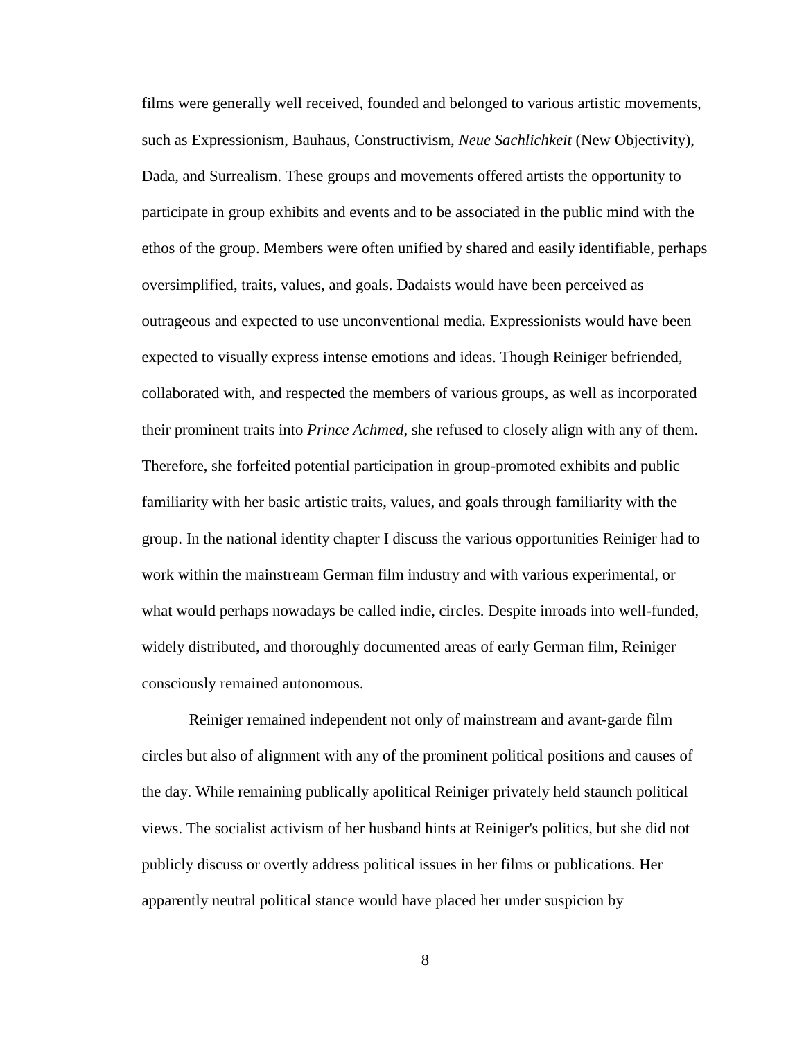films were generally well received, founded and belonged to various artistic movements, such as Expressionism, Bauhaus, Constructivism, *Neue Sachlichkeit* (New Objectivity), Dada, and Surrealism. These groups and movements offered artists the opportunity to participate in group exhibits and events and to be associated in the public mind with the ethos of the group. Members were often unified by shared and easily identifiable, perhaps oversimplified, traits, values, and goals. Dadaists would have been perceived as outrageous and expected to use unconventional media. Expressionists would have been expected to visually express intense emotions and ideas. Though Reiniger befriended, collaborated with, and respected the members of various groups, as well as incorporated their prominent traits into *Prince Achmed*, she refused to closely align with any of them. Therefore, she forfeited potential participation in group-promoted exhibits and public familiarity with her basic artistic traits, values, and goals through familiarity with the group. In the national identity chapter I discuss the various opportunities Reiniger had to work within the mainstream German film industry and with various experimental, or what would perhaps nowadays be called indie, circles. Despite inroads into well-funded, widely distributed, and thoroughly documented areas of early German film, Reiniger consciously remained autonomous.

Reiniger remained independent not only of mainstream and avant-garde film circles but also of alignment with any of the prominent political positions and causes of the day. While remaining publically apolitical Reiniger privately held staunch political views. The socialist activism of her husband hints at Reiniger's politics, but she did not publicly discuss or overtly address political issues in her films or publications. Her apparently neutral political stance would have placed her under suspicion by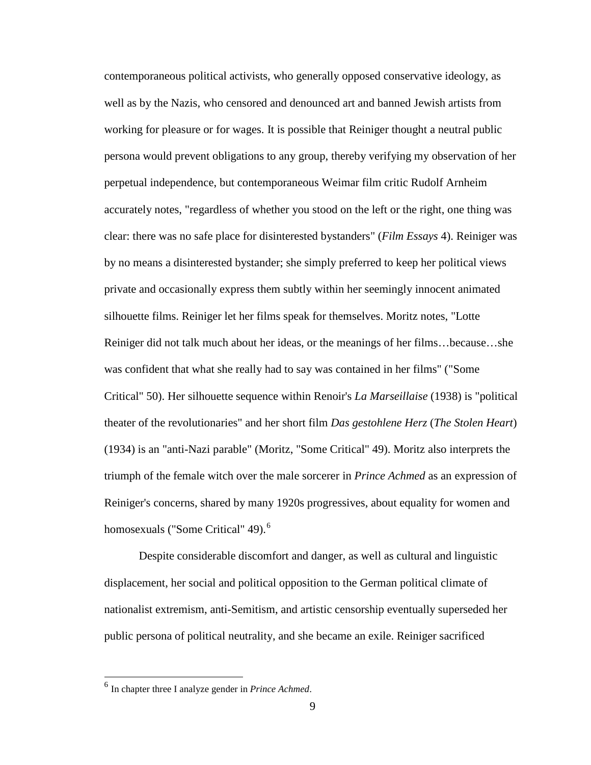contemporaneous political activists, who generally opposed conservative ideology, as well as by the Nazis, who censored and denounced art and banned Jewish artists from working for pleasure or for wages. It is possible that Reiniger thought a neutral public persona would prevent obligations to any group, thereby verifying my observation of her perpetual independence, but contemporaneous Weimar film critic Rudolf Arnheim accurately notes, "regardless of whether you stood on the left or the right, one thing was clear: there was no safe place for disinterested bystanders" (*Film Essays* 4). Reiniger was by no means a disinterested bystander; she simply preferred to keep her political views private and occasionally express them subtly within her seemingly innocent animated silhouette films. Reiniger let her films speak for themselves. Moritz notes, "Lotte Reiniger did not talk much about her ideas, or the meanings of her films…because…she was confident that what she really had to say was contained in her films" ("Some Critical" 50). Her silhouette sequence within Renoir's *La Marseillaise* (1938) is "political theater of the revolutionaries" and her short film *Das gestohlene Herz* (*The Stolen Heart*) (1934) is an "anti-Nazi parable" (Moritz, "Some Critical" 49). Moritz also interprets the triumph of the female witch over the male sorcerer in *Prince Achmed* as an expression of Reiniger's concerns, shared by many 1920s progressives, about equality for women and homosexuals ("Some Critical" 49).[6]

Despite considerable discomfort and danger, as well as cultural and linguistic displacement, her social and political opposition to the German political climate of nationalist extremism, anti-Semitism, and artistic censorship eventually superseded her public persona of political neutrality, and she became an exile. Reiniger sacrificed

[6] In chapter three I analyze gender in *Prince Achmed*.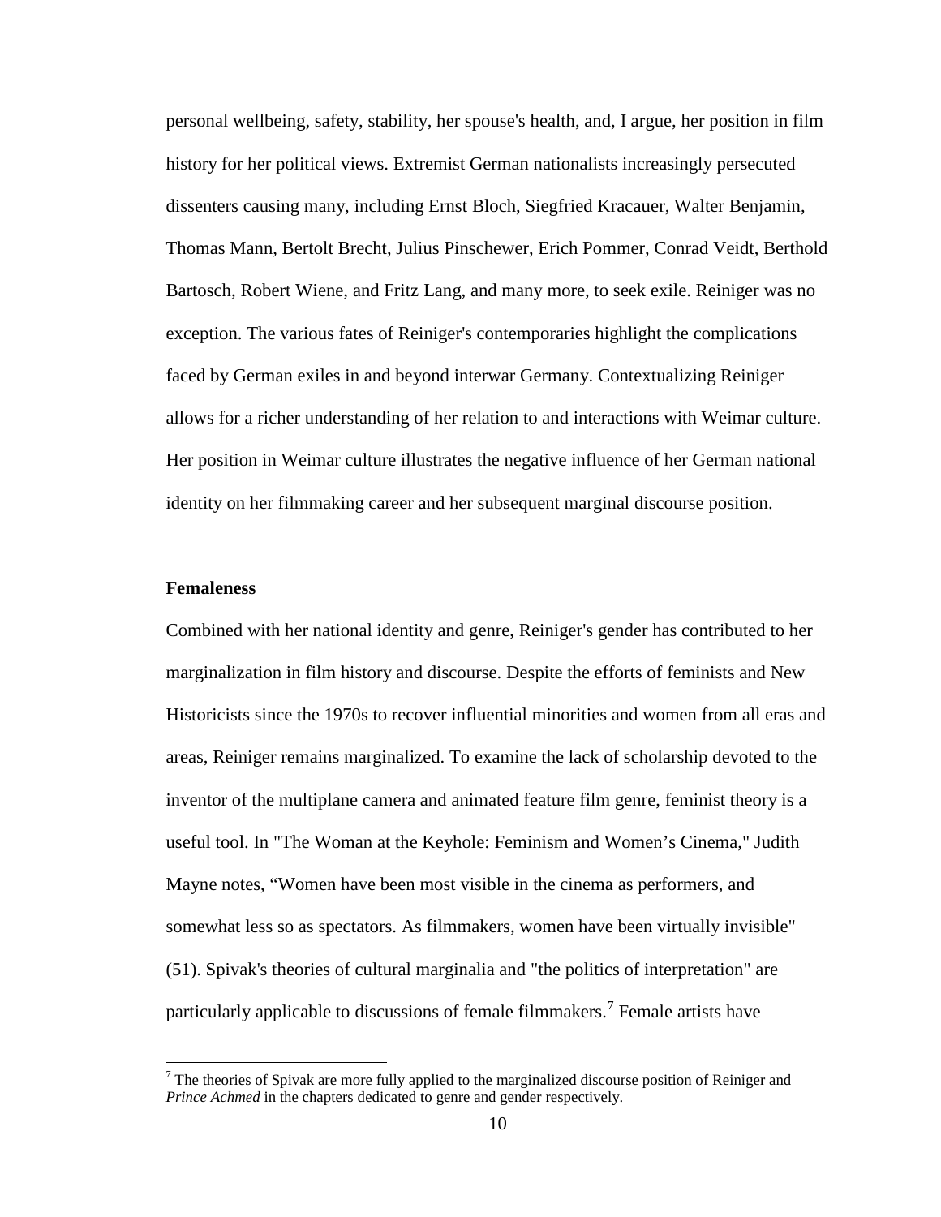personal wellbeing, safety, stability, her spouse's health, and, I argue, her position in film history for her political views. Extremist German nationalists increasingly persecuted dissenters causing many, including Ernst Bloch, Siegfried Kracauer, Walter Benjamin, Thomas Mann, Bertolt Brecht, Julius Pinschewer, Erich Pommer, Conrad Veidt, Berthold Bartosch, Robert Wiene, and Fritz Lang, and many more, to seek exile. Reiniger was no exception. The various fates of Reiniger's contemporaries highlight the complications faced by German exiles in and beyond interwar Germany. Contextualizing Reiniger allows for a richer understanding of her relation to and interactions with Weimar culture. Her position in Weimar culture illustrates the negative influence of her German national identity on her filmmaking career and her subsequent marginal discourse position.

**Femaleness**

Combined with her national identity and genre, Reiniger's gender has contributed to her marginalization in film history and discourse. Despite the efforts of feminists and New Historicists since the 1970s to recover influential minorities and women from all eras and areas, Reiniger remains marginalized. To examine the lack of scholarship devoted to the inventor of the multiplane camera and animated feature film genre, feminist theory is a useful tool. In "The Woman at the Keyhole: Feminism and Women's Cinema," Judith Mayne notes, "Women have been most visible in the cinema as performers, and somewhat less so as spectators. As filmmakers, women have been virtually invisible" (51). Spivak's theories of cultural marginalia and "the politics of interpretation" are particularly applicable to discussions of female filmmakers.[7] Female artists have

[7] The theories of Spivak are more fully applied to the marginalized discourse position of Reiniger and *Prince Achmed* in the chapters dedicated to genre and gender respectively.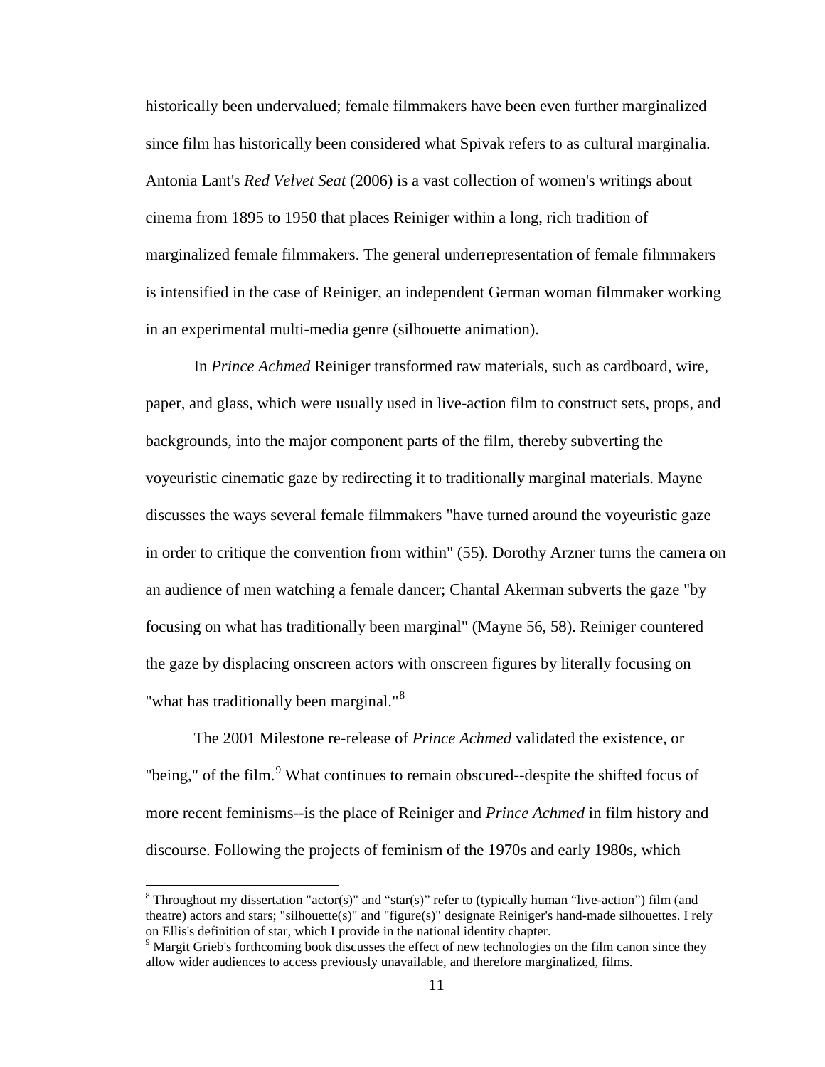historically been undervalued; female filmmakers have been even further marginalized since film has historically been considered what Spivak refers to as cultural marginalia. Antonia Lant's *Red Velvet Seat* (2006) is a vast collection of women's writings about cinema from 1895 to 1950 that places Reiniger within a long, rich tradition of marginalized female filmmakers. The general underrepresentation of female filmmakers is intensified in the case of Reiniger, an independent German woman filmmaker working in an experimental multi-media genre (silhouette animation).

In *Prince Achmed* Reiniger transformed raw materials, such as cardboard, wire, paper, and glass, which were usually used in live-action film to construct sets, props, and backgrounds, into the major component parts of the film, thereby subverting the voyeuristic cinematic gaze by redirecting it to traditionally marginal materials. Mayne discusses the ways several female filmmakers "have turned around the voyeuristic gaze in order to critique the convention from within" (55). Dorothy Arzner turns the camera on an audience of men watching a female dancer; Chantal Akerman subverts the gaze "by focusing on what has traditionally been marginal" (Mayne 56, 58). Reiniger countered the gaze by displacing onscreen actors with onscreen figures by literally focusing on "what has traditionally been marginal."[8]

The 2001 Milestone re-release of *Prince Achmed* validated the existence, or "being," of the film.[9] What continues to remain obscured--despite the shifted focus of more recent feminisms--is the place of Reiniger and *Prince Achmed* in film history and discourse. Following the projects of feminism of the 1970s and early 1980s, which

[8] Throughout my dissertation "actor(s)" and "star(s)" refer to (typically human "live-action") film (and theatre) actors and stars; "silhouette(s)" and "figure(s)" designate Reiniger's hand-made silhouettes. I rely on Ellis's definition of star, which I provide in the national identity chapter.

[9] Margit Grieb's forthcoming book discusses the effect of new technologies on the film canon since they allow wider audiences to access previously unavailable, and therefore marginalized, films.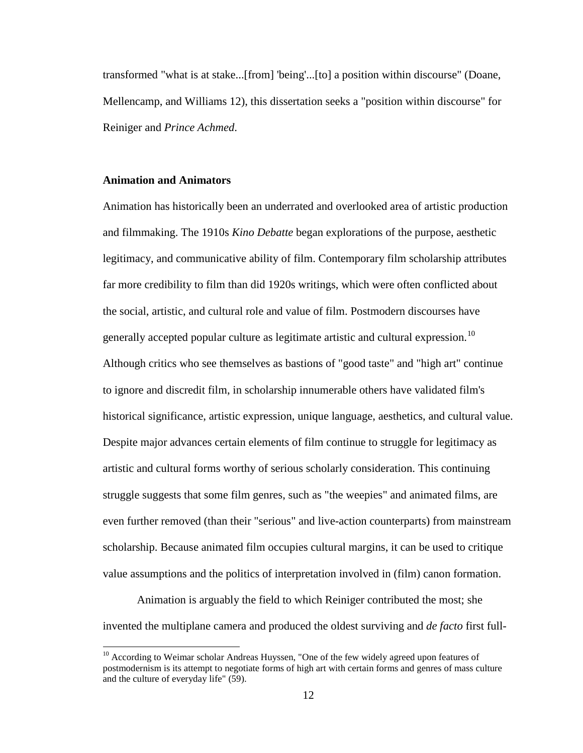transformed "what is at stake...[from] 'being'...[to] a position within discourse" (Doane, Mellencamp, and Williams 12), this dissertation seeks a "position within discourse" for Reiniger and *Prince Achmed*.

### Animation and Animators

Animation has historically been an underrated and overlooked area of artistic production and filmmaking. The 1910s *Kino Debatte* began explorations of the purpose, aesthetic legitimacy, and communicative ability of film. Contemporary film scholarship attributes far more credibility to film than did 1920s writings, which were often conflicted about the social, artistic, and cultural role and value of film. Postmodern discourses have generally accepted popular culture as legitimate artistic and cultural expression.[10] Although critics who see themselves as bastions of "good taste" and "high art" continue to ignore and discredit film, in scholarship innumerable others have validated film's historical significance, artistic expression, unique language, aesthetics, and cultural value. Despite major advances certain elements of film continue to struggle for legitimacy as artistic and cultural forms worthy of serious scholarly consideration. This continuing struggle suggests that some film genres, such as "the weepies" and animated films, are even further removed (than their "serious" and live-action counterparts) from mainstream scholarship. Because animated film occupies cultural margins, it can be used to critique value assumptions and the politics of interpretation involved in (film) canon formation.

Animation is arguably the field to which Reiniger contributed the most; she invented the multiplane camera and produced the oldest surviving and *de facto* first full-

[10] According to Weimar scholar Andreas Huyssen, "One of the few widely agreed upon features of postmodernism is its attempt to negotiate forms of high art with certain forms and genres of mass culture and the culture of everyday life" (59).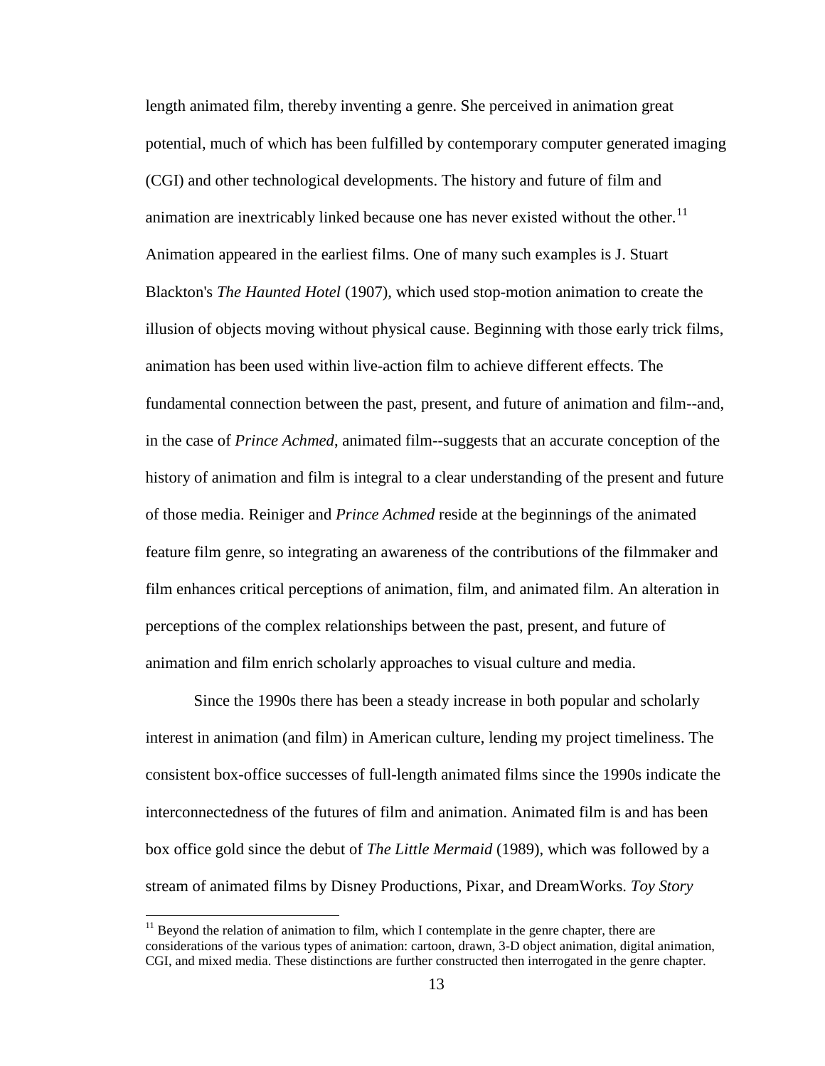length animated film, thereby inventing a genre. She perceived in animation great potential, much of which has been fulfilled by contemporary computer generated imaging (CGI) and other technological developments. The history and future of film and animation are inextricably linked because one has never existed without the other.[11] Animation appeared in the earliest films. One of many such examples is J. Stuart Blackton's *The Haunted Hotel* (1907), which used stop-motion animation to create the illusion of objects moving without physical cause. Beginning with those early trick films, animation has been used within live-action film to achieve different effects. The fundamental connection between the past, present, and future of animation and film--and, in the case of *Prince Achmed*, animated film--suggests that an accurate conception of the history of animation and film is integral to a clear understanding of the present and future of those media. Reiniger and *Prince Achmed* reside at the beginnings of the animated feature film genre, so integrating an awareness of the contributions of the filmmaker and film enhances critical perceptions of animation, film, and animated film. An alteration in perceptions of the complex relationships between the past, present, and future of animation and film enrich scholarly approaches to visual culture and media.

Since the 1990s there has been a steady increase in both popular and scholarly interest in animation (and film) in American culture, lending my project timeliness. The consistent box-office successes of full-length animated films since the 1990s indicate the interconnectedness of the futures of film and animation. Animated film is and has been box office gold since the debut of *The Little Mermaid* (1989), which was followed by a stream of animated films by Disney Productions, Pixar, and DreamWorks. *Toy Story*

[11] Beyond the relation of animation to film, which I contemplate in the genre chapter, there are considerations of the various types of animation: cartoon, drawn, 3-D object animation, digital animation, CGI, and mixed media. These distinctions are further constructed then interrogated in the genre chapter.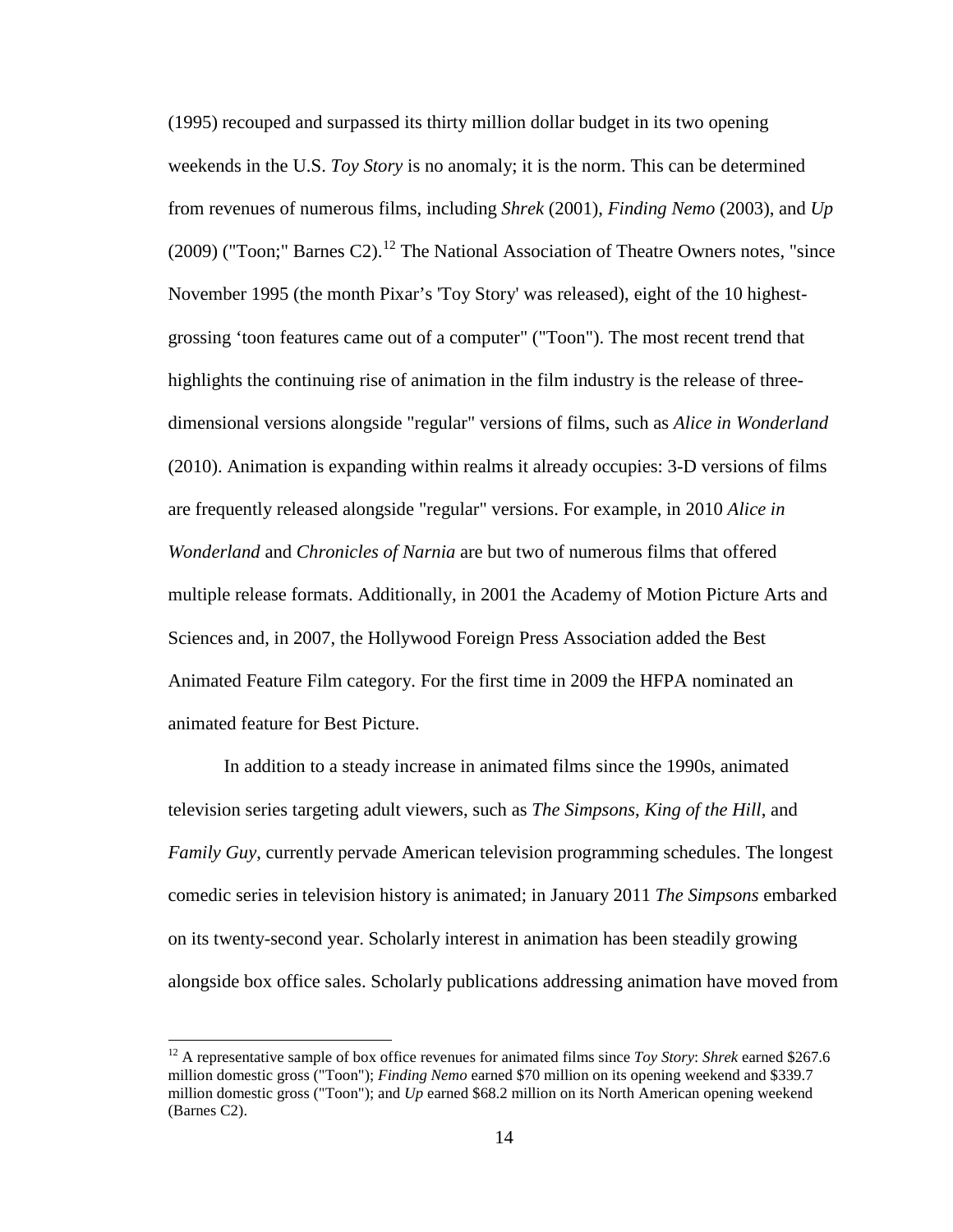(1995) recouped and surpassed its thirty million dollar budget in its two opening weekends in the U.S. *Toy Story* is no anomaly; it is the norm. This can be determined from revenues of numerous films, including *Shrek* (2001), *Finding Nemo* (2003), and *Up* (2009) ("Toon;" Barnes C2).[12] The National Association of Theatre Owners notes, "since November 1995 (the month Pixar's 'Toy Story' was released), eight of the 10 highest-grossing 'toon features came out of a computer" ("Toon"). The most recent trend that highlights the continuing rise of animation in the film industry is the release of three-dimensional versions alongside "regular" versions of films, such as *Alice in Wonderland* (2010). Animation is expanding within realms it already occupies: 3-D versions of films are frequently released alongside "regular" versions. For example, in 2010 *Alice in Wonderland* and *Chronicles of Narnia* are but two of numerous films that offered multiple release formats. Additionally, in 2001 the Academy of Motion Picture Arts and Sciences and, in 2007, the Hollywood Foreign Press Association added the Best Animated Feature Film category. For the first time in 2009 the HFPA nominated an animated feature for Best Picture.

In addition to a steady increase in animated films since the 1990s, animated television series targeting adult viewers, such as *The Simpsons*, *King of the Hill*, and *Family Guy*, currently pervade American television programming schedules. The longest comedic series in television history is animated; in January 2011 *The Simpsons* embarked on its twenty-second year. Scholarly interest in animation has been steadily growing alongside box office sales. Scholarly publications addressing animation have moved from

[12] A representative sample of box office revenues for animated films since *Toy Story*: *Shrek* earned $267.6 million domestic gross ("Toon"); *Finding Nemo* earned $70 million on its opening weekend and $339.7 million domestic gross ("Toon"); and *Up* earned $68.2 million on its North American opening weekend (Barnes C2).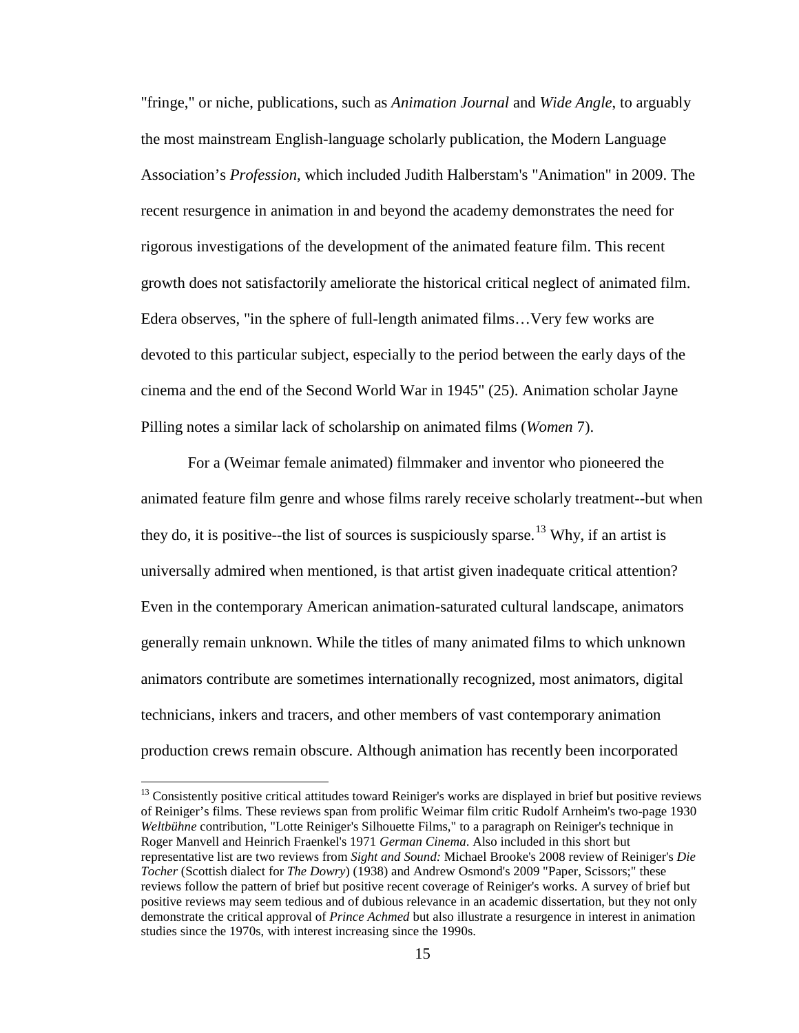"fringe," or niche, publications, such as *Animation Journal* and *Wide Angle*, to arguably the most mainstream English-language scholarly publication, the Modern Language Association's *Profession*, which included Judith Halberstam's "Animation" in 2009. The recent resurgence in animation in and beyond the academy demonstrates the need for rigorous investigations of the development of the animated feature film. This recent growth does not satisfactorily ameliorate the historical critical neglect of animated film. Edera observes, "in the sphere of full-length animated films…Very few works are devoted to this particular subject, especially to the period between the early days of the cinema and the end of the Second World War in 1945" (25). Animation scholar Jayne Pilling notes a similar lack of scholarship on animated films (*Women* 7).

For a (Weimar female animated) filmmaker and inventor who pioneered the animated feature film genre and whose films rarely receive scholarly treatment--but when they do, it is positive--the list of sources is suspiciously sparse.[13] Why, if an artist is universally admired when mentioned, is that artist given inadequate critical attention? Even in the contemporary American animation-saturated cultural landscape, animators generally remain unknown. While the titles of many animated films to which unknown animators contribute are sometimes internationally recognized, most animators, digital technicians, inkers and tracers, and other members of vast contemporary animation production crews remain obscure. Although animation has recently been incorporated

---

[13] Consistently positive critical attitudes toward Reiniger's works are displayed in brief but positive reviews of Reiniger's films. These reviews span from prolific Weimar film critic Rudolf Arnheim's two-page 1930 *Weltbühne* contribution, "Lotte Reiniger's Silhouette Films," to a paragraph on Reiniger's technique in Roger Manvell and Heinrich Fraenkel's 1971 *German Cinema*. Also included in this short but representative list are two reviews from *Sight and Sound:* Michael Brooke's 2008 review of Reiniger's *Die Tocher* (Scottish dialect for *The Dowry*) (1938) and Andrew Osmond's 2009 "Paper, Scissors;" these reviews follow the pattern of brief but positive recent coverage of Reiniger's works. A survey of brief but positive reviews may seem tedious and of dubious relevance in an academic dissertation, but they not only demonstrate the critical approval of *Prince Achmed* but also illustrate a resurgence in interest in animation studies since the 1970s, with interest increasing since the 1990s.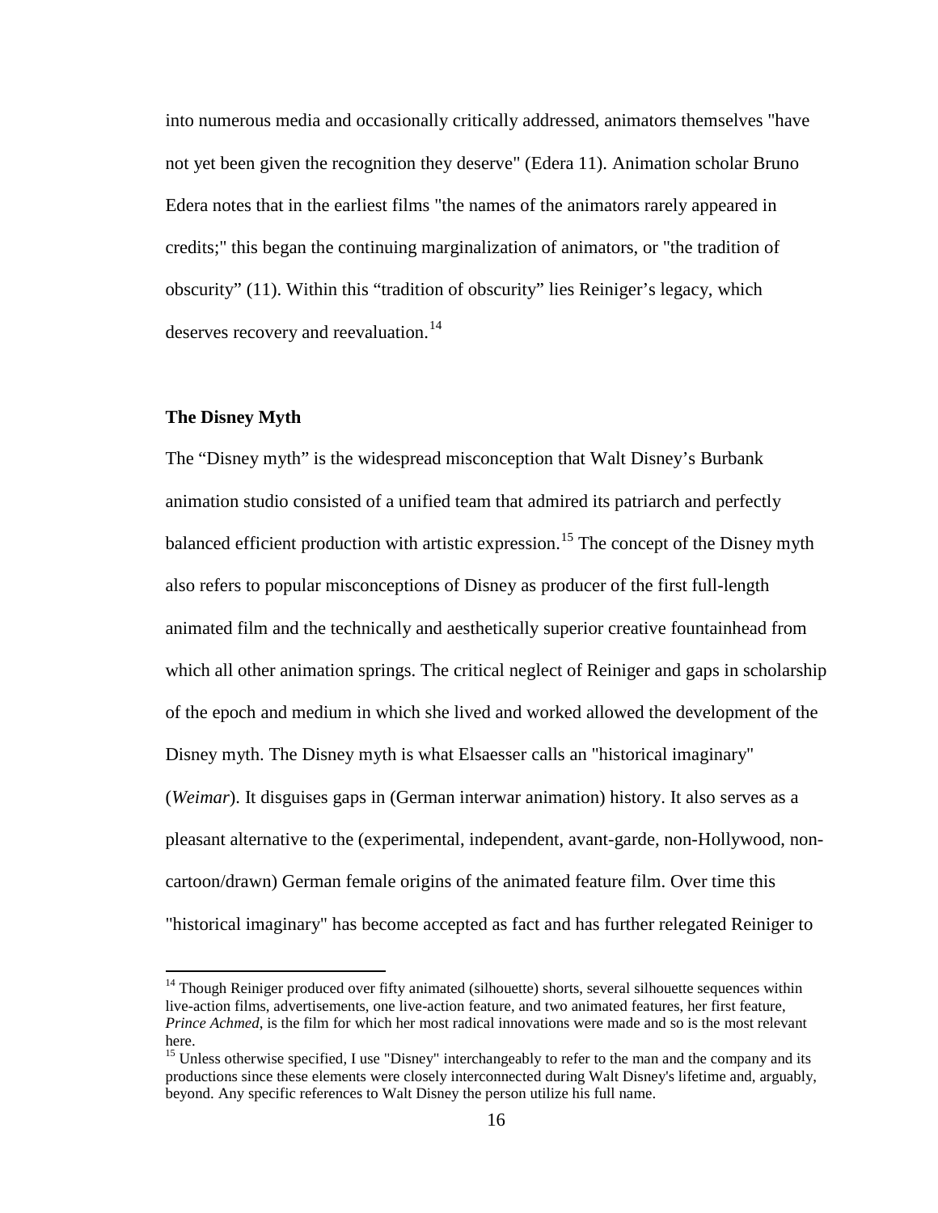into numerous media and occasionally critically addressed, animators themselves "have not yet been given the recognition they deserve" (Edera 11). Animation scholar Bruno Edera notes that in the earliest films "the names of the animators rarely appeared in credits;" this began the continuing marginalization of animators, or "the tradition of obscurity" (11). Within this "tradition of obscurity" lies Reiniger's legacy, which deserves recovery and reevaluation.[14]

### The Disney Myth

The "Disney myth" is the widespread misconception that Walt Disney's Burbank animation studio consisted of a unified team that admired its patriarch and perfectly balanced efficient production with artistic expression.[15] The concept of the Disney myth also refers to popular misconceptions of Disney as producer of the first full-length animated film and the technically and aesthetically superior creative fountainhead from which all other animation springs. The critical neglect of Reiniger and gaps in scholarship of the epoch and medium in which she lived and worked allowed the development of the Disney myth. The Disney myth is what Elsaesser calls an "historical imaginary" (*Weimar*). It disguises gaps in (German interwar animation) history. It also serves as a pleasant alternative to the (experimental, independent, avant-garde, non-Hollywood, non-cartoon/drawn) German female origins of the animated feature film. Over time this "historical imaginary" has become accepted as fact and has further relegated Reiniger to

---

[14] Though Reiniger produced over fifty animated (silhouette) shorts, several silhouette sequences within live-action films, advertisements, one live-action feature, and two animated features, her first feature, *Prince Achmed*, is the film for which her most radical innovations were made and so is the most relevant here.

[15] Unless otherwise specified, I use "Disney" interchangeably to refer to the man and the company and its productions since these elements were closely interconnected during Walt Disney's lifetime and, arguably, beyond. Any specific references to Walt Disney the person utilize his full name.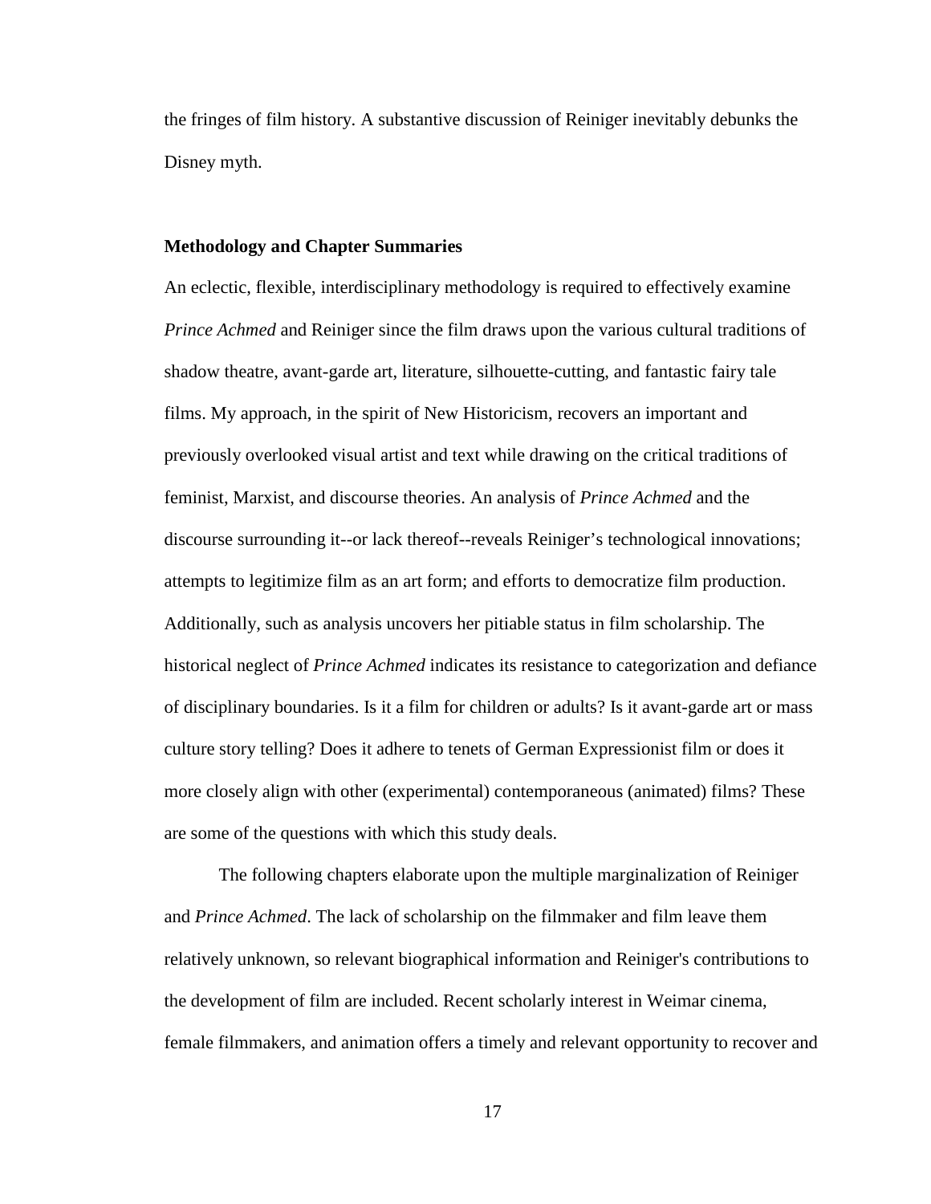the fringes of film history. A substantive discussion of Reiniger inevitably debunks the Disney myth.

**Methodology and Chapter Summaries**

An eclectic, flexible, interdisciplinary methodology is required to effectively examine *Prince Achmed* and Reiniger since the film draws upon the various cultural traditions of shadow theatre, avant-garde art, literature, silhouette-cutting, and fantastic fairy tale films. My approach, in the spirit of New Historicism, recovers an important and previously overlooked visual artist and text while drawing on the critical traditions of feminist, Marxist, and discourse theories. An analysis of *Prince Achmed* and the discourse surrounding it--or lack thereof--reveals Reiniger's technological innovations; attempts to legitimize film as an art form; and efforts to democratize film production. Additionally, such as analysis uncovers her pitiable status in film scholarship. The historical neglect of *Prince Achmed* indicates its resistance to categorization and defiance of disciplinary boundaries. Is it a film for children or adults? Is it avant-garde art or mass culture story telling? Does it adhere to tenets of German Expressionist film or does it more closely align with other (experimental) contemporaneous (animated) films? These are some of the questions with which this study deals.

The following chapters elaborate upon the multiple marginalization of Reiniger and *Prince Achmed*. The lack of scholarship on the filmmaker and film leave them relatively unknown, so relevant biographical information and Reiniger's contributions to the development of film are included. Recent scholarly interest in Weimar cinema, female filmmakers, and animation offers a timely and relevant opportunity to recover and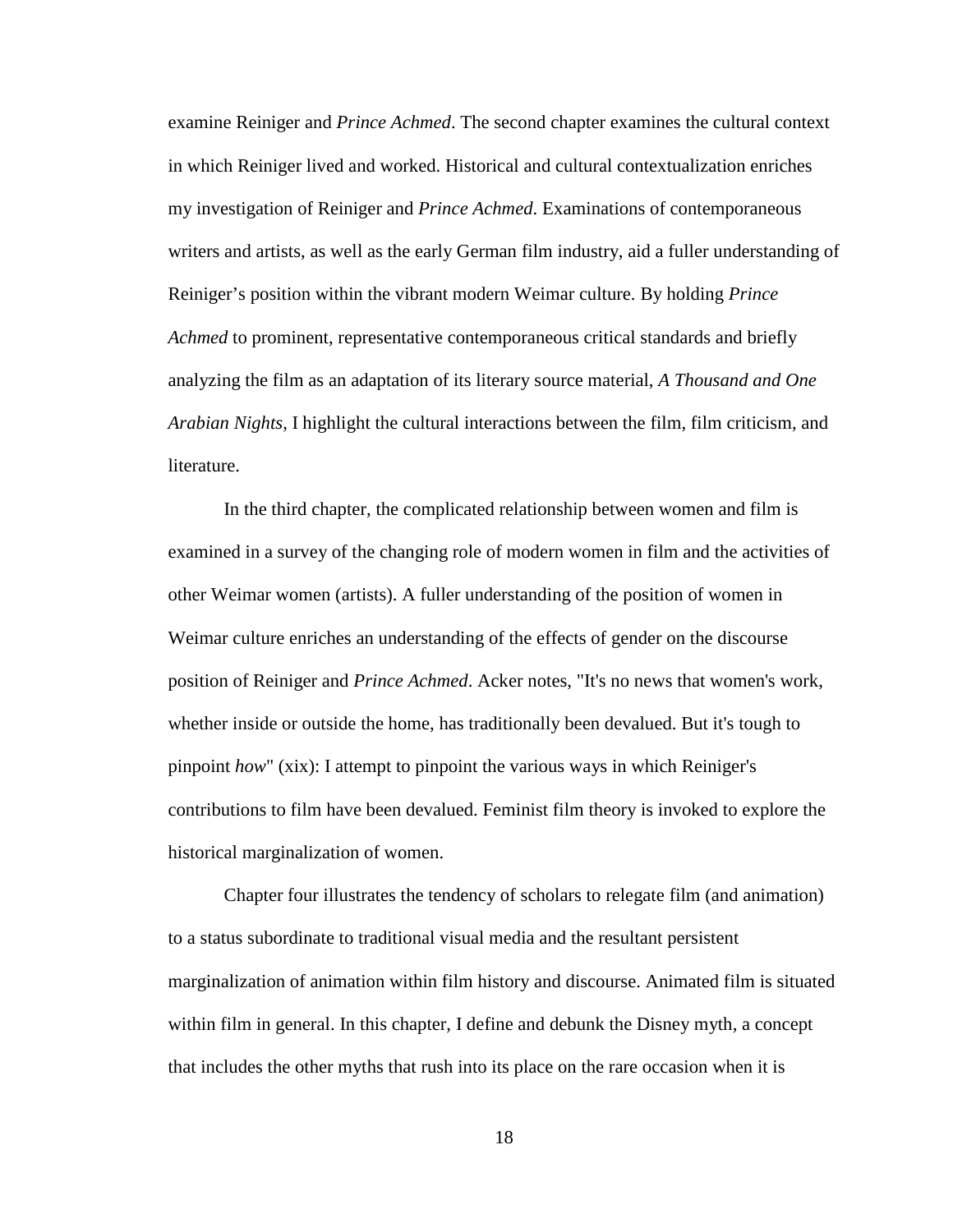examine Reiniger and *Prince Achmed*. The second chapter examines the cultural context in which Reiniger lived and worked. Historical and cultural contextualization enriches my investigation of Reiniger and *Prince Achmed*. Examinations of contemporaneous writers and artists, as well as the early German film industry, aid a fuller understanding of Reiniger's position within the vibrant modern Weimar culture. By holding *Prince Achmed* to prominent, representative contemporaneous critical standards and briefly analyzing the film as an adaptation of its literary source material, *A Thousand and One Arabian Nights*, I highlight the cultural interactions between the film, film criticism, and literature.

In the third chapter, the complicated relationship between women and film is examined in a survey of the changing role of modern women in film and the activities of other Weimar women (artists). A fuller understanding of the position of women in Weimar culture enriches an understanding of the effects of gender on the discourse position of Reiniger and *Prince Achmed*. Acker notes, "It's no news that women's work, whether inside or outside the home, has traditionally been devalued. But it's tough to pinpoint *how*" (xix): I attempt to pinpoint the various ways in which Reiniger's contributions to film have been devalued. Feminist film theory is invoked to explore the historical marginalization of women.

Chapter four illustrates the tendency of scholars to relegate film (and animation) to a status subordinate to traditional visual media and the resultant persistent marginalization of animation within film history and discourse. Animated film is situated within film in general. In this chapter, I define and debunk the Disney myth, a concept that includes the other myths that rush into its place on the rare occasion when it is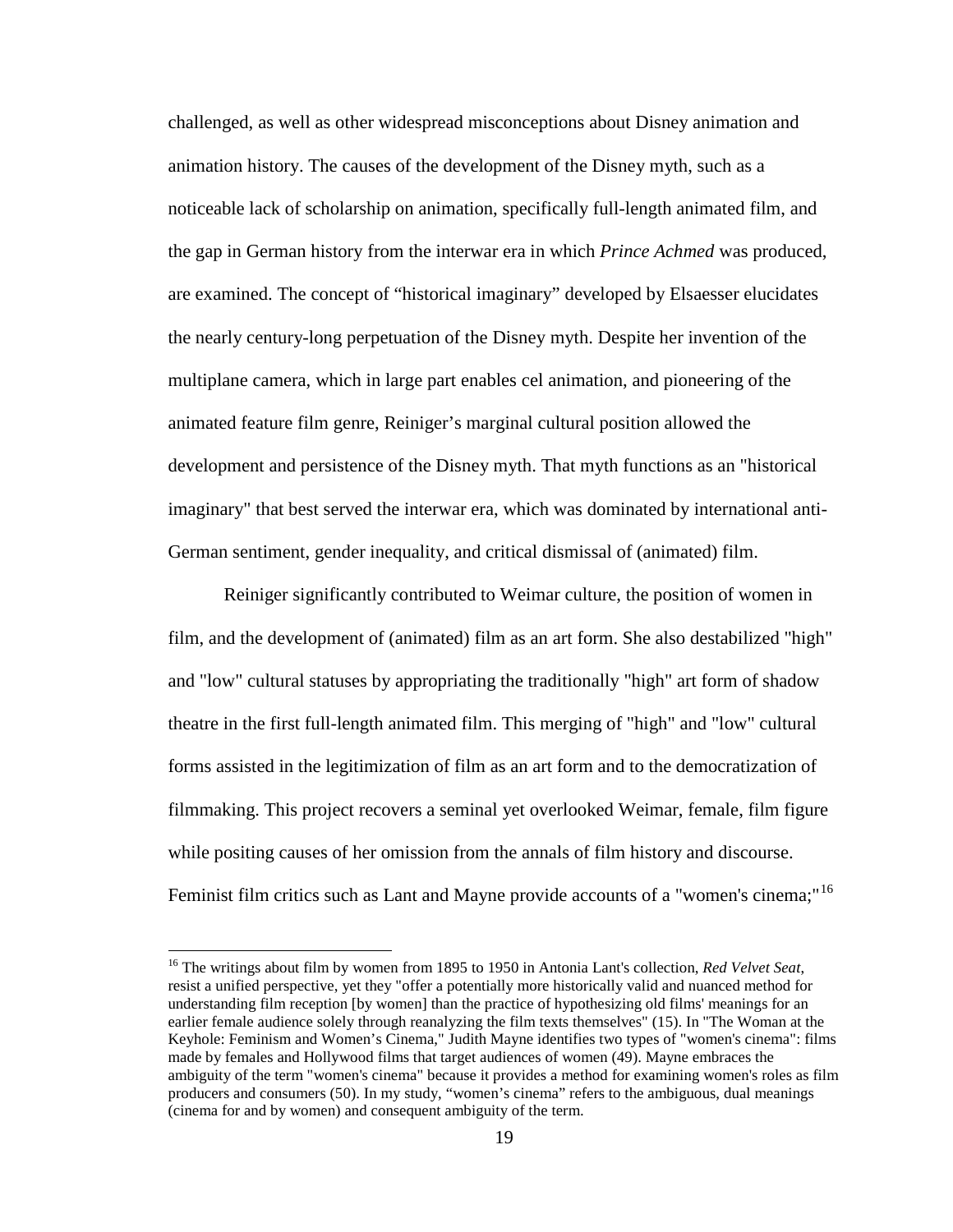challenged, as well as other widespread misconceptions about Disney animation and animation history. The causes of the development of the Disney myth, such as a noticeable lack of scholarship on animation, specifically full-length animated film, and the gap in German history from the interwar era in which *Prince Achmed* was produced, are examined. The concept of "historical imaginary" developed by Elsaesser elucidates the nearly century-long perpetuation of the Disney myth. Despite her invention of the multiplane camera, which in large part enables cel animation, and pioneering of the animated feature film genre, Reiniger's marginal cultural position allowed the development and persistence of the Disney myth. That myth functions as an "historical imaginary" that best served the interwar era, which was dominated by international anti-German sentiment, gender inequality, and critical dismissal of (animated) film.

Reiniger significantly contributed to Weimar culture, the position of women in film, and the development of (animated) film as an art form. She also destabilized "high" and "low" cultural statuses by appropriating the traditionally "high" art form of shadow theatre in the first full-length animated film. This merging of "high" and "low" cultural forms assisted in the legitimization of film as an art form and to the democratization of filmmaking. This project recovers a seminal yet overlooked Weimar, female, film figure while positing causes of her omission from the annals of film history and discourse. Feminist film critics such as Lant and Mayne provide accounts of a "women's cinema;"[16]

[16] The writings about film by women from 1895 to 1950 in Antonia Lant's collection, *Red Velvet Seat,* resist a unified perspective, yet they "offer a potentially more historically valid and nuanced method for understanding film reception [by women] than the practice of hypothesizing old films' meanings for an earlier female audience solely through reanalyzing the film texts themselves" (15). In "The Woman at the Keyhole: Feminism and Women's Cinema," Judith Mayne identifies two types of "women's cinema": films made by females and Hollywood films that target audiences of women (49). Mayne embraces the ambiguity of the term "women's cinema" because it provides a method for examining women's roles as film producers and consumers (50). In my study, "women's cinema" refers to the ambiguous, dual meanings (cinema for and by women) and consequent ambiguity of the term.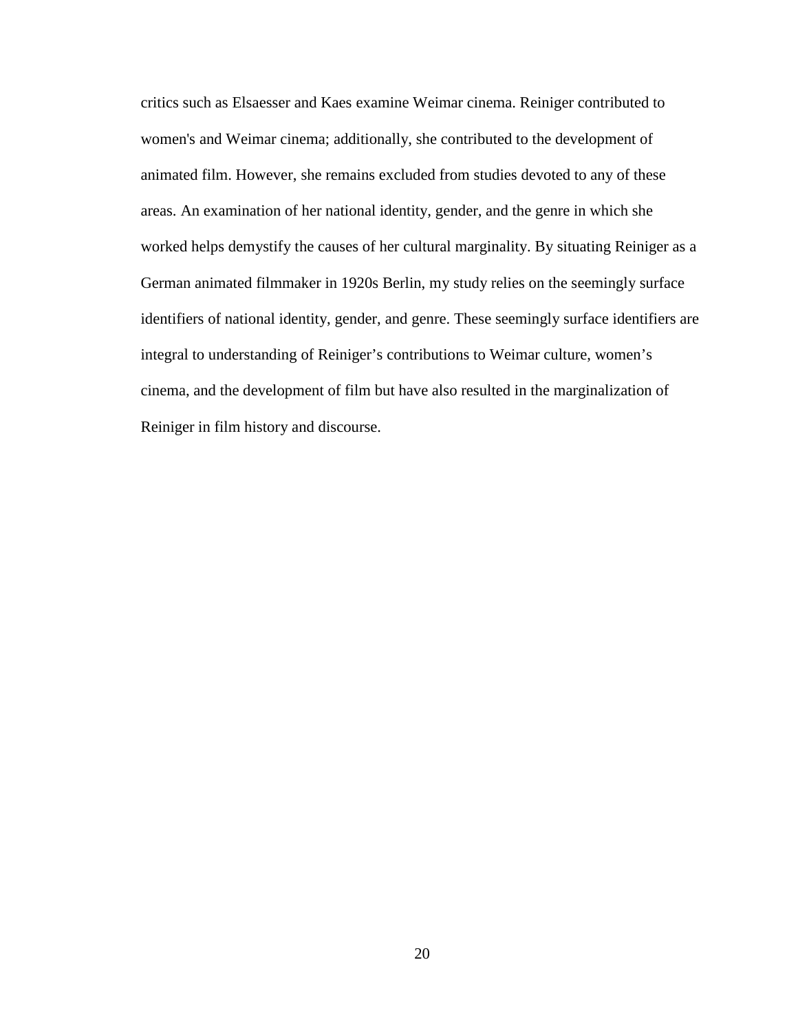critics such as Elsaesser and Kaes examine Weimar cinema. Reiniger contributed to women's and Weimar cinema; additionally, she contributed to the development of animated film. However, she remains excluded from studies devoted to any of these areas. An examination of her national identity, gender, and the genre in which she worked helps demystify the causes of her cultural marginality. By situating Reiniger as a German animated filmmaker in 1920s Berlin, my study relies on the seemingly surface identifiers of national identity, gender, and genre. These seemingly surface identifiers are integral to understanding of Reiniger's contributions to Weimar culture, women's cinema, and the development of film but have also resulted in the marginalization of Reiniger in film history and discourse.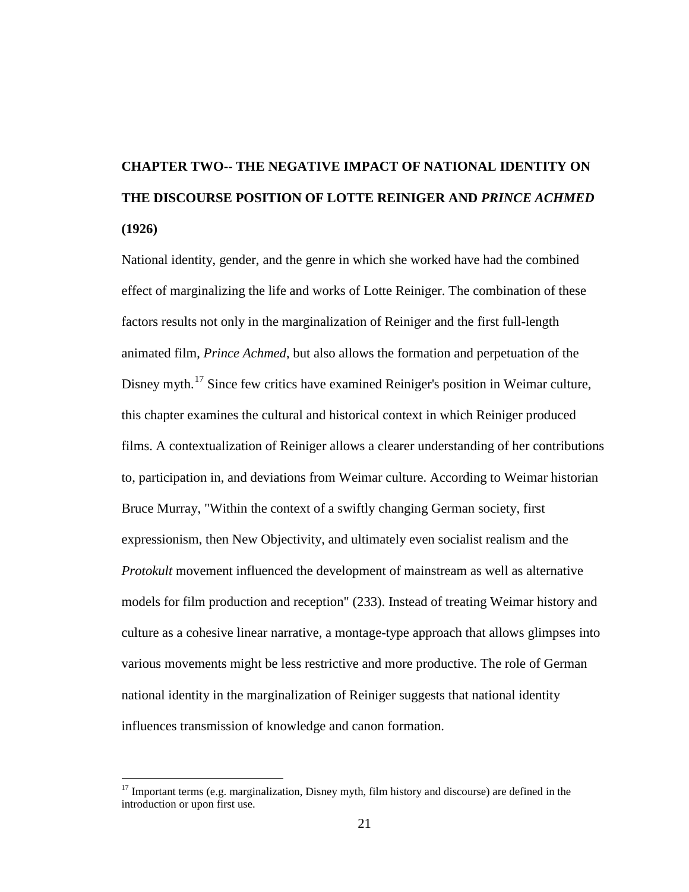# CHAPTER TWO-- THE NEGATIVE IMPACT OF NATIONAL IDENTITY ON THE DISCOURSE POSITION OF LOTTE REINIGER AND *PRINCE ACHMED* (1926)

National identity, gender, and the genre in which she worked have had the combined effect of marginalizing the life and works of Lotte Reiniger. The combination of these factors results not only in the marginalization of Reiniger and the first full-length animated film, *Prince Achmed*, but also allows the formation and perpetuation of the Disney myth.[17] Since few critics have examined Reiniger's position in Weimar culture, this chapter examines the cultural and historical context in which Reiniger produced films. A contextualization of Reiniger allows a clearer understanding of her contributions to, participation in, and deviations from Weimar culture. According to Weimar historian Bruce Murray, "Within the context of a swiftly changing German society, first expressionism, then New Objectivity, and ultimately even socialist realism and the *Protokult* movement influenced the development of mainstream as well as alternative models for film production and reception" (233). Instead of treating Weimar history and culture as a cohesive linear narrative, a montage-type approach that allows glimpses into various movements might be less restrictive and more productive. The role of German national identity in the marginalization of Reiniger suggests that national identity influences transmission of knowledge and canon formation.

[17] Important terms (e.g. marginalization, Disney myth, film history and discourse) are defined in the introduction or upon first use.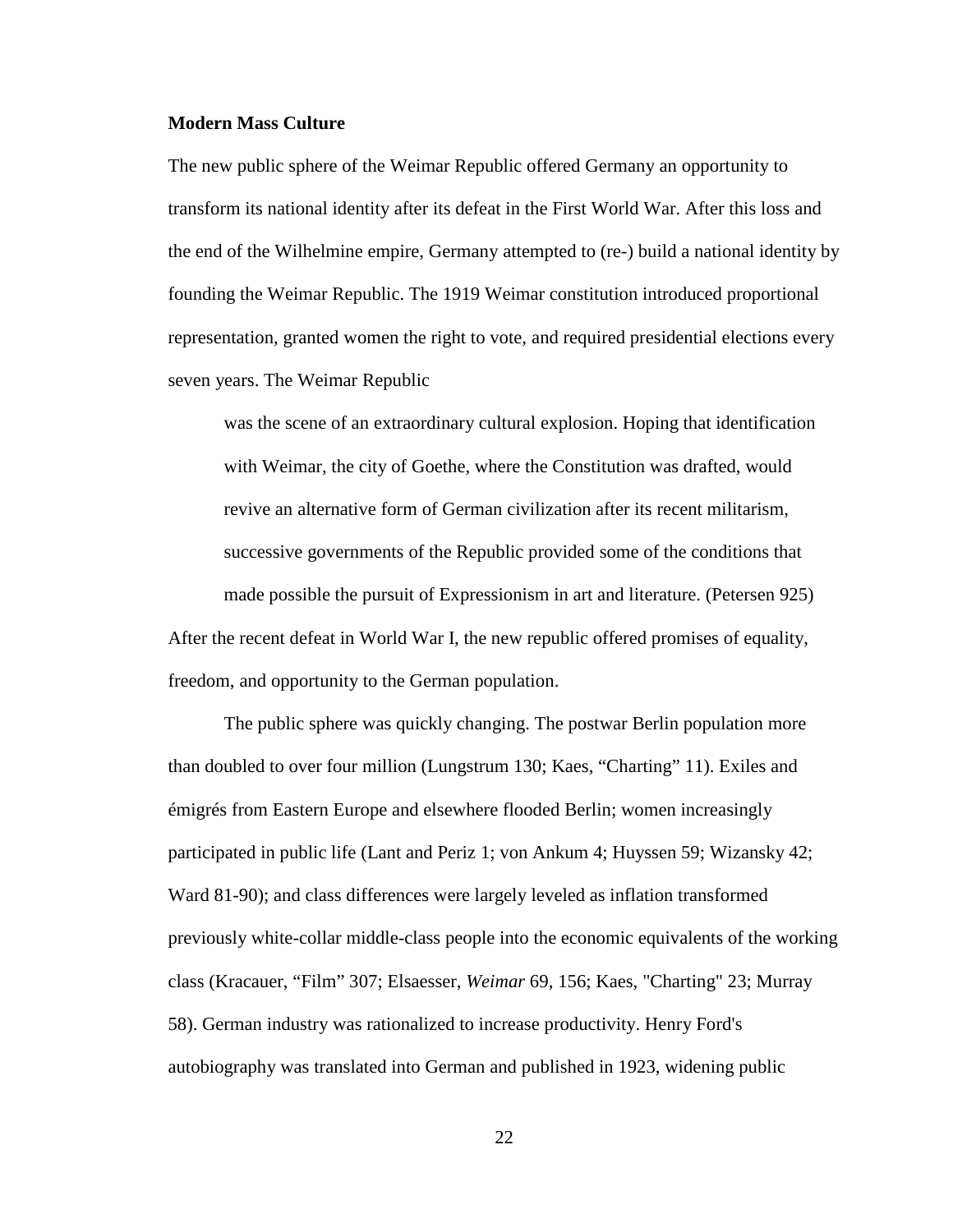**Modern Mass Culture**

The new public sphere of the Weimar Republic offered Germany an opportunity to transform its national identity after its defeat in the First World War. After this loss and the end of the Wilhelmine empire, Germany attempted to (re-) build a national identity by founding the Weimar Republic. The 1919 Weimar constitution introduced proportional representation, granted women the right to vote, and required presidential elections every seven years. The Weimar Republic

> was the scene of an extraordinary cultural explosion. Hoping that identification with Weimar, the city of Goethe, where the Constitution was drafted, would revive an alternative form of German civilization after its recent militarism, successive governments of the Republic provided some of the conditions that made possible the pursuit of Expressionism in art and literature. (Petersen 925)

After the recent defeat in World War I, the new republic offered promises of equality, freedom, and opportunity to the German population.

The public sphere was quickly changing. The postwar Berlin population more than doubled to over four million (Lungstrum 130; Kaes, "Charting" 11). Exiles and émigrés from Eastern Europe and elsewhere flooded Berlin; women increasingly participated in public life (Lant and Periz 1; von Ankum 4; Huyssen 59; Wizansky 42; Ward 81-90); and class differences were largely leveled as inflation transformed previously white-collar middle-class people into the economic equivalents of the working class (Kracauer, "Film" 307; Elsaesser, *Weimar* 69, 156; Kaes, "Charting" 23; Murray 58). German industry was rationalized to increase productivity. Henry Ford's autobiography was translated into German and published in 1923, widening public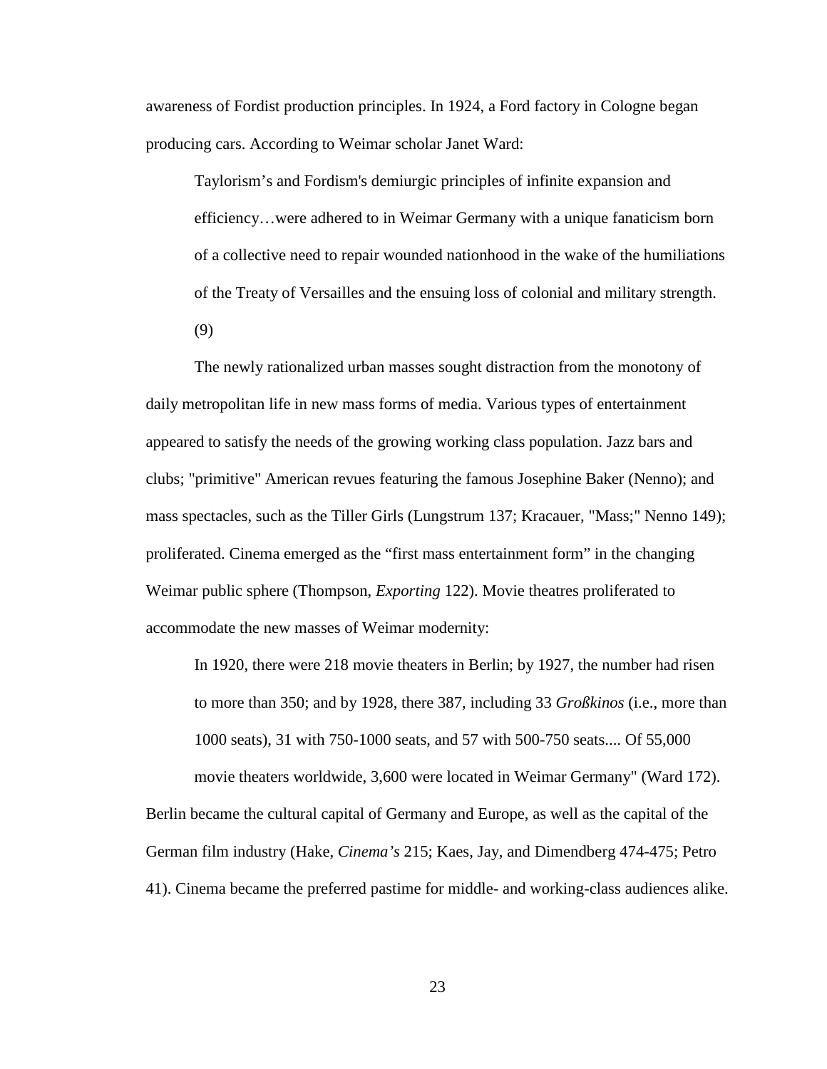awareness of Fordist production principles. In 1924, a Ford factory in Cologne began producing cars. According to Weimar scholar Janet Ward:

> Taylorism's and Fordism's demiurgic principles of infinite expansion and efficiency…were adhered to in Weimar Germany with a unique fanaticism born of a collective need to repair wounded nationhood in the wake of the humiliations of the Treaty of Versailles and the ensuing loss of colonial and military strength. (9)

The newly rationalized urban masses sought distraction from the monotony of daily metropolitan life in new mass forms of media. Various types of entertainment appeared to satisfy the needs of the growing working class population. Jazz bars and clubs; "primitive" American revues featuring the famous Josephine Baker (Nenno); and mass spectacles, such as the Tiller Girls (Lungstrum 137; Kracauer, "Mass;" Nenno 149); proliferated. Cinema emerged as the "first mass entertainment form" in the changing Weimar public sphere (Thompson, *Exporting* 122). Movie theatres proliferated to accommodate the new masses of Weimar modernity:

> In 1920, there were 218 movie theaters in Berlin; by 1927, the number had risen to more than 350; and by 1928, there 387, including 33 *Großkinos* (i.e., more than 1000 seats), 31 with 750-1000 seats, and 57 with 500-750 seats.... Of 55,000 movie theaters worldwide, 3,600 were located in Weimar Germany" (Ward 172).

Berlin became the cultural capital of Germany and Europe, as well as the capital of the German film industry (Hake, *Cinema's* 215; Kaes, Jay, and Dimendberg 474-475; Petro 41). Cinema became the preferred pastime for middle- and working-class audiences alike.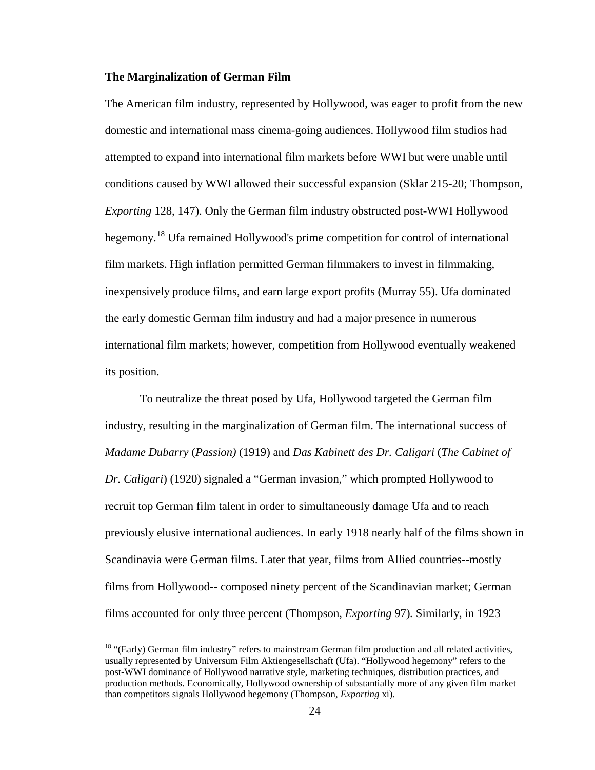**The Marginalization of German Film**

The American film industry, represented by Hollywood, was eager to profit from the new domestic and international mass cinema-going audiences. Hollywood film studios had attempted to expand into international film markets before WWI but were unable until conditions caused by WWI allowed their successful expansion (Sklar 215-20; Thompson, *Exporting* 128, 147). Only the German film industry obstructed post-WWI Hollywood hegemony.[18] Ufa remained Hollywood's prime competition for control of international film markets. High inflation permitted German filmmakers to invest in filmmaking, inexpensively produce films, and earn large export profits (Murray 55). Ufa dominated the early domestic German film industry and had a major presence in numerous international film markets; however, competition from Hollywood eventually weakened its position.

To neutralize the threat posed by Ufa, Hollywood targeted the German film industry, resulting in the marginalization of German film. The international success of *Madame Dubarry* (*Passion)* (1919) and *Das Kabinett des Dr. Caligari* (*The Cabinet of Dr. Caligari*) (1920) signaled a "German invasion," which prompted Hollywood to recruit top German film talent in order to simultaneously damage Ufa and to reach previously elusive international audiences. In early 1918 nearly half of the films shown in Scandinavia were German films. Later that year, films from Allied countries--mostly films from Hollywood-- composed ninety percent of the Scandinavian market; German films accounted for only three percent (Thompson, *Exporting* 97). Similarly, in 1923

---

[18] "(Early) German film industry" refers to mainstream German film production and all related activities, usually represented by Universum Film Aktiengesellschaft (Ufa). "Hollywood hegemony" refers to the post-WWI dominance of Hollywood narrative style, marketing techniques, distribution practices, and production methods. Economically, Hollywood ownership of substantially more of any given film market than competitors signals Hollywood hegemony (Thompson, *Exporting* xi).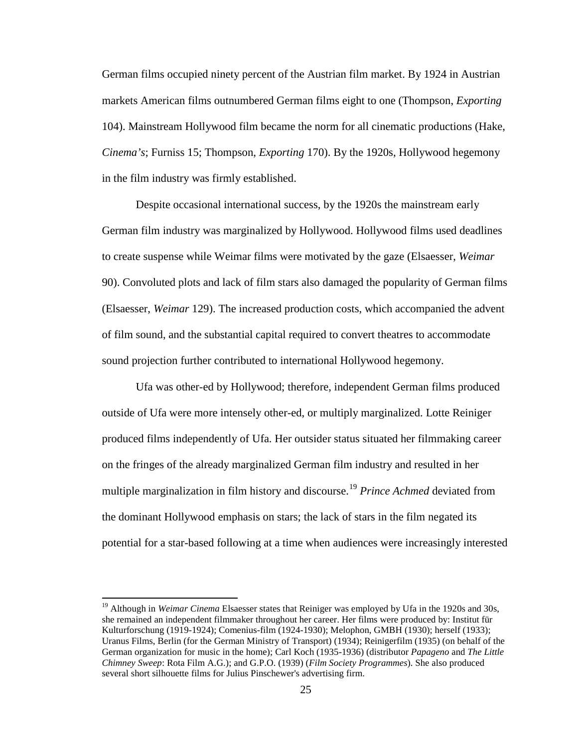German films occupied ninety percent of the Austrian film market. By 1924 in Austrian markets American films outnumbered German films eight to one (Thompson, *Exporting* 104). Mainstream Hollywood film became the norm for all cinematic productions (Hake, *Cinema's*; Furniss 15; Thompson, *Exporting* 170). By the 1920s, Hollywood hegemony in the film industry was firmly established.

Despite occasional international success, by the 1920s the mainstream early German film industry was marginalized by Hollywood. Hollywood films used deadlines to create suspense while Weimar films were motivated by the gaze (Elsaesser, *Weimar* 90). Convoluted plots and lack of film stars also damaged the popularity of German films (Elsaesser, *Weimar* 129). The increased production costs, which accompanied the advent of film sound, and the substantial capital required to convert theatres to accommodate sound projection further contributed to international Hollywood hegemony.

Ufa was other-ed by Hollywood; therefore, independent German films produced outside of Ufa were more intensely other-ed, or multiply marginalized. Lotte Reiniger produced films independently of Ufa. Her outsider status situated her filmmaking career on the fringes of the already marginalized German film industry and resulted in her multiple marginalization in film history and discourse.[19] *Prince Achmed* deviated from the dominant Hollywood emphasis on stars; the lack of stars in the film negated its potential for a star-based following at a time when audiences were increasingly interested

[19] Although in *Weimar Cinema* Elsaesser states that Reiniger was employed by Ufa in the 1920s and 30s, she remained an independent filmmaker throughout her career. Her films were produced by: Institut für Kulturforschung (1919-1924); Comenius-film (1924-1930); Melophon, GMBH (1930); herself (1933); Uranus Films, Berlin (for the German Ministry of Transport) (1934); Reinigerfilm (1935) (on behalf of the German organization for music in the home); Carl Koch (1935-1936) (distributor *Papageno* and *The Little Chimney Sweep*: Rota Film A.G.); and G.P.O. (1939) (*Film Society Programmes*). She also produced several short silhouette films for Julius Pinschewer's advertising firm.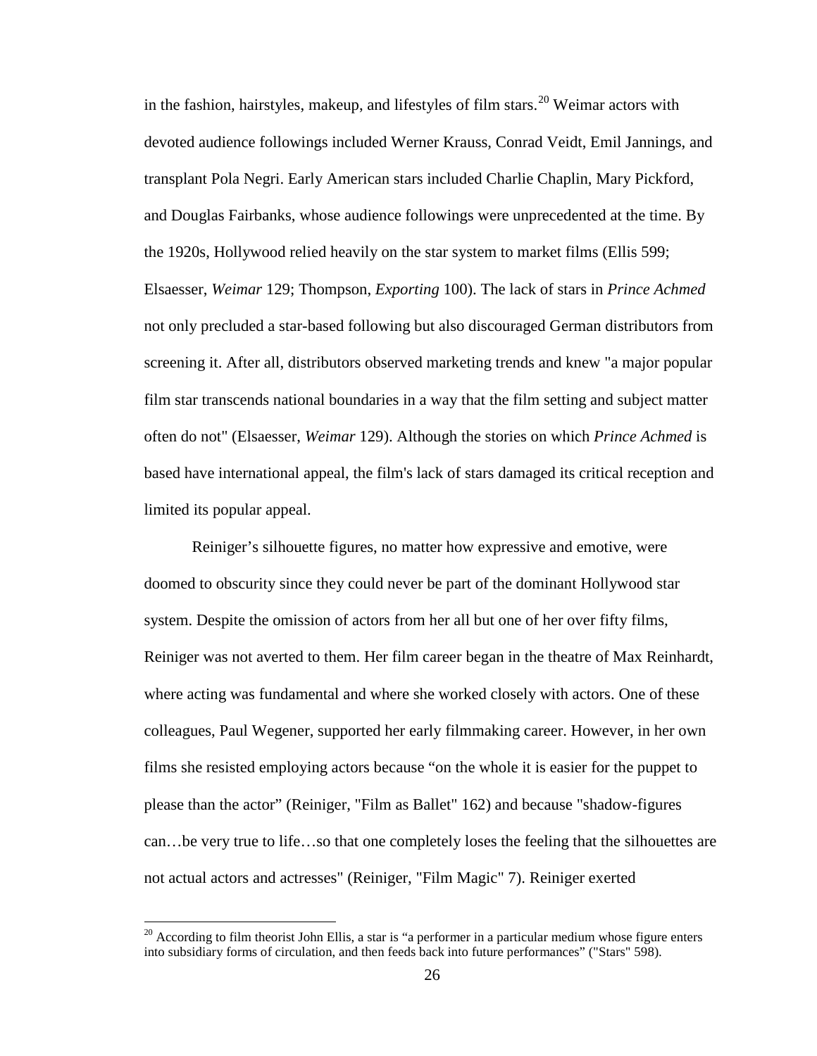in the fashion, hairstyles, makeup, and lifestyles of film stars.[20] Weimar actors with devoted audience followings included Werner Krauss, Conrad Veidt, Emil Jannings, and transplant Pola Negri. Early American stars included Charlie Chaplin, Mary Pickford, and Douglas Fairbanks, whose audience followings were unprecedented at the time. By the 1920s, Hollywood relied heavily on the star system to market films (Ellis 599; Elsaesser, *Weimar* 129; Thompson, *Exporting* 100). The lack of stars in *Prince Achmed* not only precluded a star-based following but also discouraged German distributors from screening it. After all, distributors observed marketing trends and knew "a major popular film star transcends national boundaries in a way that the film setting and subject matter often do not" (Elsaesser, *Weimar* 129). Although the stories on which *Prince Achmed* is based have international appeal, the film's lack of stars damaged its critical reception and limited its popular appeal.

Reiniger's silhouette figures, no matter how expressive and emotive, were doomed to obscurity since they could never be part of the dominant Hollywood star system. Despite the omission of actors from her all but one of her over fifty films, Reiniger was not averted to them. Her film career began in the theatre of Max Reinhardt, where acting was fundamental and where she worked closely with actors. One of these colleagues, Paul Wegener, supported her early filmmaking career. However, in her own films she resisted employing actors because "on the whole it is easier for the puppet to please than the actor" (Reiniger, "Film as Ballet" 162) and because "shadow-figures can…be very true to life…so that one completely loses the feeling that the silhouettes are not actual actors and actresses" (Reiniger, "Film Magic" 7). Reiniger exerted

[20] According to film theorist John Ellis, a star is "a performer in a particular medium whose figure enters into subsidiary forms of circulation, and then feeds back into future performances" ("Stars" 598).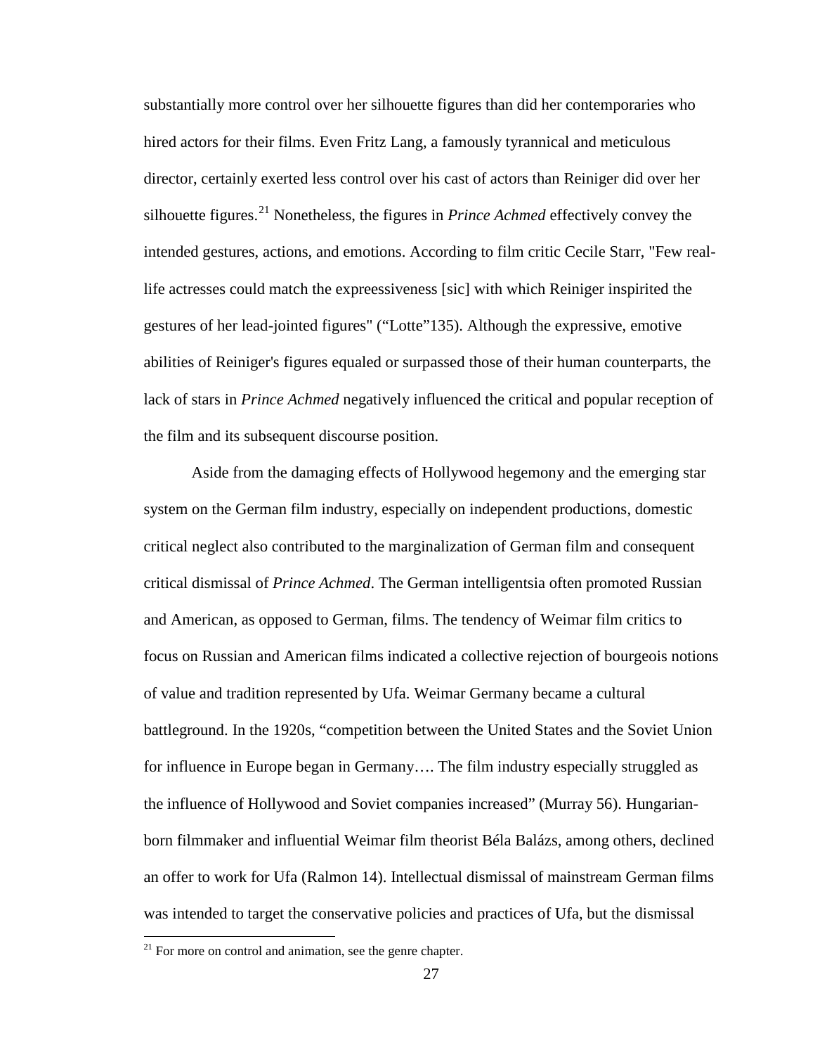substantially more control over her silhouette figures than did her contemporaries who hired actors for their films. Even Fritz Lang, a famously tyrannical and meticulous director, certainly exerted less control over his cast of actors than Reiniger did over her silhouette figures.[21] Nonetheless, the figures in *Prince Achmed* effectively convey the intended gestures, actions, and emotions. According to film critic Cecile Starr, "Few real-life actresses could match the expreessiveness [sic] with which Reiniger inspirited the gestures of her lead-jointed figures" ("Lotte"135). Although the expressive, emotive abilities of Reiniger's figures equaled or surpassed those of their human counterparts, the lack of stars in *Prince Achmed* negatively influenced the critical and popular reception of the film and its subsequent discourse position.

Aside from the damaging effects of Hollywood hegemony and the emerging star system on the German film industry, especially on independent productions, domestic critical neglect also contributed to the marginalization of German film and consequent critical dismissal of *Prince Achmed*. The German intelligentsia often promoted Russian and American, as opposed to German, films. The tendency of Weimar film critics to focus on Russian and American films indicated a collective rejection of bourgeois notions of value and tradition represented by Ufa. Weimar Germany became a cultural battleground. In the 1920s, "competition between the United States and the Soviet Union for influence in Europe began in Germany…. The film industry especially struggled as the influence of Hollywood and Soviet companies increased" (Murray 56). Hungarian-born filmmaker and influential Weimar film theorist Béla Balázs, among others, declined an offer to work for Ufa (Ralmon 14). Intellectual dismissal of mainstream German films was intended to target the conservative policies and practices of Ufa, but the dismissal

[21] For more on control and animation, see the genre chapter.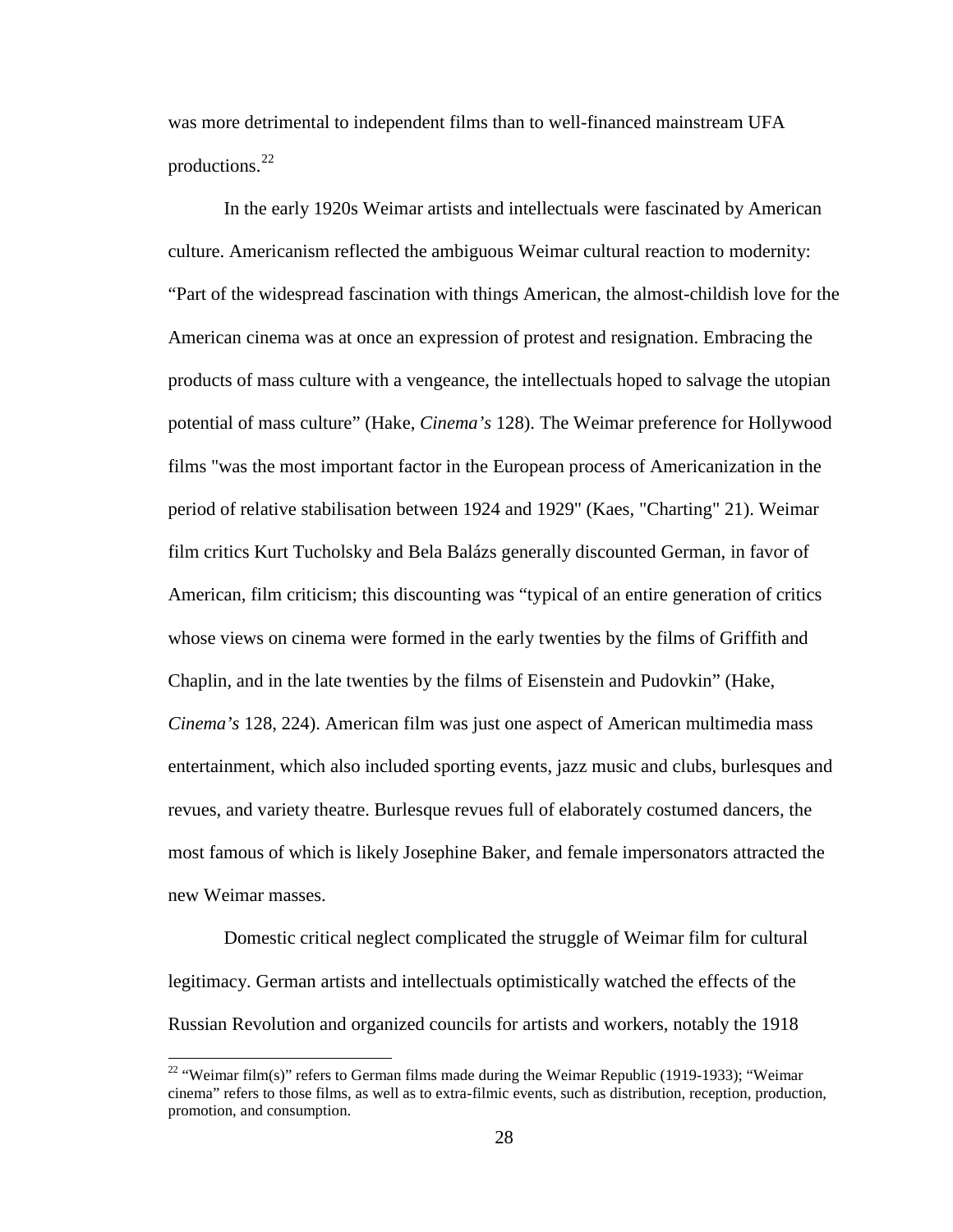was more detrimental to independent films than to well-financed mainstream UFA productions.[22]

In the early 1920s Weimar artists and intellectuals were fascinated by American culture. Americanism reflected the ambiguous Weimar cultural reaction to modernity: “Part of the widespread fascination with things American, the almost-childish love for the American cinema was at once an expression of protest and resignation. Embracing the products of mass culture with a vengeance, the intellectuals hoped to salvage the utopian potential of mass culture” (Hake, *Cinema’s* 128). The Weimar preference for Hollywood films "was the most important factor in the European process of Americanization in the period of relative stabilisation between 1924 and 1929" (Kaes, "Charting" 21). Weimar film critics Kurt Tucholsky and Bela Balázs generally discounted German, in favor of American, film criticism; this discounting was “typical of an entire generation of critics whose views on cinema were formed in the early twenties by the films of Griffith and Chaplin, and in the late twenties by the films of Eisenstein and Pudovkin” (Hake, *Cinema’s* 128, 224). American film was just one aspect of American multimedia mass entertainment, which also included sporting events, jazz music and clubs, burlesques and revues, and variety theatre. Burlesque revues full of elaborately costumed dancers, the most famous of which is likely Josephine Baker, and female impersonators attracted the new Weimar masses.

Domestic critical neglect complicated the struggle of Weimar film for cultural legitimacy. German artists and intellectuals optimistically watched the effects of the Russian Revolution and organized councils for artists and workers, notably the 1918

---

[22] “Weimar film(s)” refers to German films made during the Weimar Republic (1919-1933); “Weimar cinema” refers to those films, as well as to extra-filmic events, such as distribution, reception, production, promotion, and consumption.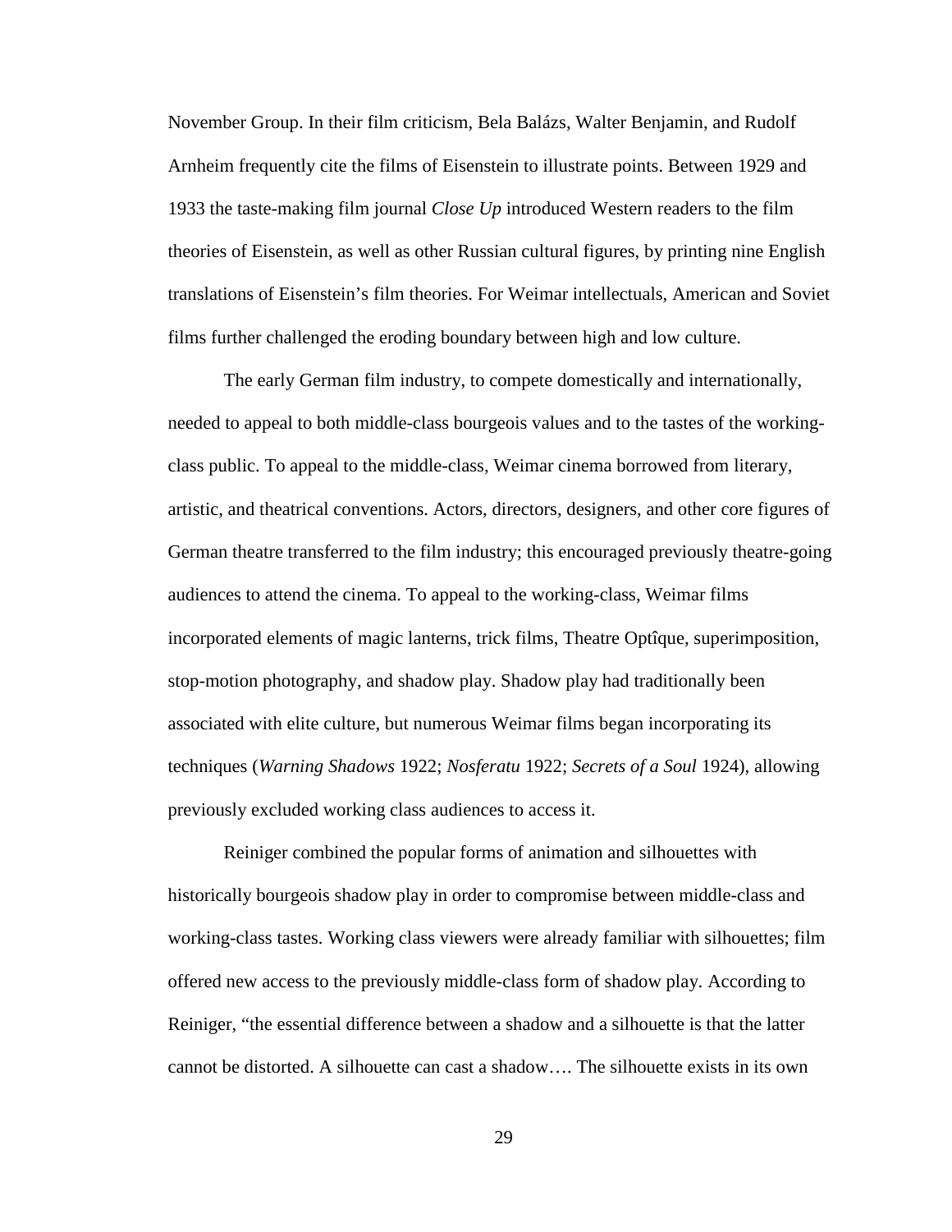November Group. In their film criticism, Bela Balázs, Walter Benjamin, and Rudolf Arnheim frequently cite the films of Eisenstein to illustrate points. Between 1929 and 1933 the taste-making film journal *Close Up* introduced Western readers to the film theories of Eisenstein, as well as other Russian cultural figures, by printing nine English translations of Eisenstein's film theories. For Weimar intellectuals, American and Soviet films further challenged the eroding boundary between high and low culture.

The early German film industry, to compete domestically and internationally, needed to appeal to both middle-class bourgeois values and to the tastes of the working-class public. To appeal to the middle-class, Weimar cinema borrowed from literary, artistic, and theatrical conventions. Actors, directors, designers, and other core figures of German theatre transferred to the film industry; this encouraged previously theatre-going audiences to attend the cinema. To appeal to the working-class, Weimar films incorporated elements of magic lanterns, trick films, Theatre Optîque, superimposition, stop-motion photography, and shadow play. Shadow play had traditionally been associated with elite culture, but numerous Weimar films began incorporating its techniques (*Warning Shadows* 1922; *Nosferatu* 1922; *Secrets of a Soul* 1924), allowing previously excluded working class audiences to access it.

Reiniger combined the popular forms of animation and silhouettes with historically bourgeois shadow play in order to compromise between middle-class and working-class tastes. Working class viewers were already familiar with silhouettes; film offered new access to the previously middle-class form of shadow play. According to Reiniger, "the essential difference between a shadow and a silhouette is that the latter cannot be distorted. A silhouette can cast a shadow…. The silhouette exists in its own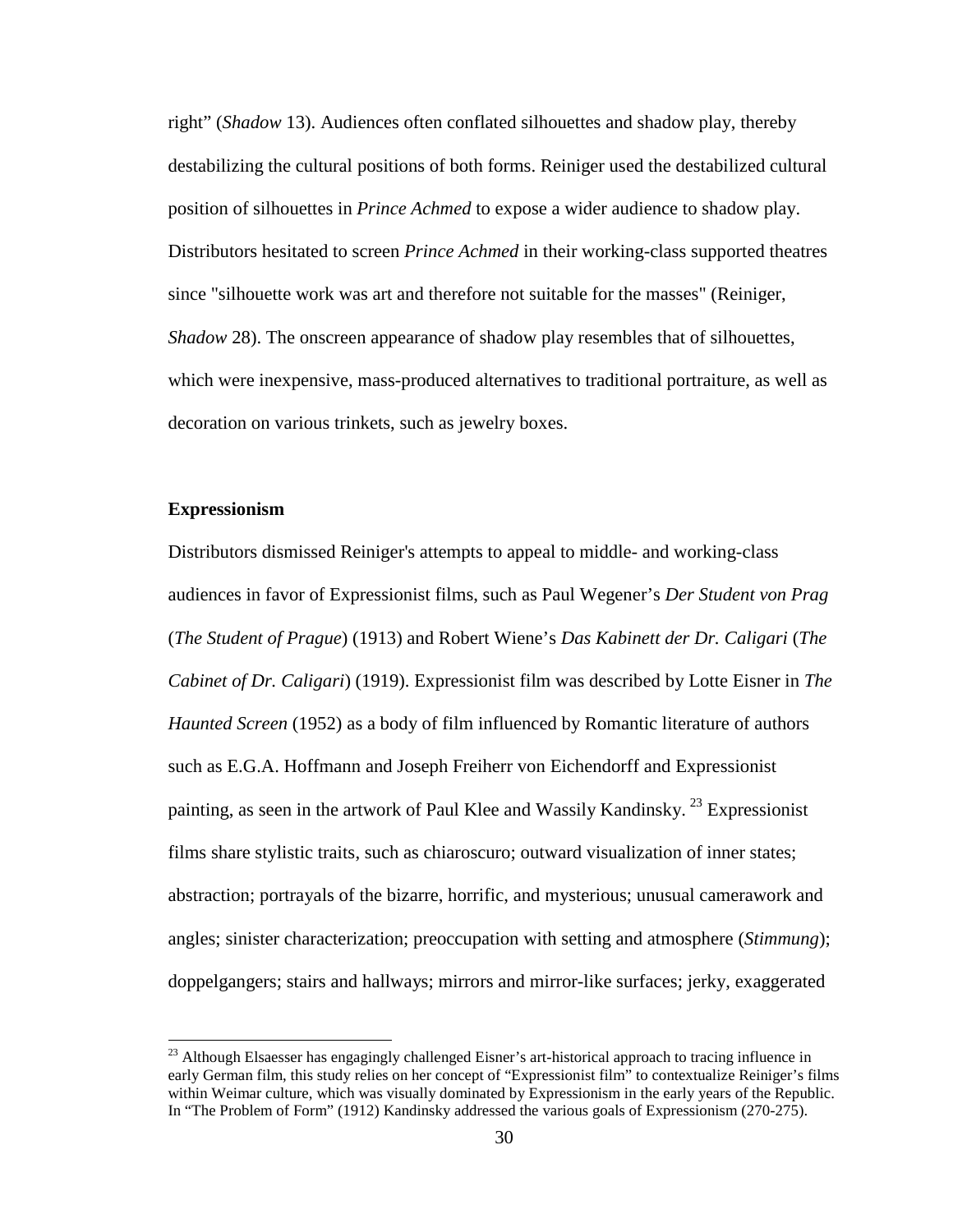right" (*Shadow* 13). Audiences often conflated silhouettes and shadow play, thereby destabilizing the cultural positions of both forms. Reiniger used the destabilized cultural position of silhouettes in *Prince Achmed* to expose a wider audience to shadow play. Distributors hesitated to screen *Prince Achmed* in their working-class supported theatres since "silhouette work was art and therefore not suitable for the masses" (Reiniger, *Shadow* 28). The onscreen appearance of shadow play resembles that of silhouettes, which were inexpensive, mass-produced alternatives to traditional portraiture, as well as decoration on various trinkets, such as jewelry boxes.

**Expressionism**

Distributors dismissed Reiniger's attempts to appeal to middle- and working-class audiences in favor of Expressionist films, such as Paul Wegener's *Der Student von Prag* (*The Student of Prague*) (1913) and Robert Wiene's *Das Kabinett der Dr. Caligari* (*The Cabinet of Dr. Caligari*) (1919). Expressionist film was described by Lotte Eisner in *The Haunted Screen* (1952) as a body of film influenced by Romantic literature of authors such as E.G.A. Hoffmann and Joseph Freiherr von Eichendorff and Expressionist painting, as seen in the artwork of Paul Klee and Wassily Kandinsky. [23] Expressionist films share stylistic traits, such as chiaroscuro; outward visualization of inner states; abstraction; portrayals of the bizarre, horrific, and mysterious; unusual camerawork and angles; sinister characterization; preoccupation with setting and atmosphere (*Stimmung*); doppelgangers; stairs and hallways; mirrors and mirror-like surfaces; jerky, exaggerated

[23] Although Elsaesser has engagingly challenged Eisner's art-historical approach to tracing influence in early German film, this study relies on her concept of "Expressionist film" to contextualize Reiniger's films within Weimar culture, which was visually dominated by Expressionism in the early years of the Republic. In "The Problem of Form" (1912) Kandinsky addressed the various goals of Expressionism (270-275).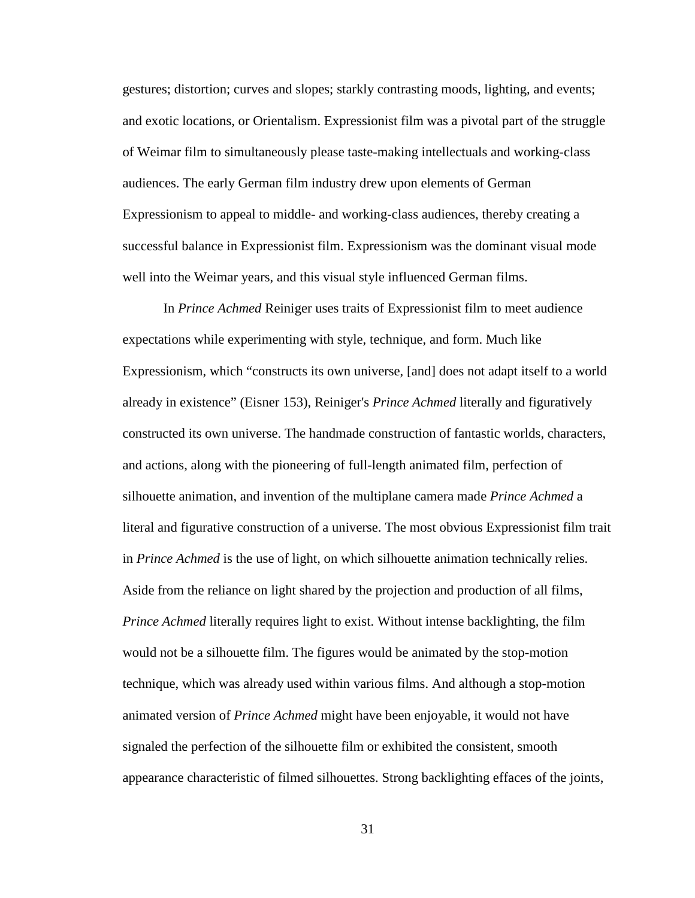gestures; distortion; curves and slopes; starkly contrasting moods, lighting, and events; and exotic locations, or Orientalism. Expressionist film was a pivotal part of the struggle of Weimar film to simultaneously please taste-making intellectuals and working-class audiences. The early German film industry drew upon elements of German Expressionism to appeal to middle- and working-class audiences, thereby creating a successful balance in Expressionist film. Expressionism was the dominant visual mode well into the Weimar years, and this visual style influenced German films.

In *Prince Achmed* Reiniger uses traits of Expressionist film to meet audience expectations while experimenting with style, technique, and form. Much like Expressionism, which "constructs its own universe, [and] does not adapt itself to a world already in existence" (Eisner 153), Reiniger's *Prince Achmed* literally and figuratively constructed its own universe. The handmade construction of fantastic worlds, characters, and actions, along with the pioneering of full-length animated film, perfection of silhouette animation, and invention of the multiplane camera made *Prince Achmed* a literal and figurative construction of a universe. The most obvious Expressionist film trait in *Prince Achmed* is the use of light, on which silhouette animation technically relies. Aside from the reliance on light shared by the projection and production of all films, *Prince Achmed* literally requires light to exist. Without intense backlighting, the film would not be a silhouette film. The figures would be animated by the stop-motion technique, which was already used within various films. And although a stop-motion animated version of *Prince Achmed* might have been enjoyable, it would not have signaled the perfection of the silhouette film or exhibited the consistent, smooth appearance characteristic of filmed silhouettes. Strong backlighting effaces of the joints,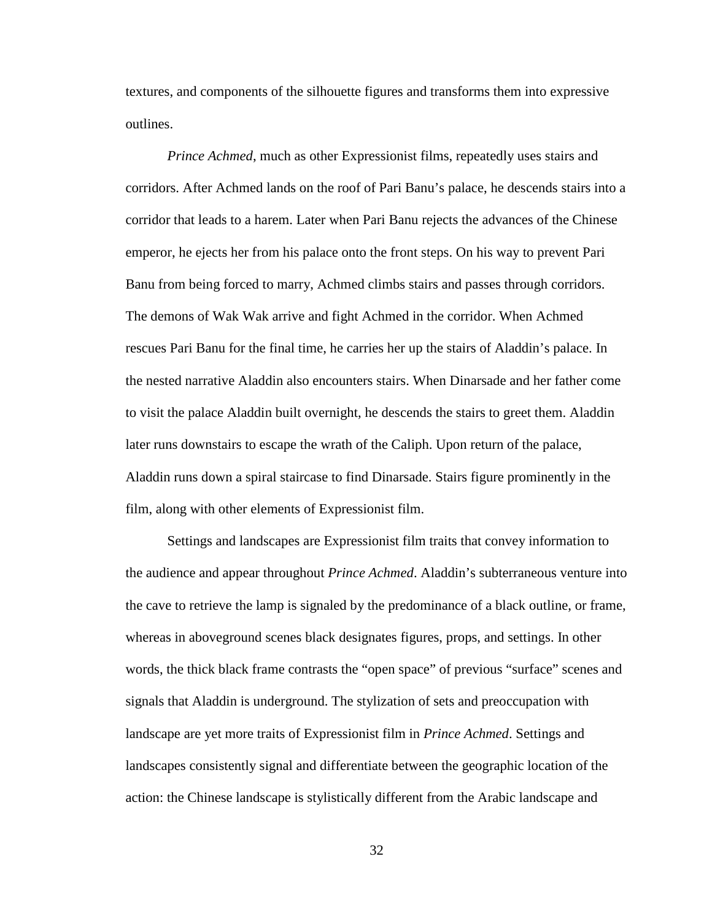textures, and components of the silhouette figures and transforms them into expressive outlines.

*Prince Achmed*, much as other Expressionist films, repeatedly uses stairs and corridors. After Achmed lands on the roof of Pari Banu's palace, he descends stairs into a corridor that leads to a harem. Later when Pari Banu rejects the advances of the Chinese emperor, he ejects her from his palace onto the front steps. On his way to prevent Pari Banu from being forced to marry, Achmed climbs stairs and passes through corridors. The demons of Wak Wak arrive and fight Achmed in the corridor. When Achmed rescues Pari Banu for the final time, he carries her up the stairs of Aladdin's palace. In the nested narrative Aladdin also encounters stairs. When Dinarsade and her father come to visit the palace Aladdin built overnight, he descends the stairs to greet them. Aladdin later runs downstairs to escape the wrath of the Caliph. Upon return of the palace, Aladdin runs down a spiral staircase to find Dinarsade. Stairs figure prominently in the film, along with other elements of Expressionist film.

Settings and landscapes are Expressionist film traits that convey information to the audience and appear throughout *Prince Achmed*. Aladdin's subterraneous venture into the cave to retrieve the lamp is signaled by the predominance of a black outline, or frame, whereas in aboveground scenes black designates figures, props, and settings. In other words, the thick black frame contrasts the "open space" of previous "surface" scenes and signals that Aladdin is underground. The stylization of sets and preoccupation with landscape are yet more traits of Expressionist film in *Prince Achmed*. Settings and landscapes consistently signal and differentiate between the geographic location of the action: the Chinese landscape is stylistically different from the Arabic landscape and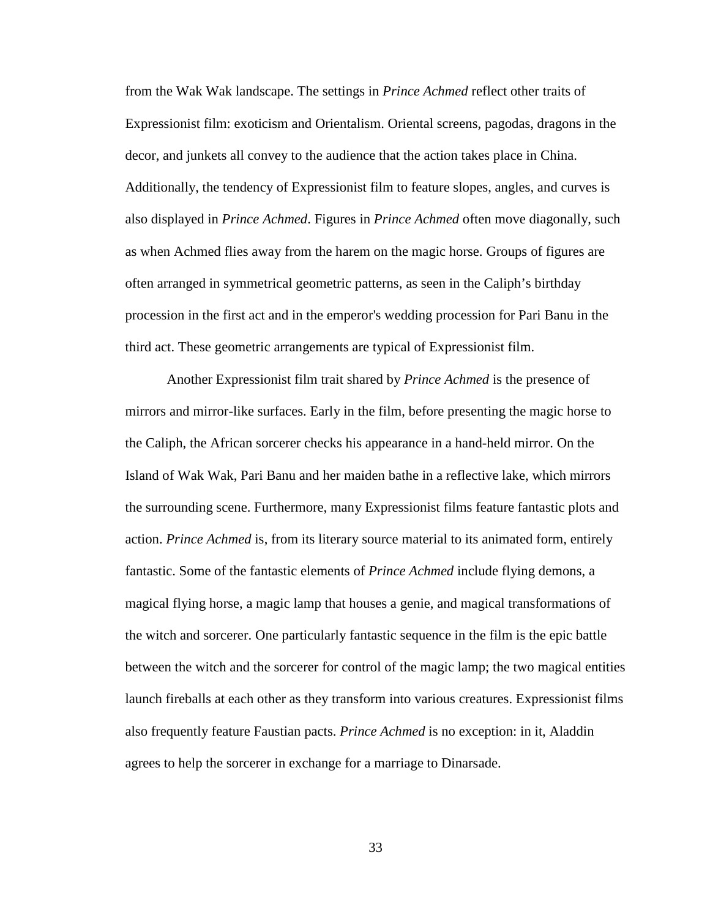from the Wak Wak landscape. The settings in *Prince Achmed* reflect other traits of Expressionist film: exoticism and Orientalism. Oriental screens, pagodas, dragons in the decor, and junkets all convey to the audience that the action takes place in China. Additionally, the tendency of Expressionist film to feature slopes, angles, and curves is also displayed in *Prince Achmed*. Figures in *Prince Achmed* often move diagonally, such as when Achmed flies away from the harem on the magic horse. Groups of figures are often arranged in symmetrical geometric patterns, as seen in the Caliph's birthday procession in the first act and in the emperor's wedding procession for Pari Banu in the third act. These geometric arrangements are typical of Expressionist film.

Another Expressionist film trait shared by *Prince Achmed* is the presence of mirrors and mirror-like surfaces. Early in the film, before presenting the magic horse to the Caliph, the African sorcerer checks his appearance in a hand-held mirror. On the Island of Wak Wak, Pari Banu and her maiden bathe in a reflective lake, which mirrors the surrounding scene. Furthermore, many Expressionist films feature fantastic plots and action. *Prince Achmed* is, from its literary source material to its animated form, entirely fantastic. Some of the fantastic elements of *Prince Achmed* include flying demons, a magical flying horse, a magic lamp that houses a genie, and magical transformations of the witch and sorcerer. One particularly fantastic sequence in the film is the epic battle between the witch and the sorcerer for control of the magic lamp; the two magical entities launch fireballs at each other as they transform into various creatures. Expressionist films also frequently feature Faustian pacts. *Prince Achmed* is no exception: in it, Aladdin agrees to help the sorcerer in exchange for a marriage to Dinarsade.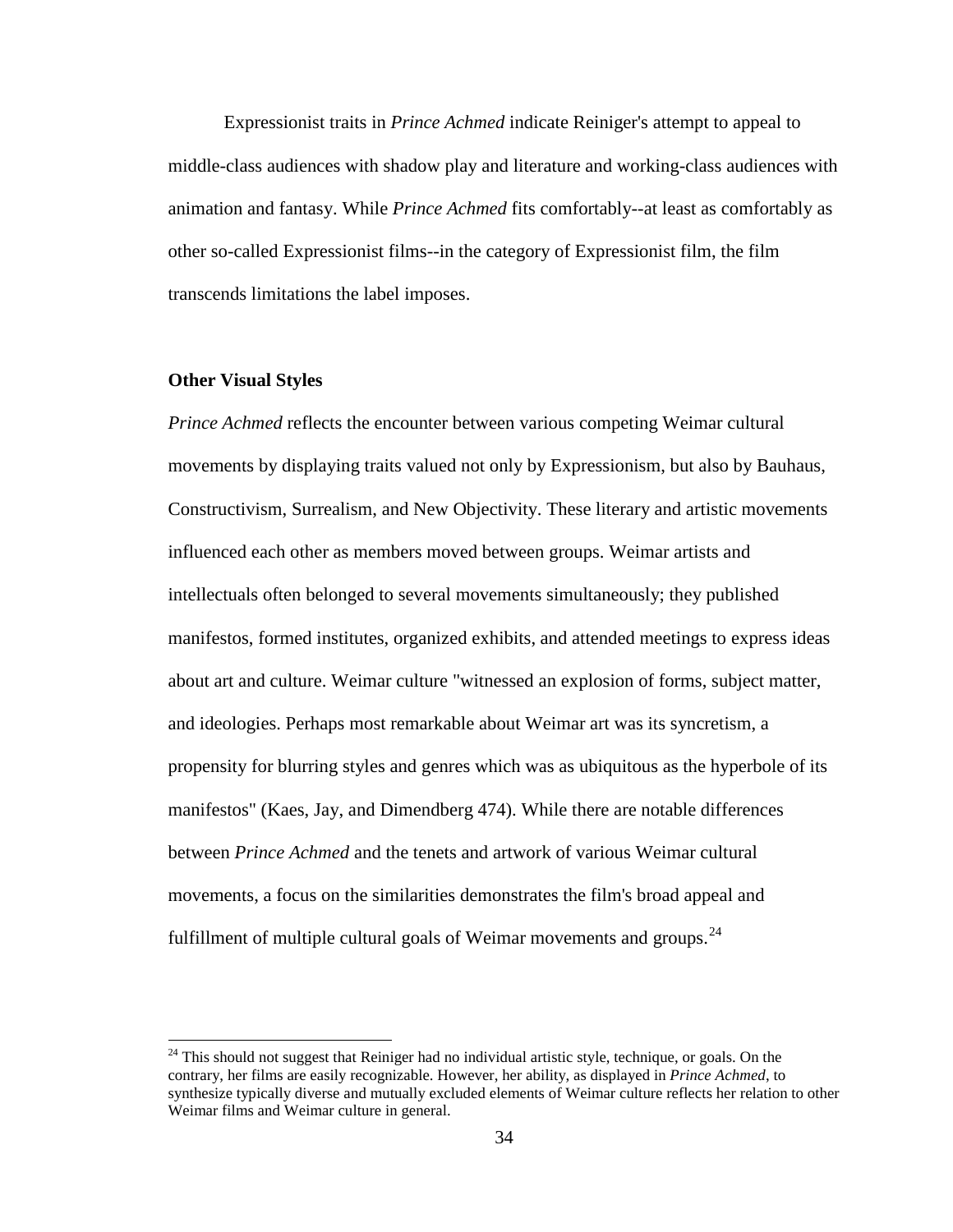Expressionist traits in *Prince Achmed* indicate Reiniger's attempt to appeal to middle-class audiences with shadow play and literature and working-class audiences with animation and fantasy. While *Prince Achmed* fits comfortably--at least as comfortably as other so-called Expressionist films--in the category of Expressionist film, the film transcends limitations the label imposes.

**Other Visual Styles**

*Prince Achmed* reflects the encounter between various competing Weimar cultural movements by displaying traits valued not only by Expressionism, but also by Bauhaus, Constructivism, Surrealism, and New Objectivity. These literary and artistic movements influenced each other as members moved between groups. Weimar artists and intellectuals often belonged to several movements simultaneously; they published manifestos, formed institutes, organized exhibits, and attended meetings to express ideas about art and culture. Weimar culture "witnessed an explosion of forms, subject matter, and ideologies. Perhaps most remarkable about Weimar art was its syncretism, a propensity for blurring styles and genres which was as ubiquitous as the hyperbole of its manifestos" (Kaes, Jay, and Dimendberg 474). While there are notable differences between *Prince Achmed* and the tenets and artwork of various Weimar cultural movements, a focus on the similarities demonstrates the film's broad appeal and fulfillment of multiple cultural goals of Weimar movements and groups.[24]

[24] This should not suggest that Reiniger had no individual artistic style, technique, or goals. On the contrary, her films are easily recognizable. However, her ability, as displayed in *Prince Achmed*, to synthesize typically diverse and mutually excluded elements of Weimar culture reflects her relation to other Weimar films and Weimar culture in general.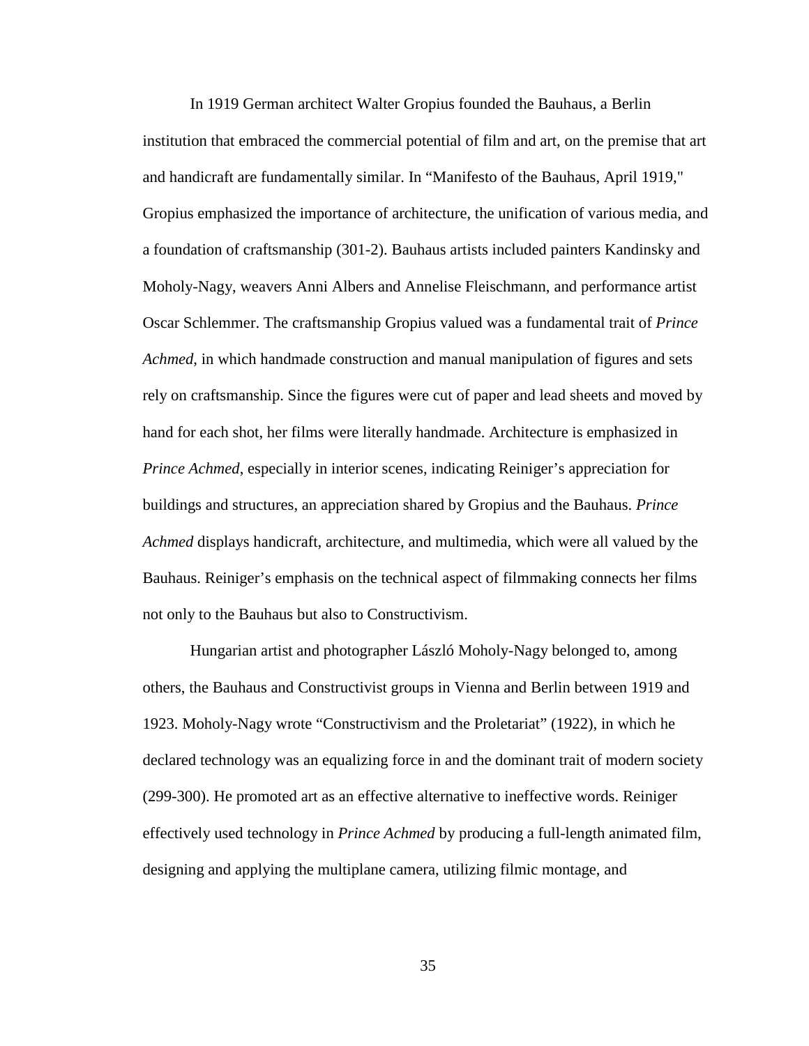In 1919 German architect Walter Gropius founded the Bauhaus, a Berlin institution that embraced the commercial potential of film and art, on the premise that art and handicraft are fundamentally similar. In "Manifesto of the Bauhaus, April 1919," Gropius emphasized the importance of architecture, the unification of various media, and a foundation of craftsmanship (301-2). Bauhaus artists included painters Kandinsky and Moholy-Nagy, weavers Anni Albers and Annelise Fleischmann, and performance artist Oscar Schlemmer. The craftsmanship Gropius valued was a fundamental trait of *Prince Achmed*, in which handmade construction and manual manipulation of figures and sets rely on craftsmanship. Since the figures were cut of paper and lead sheets and moved by hand for each shot, her films were literally handmade. Architecture is emphasized in *Prince Achmed*, especially in interior scenes, indicating Reiniger's appreciation for buildings and structures, an appreciation shared by Gropius and the Bauhaus. *Prince Achmed* displays handicraft, architecture, and multimedia, which were all valued by the Bauhaus. Reiniger's emphasis on the technical aspect of filmmaking connects her films not only to the Bauhaus but also to Constructivism.

Hungarian artist and photographer László Moholy-Nagy belonged to, among others, the Bauhaus and Constructivist groups in Vienna and Berlin between 1919 and 1923. Moholy-Nagy wrote "Constructivism and the Proletariat" (1922), in which he declared technology was an equalizing force in and the dominant trait of modern society (299-300). He promoted art as an effective alternative to ineffective words. Reiniger effectively used technology in *Prince Achmed* by producing a full-length animated film, designing and applying the multiplane camera, utilizing filmic montage, and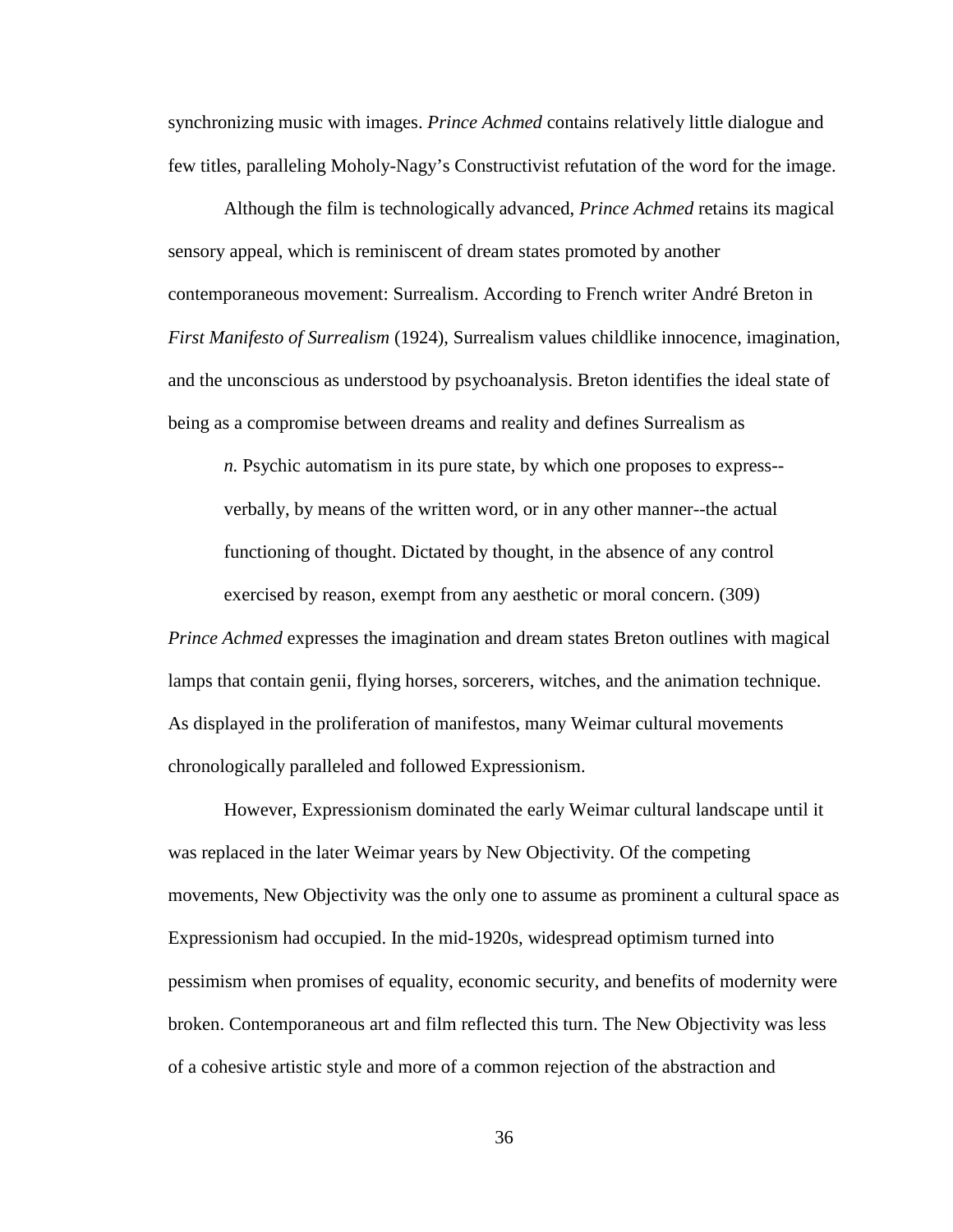synchronizing music with images. *Prince Achmed* contains relatively little dialogue and few titles, paralleling Moholy-Nagy's Constructivist refutation of the word for the image.

Although the film is technologically advanced, *Prince Achmed* retains its magical sensory appeal, which is reminiscent of dream states promoted by another contemporaneous movement: Surrealism. According to French writer André Breton in *First Manifesto of Surrealism* (1924), Surrealism values childlike innocence, imagination, and the unconscious as understood by psychoanalysis. Breton identifies the ideal state of being as a compromise between dreams and reality and defines Surrealism as

> *n.* Psychic automatism in its pure state, by which one proposes to express--verbally, by means of the written word, or in any other manner--the actual functioning of thought. Dictated by thought, in the absence of any control exercised by reason, exempt from any aesthetic or moral concern. (309)

*Prince Achmed* expresses the imagination and dream states Breton outlines with magical lamps that contain genii, flying horses, sorcerers, witches, and the animation technique. As displayed in the proliferation of manifestos, many Weimar cultural movements chronologically paralleled and followed Expressionism.

However, Expressionism dominated the early Weimar cultural landscape until it was replaced in the later Weimar years by New Objectivity. Of the competing movements, New Objectivity was the only one to assume as prominent a cultural space as Expressionism had occupied. In the mid-1920s, widespread optimism turned into pessimism when promises of equality, economic security, and benefits of modernity were broken. Contemporaneous art and film reflected this turn. The New Objectivity was less of a cohesive artistic style and more of a common rejection of the abstraction and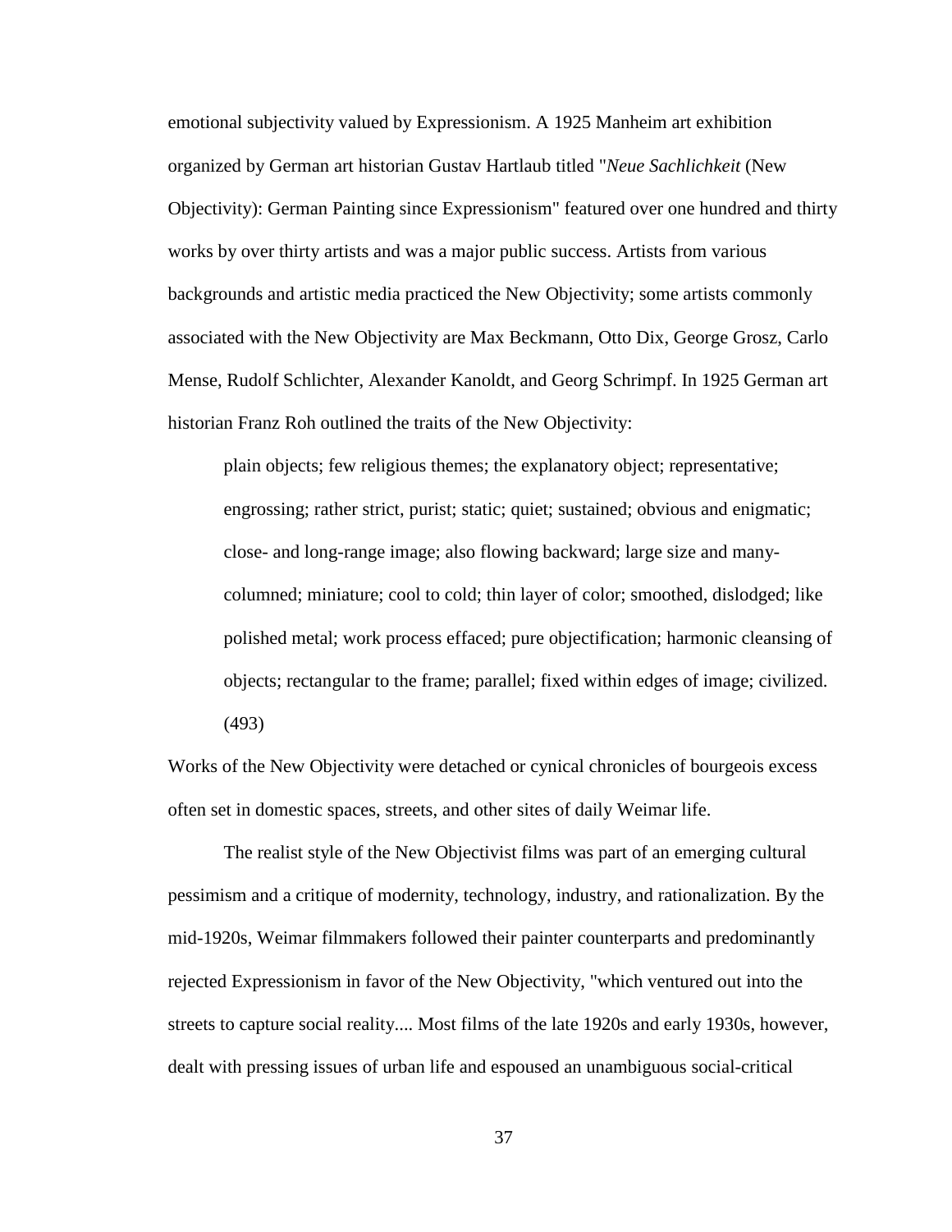emotional subjectivity valued by Expressionism. A 1925 Manheim art exhibition organized by German art historian Gustav Hartlaub titled "*Neue Sachlichkeit* (New Objectivity): German Painting since Expressionism" featured over one hundred and thirty works by over thirty artists and was a major public success. Artists from various backgrounds and artistic media practiced the New Objectivity; some artists commonly associated with the New Objectivity are Max Beckmann, Otto Dix, George Grosz, Carlo Mense, Rudolf Schlichter, Alexander Kanoldt, and Georg Schrimpf. In 1925 German art historian Franz Roh outlined the traits of the New Objectivity:

> plain objects; few religious themes; the explanatory object; representative; engrossing; rather strict, purist; static; quiet; sustained; obvious and enigmatic; close- and long-range image; also flowing backward; large size and many-columned; miniature; cool to cold; thin layer of color; smoothed, dislodged; like polished metal; work process effaced; pure objectification; harmonic cleansing of objects; rectangular to the frame; parallel; fixed within edges of image; civilized. (493)

Works of the New Objectivity were detached or cynical chronicles of bourgeois excess often set in domestic spaces, streets, and other sites of daily Weimar life.

The realist style of the New Objectivist films was part of an emerging cultural pessimism and a critique of modernity, technology, industry, and rationalization. By the mid-1920s, Weimar filmmakers followed their painter counterparts and predominantly rejected Expressionism in favor of the New Objectivity, "which ventured out into the streets to capture social reality.... Most films of the late 1920s and early 1930s, however, dealt with pressing issues of urban life and espoused an unambiguous social-critical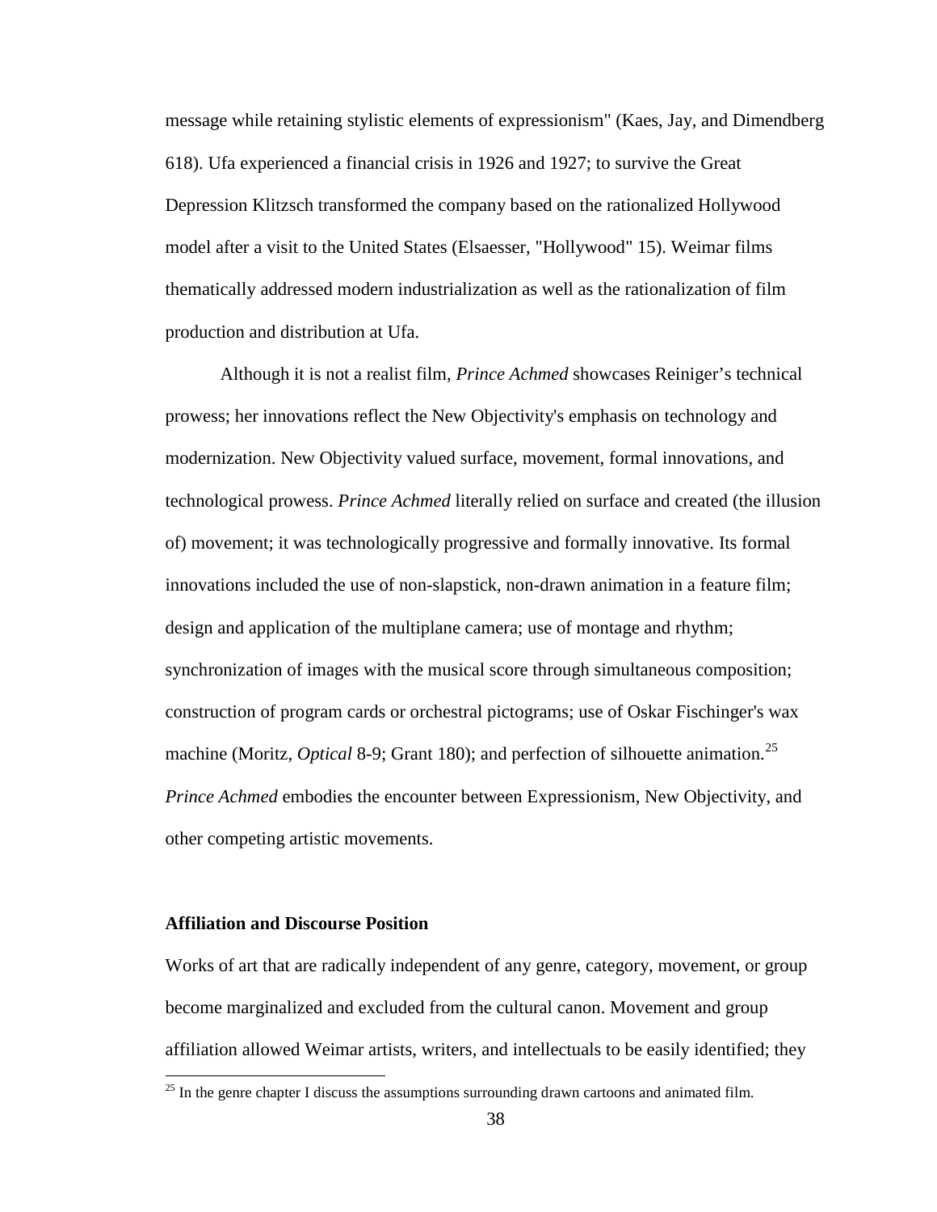message while retaining stylistic elements of expressionism" (Kaes, Jay, and Dimendberg 618). Ufa experienced a financial crisis in 1926 and 1927; to survive the Great Depression Klitzsch transformed the company based on the rationalized Hollywood model after a visit to the United States (Elsaesser, "Hollywood" 15). Weimar films thematically addressed modern industrialization as well as the rationalization of film production and distribution at Ufa.

Although it is not a realist film, *Prince Achmed* showcases Reiniger's technical prowess; her innovations reflect the New Objectivity's emphasis on technology and modernization. New Objectivity valued surface, movement, formal innovations, and technological prowess. *Prince Achmed* literally relied on surface and created (the illusion of) movement; it was technologically progressive and formally innovative. Its formal innovations included the use of non-slapstick, non-drawn animation in a feature film; design and application of the multiplane camera; use of montage and rhythm; synchronization of images with the musical score through simultaneous composition; construction of program cards or orchestral pictograms; use of Oskar Fischinger's wax machine (Moritz, *Optical* 8-9; Grant 180); and perfection of silhouette animation.[25] *Prince Achmed* embodies the encounter between Expressionism, New Objectivity, and other competing artistic movements.

**Affiliation and Discourse Position**

Works of art that are radically independent of any genre, category, movement, or group become marginalized and excluded from the cultural canon. Movement and group affiliation allowed Weimar artists, writers, and intellectuals to be easily identified; they

[25] In the genre chapter I discuss the assumptions surrounding drawn cartoons and animated film.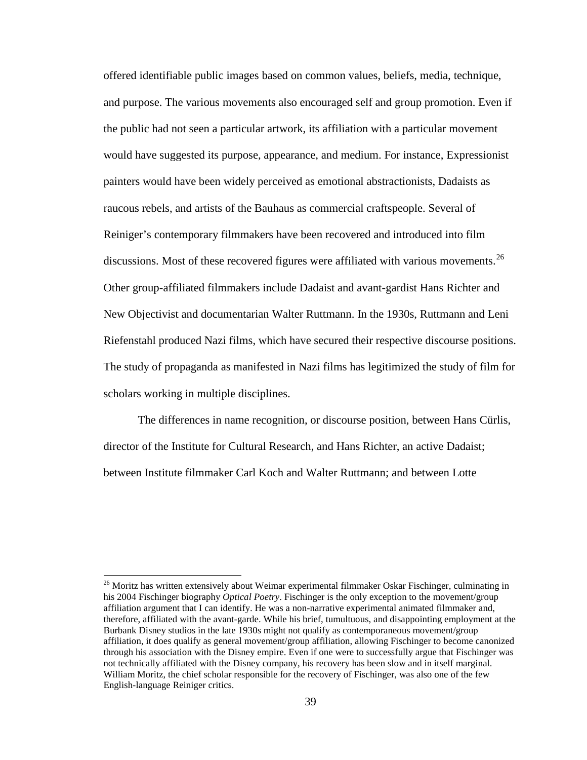offered identifiable public images based on common values, beliefs, media, technique, and purpose. The various movements also encouraged self and group promotion. Even if the public had not seen a particular artwork, its affiliation with a particular movement would have suggested its purpose, appearance, and medium. For instance, Expressionist painters would have been widely perceived as emotional abstractionists, Dadaists as raucous rebels, and artists of the Bauhaus as commercial craftspeople. Several of Reiniger's contemporary filmmakers have been recovered and introduced into film discussions. Most of these recovered figures were affiliated with various movements.[26] Other group-affiliated filmmakers include Dadaist and avant-gardist Hans Richter and New Objectivist and documentarian Walter Ruttmann. In the 1930s, Ruttmann and Leni Riefenstahl produced Nazi films, which have secured their respective discourse positions. The study of propaganda as manifested in Nazi films has legitimized the study of film for scholars working in multiple disciplines.

The differences in name recognition, or discourse position, between Hans Cürlis, director of the Institute for Cultural Research, and Hans Richter, an active Dadaist; between Institute filmmaker Carl Koch and Walter Ruttmann; and between Lotte

[26] Moritz has written extensively about Weimar experimental filmmaker Oskar Fischinger, culminating in his 2004 Fischinger biography *Optical Poetry*. Fischinger is the only exception to the movement/group affiliation argument that I can identify. He was a non-narrative experimental animated filmmaker and, therefore, affiliated with the avant-garde. While his brief, tumultuous, and disappointing employment at the Burbank Disney studios in the late 1930s might not qualify as contemporaneous movement/group affiliation, it does qualify as general movement/group affiliation, allowing Fischinger to become canonized through his association with the Disney empire. Even if one were to successfully argue that Fischinger was not technically affiliated with the Disney company, his recovery has been slow and in itself marginal. William Moritz, the chief scholar responsible for the recovery of Fischinger, was also one of the few English-language Reiniger critics.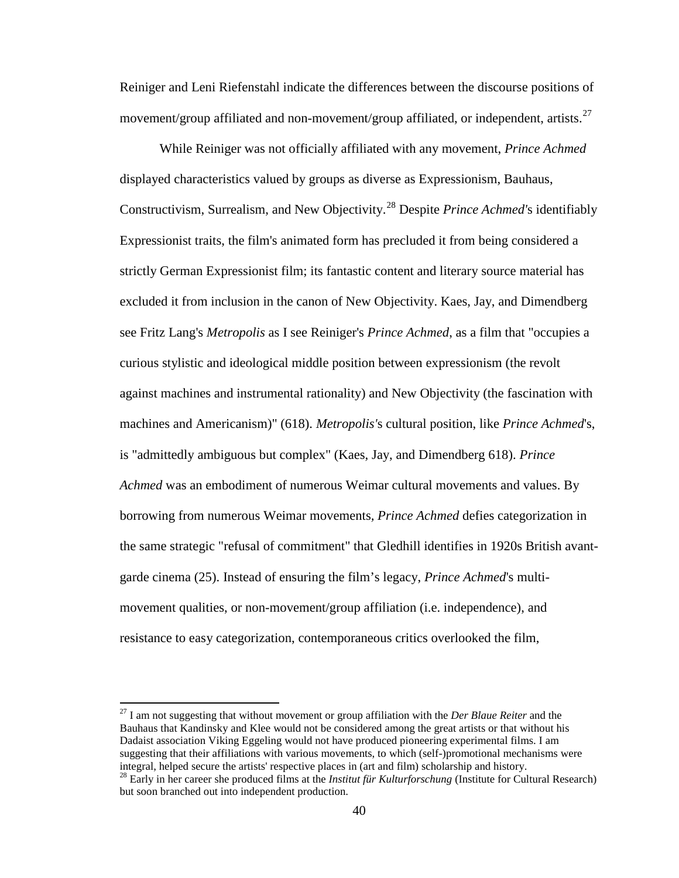Reiniger and Leni Riefenstahl indicate the differences between the discourse positions of movement/group affiliated and non-movement/group affiliated, or independent, artists.[27]

While Reiniger was not officially affiliated with any movement, *Prince Achmed* displayed characteristics valued by groups as diverse as Expressionism, Bauhaus, Constructivism, Surrealism, and New Objectivity.[28] Despite *Prince Achmed'*s identifiably Expressionist traits, the film's animated form has precluded it from being considered a strictly German Expressionist film; its fantastic content and literary source material has excluded it from inclusion in the canon of New Objectivity. Kaes, Jay, and Dimendberg see Fritz Lang's *Metropolis* as I see Reiniger's *Prince Achmed*, as a film that "occupies a curious stylistic and ideological middle position between expressionism (the revolt against machines and instrumental rationality) and New Objectivity (the fascination with machines and Americanism)" (618). *Metropolis'*s cultural position, like *Prince Achmed*'s, is "admittedly ambiguous but complex" (Kaes, Jay, and Dimendberg 618). *Prince Achmed* was an embodiment of numerous Weimar cultural movements and values. By borrowing from numerous Weimar movements, *Prince Achmed* defies categorization in the same strategic "refusal of commitment" that Gledhill identifies in 1920s British avant-garde cinema (25). Instead of ensuring the film's legacy, *Prince Achmed*'s multi-movement qualities, or non-movement/group affiliation (i.e. independence), and resistance to easy categorization, contemporaneous critics overlooked the film,

[27] I am not suggesting that without movement or group affiliation with the *Der Blaue Reiter* and the Bauhaus that Kandinsky and Klee would not be considered among the great artists or that without his Dadaist association Viking Eggeling would not have produced pioneering experimental films. I am suggesting that their affiliations with various movements, to which (self-)promotional mechanisms were integral, helped secure the artists' respective places in (art and film) scholarship and history.

[28] Early in her career she produced films at the *Institut für Kulturforschung* (Institute for Cultural Research) but soon branched out into independent production.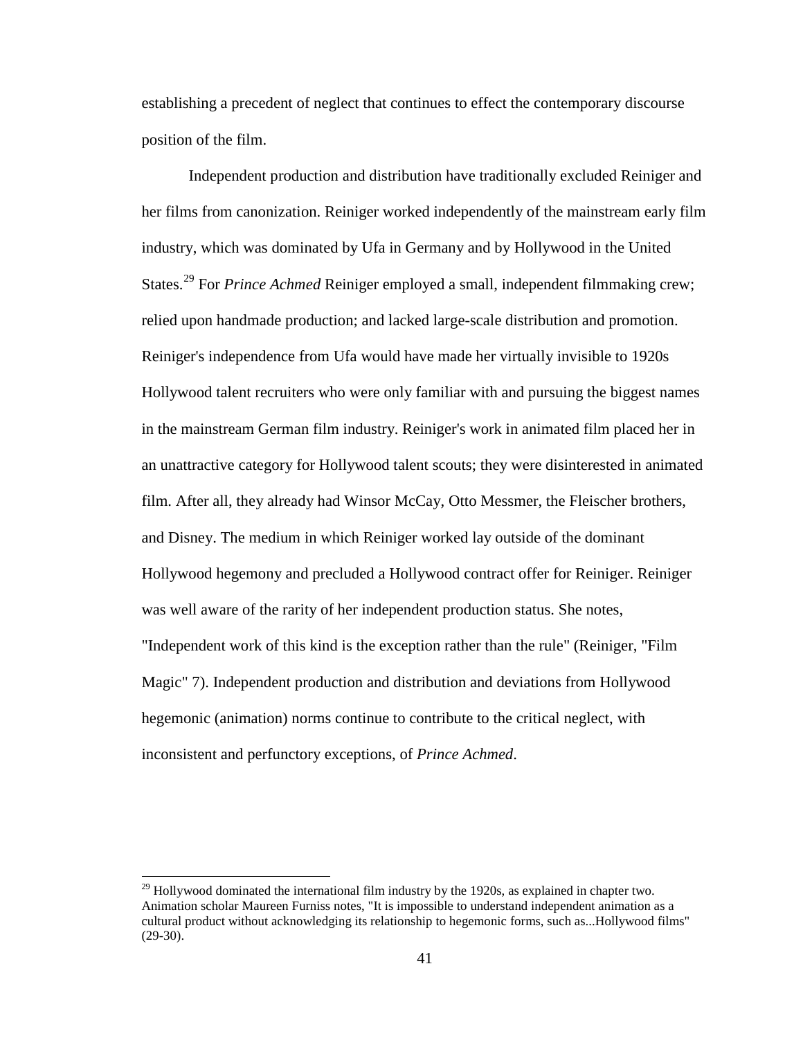establishing a precedent of neglect that continues to effect the contemporary discourse position of the film.

Independent production and distribution have traditionally excluded Reiniger and her films from canonization. Reiniger worked independently of the mainstream early film industry, which was dominated by Ufa in Germany and by Hollywood in the United States.[29] For *Prince Achmed* Reiniger employed a small, independent filmmaking crew; relied upon handmade production; and lacked large-scale distribution and promotion. Reiniger's independence from Ufa would have made her virtually invisible to 1920s Hollywood talent recruiters who were only familiar with and pursuing the biggest names in the mainstream German film industry. Reiniger's work in animated film placed her in an unattractive category for Hollywood talent scouts; they were disinterested in animated film. After all, they already had Winsor McCay, Otto Messmer, the Fleischer brothers, and Disney. The medium in which Reiniger worked lay outside of the dominant Hollywood hegemony and precluded a Hollywood contract offer for Reiniger. Reiniger was well aware of the rarity of her independent production status. She notes, "Independent work of this kind is the exception rather than the rule" (Reiniger, "Film Magic" 7). Independent production and distribution and deviations from Hollywood hegemonic (animation) norms continue to contribute to the critical neglect, with inconsistent and perfunctory exceptions, of *Prince Achmed*.

---

[29] Hollywood dominated the international film industry by the 1920s, as explained in chapter two. Animation scholar Maureen Furniss notes, "It is impossible to understand independent animation as a cultural product without acknowledging its relationship to hegemonic forms, such as...Hollywood films" (29-30).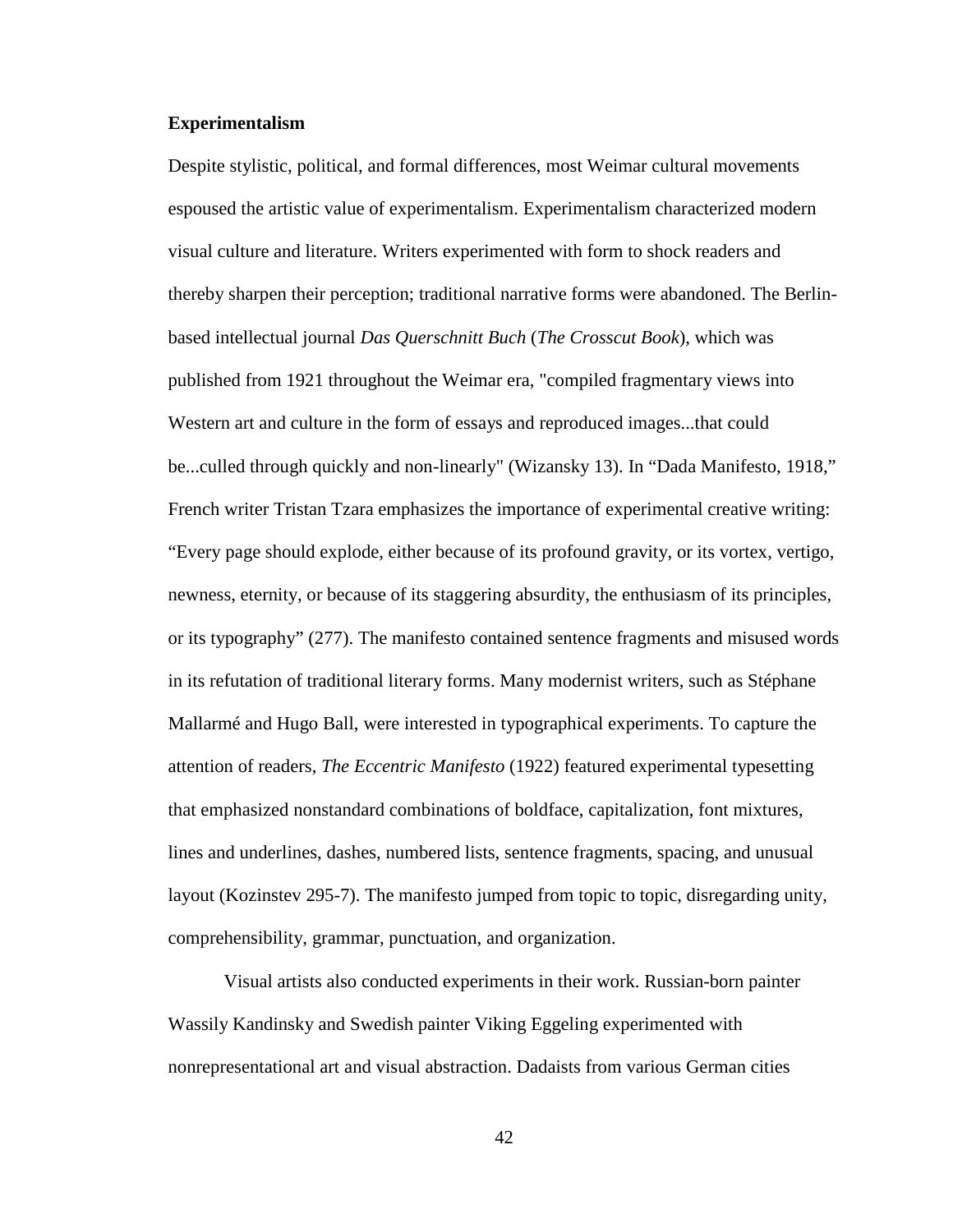**Experimentalism**

Despite stylistic, political, and formal differences, most Weimar cultural movements espoused the artistic value of experimentalism. Experimentalism characterized modern visual culture and literature. Writers experimented with form to shock readers and thereby sharpen their perception; traditional narrative forms were abandoned. The Berlin-based intellectual journal *Das Querschnitt Buch* (*The Crosscut Book*), which was published from 1921 throughout the Weimar era, "compiled fragmentary views into Western art and culture in the form of essays and reproduced images...that could be...culled through quickly and non-linearly" (Wizansky 13). In "Dada Manifesto, 1918," French writer Tristan Tzara emphasizes the importance of experimental creative writing: "Every page should explode, either because of its profound gravity, or its vortex, vertigo, newness, eternity, or because of its staggering absurdity, the enthusiasm of its principles, or its typography" (277). The manifesto contained sentence fragments and misused words in its refutation of traditional literary forms. Many modernist writers, such as Stéphane Mallarmé and Hugo Ball, were interested in typographical experiments. To capture the attention of readers, *The Eccentric Manifesto* (1922) featured experimental typesetting that emphasized nonstandard combinations of boldface, capitalization, font mixtures, lines and underlines, dashes, numbered lists, sentence fragments, spacing, and unusual layout (Kozinstev 295-7). The manifesto jumped from topic to topic, disregarding unity, comprehensibility, grammar, punctuation, and organization.

Visual artists also conducted experiments in their work. Russian-born painter Wassily Kandinsky and Swedish painter Viking Eggeling experimented with nonrepresentational art and visual abstraction. Dadaists from various German cities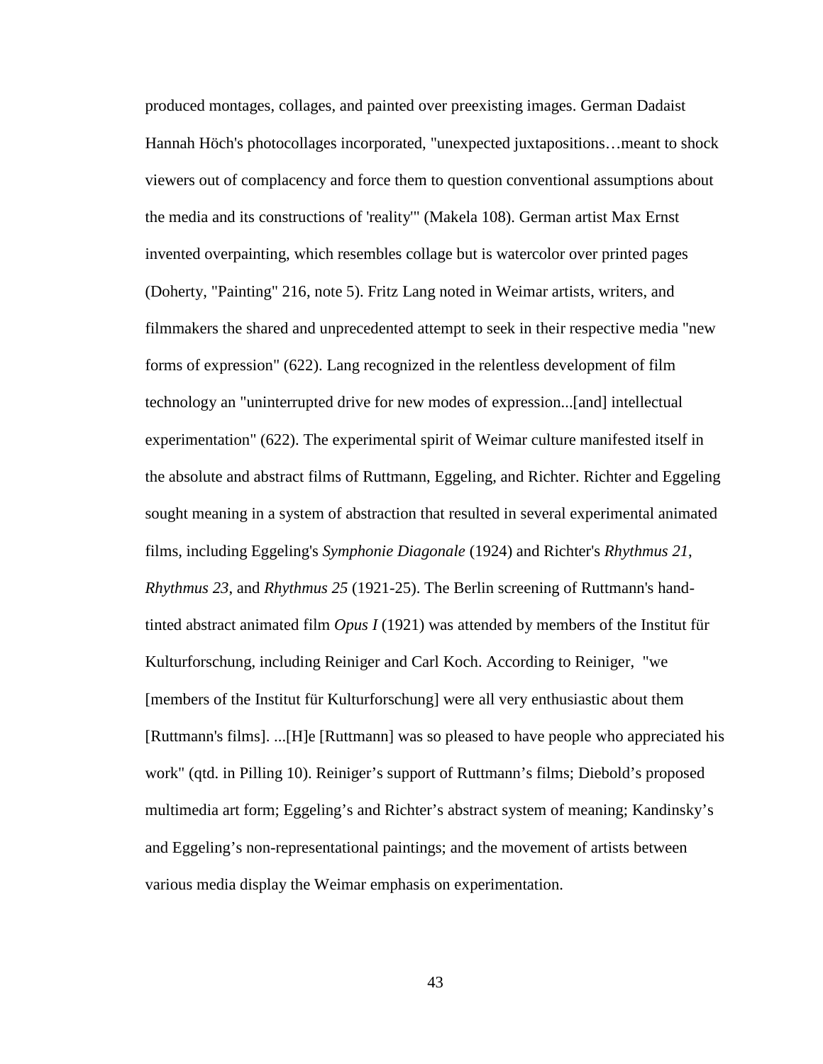produced montages, collages, and painted over preexisting images. German Dadaist Hannah Höch's photocollages incorporated, "unexpected juxtapositions…meant to shock viewers out of complacency and force them to question conventional assumptions about the media and its constructions of 'reality'" (Makela 108). German artist Max Ernst invented overpainting, which resembles collage but is watercolor over printed pages (Doherty, "Painting" 216, note 5). Fritz Lang noted in Weimar artists, writers, and filmmakers the shared and unprecedented attempt to seek in their respective media "new forms of expression" (622). Lang recognized in the relentless development of film technology an "uninterrupted drive for new modes of expression...[and] intellectual experimentation" (622). The experimental spirit of Weimar culture manifested itself in the absolute and abstract films of Ruttmann, Eggeling, and Richter. Richter and Eggeling sought meaning in a system of abstraction that resulted in several experimental animated films, including Eggeling's *Symphonie Diagonale* (1924) and Richter's *Rhythmus 21*, *Rhythmus 23*, and *Rhythmus 25* (1921-25). The Berlin screening of Ruttmann's hand-tinted abstract animated film *Opus I* (1921) was attended by members of the Institut für Kulturforschung, including Reiniger and Carl Koch. According to Reiniger, "we [members of the Institut für Kulturforschung] were all very enthusiastic about them [Ruttmann's films]. ...[H]e [Ruttmann] was so pleased to have people who appreciated his work" (qtd. in Pilling 10). Reiniger's support of Ruttmann's films; Diebold's proposed multimedia art form; Eggeling's and Richter's abstract system of meaning; Kandinsky's and Eggeling's non-representational paintings; and the movement of artists between various media display the Weimar emphasis on experimentation.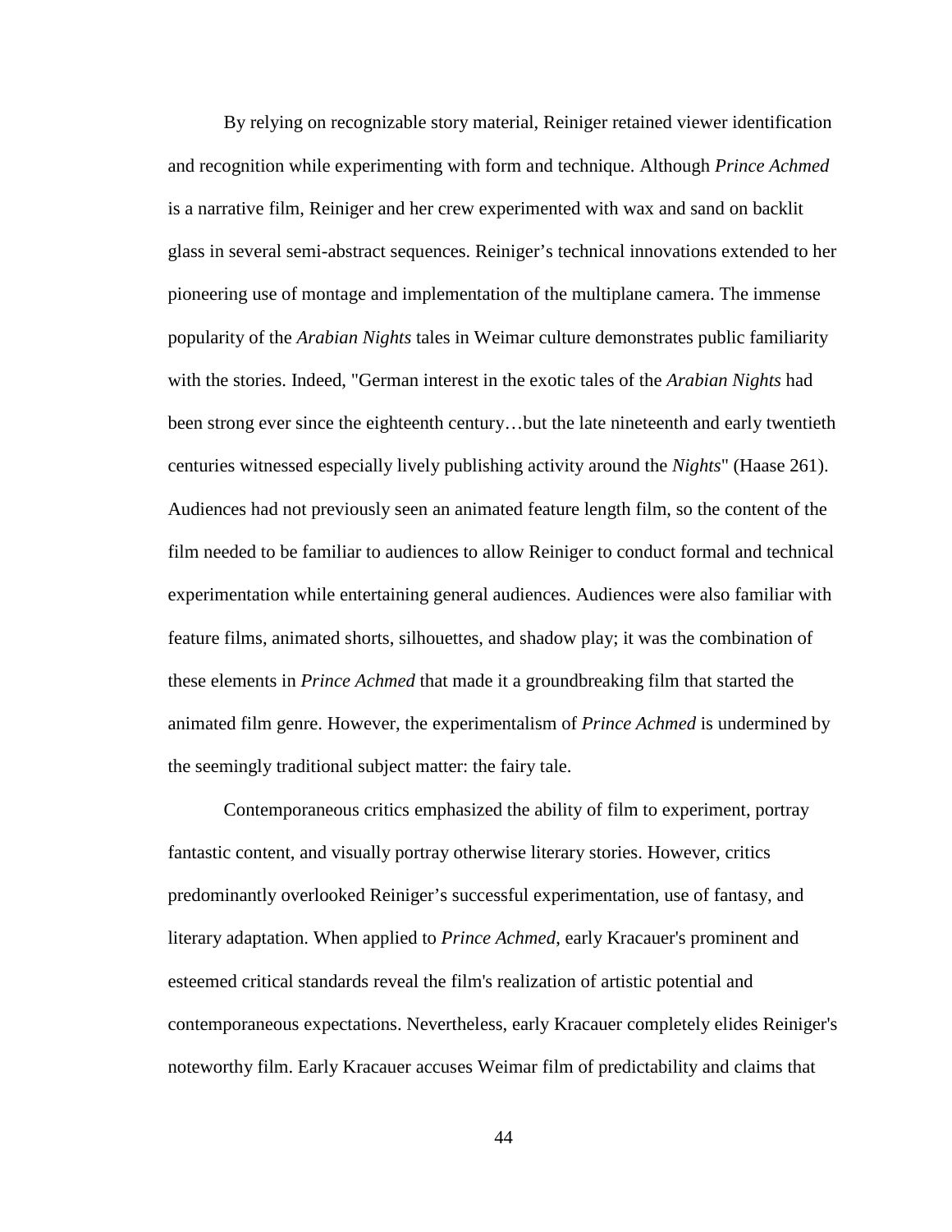By relying on recognizable story material, Reiniger retained viewer identification and recognition while experimenting with form and technique. Although *Prince Achmed* is a narrative film, Reiniger and her crew experimented with wax and sand on backlit glass in several semi-abstract sequences. Reiniger's technical innovations extended to her pioneering use of montage and implementation of the multiplane camera. The immense popularity of the *Arabian Nights* tales in Weimar culture demonstrates public familiarity with the stories. Indeed, "German interest in the exotic tales of the *Arabian Nights* had been strong ever since the eighteenth century…but the late nineteenth and early twentieth centuries witnessed especially lively publishing activity around the *Nights*" (Haase 261). Audiences had not previously seen an animated feature length film, so the content of the film needed to be familiar to audiences to allow Reiniger to conduct formal and technical experimentation while entertaining general audiences. Audiences were also familiar with feature films, animated shorts, silhouettes, and shadow play; it was the combination of these elements in *Prince Achmed* that made it a groundbreaking film that started the animated film genre. However, the experimentalism of *Prince Achmed* is undermined by the seemingly traditional subject matter: the fairy tale.

Contemporaneous critics emphasized the ability of film to experiment, portray fantastic content, and visually portray otherwise literary stories. However, critics predominantly overlooked Reiniger's successful experimentation, use of fantasy, and literary adaptation. When applied to *Prince Achmed*, early Kracauer's prominent and esteemed critical standards reveal the film's realization of artistic potential and contemporaneous expectations. Nevertheless, early Kracauer completely elides Reiniger's noteworthy film. Early Kracauer accuses Weimar film of predictability and claims that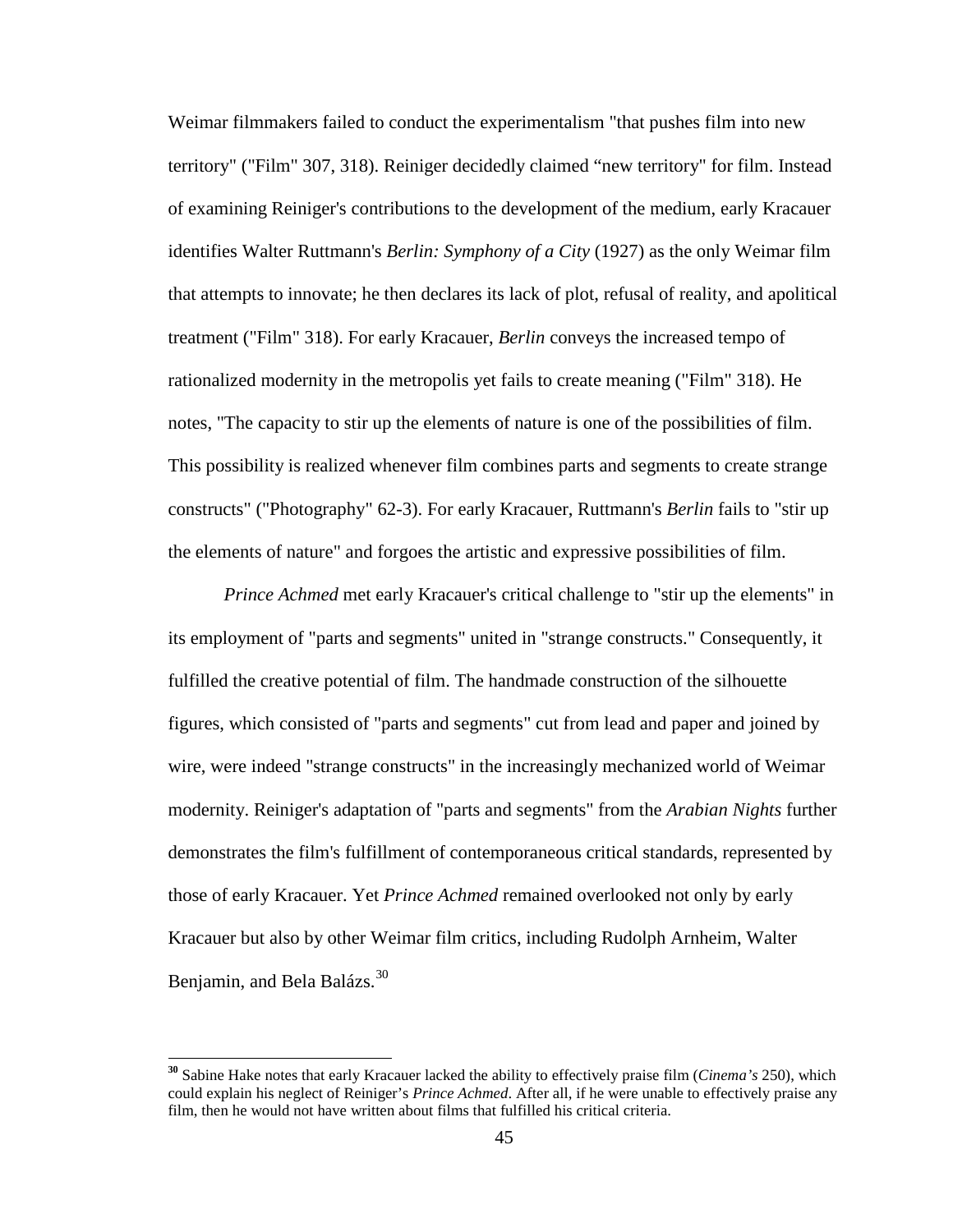Weimar filmmakers failed to conduct the experimentalism "that pushes film into new territory" ("Film" 307, 318). Reiniger decidedly claimed “new territory" for film. Instead of examining Reiniger's contributions to the development of the medium, early Kracauer identifies Walter Ruttmann's *Berlin: Symphony of a City* (1927) as the only Weimar film that attempts to innovate; he then declares its lack of plot, refusal of reality, and apolitical treatment ("Film" 318). For early Kracauer, *Berlin* conveys the increased tempo of rationalized modernity in the metropolis yet fails to create meaning ("Film" 318). He notes, "The capacity to stir up the elements of nature is one of the possibilities of film. This possibility is realized whenever film combines parts and segments to create strange constructs" ("Photography" 62-3). For early Kracauer, Ruttmann's *Berlin* fails to "stir up the elements of nature" and forgoes the artistic and expressive possibilities of film.

*Prince Achmed* met early Kracauer's critical challenge to "stir up the elements" in its employment of "parts and segments" united in "strange constructs." Consequently, it fulfilled the creative potential of film. The handmade construction of the silhouette figures, which consisted of "parts and segments" cut from lead and paper and joined by wire, were indeed "strange constructs" in the increasingly mechanized world of Weimar modernity. Reiniger's adaptation of "parts and segments" from the *Arabian Nights* further demonstrates the film's fulfillment of contemporaneous critical standards, represented by those of early Kracauer. Yet *Prince Achmed* remained overlooked not only by early Kracauer but also by other Weimar film critics, including Rudolph Arnheim, Walter Benjamin, and Bela Balázs.[30]

---

[30] Sabine Hake notes that early Kracauer lacked the ability to effectively praise film (*Cinema's* 250), which could explain his neglect of Reiniger's *Prince Achmed*. After all, if he were unable to effectively praise any film, then he would not have written about films that fulfilled his critical criteria.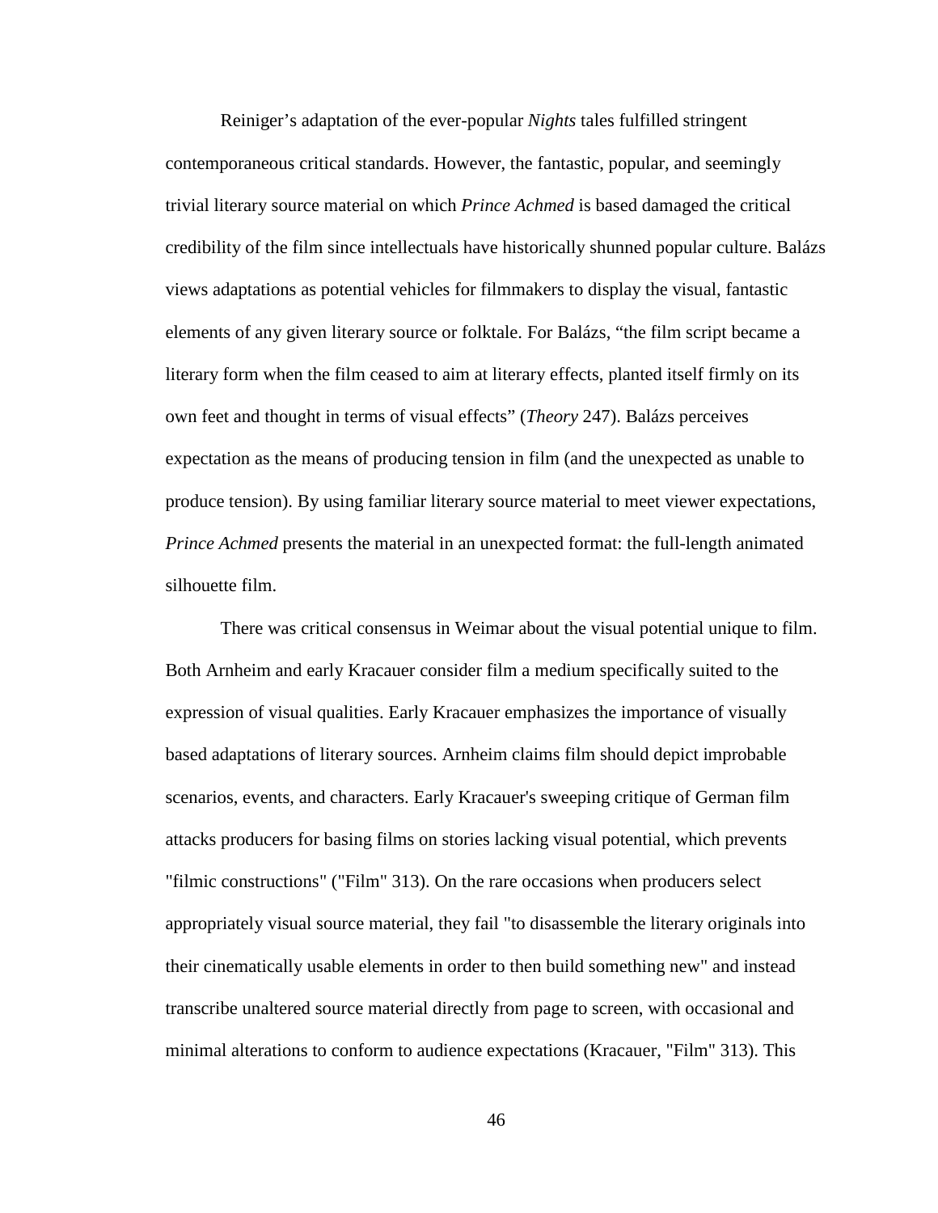Reiniger's adaptation of the ever-popular *Nights* tales fulfilled stringent contemporaneous critical standards. However, the fantastic, popular, and seemingly trivial literary source material on which *Prince Achmed* is based damaged the critical credibility of the film since intellectuals have historically shunned popular culture. Balázs views adaptations as potential vehicles for filmmakers to display the visual, fantastic elements of any given literary source or folktale. For Balázs, "the film script became a literary form when the film ceased to aim at literary effects, planted itself firmly on its own feet and thought in terms of visual effects" (*Theory* 247). Balázs perceives expectation as the means of producing tension in film (and the unexpected as unable to produce tension). By using familiar literary source material to meet viewer expectations, *Prince Achmed* presents the material in an unexpected format: the full-length animated silhouette film.

There was critical consensus in Weimar about the visual potential unique to film. Both Arnheim and early Kracauer consider film a medium specifically suited to the expression of visual qualities. Early Kracauer emphasizes the importance of visually based adaptations of literary sources. Arnheim claims film should depict improbable scenarios, events, and characters. Early Kracauer's sweeping critique of German film attacks producers for basing films on stories lacking visual potential, which prevents "filmic constructions" ("Film" 313). On the rare occasions when producers select appropriately visual source material, they fail "to disassemble the literary originals into their cinematically usable elements in order to then build something new" and instead transcribe unaltered source material directly from page to screen, with occasional and minimal alterations to conform to audience expectations (Kracauer, "Film" 313). This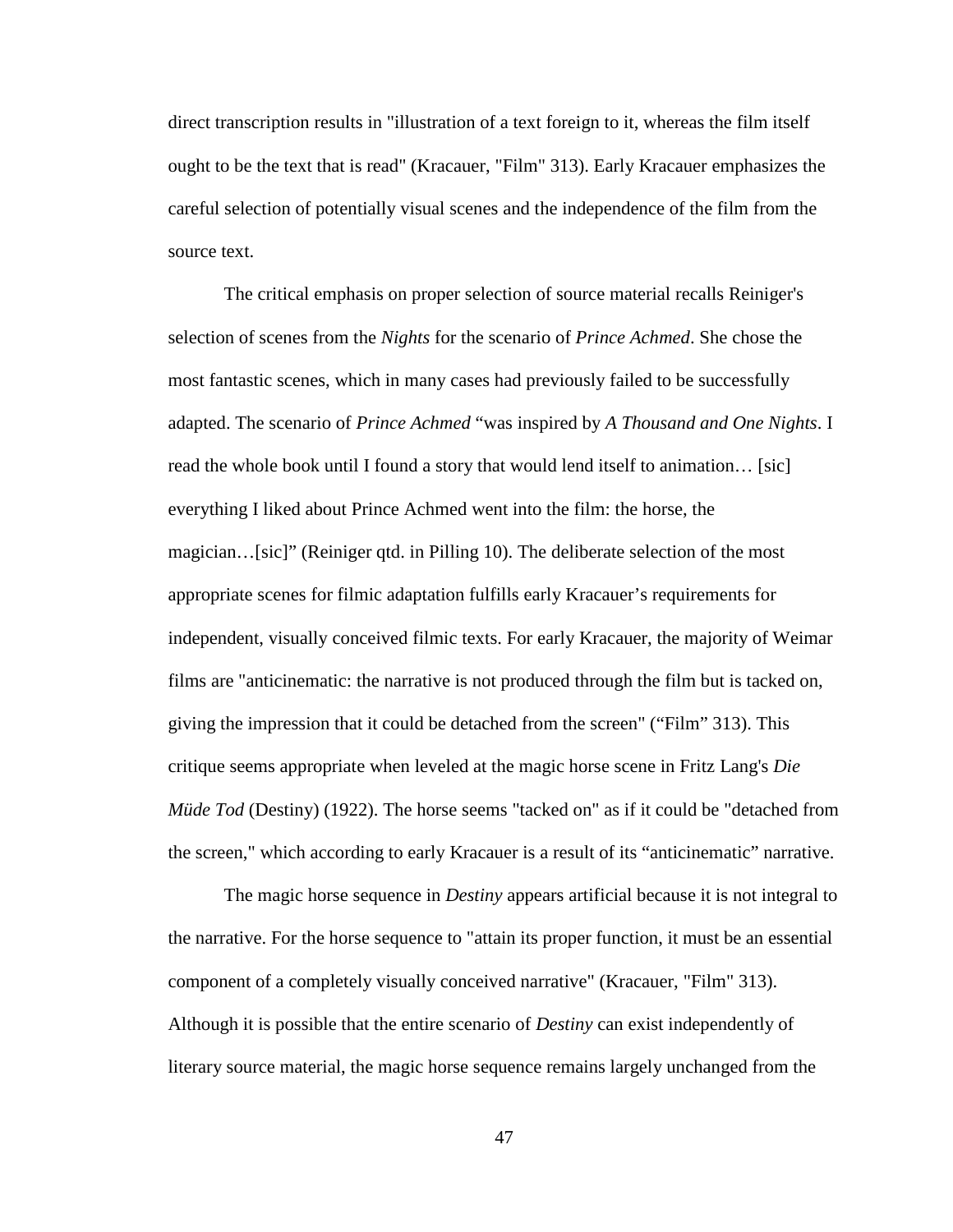direct transcription results in "illustration of a text foreign to it, whereas the film itself ought to be the text that is read" (Kracauer, "Film" 313). Early Kracauer emphasizes the careful selection of potentially visual scenes and the independence of the film from the source text.

The critical emphasis on proper selection of source material recalls Reiniger's selection of scenes from the *Nights* for the scenario of *Prince Achmed*. She chose the most fantastic scenes, which in many cases had previously failed to be successfully adapted. The scenario of *Prince Achmed* "was inspired by *A Thousand and One Nights*. I read the whole book until I found a story that would lend itself to animation… [sic] everything I liked about Prince Achmed went into the film: the horse, the magician…[sic]" (Reiniger qtd. in Pilling 10). The deliberate selection of the most appropriate scenes for filmic adaptation fulfills early Kracauer's requirements for independent, visually conceived filmic texts. For early Kracauer, the majority of Weimar films are "anticinematic: the narrative is not produced through the film but is tacked on, giving the impression that it could be detached from the screen" ("Film" 313). This critique seems appropriate when leveled at the magic horse scene in Fritz Lang's *Die Müde Tod* (Destiny) (1922). The horse seems "tacked on" as if it could be "detached from the screen," which according to early Kracauer is a result of its "anticinematic" narrative.

The magic horse sequence in *Destiny* appears artificial because it is not integral to the narrative. For the horse sequence to "attain its proper function, it must be an essential component of a completely visually conceived narrative" (Kracauer, "Film" 313). Although it is possible that the entire scenario of *Destiny* can exist independently of literary source material, the magic horse sequence remains largely unchanged from the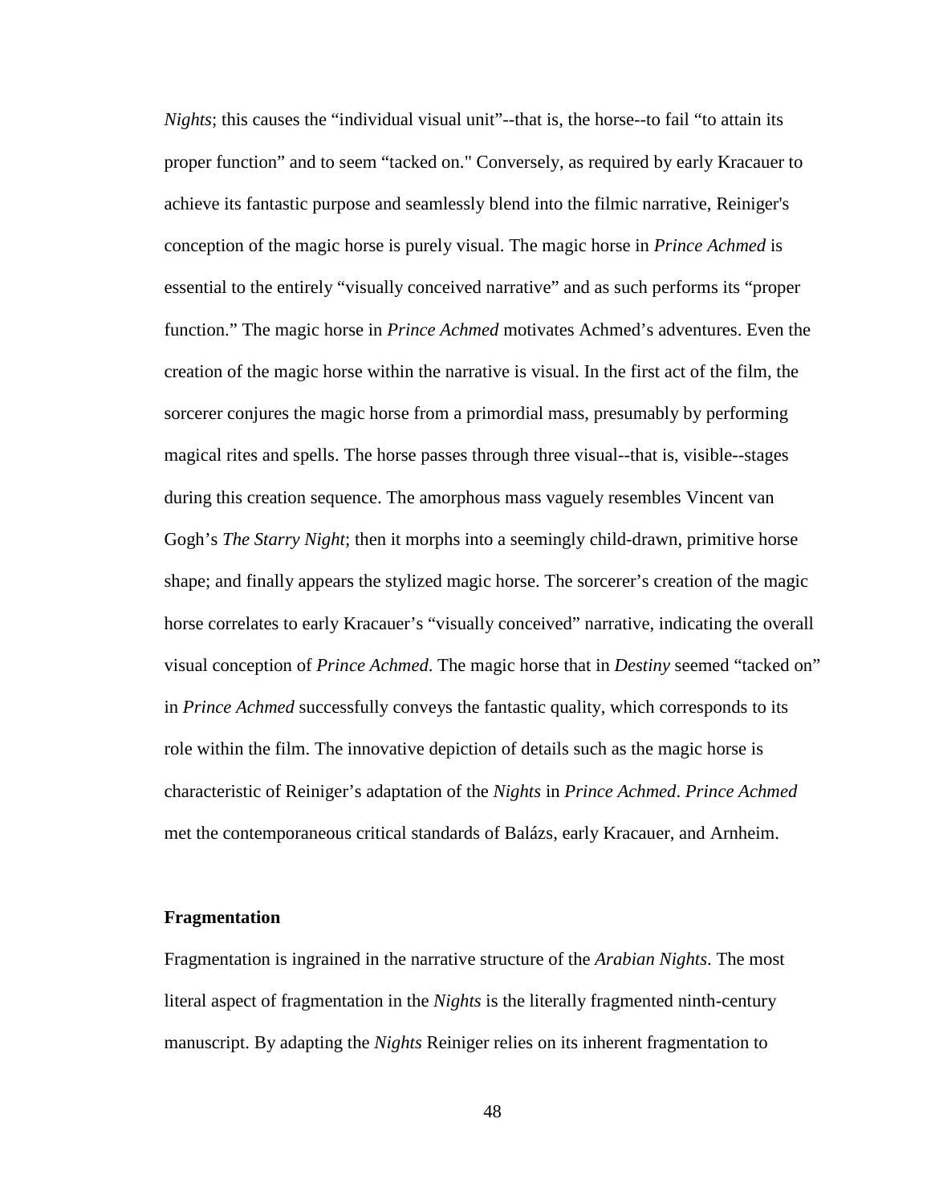*Nights*; this causes the "individual visual unit"--that is, the horse--to fail "to attain its proper function" and to seem "tacked on." Conversely, as required by early Kracauer to achieve its fantastic purpose and seamlessly blend into the filmic narrative, Reiniger's conception of the magic horse is purely visual. The magic horse in *Prince Achmed* is essential to the entirely "visually conceived narrative" and as such performs its "proper function." The magic horse in *Prince Achmed* motivates Achmed's adventures. Even the creation of the magic horse within the narrative is visual. In the first act of the film, the sorcerer conjures the magic horse from a primordial mass, presumably by performing magical rites and spells. The horse passes through three visual--that is, visible--stages during this creation sequence. The amorphous mass vaguely resembles Vincent van Gogh's *The Starry Night*; then it morphs into a seemingly child-drawn, primitive horse shape; and finally appears the stylized magic horse. The sorcerer's creation of the magic horse correlates to early Kracauer's "visually conceived" narrative, indicating the overall visual conception of *Prince Achmed*. The magic horse that in *Destiny* seemed "tacked on" in *Prince Achmed* successfully conveys the fantastic quality, which corresponds to its role within the film. The innovative depiction of details such as the magic horse is characteristic of Reiniger's adaptation of the *Nights* in *Prince Achmed*. *Prince Achmed* met the contemporaneous critical standards of Balázs, early Kracauer, and Arnheim.

**Fragmentation**

Fragmentation is ingrained in the narrative structure of the *Arabian Nights*. The most literal aspect of fragmentation in the *Nights* is the literally fragmented ninth-century manuscript. By adapting the *Nights* Reiniger relies on its inherent fragmentation to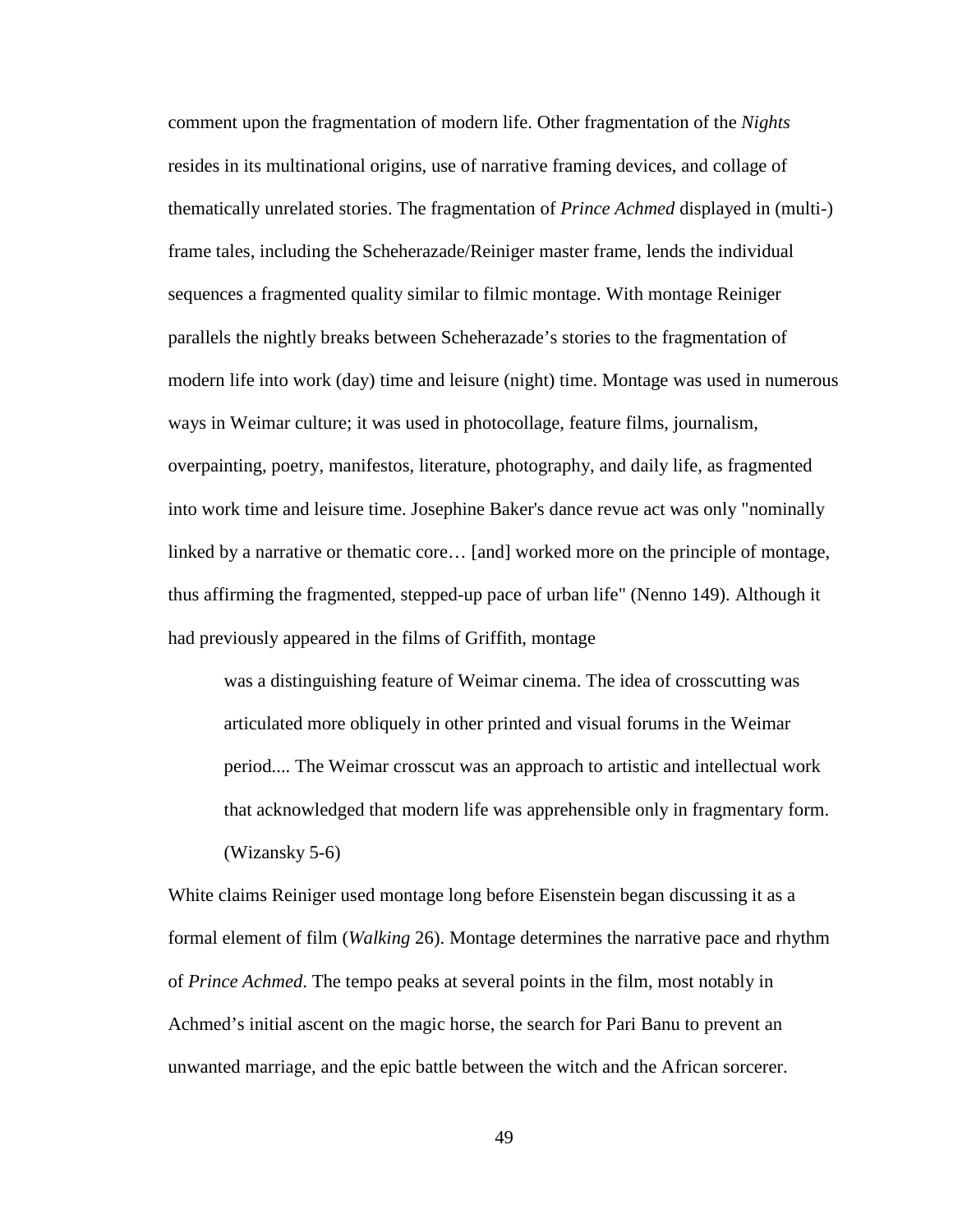comment upon the fragmentation of modern life. Other fragmentation of the *Nights* resides in its multinational origins, use of narrative framing devices, and collage of thematically unrelated stories. The fragmentation of *Prince Achmed* displayed in (multi-) frame tales, including the Scheherazade/Reiniger master frame, lends the individual sequences a fragmented quality similar to filmic montage. With montage Reiniger parallels the nightly breaks between Scheherazade's stories to the fragmentation of modern life into work (day) time and leisure (night) time. Montage was used in numerous ways in Weimar culture; it was used in photocollage, feature films, journalism, overpainting, poetry, manifestos, literature, photography, and daily life, as fragmented into work time and leisure time. Josephine Baker's dance revue act was only "nominally linked by a narrative or thematic core… [and] worked more on the principle of montage, thus affirming the fragmented, stepped-up pace of urban life" (Nenno 149). Although it had previously appeared in the films of Griffith, montage

> was a distinguishing feature of Weimar cinema. The idea of crosscutting was articulated more obliquely in other printed and visual forums in the Weimar period.... The Weimar crosscut was an approach to artistic and intellectual work that acknowledged that modern life was apprehensible only in fragmentary form. (Wizansky 5-6)

White claims Reiniger used montage long before Eisenstein began discussing it as a formal element of film (*Walking* 26). Montage determines the narrative pace and rhythm of *Prince Achmed*. The tempo peaks at several points in the film, most notably in Achmed's initial ascent on the magic horse, the search for Pari Banu to prevent an unwanted marriage, and the epic battle between the witch and the African sorcerer.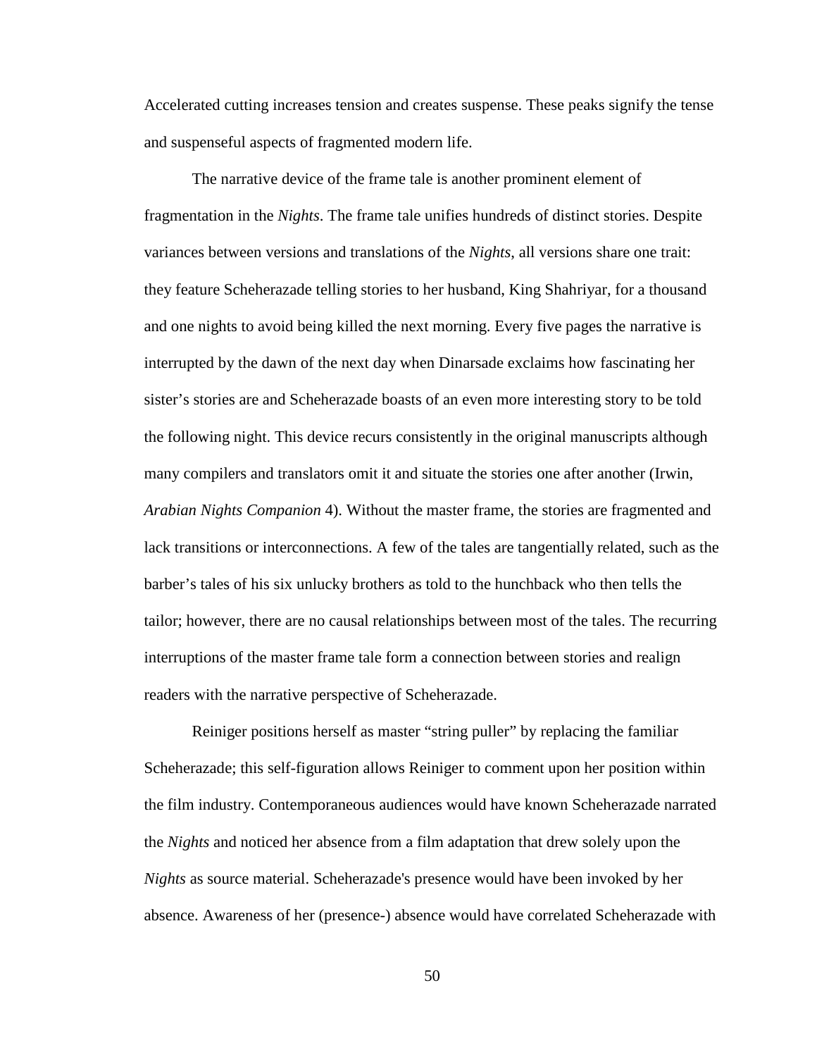Accelerated cutting increases tension and creates suspense. These peaks signify the tense and suspenseful aspects of fragmented modern life.

The narrative device of the frame tale is another prominent element of fragmentation in the *Nights*. The frame tale unifies hundreds of distinct stories. Despite variances between versions and translations of the *Nights*, all versions share one trait: they feature Scheherazade telling stories to her husband, King Shahriyar, for a thousand and one nights to avoid being killed the next morning. Every five pages the narrative is interrupted by the dawn of the next day when Dinarsade exclaims how fascinating her sister's stories are and Scheherazade boasts of an even more interesting story to be told the following night. This device recurs consistently in the original manuscripts although many compilers and translators omit it and situate the stories one after another (Irwin, *Arabian Nights Companion* 4). Without the master frame, the stories are fragmented and lack transitions or interconnections. A few of the tales are tangentially related, such as the barber's tales of his six unlucky brothers as told to the hunchback who then tells the tailor; however, there are no causal relationships between most of the tales. The recurring interruptions of the master frame tale form a connection between stories and realign readers with the narrative perspective of Scheherazade.

Reiniger positions herself as master "string puller" by replacing the familiar Scheherazade; this self-figuration allows Reiniger to comment upon her position within the film industry. Contemporaneous audiences would have known Scheherazade narrated the *Nights* and noticed her absence from a film adaptation that drew solely upon the *Nights* as source material. Scheherazade's presence would have been invoked by her absence. Awareness of her (presence-) absence would have correlated Scheherazade with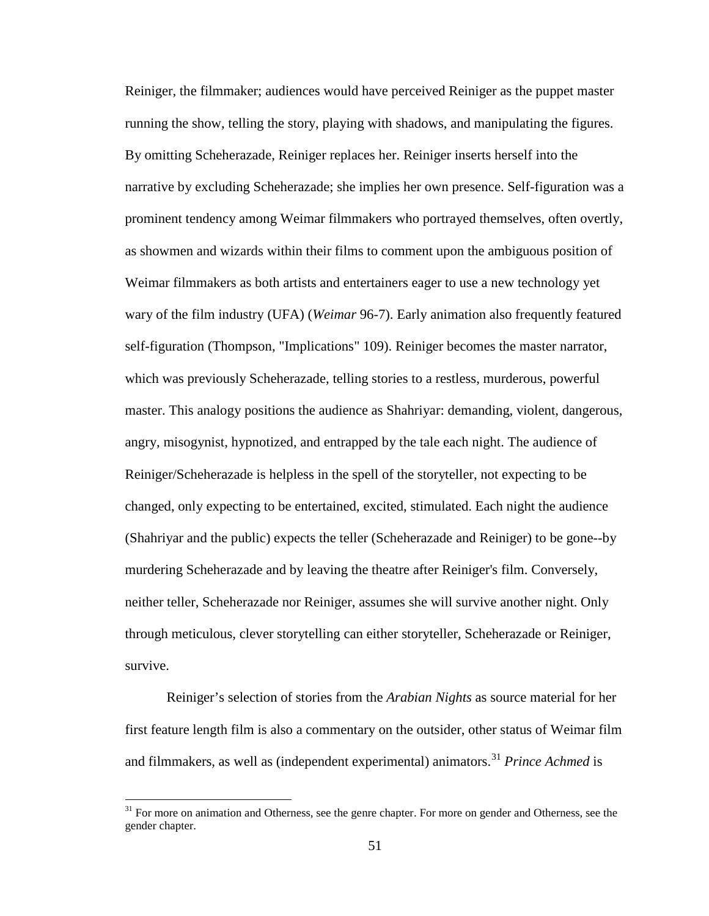Reiniger, the filmmaker; audiences would have perceived Reiniger as the puppet master running the show, telling the story, playing with shadows, and manipulating the figures. By omitting Scheherazade, Reiniger replaces her. Reiniger inserts herself into the narrative by excluding Scheherazade; she implies her own presence. Self-figuration was a prominent tendency among Weimar filmmakers who portrayed themselves, often overtly, as showmen and wizards within their films to comment upon the ambiguous position of Weimar filmmakers as both artists and entertainers eager to use a new technology yet wary of the film industry (UFA) (*Weimar* 96-7). Early animation also frequently featured self-figuration (Thompson, "Implications" 109). Reiniger becomes the master narrator, which was previously Scheherazade, telling stories to a restless, murderous, powerful master. This analogy positions the audience as Shahriyar: demanding, violent, dangerous, angry, misogynist, hypnotized, and entrapped by the tale each night. The audience of Reiniger/Scheherazade is helpless in the spell of the storyteller, not expecting to be changed, only expecting to be entertained, excited, stimulated. Each night the audience (Shahriyar and the public) expects the teller (Scheherazade and Reiniger) to be gone--by murdering Scheherazade and by leaving the theatre after Reiniger's film. Conversely, neither teller, Scheherazade nor Reiniger, assumes she will survive another night. Only through meticulous, clever storytelling can either storyteller, Scheherazade or Reiniger, survive.

Reiniger's selection of stories from the *Arabian Nights* as source material for her first feature length film is also a commentary on the outsider, other status of Weimar film and filmmakers, as well as (independent experimental) animators.[31] *Prince Achmed* is

[31] For more on animation and Otherness, see the genre chapter. For more on gender and Otherness, see the gender chapter.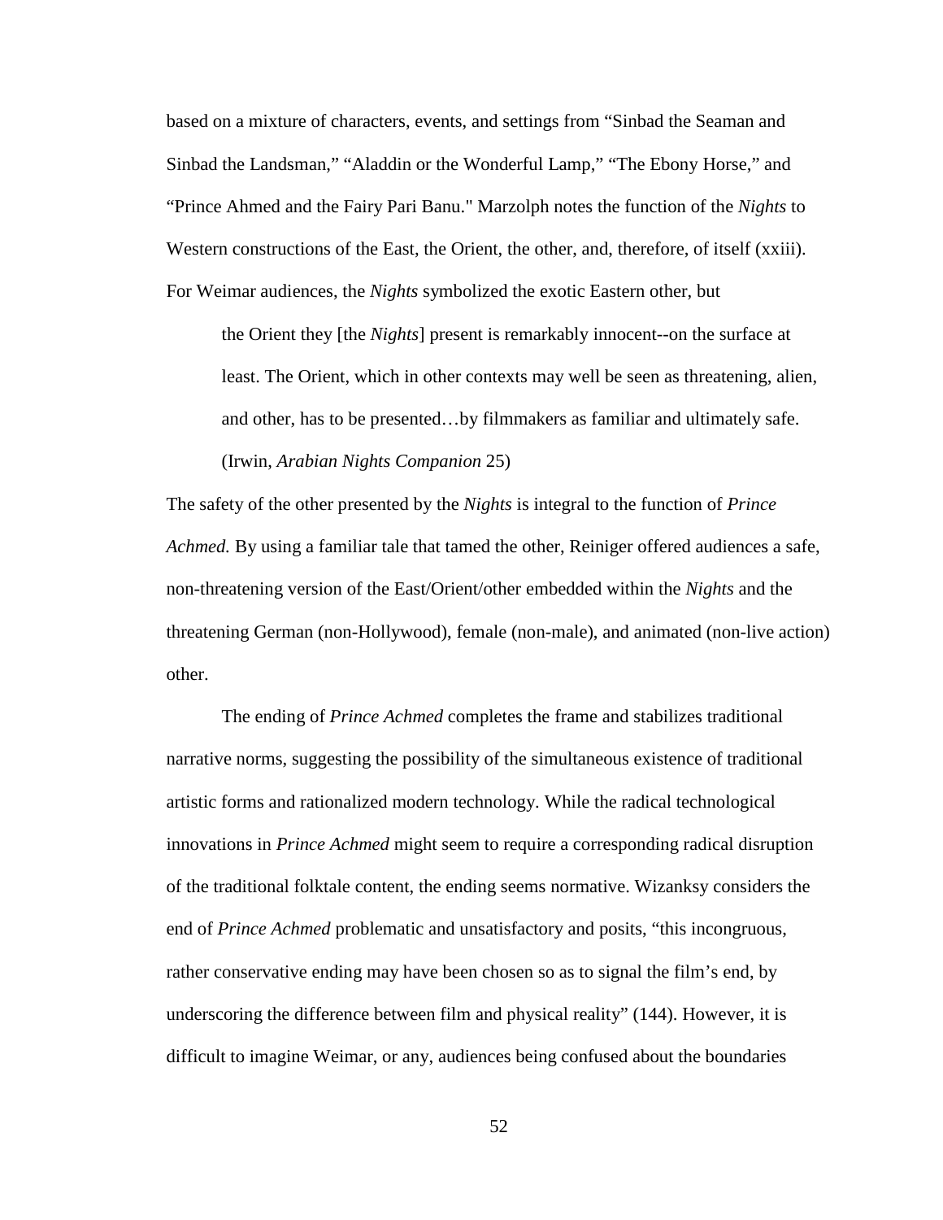based on a mixture of characters, events, and settings from "Sinbad the Seaman and Sinbad the Landsman," "Aladdin or the Wonderful Lamp," "The Ebony Horse," and "Prince Ahmed and the Fairy Pari Banu." Marzolph notes the function of the *Nights* to Western constructions of the East, the Orient, the other, and, therefore, of itself (xxiii). For Weimar audiences, the *Nights* symbolized the exotic Eastern other, but

> the Orient they [the *Nights*] present is remarkably innocent--on the surface at least. The Orient, which in other contexts may well be seen as threatening, alien, and other, has to be presented…by filmmakers as familiar and ultimately safe. (Irwin, *Arabian Nights Companion* 25)

The safety of the other presented by the *Nights* is integral to the function of *Prince Achmed.* By using a familiar tale that tamed the other, Reiniger offered audiences a safe, non-threatening version of the East/Orient/other embedded within the *Nights* and the threatening German (non-Hollywood), female (non-male), and animated (non-live action) other.

The ending of *Prince Achmed* completes the frame and stabilizes traditional narrative norms, suggesting the possibility of the simultaneous existence of traditional artistic forms and rationalized modern technology. While the radical technological innovations in *Prince Achmed* might seem to require a corresponding radical disruption of the traditional folktale content, the ending seems normative. Wizanksy considers the end of *Prince Achmed* problematic and unsatisfactory and posits, "this incongruous, rather conservative ending may have been chosen so as to signal the film's end, by underscoring the difference between film and physical reality" (144). However, it is difficult to imagine Weimar, or any, audiences being confused about the boundaries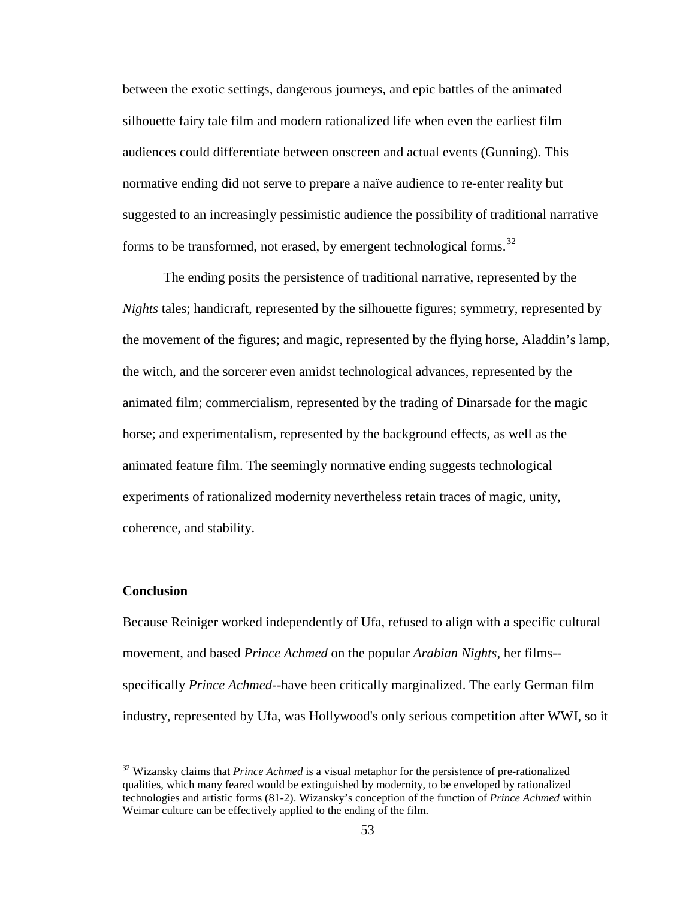between the exotic settings, dangerous journeys, and epic battles of the animated silhouette fairy tale film and modern rationalized life when even the earliest film audiences could differentiate between onscreen and actual events (Gunning). This normative ending did not serve to prepare a naïve audience to re-enter reality but suggested to an increasingly pessimistic audience the possibility of traditional narrative forms to be transformed, not erased, by emergent technological forms.[32]

The ending posits the persistence of traditional narrative, represented by the *Nights* tales; handicraft, represented by the silhouette figures; symmetry, represented by the movement of the figures; and magic, represented by the flying horse, Aladdin's lamp, the witch, and the sorcerer even amidst technological advances, represented by the animated film; commercialism, represented by the trading of Dinarsade for the magic horse; and experimentalism, represented by the background effects, as well as the animated feature film. The seemingly normative ending suggests technological experiments of rationalized modernity nevertheless retain traces of magic, unity, coherence, and stability.

**Conclusion**

Because Reiniger worked independently of Ufa, refused to align with a specific cultural movement, and based *Prince Achmed* on the popular *Arabian Nights*, her films--specifically *Prince Achmed*--have been critically marginalized. The early German film industry, represented by Ufa, was Hollywood's only serious competition after WWI, so it

[32] Wizansky claims that *Prince Achmed* is a visual metaphor for the persistence of pre-rationalized qualities, which many feared would be extinguished by modernity, to be enveloped by rationalized technologies and artistic forms (81-2). Wizansky's conception of the function of *Prince Achmed* within Weimar culture can be effectively applied to the ending of the film.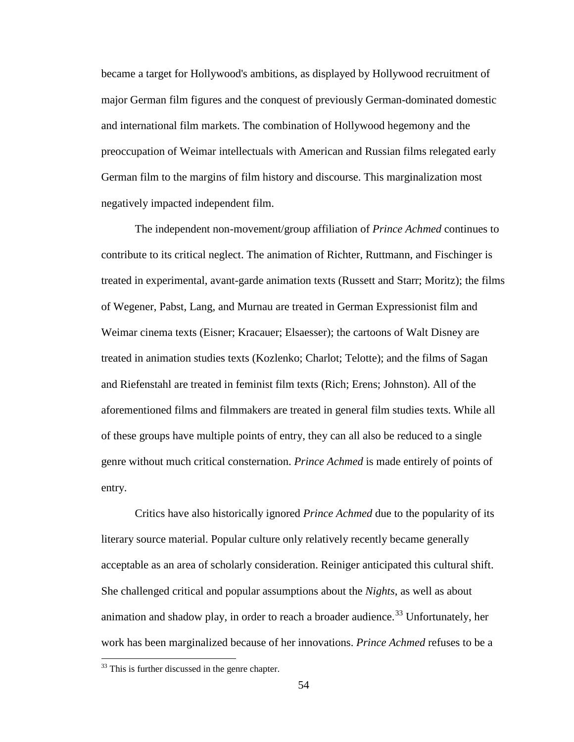became a target for Hollywood's ambitions, as displayed by Hollywood recruitment of major German film figures and the conquest of previously German-dominated domestic and international film markets. The combination of Hollywood hegemony and the preoccupation of Weimar intellectuals with American and Russian films relegated early German film to the margins of film history and discourse. This marginalization most negatively impacted independent film.

The independent non-movement/group affiliation of *Prince Achmed* continues to contribute to its critical neglect. The animation of Richter, Ruttmann, and Fischinger is treated in experimental, avant-garde animation texts (Russett and Starr; Moritz); the films of Wegener, Pabst, Lang, and Murnau are treated in German Expressionist film and Weimar cinema texts (Eisner; Kracauer; Elsaesser); the cartoons of Walt Disney are treated in animation studies texts (Kozlenko; Charlot; Telotte); and the films of Sagan and Riefenstahl are treated in feminist film texts (Rich; Erens; Johnston). All of the aforementioned films and filmmakers are treated in general film studies texts. While all of these groups have multiple points of entry, they can all also be reduced to a single genre without much critical consternation. *Prince Achmed* is made entirely of points of entry.

Critics have also historically ignored *Prince Achmed* due to the popularity of its literary source material. Popular culture only relatively recently became generally acceptable as an area of scholarly consideration. Reiniger anticipated this cultural shift. She challenged critical and popular assumptions about the *Nights*, as well as about animation and shadow play, in order to reach a broader audience.[33] Unfortunately, her work has been marginalized because of her innovations. *Prince Achmed* refuses to be a

[33] This is further discussed in the genre chapter.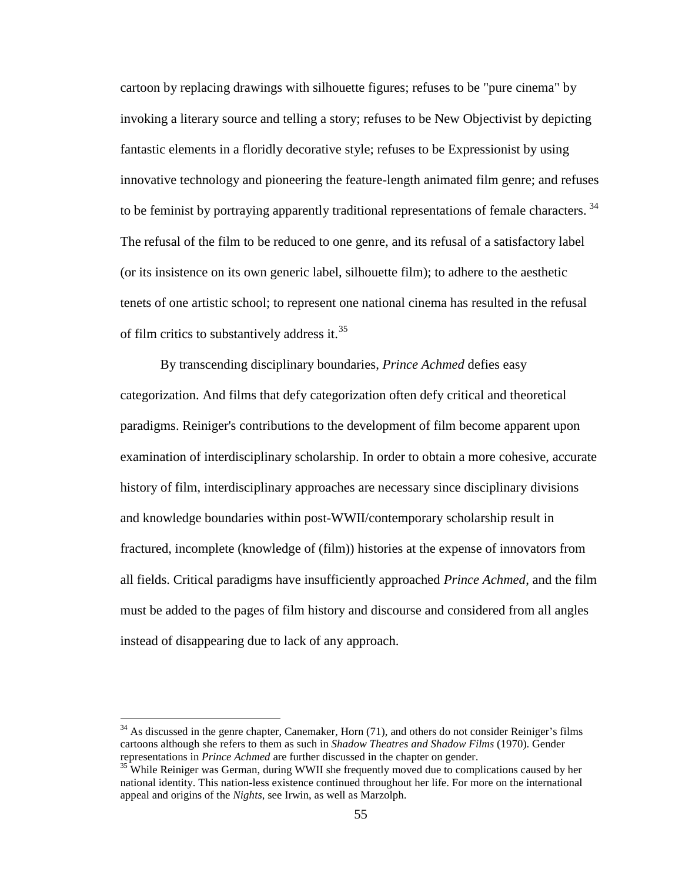cartoon by replacing drawings with silhouette figures; refuses to be "pure cinema" by invoking a literary source and telling a story; refuses to be New Objectivist by depicting fantastic elements in a floridly decorative style; refuses to be Expressionist by using innovative technology and pioneering the feature-length animated film genre; and refuses to be feminist by portraying apparently traditional representations of female characters. [34] The refusal of the film to be reduced to one genre, and its refusal of a satisfactory label (or its insistence on its own generic label, silhouette film); to adhere to the aesthetic tenets of one artistic school; to represent one national cinema has resulted in the refusal of film critics to substantively address it.[35]

By transcending disciplinary boundaries, *Prince Achmed* defies easy categorization. And films that defy categorization often defy critical and theoretical paradigms. Reiniger's contributions to the development of film become apparent upon examination of interdisciplinary scholarship. In order to obtain a more cohesive, accurate history of film, interdisciplinary approaches are necessary since disciplinary divisions and knowledge boundaries within post-WWII/contemporary scholarship result in fractured, incomplete (knowledge of (film)) histories at the expense of innovators from all fields. Critical paradigms have insufficiently approached *Prince Achmed*, and the film must be added to the pages of film history and discourse and considered from all angles instead of disappearing due to lack of any approach.

---

[34] As discussed in the genre chapter, Canemaker, Horn (71), and others do not consider Reiniger's films cartoons although she refers to them as such in *Shadow Theatres and Shadow Films* (1970). Gender representations in *Prince Achmed* are further discussed in the chapter on gender.

[35] While Reiniger was German, during WWII she frequently moved due to complications caused by her national identity. This nation-less existence continued throughout her life. For more on the international appeal and origins of the *Nights*, see Irwin, as well as Marzolph.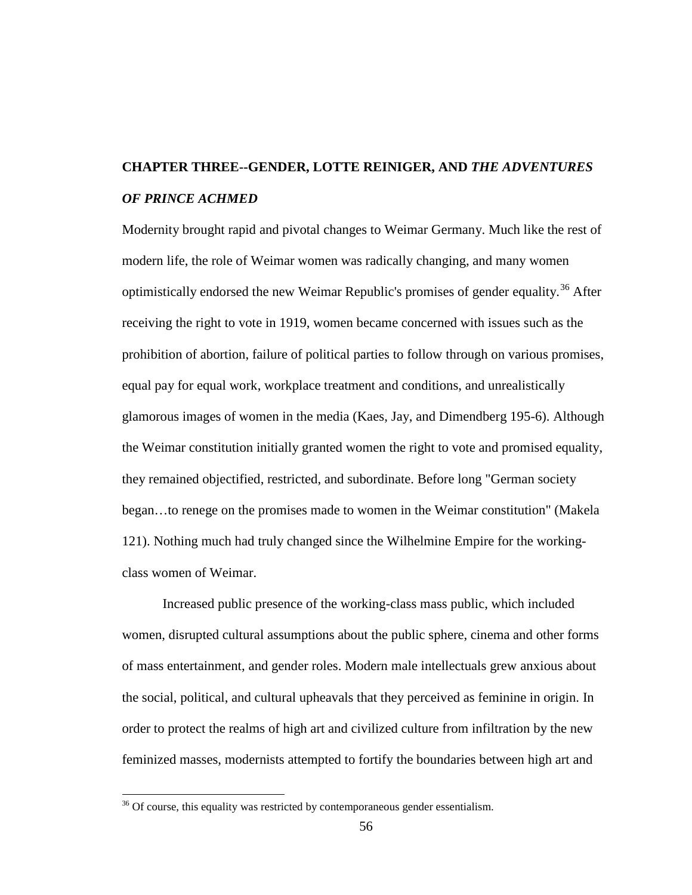## CHAPTER THREE--GENDER, LOTTE REINIGER, AND *THE ADVENTURES OF PRINCE ACHMED*

Modernity brought rapid and pivotal changes to Weimar Germany. Much like the rest of modern life, the role of Weimar women was radically changing, and many women optimistically endorsed the new Weimar Republic's promises of gender equality.[36] After receiving the right to vote in 1919, women became concerned with issues such as the prohibition of abortion, failure of political parties to follow through on various promises, equal pay for equal work, workplace treatment and conditions, and unrealistically glamorous images of women in the media (Kaes, Jay, and Dimendberg 195-6). Although the Weimar constitution initially granted women the right to vote and promised equality, they remained objectified, restricted, and subordinate. Before long "German society began…to renege on the promises made to women in the Weimar constitution" (Makela 121). Nothing much had truly changed since the Wilhelmine Empire for the working-class women of Weimar.

Increased public presence of the working-class mass public, which included women, disrupted cultural assumptions about the public sphere, cinema and other forms of mass entertainment, and gender roles. Modern male intellectuals grew anxious about the social, political, and cultural upheavals that they perceived as feminine in origin. In order to protect the realms of high art and civilized culture from infiltration by the new feminized masses, modernists attempted to fortify the boundaries between high art and

[36] Of course, this equality was restricted by contemporaneous gender essentialism.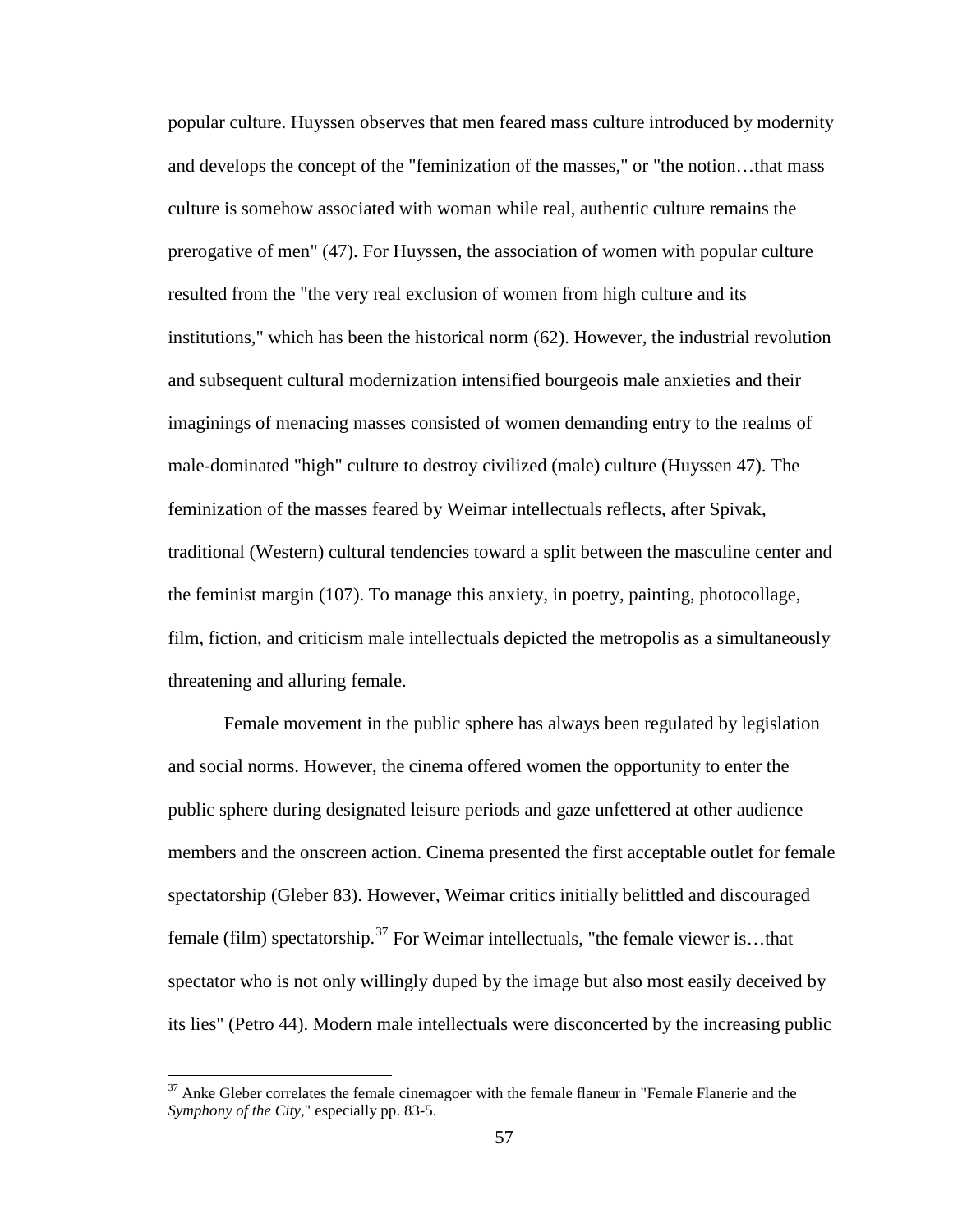popular culture. Huyssen observes that men feared mass culture introduced by modernity and develops the concept of the "feminization of the masses," or "the notion…that mass culture is somehow associated with woman while real, authentic culture remains the prerogative of men" (47). For Huyssen, the association of women with popular culture resulted from the "the very real exclusion of women from high culture and its institutions," which has been the historical norm (62). However, the industrial revolution and subsequent cultural modernization intensified bourgeois male anxieties and their imaginings of menacing masses consisted of women demanding entry to the realms of male-dominated "high" culture to destroy civilized (male) culture (Huyssen 47). The feminization of the masses feared by Weimar intellectuals reflects, after Spivak, traditional (Western) cultural tendencies toward a split between the masculine center and the feminist margin (107). To manage this anxiety, in poetry, painting, photocollage, film, fiction, and criticism male intellectuals depicted the metropolis as a simultaneously threatening and alluring female.

Female movement in the public sphere has always been regulated by legislation and social norms. However, the cinema offered women the opportunity to enter the public sphere during designated leisure periods and gaze unfettered at other audience members and the onscreen action. Cinema presented the first acceptable outlet for female spectatorship (Gleber 83). However, Weimar critics initially belittled and discouraged female (film) spectatorship.[37] For Weimar intellectuals, "the female viewer is…that spectator who is not only willingly duped by the image but also most easily deceived by its lies" (Petro 44). Modern male intellectuals were disconcerted by the increasing public

[37] Anke Gleber correlates the female cinemagoer with the female flaneur in "Female Flanerie and the *Symphony of the City*," especially pp. 83-5.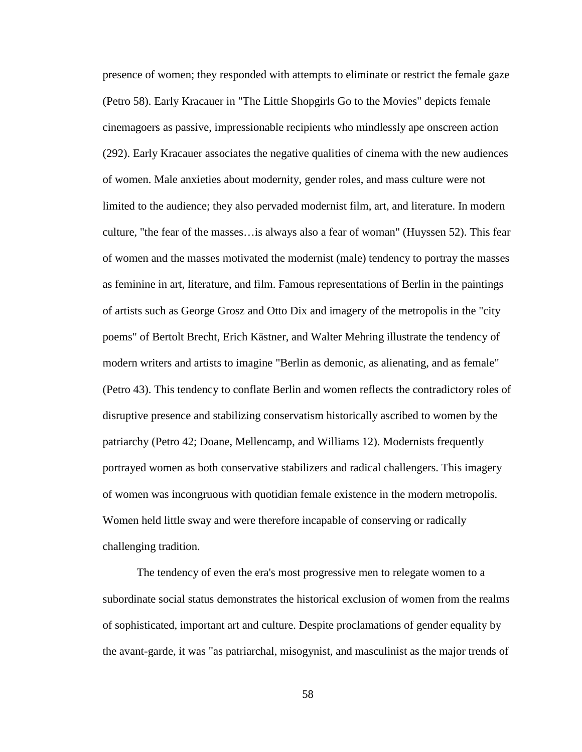presence of women; they responded with attempts to eliminate or restrict the female gaze (Petro 58). Early Kracauer in "The Little Shopgirls Go to the Movies" depicts female cinemagoers as passive, impressionable recipients who mindlessly ape onscreen action (292). Early Kracauer associates the negative qualities of cinema with the new audiences of women. Male anxieties about modernity, gender roles, and mass culture were not limited to the audience; they also pervaded modernist film, art, and literature. In modern culture, "the fear of the masses…is always also a fear of woman" (Huyssen 52). This fear of women and the masses motivated the modernist (male) tendency to portray the masses as feminine in art, literature, and film. Famous representations of Berlin in the paintings of artists such as George Grosz and Otto Dix and imagery of the metropolis in the "city poems" of Bertolt Brecht, Erich Kästner, and Walter Mehring illustrate the tendency of modern writers and artists to imagine "Berlin as demonic, as alienating, and as female" (Petro 43). This tendency to conflate Berlin and women reflects the contradictory roles of disruptive presence and stabilizing conservatism historically ascribed to women by the patriarchy (Petro 42; Doane, Mellencamp, and Williams 12). Modernists frequently portrayed women as both conservative stabilizers and radical challengers. This imagery of women was incongruous with quotidian female existence in the modern metropolis. Women held little sway and were therefore incapable of conserving or radically challenging tradition.

The tendency of even the era's most progressive men to relegate women to a subordinate social status demonstrates the historical exclusion of women from the realms of sophisticated, important art and culture. Despite proclamations of gender equality by the avant-garde, it was "as patriarchal, misogynist, and masculinist as the major trends of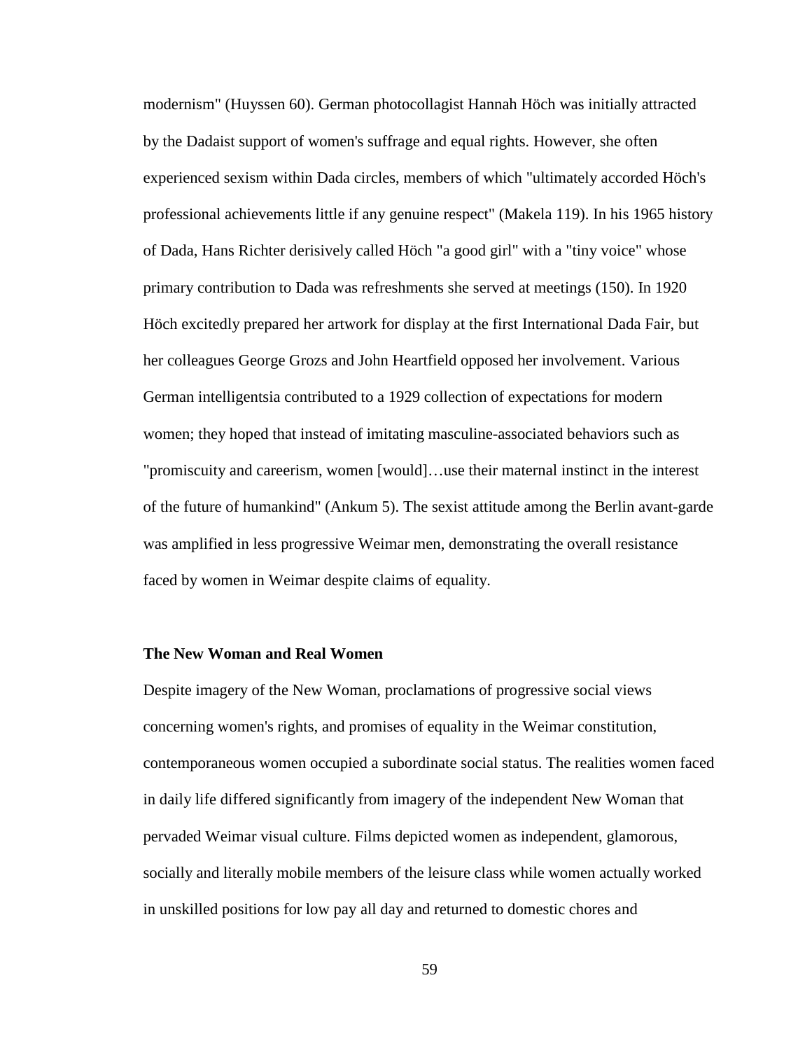modernism" (Huyssen 60). German photocollagist Hannah Höch was initially attracted by the Dadaist support of women's suffrage and equal rights. However, she often experienced sexism within Dada circles, members of which "ultimately accorded Höch's professional achievements little if any genuine respect" (Makela 119). In his 1965 history of Dada, Hans Richter derisively called Höch "a good girl" with a "tiny voice" whose primary contribution to Dada was refreshments she served at meetings (150). In 1920 Höch excitedly prepared her artwork for display at the first International Dada Fair, but her colleagues George Grozs and John Heartfield opposed her involvement. Various German intelligentsia contributed to a 1929 collection of expectations for modern women; they hoped that instead of imitating masculine-associated behaviors such as "promiscuity and careerism, women [would]…use their maternal instinct in the interest of the future of humankind" (Ankum 5). The sexist attitude among the Berlin avant-garde was amplified in less progressive Weimar men, demonstrating the overall resistance faced by women in Weimar despite claims of equality.

### The New Woman and Real Women

Despite imagery of the New Woman, proclamations of progressive social views concerning women's rights, and promises of equality in the Weimar constitution, contemporaneous women occupied a subordinate social status. The realities women faced in daily life differed significantly from imagery of the independent New Woman that pervaded Weimar visual culture. Films depicted women as independent, glamorous, socially and literally mobile members of the leisure class while women actually worked in unskilled positions for low pay all day and returned to domestic chores and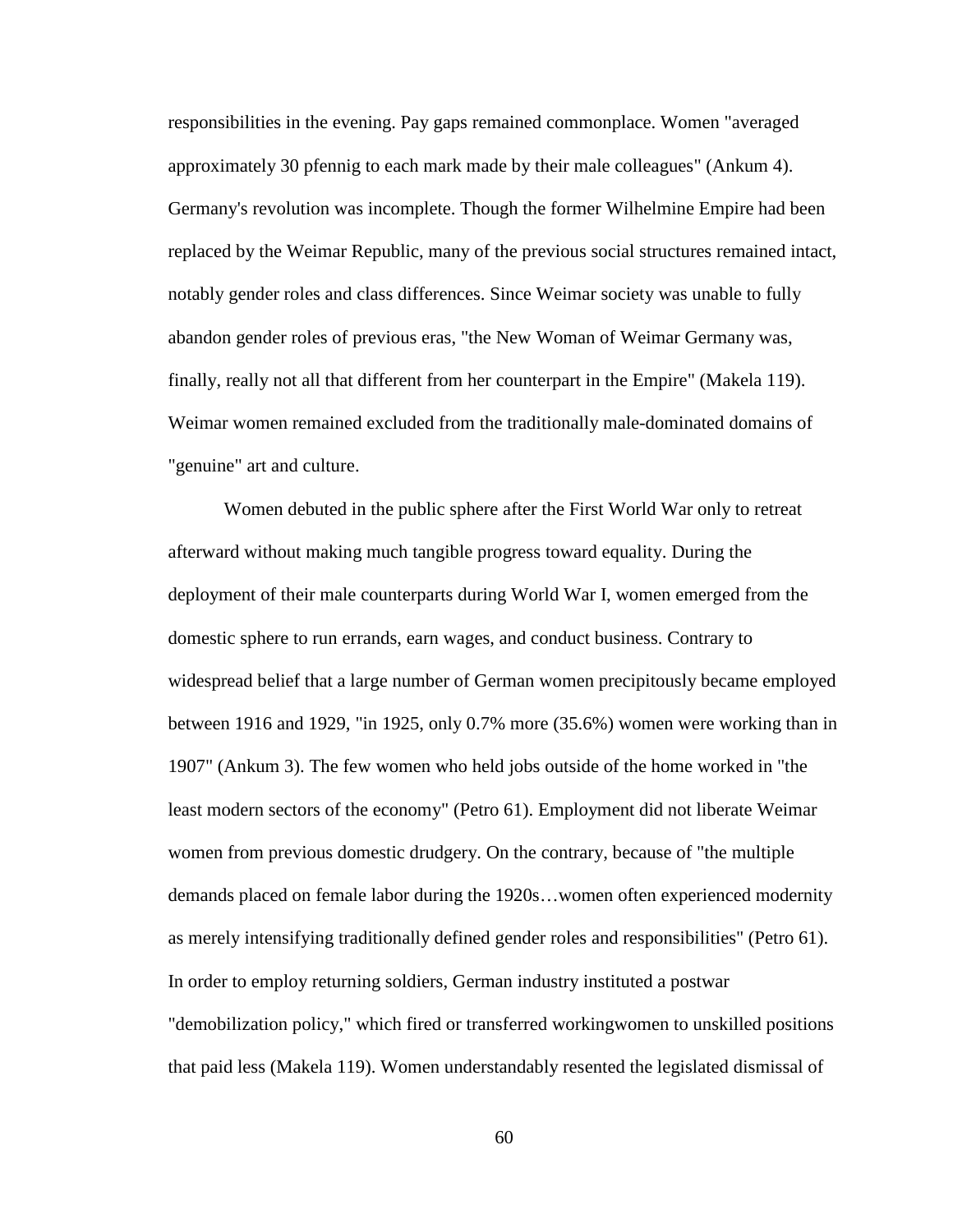responsibilities in the evening. Pay gaps remained commonplace. Women "averaged approximately 30 pfennig to each mark made by their male colleagues" (Ankum 4). Germany's revolution was incomplete. Though the former Wilhelmine Empire had been replaced by the Weimar Republic, many of the previous social structures remained intact, notably gender roles and class differences. Since Weimar society was unable to fully abandon gender roles of previous eras, "the New Woman of Weimar Germany was, finally, really not all that different from her counterpart in the Empire" (Makela 119). Weimar women remained excluded from the traditionally male-dominated domains of "genuine" art and culture.

Women debuted in the public sphere after the First World War only to retreat afterward without making much tangible progress toward equality. During the deployment of their male counterparts during World War I, women emerged from the domestic sphere to run errands, earn wages, and conduct business. Contrary to widespread belief that a large number of German women precipitously became employed between 1916 and 1929, "in 1925, only 0.7% more (35.6%) women were working than in 1907" (Ankum 3). The few women who held jobs outside of the home worked in "the least modern sectors of the economy" (Petro 61). Employment did not liberate Weimar women from previous domestic drudgery. On the contrary, because of "the multiple demands placed on female labor during the 1920s…women often experienced modernity as merely intensifying traditionally defined gender roles and responsibilities" (Petro 61). In order to employ returning soldiers, German industry instituted a postwar "demobilization policy," which fired or transferred workingwomen to unskilled positions that paid less (Makela 119). Women understandably resented the legislated dismissal of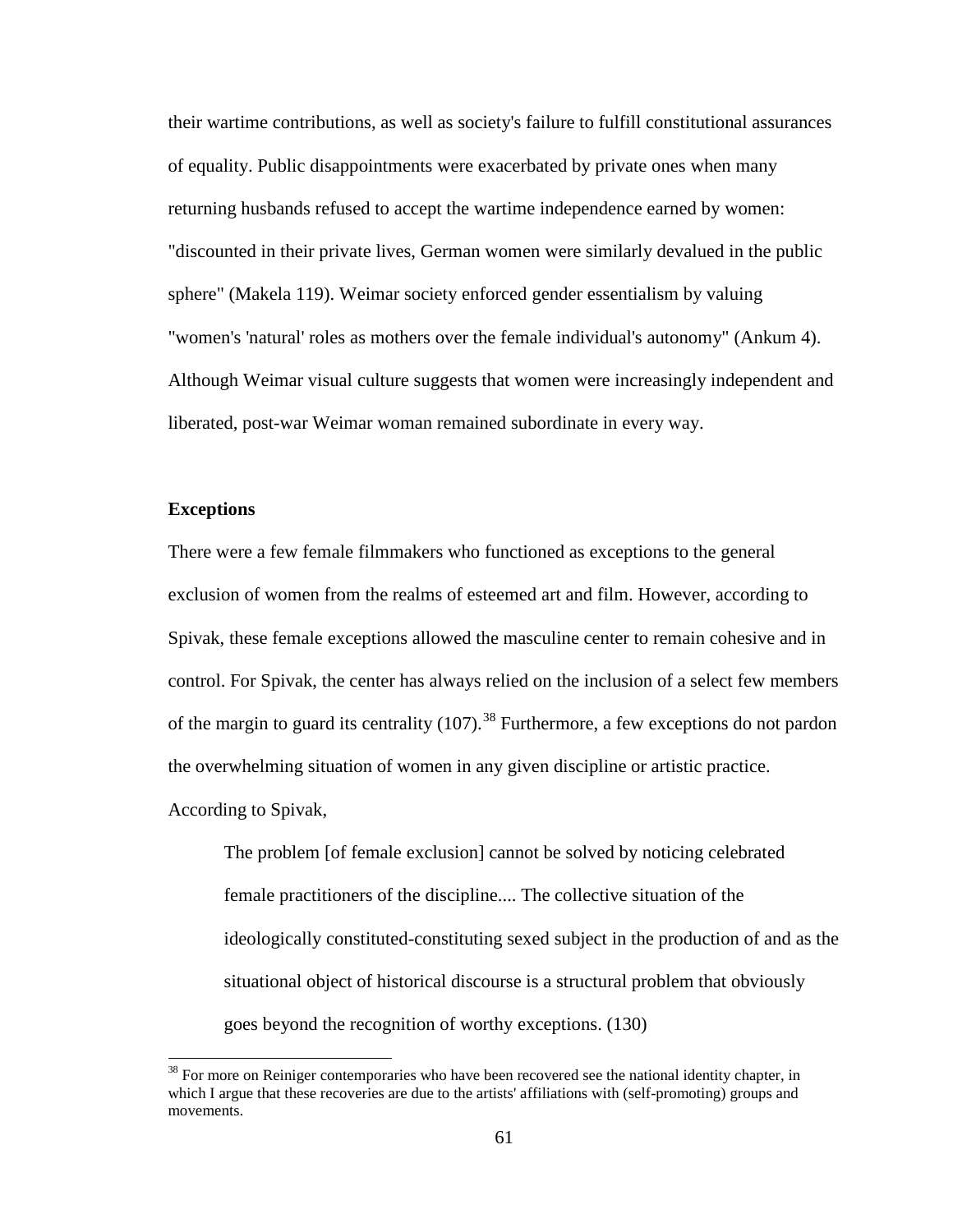their wartime contributions, as well as society's failure to fulfill constitutional assurances of equality. Public disappointments were exacerbated by private ones when many returning husbands refused to accept the wartime independence earned by women: "discounted in their private lives, German women were similarly devalued in the public sphere" (Makela 119). Weimar society enforced gender essentialism by valuing "women's 'natural' roles as mothers over the female individual's autonomy" (Ankum 4). Although Weimar visual culture suggests that women were increasingly independent and liberated, post-war Weimar woman remained subordinate in every way.

**Exceptions**

There were a few female filmmakers who functioned as exceptions to the general exclusion of women from the realms of esteemed art and film. However, according to Spivak, these female exceptions allowed the masculine center to remain cohesive and in control. For Spivak, the center has always relied on the inclusion of a select few members of the margin to guard its centrality (107).[38] Furthermore, a few exceptions do not pardon the overwhelming situation of women in any given discipline or artistic practice. According to Spivak,

> The problem [of female exclusion] cannot be solved by noticing celebrated female practitioners of the discipline.... The collective situation of the ideologically constituted-constituting sexed subject in the production of and as the situational object of historical discourse is a structural problem that obviously goes beyond the recognition of worthy exceptions. (130)

[38] For more on Reiniger contemporaries who have been recovered see the national identity chapter, in which I argue that these recoveries are due to the artists' affiliations with (self-promoting) groups and movements.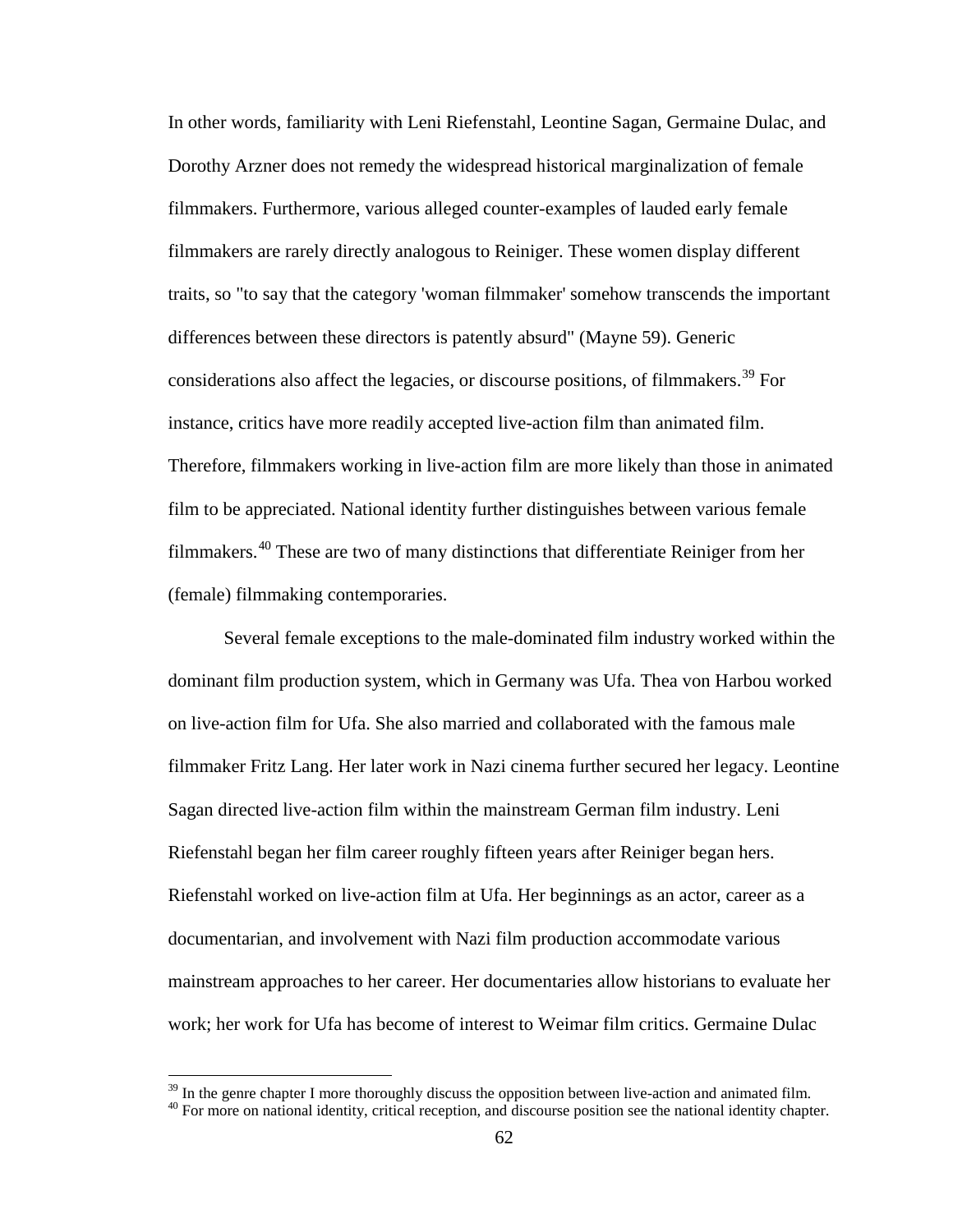In other words, familiarity with Leni Riefenstahl, Leontine Sagan, Germaine Dulac, and Dorothy Arzner does not remedy the widespread historical marginalization of female filmmakers. Furthermore, various alleged counter-examples of lauded early female filmmakers are rarely directly analogous to Reiniger. These women display different traits, so "to say that the category 'woman filmmaker' somehow transcends the important differences between these directors is patently absurd" (Mayne 59). Generic considerations also affect the legacies, or discourse positions, of filmmakers.[39] For instance, critics have more readily accepted live-action film than animated film. Therefore, filmmakers working in live-action film are more likely than those in animated film to be appreciated. National identity further distinguishes between various female filmmakers.[40] These are two of many distinctions that differentiate Reiniger from her (female) filmmaking contemporaries.

Several female exceptions to the male-dominated film industry worked within the dominant film production system, which in Germany was Ufa. Thea von Harbou worked on live-action film for Ufa. She also married and collaborated with the famous male filmmaker Fritz Lang. Her later work in Nazi cinema further secured her legacy. Leontine Sagan directed live-action film within the mainstream German film industry. Leni Riefenstahl began her film career roughly fifteen years after Reiniger began hers. Riefenstahl worked on live-action film at Ufa. Her beginnings as an actor, career as a documentarian, and involvement with Nazi film production accommodate various mainstream approaches to her career. Her documentaries allow historians to evaluate her work; her work for Ufa has become of interest to Weimar film critics. Germaine Dulac

[39] In the genre chapter I more thoroughly discuss the opposition between live-action and animated film.

[40] For more on national identity, critical reception, and discourse position see the national identity chapter.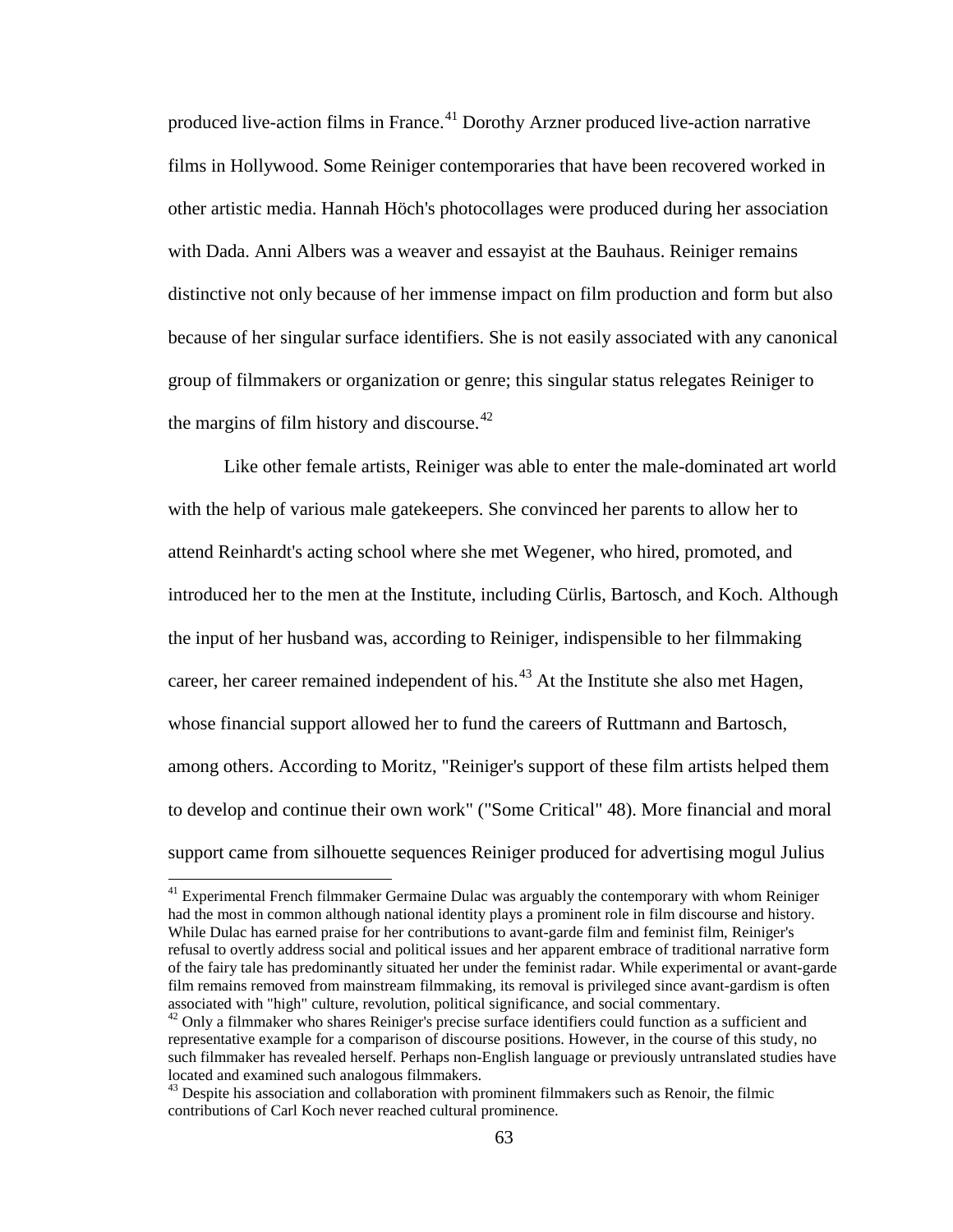produced live-action films in France.[41] Dorothy Arzner produced live-action narrative films in Hollywood. Some Reiniger contemporaries that have been recovered worked in other artistic media. Hannah Höch's photocollages were produced during her association with Dada. Anni Albers was a weaver and essayist at the Bauhaus. Reiniger remains distinctive not only because of her immense impact on film production and form but also because of her singular surface identifiers. She is not easily associated with any canonical group of filmmakers or organization or genre; this singular status relegates Reiniger to the margins of film history and discourse.[42]

Like other female artists, Reiniger was able to enter the male-dominated art world with the help of various male gatekeepers. She convinced her parents to allow her to attend Reinhardt's acting school where she met Wegener, who hired, promoted, and introduced her to the men at the Institute, including Cürlis, Bartosch, and Koch. Although the input of her husband was, according to Reiniger, indispensible to her filmmaking career, her career remained independent of his.[43] At the Institute she also met Hagen, whose financial support allowed her to fund the careers of Ruttmann and Bartosch, among others. According to Moritz, "Reiniger's support of these film artists helped them to develop and continue their own work" ("Some Critical" 48). More financial and moral support came from silhouette sequences Reiniger produced for advertising mogul Julius

[41] Experimental French filmmaker Germaine Dulac was arguably the contemporary with whom Reiniger had the most in common although national identity plays a prominent role in film discourse and history. While Dulac has earned praise for her contributions to avant-garde film and feminist film, Reiniger's refusal to overtly address social and political issues and her apparent embrace of traditional narrative form of the fairy tale has predominantly situated her under the feminist radar. While experimental or avant-garde film remains removed from mainstream filmmaking, its removal is privileged since avant-gardism is often associated with "high" culture, revolution, political significance, and social commentary.

[42] Only a filmmaker who shares Reiniger's precise surface identifiers could function as a sufficient and representative example for a comparison of discourse positions. However, in the course of this study, no such filmmaker has revealed herself. Perhaps non-English language or previously untranslated studies have located and examined such analogous filmmakers.

[43] Despite his association and collaboration with prominent filmmakers such as Renoir, the filmic contributions of Carl Koch never reached cultural prominence.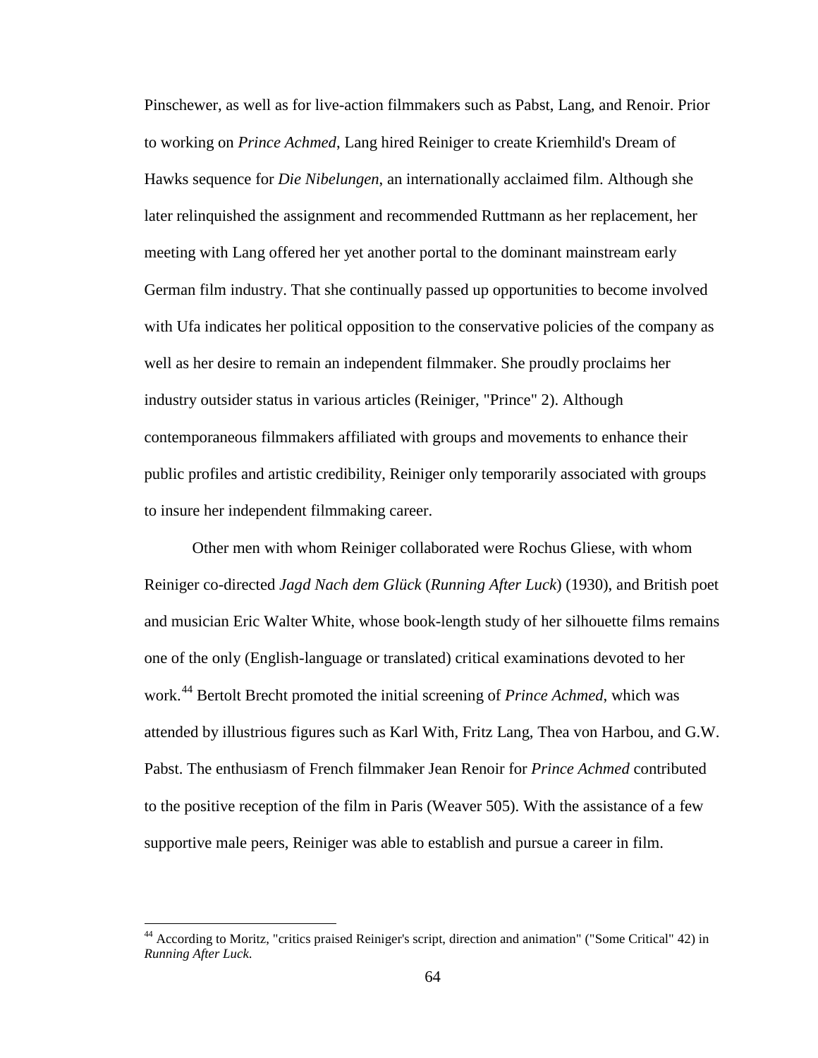Pinschewer, as well as for live-action filmmakers such as Pabst, Lang, and Renoir. Prior to working on *Prince Achmed*, Lang hired Reiniger to create Kriemhild's Dream of Hawks sequence for *Die Nibelungen*, an internationally acclaimed film. Although she later relinquished the assignment and recommended Ruttmann as her replacement, her meeting with Lang offered her yet another portal to the dominant mainstream early German film industry. That she continually passed up opportunities to become involved with Ufa indicates her political opposition to the conservative policies of the company as well as her desire to remain an independent filmmaker. She proudly proclaims her industry outsider status in various articles (Reiniger, "Prince" 2). Although contemporaneous filmmakers affiliated with groups and movements to enhance their public profiles and artistic credibility, Reiniger only temporarily associated with groups to insure her independent filmmaking career.

Other men with whom Reiniger collaborated were Rochus Gliese, with whom Reiniger co-directed *Jagd Nach dem Glück* (*Running After Luck*) (1930), and British poet and musician Eric Walter White, whose book-length study of her silhouette films remains one of the only (English-language or translated) critical examinations devoted to her work.[44] Bertolt Brecht promoted the initial screening of *Prince Achmed*, which was attended by illustrious figures such as Karl With, Fritz Lang, Thea von Harbou, and G.W. Pabst. The enthusiasm of French filmmaker Jean Renoir for *Prince Achmed* contributed to the positive reception of the film in Paris (Weaver 505). With the assistance of a few supportive male peers, Reiniger was able to establish and pursue a career in film.

[44] According to Moritz, "critics praised Reiniger's script, direction and animation" ("Some Critical" 42) in *Running After Luck*.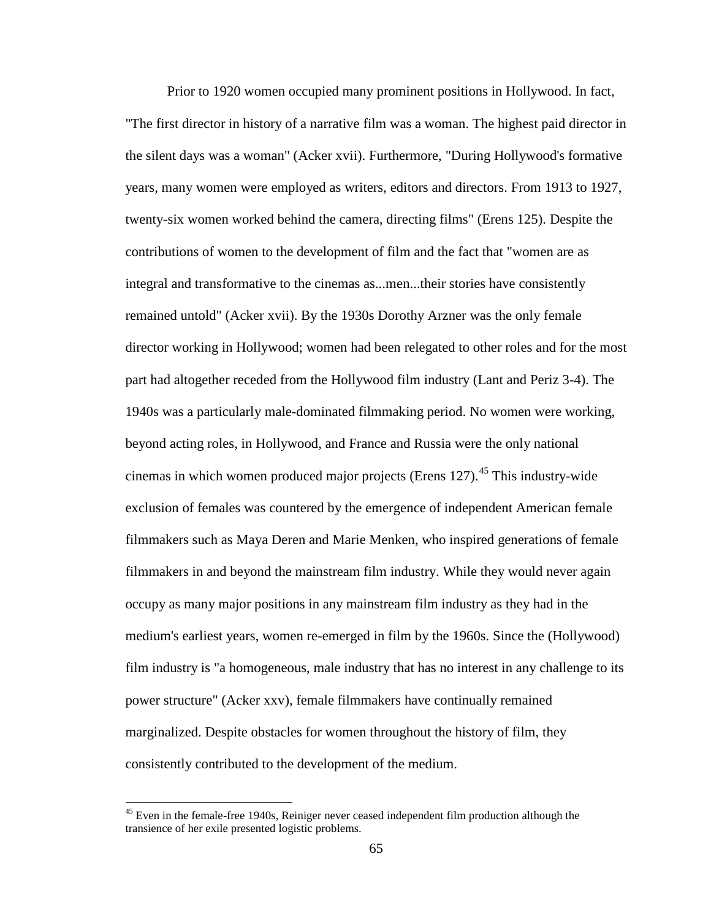Prior to 1920 women occupied many prominent positions in Hollywood. In fact, "The first director in history of a narrative film was a woman. The highest paid director in the silent days was a woman" (Acker xvii). Furthermore, "During Hollywood's formative years, many women were employed as writers, editors and directors. From 1913 to 1927, twenty-six women worked behind the camera, directing films" (Erens 125). Despite the contributions of women to the development of film and the fact that "women are as integral and transformative to the cinemas as...men...their stories have consistently remained untold" (Acker xvii). By the 1930s Dorothy Arzner was the only female director working in Hollywood; women had been relegated to other roles and for the most part had altogether receded from the Hollywood film industry (Lant and Periz 3-4). The 1940s was a particularly male-dominated filmmaking period. No women were working, beyond acting roles, in Hollywood, and France and Russia were the only national cinemas in which women produced major projects (Erens 127).[45] This industry-wide exclusion of females was countered by the emergence of independent American female filmmakers such as Maya Deren and Marie Menken, who inspired generations of female filmmakers in and beyond the mainstream film industry. While they would never again occupy as many major positions in any mainstream film industry as they had in the medium's earliest years, women re-emerged in film by the 1960s. Since the (Hollywood) film industry is "a homogeneous, male industry that has no interest in any challenge to its power structure" (Acker xxv), female filmmakers have continually remained marginalized. Despite obstacles for women throughout the history of film, they consistently contributed to the development of the medium.

[45] Even in the female-free 1940s, Reiniger never ceased independent film production although the transience of her exile presented logistic problems.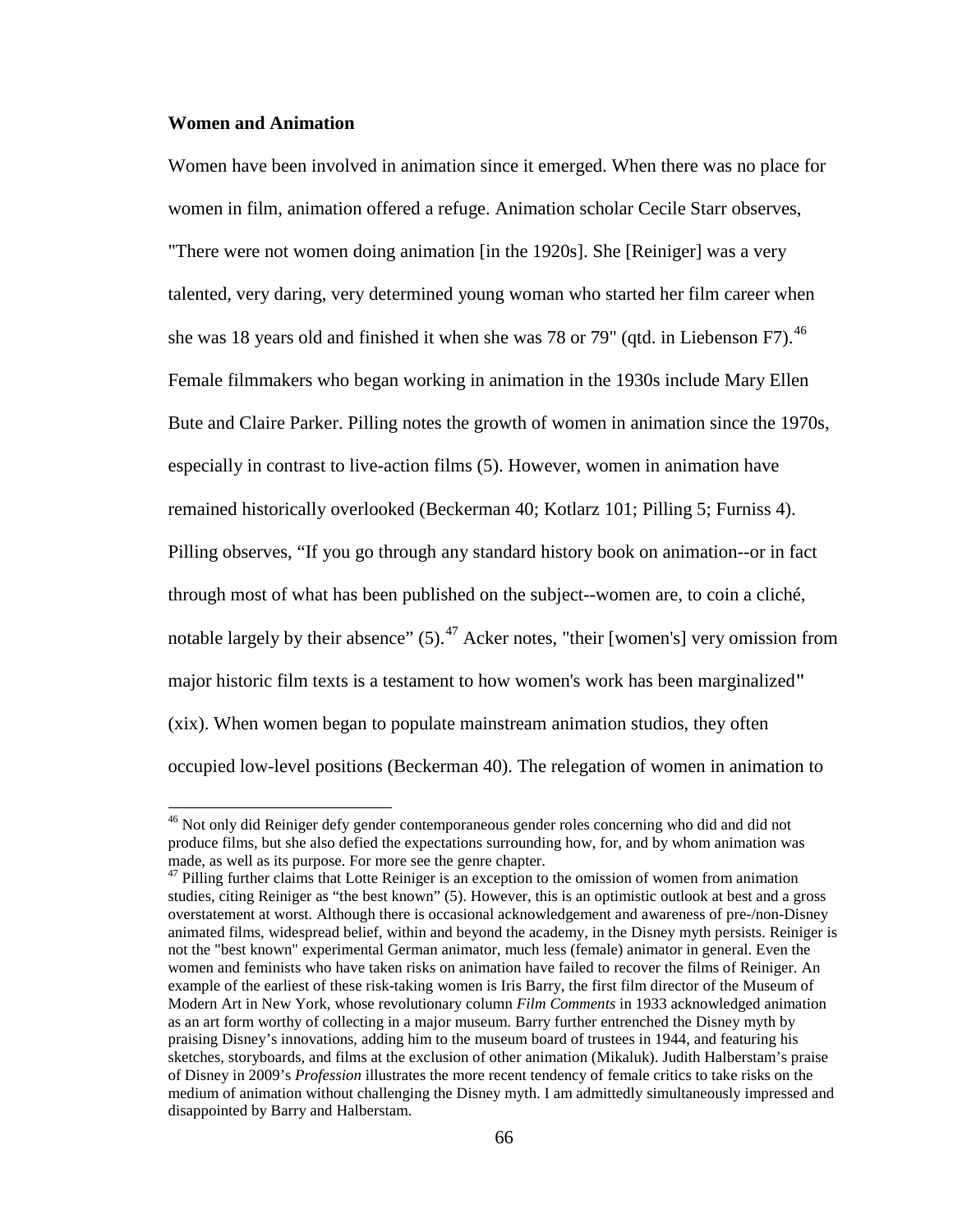**Women and Animation**

Women have been involved in animation since it emerged. When there was no place for women in film, animation offered a refuge. Animation scholar Cecile Starr observes, "There were not women doing animation [in the 1920s]. She [Reiniger] was a very talented, very daring, very determined young woman who started her film career when she was 18 years old and finished it when she was 78 or 79" (qtd. in Liebenson F7).[46] Female filmmakers who began working in animation in the 1930s include Mary Ellen Bute and Claire Parker. Pilling notes the growth of women in animation since the 1970s, especially in contrast to live-action films (5). However, women in animation have remained historically overlooked (Beckerman 40; Kotlarz 101; Pilling 5; Furniss 4). Pilling observes, "If you go through any standard history book on animation--or in fact through most of what has been published on the subject--women are, to coin a cliché, notable largely by their absence" (5).[47] Acker notes, "their [women's] very omission from major historic film texts is a testament to how women's work has been marginalized" (xix). When women began to populate mainstream animation studios, they often occupied low-level positions (Beckerman 40). The relegation of women in animation to

---

[46] Not only did Reiniger defy gender contemporaneous gender roles concerning who did and did not produce films, but she also defied the expectations surrounding how, for, and by whom animation was made, as well as its purpose. For more see the genre chapter.

[47] Pilling further claims that Lotte Reiniger is an exception to the omission of women from animation studies, citing Reiniger as "the best known" (5). However, this is an optimistic outlook at best and a gross overstatement at worst. Although there is occasional acknowledgement and awareness of pre-/non-Disney animated films, widespread belief, within and beyond the academy, in the Disney myth persists. Reiniger is not the "best known" experimental German animator, much less (female) animator in general. Even the women and feminists who have taken risks on animation have failed to recover the films of Reiniger. An example of the earliest of these risk-taking women is Iris Barry, the first film director of the Museum of Modern Art in New York, whose revolutionary column *Film Comments* in 1933 acknowledged animation as an art form worthy of collecting in a major museum. Barry further entrenched the Disney myth by praising Disney's innovations, adding him to the museum board of trustees in 1944, and featuring his sketches, storyboards, and films at the exclusion of other animation (Mikaluk). Judith Halberstam's praise of Disney in 2009's *Profession* illustrates the more recent tendency of female critics to take risks on the medium of animation without challenging the Disney myth. I am admittedly simultaneously impressed and disappointed by Barry and Halberstam.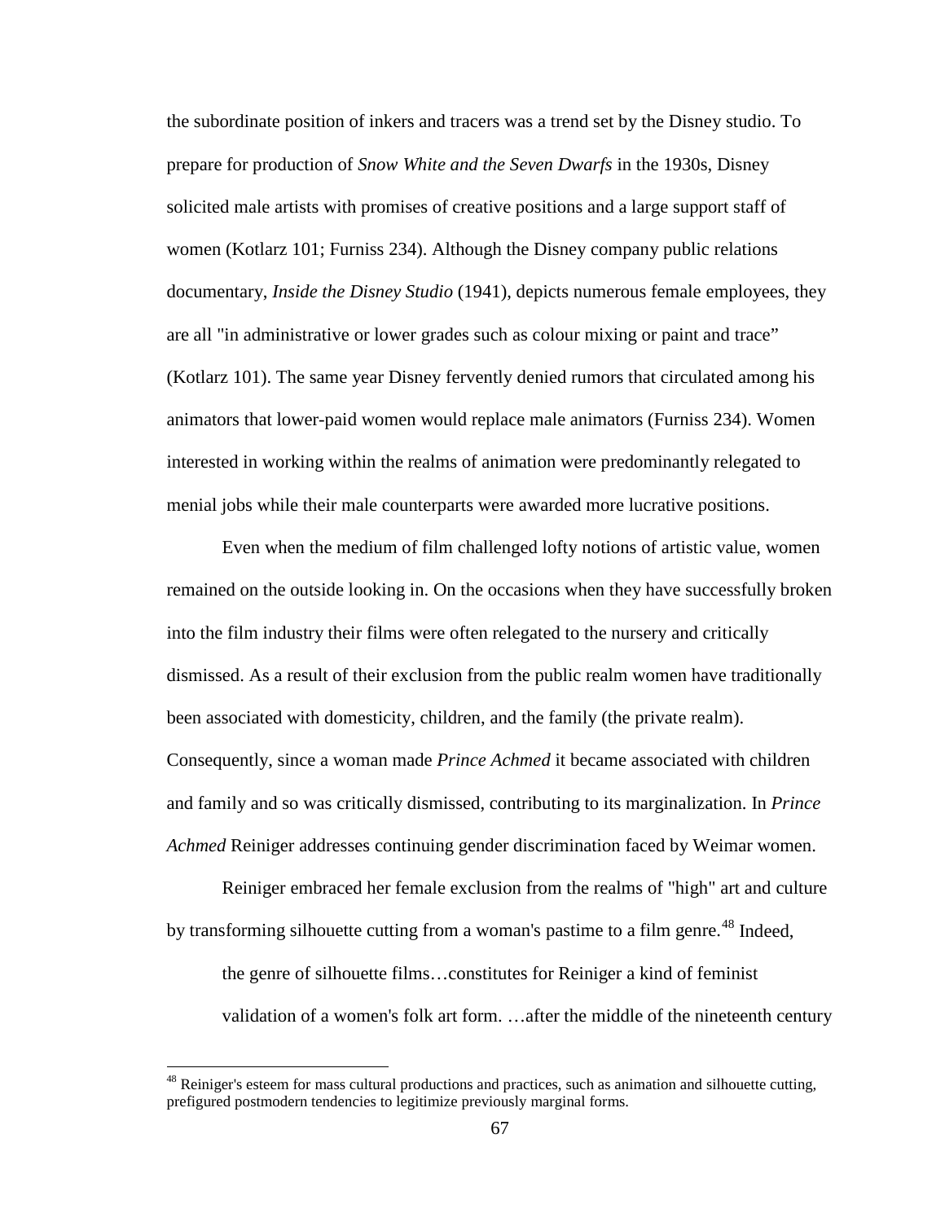the subordinate position of inkers and tracers was a trend set by the Disney studio. To prepare for production of *Snow White and the Seven Dwarfs* in the 1930s, Disney solicited male artists with promises of creative positions and a large support staff of women (Kotlarz 101; Furniss 234). Although the Disney company public relations documentary, *Inside the Disney Studio* (1941), depicts numerous female employees, they are all "in administrative or lower grades such as colour mixing or paint and trace" (Kotlarz 101). The same year Disney fervently denied rumors that circulated among his animators that lower-paid women would replace male animators (Furniss 234). Women interested in working within the realms of animation were predominantly relegated to menial jobs while their male counterparts were awarded more lucrative positions.

Even when the medium of film challenged lofty notions of artistic value, women remained on the outside looking in. On the occasions when they have successfully broken into the film industry their films were often relegated to the nursery and critically dismissed. As a result of their exclusion from the public realm women have traditionally been associated with domesticity, children, and the family (the private realm). Consequently, since a woman made *Prince Achmed* it became associated with children and family and so was critically dismissed, contributing to its marginalization. In *Prince Achmed* Reiniger addresses continuing gender discrimination faced by Weimar women.

Reiniger embraced her female exclusion from the realms of "high" art and culture by transforming silhouette cutting from a woman's pastime to a film genre.[48] Indeed,

> the genre of silhouette films…constitutes for Reiniger a kind of feminist validation of a women's folk art form. …after the middle of the nineteenth century

[48] Reiniger's esteem for mass cultural productions and practices, such as animation and silhouette cutting, prefigured postmodern tendencies to legitimize previously marginal forms.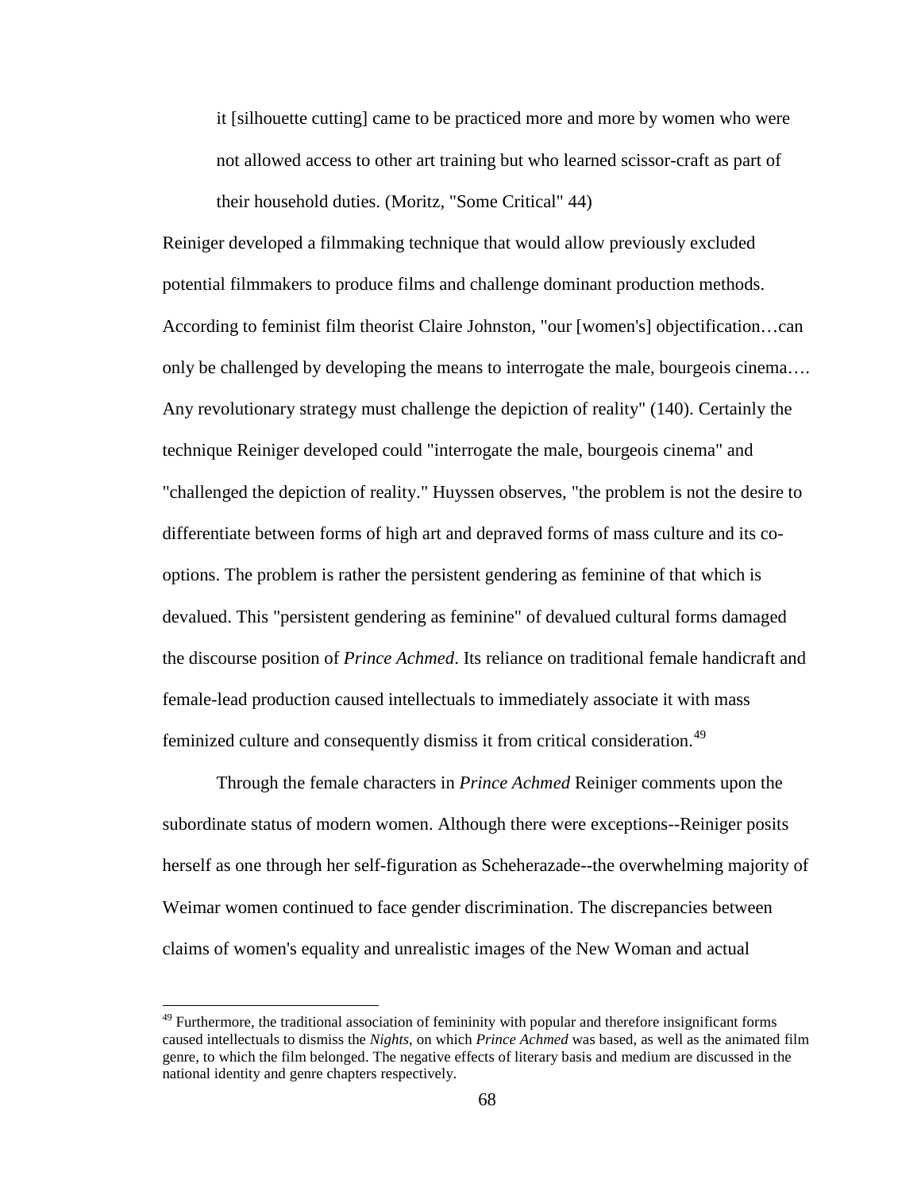> it [silhouette cutting] came to be practiced more and more by women who were not allowed access to other art training but who learned scissor-craft as part of their household duties. (Moritz, "Some Critical" 44)

Reiniger developed a filmmaking technique that would allow previously excluded potential filmmakers to produce films and challenge dominant production methods. According to feminist film theorist Claire Johnston, "our [women's] objectification…can only be challenged by developing the means to interrogate the male, bourgeois cinema…. Any revolutionary strategy must challenge the depiction of reality" (140). Certainly the technique Reiniger developed could "interrogate the male, bourgeois cinema" and "challenged the depiction of reality." Huyssen observes, "the problem is not the desire to differentiate between forms of high art and depraved forms of mass culture and its co-options. The problem is rather the persistent gendering as feminine of that which is devalued. This "persistent gendering as feminine" of devalued cultural forms damaged the discourse position of *Prince Achmed*. Its reliance on traditional female handicraft and female-lead production caused intellectuals to immediately associate it with mass feminized culture and consequently dismiss it from critical consideration.[49]

Through the female characters in *Prince Achmed* Reiniger comments upon the subordinate status of modern women. Although there were exceptions--Reiniger posits herself as one through her self-figuration as Scheherazade--the overwhelming majority of Weimar women continued to face gender discrimination. The discrepancies between claims of women's equality and unrealistic images of the New Woman and actual

[49] Furthermore, the traditional association of femininity with popular and therefore insignificant forms caused intellectuals to dismiss the *Nights*, on which *Prince Achmed* was based, as well as the animated film genre, to which the film belonged. The negative effects of literary basis and medium are discussed in the national identity and genre chapters respectively.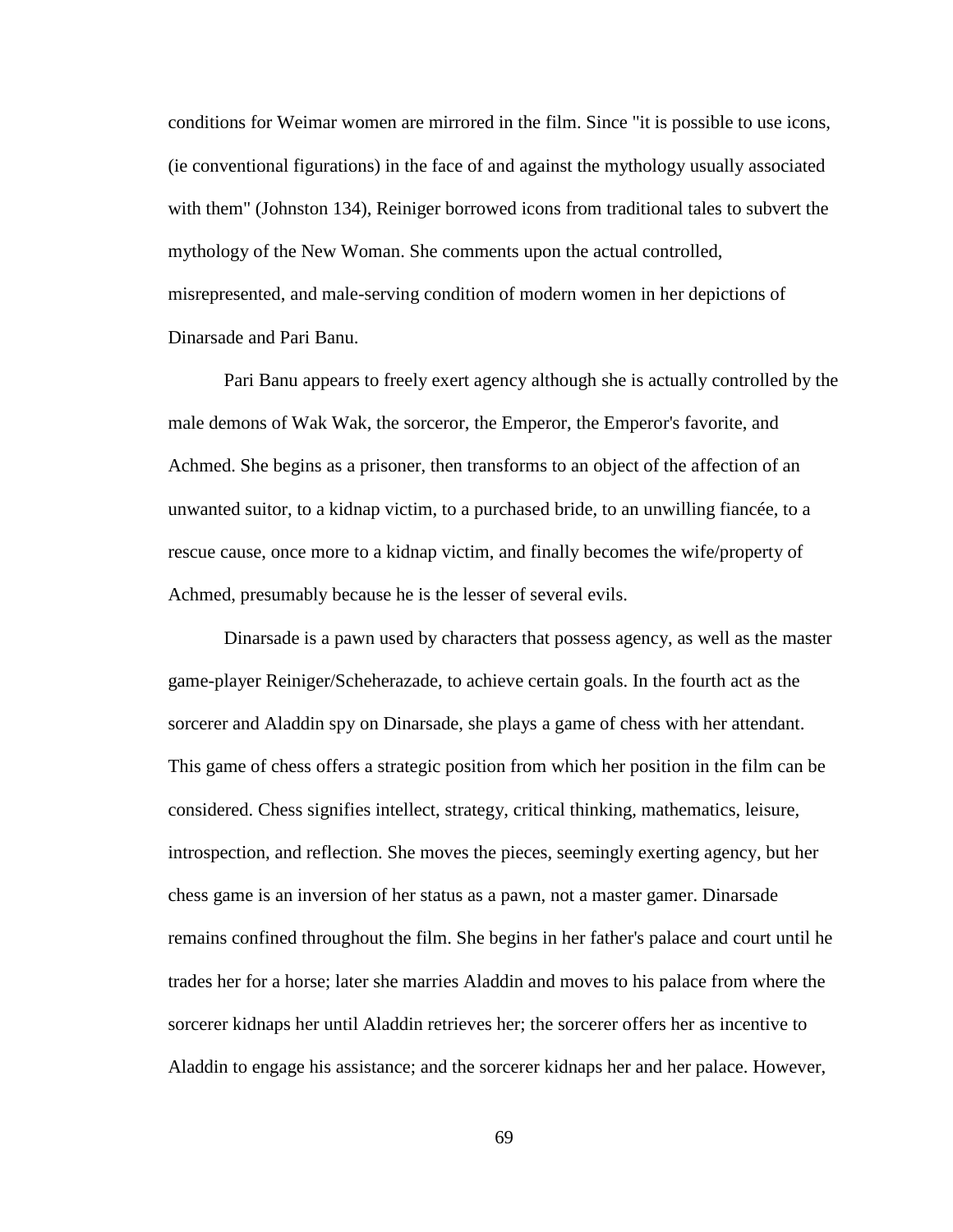conditions for Weimar women are mirrored in the film. Since "it is possible to use icons, (ie conventional figurations) in the face of and against the mythology usually associated with them" (Johnston 134), Reiniger borrowed icons from traditional tales to subvert the mythology of the New Woman. She comments upon the actual controlled, misrepresented, and male-serving condition of modern women in her depictions of Dinarsade and Pari Banu.

Pari Banu appears to freely exert agency although she is actually controlled by the male demons of Wak Wak, the sorceror, the Emperor, the Emperor's favorite, and Achmed. She begins as a prisoner, then transforms to an object of the affection of an unwanted suitor, to a kidnap victim, to a purchased bride, to an unwilling fiancée, to a rescue cause, once more to a kidnap victim, and finally becomes the wife/property of Achmed, presumably because he is the lesser of several evils.

Dinarsade is a pawn used by characters that possess agency, as well as the master game-player Reiniger/Scheherazade, to achieve certain goals. In the fourth act as the sorcerer and Aladdin spy on Dinarsade, she plays a game of chess with her attendant. This game of chess offers a strategic position from which her position in the film can be considered. Chess signifies intellect, strategy, critical thinking, mathematics, leisure, introspection, and reflection. She moves the pieces, seemingly exerting agency, but her chess game is an inversion of her status as a pawn, not a master gamer. Dinarsade remains confined throughout the film. She begins in her father's palace and court until he trades her for a horse; later she marries Aladdin and moves to his palace from where the sorcerer kidnaps her until Aladdin retrieves her; the sorcerer offers her as incentive to Aladdin to engage his assistance; and the sorcerer kidnaps her and her palace. However,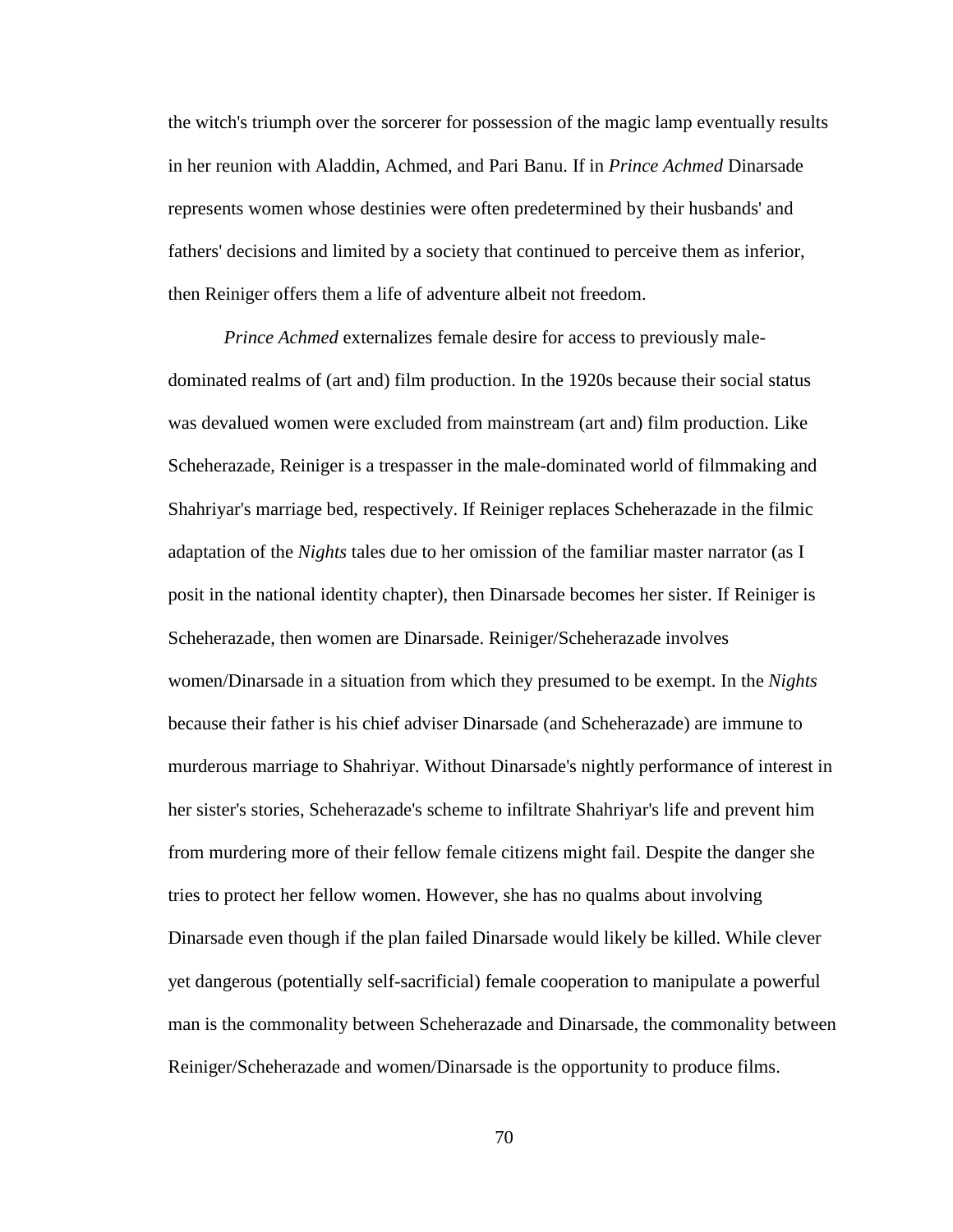the witch's triumph over the sorcerer for possession of the magic lamp eventually results in her reunion with Aladdin, Achmed, and Pari Banu. If in *Prince Achmed* Dinarsade represents women whose destinies were often predetermined by their husbands' and fathers' decisions and limited by a society that continued to perceive them as inferior, then Reiniger offers them a life of adventure albeit not freedom.

*Prince Achmed* externalizes female desire for access to previously male-dominated realms of (art and) film production. In the 1920s because their social status was devalued women were excluded from mainstream (art and) film production. Like Scheherazade, Reiniger is a trespasser in the male-dominated world of filmmaking and Shahriyar's marriage bed, respectively. If Reiniger replaces Scheherazade in the filmic adaptation of the *Nights* tales due to her omission of the familiar master narrator (as I posit in the national identity chapter), then Dinarsade becomes her sister. If Reiniger is Scheherazade, then women are Dinarsade. Reiniger/Scheherazade involves women/Dinarsade in a situation from which they presumed to be exempt. In the *Nights* because their father is his chief adviser Dinarsade (and Scheherazade) are immune to murderous marriage to Shahriyar. Without Dinarsade's nightly performance of interest in her sister's stories, Scheherazade's scheme to infiltrate Shahriyar's life and prevent him from murdering more of their fellow female citizens might fail. Despite the danger she tries to protect her fellow women. However, she has no qualms about involving Dinarsade even though if the plan failed Dinarsade would likely be killed. While clever yet dangerous (potentially self-sacrificial) female cooperation to manipulate a powerful man is the commonality between Scheherazade and Dinarsade, the commonality between Reiniger/Scheherazade and women/Dinarsade is the opportunity to produce films.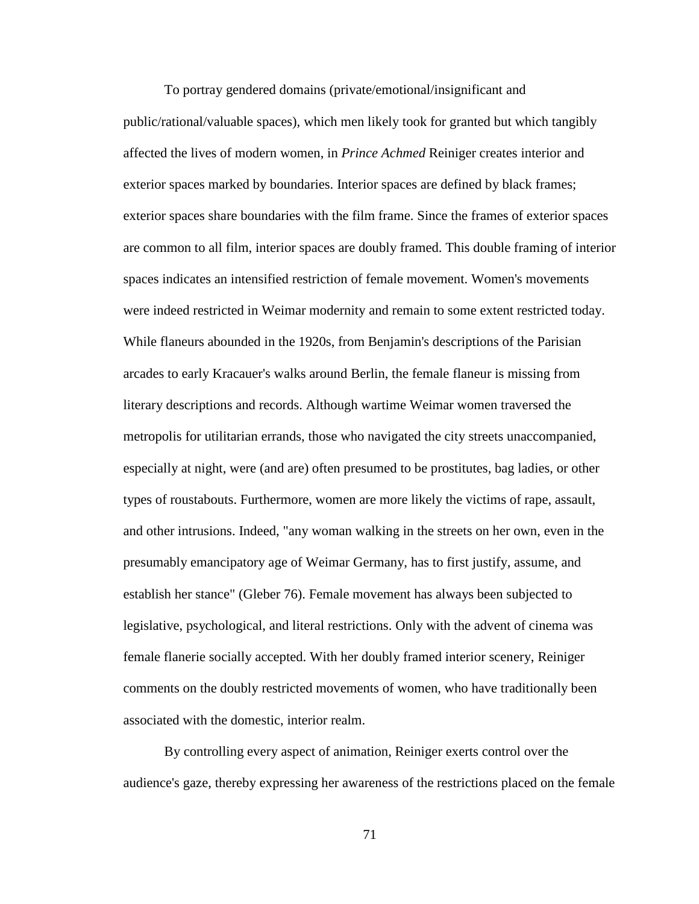To portray gendered domains (private/emotional/insignificant and public/rational/valuable spaces), which men likely took for granted but which tangibly affected the lives of modern women, in *Prince Achmed* Reiniger creates interior and exterior spaces marked by boundaries. Interior spaces are defined by black frames; exterior spaces share boundaries with the film frame. Since the frames of exterior spaces are common to all film, interior spaces are doubly framed. This double framing of interior spaces indicates an intensified restriction of female movement. Women's movements were indeed restricted in Weimar modernity and remain to some extent restricted today. While flaneurs abounded in the 1920s, from Benjamin's descriptions of the Parisian arcades to early Kracauer's walks around Berlin, the female flaneur is missing from literary descriptions and records. Although wartime Weimar women traversed the metropolis for utilitarian errands, those who navigated the city streets unaccompanied, especially at night, were (and are) often presumed to be prostitutes, bag ladies, or other types of roustabouts. Furthermore, women are more likely the victims of rape, assault, and other intrusions. Indeed, "any woman walking in the streets on her own, even in the presumably emancipatory age of Weimar Germany, has to first justify, assume, and establish her stance" (Gleber 76). Female movement has always been subjected to legislative, psychological, and literal restrictions. Only with the advent of cinema was female flanerie socially accepted. With her doubly framed interior scenery, Reiniger comments on the doubly restricted movements of women, who have traditionally been associated with the domestic, interior realm.

By controlling every aspect of animation, Reiniger exerts control over the audience's gaze, thereby expressing her awareness of the restrictions placed on the female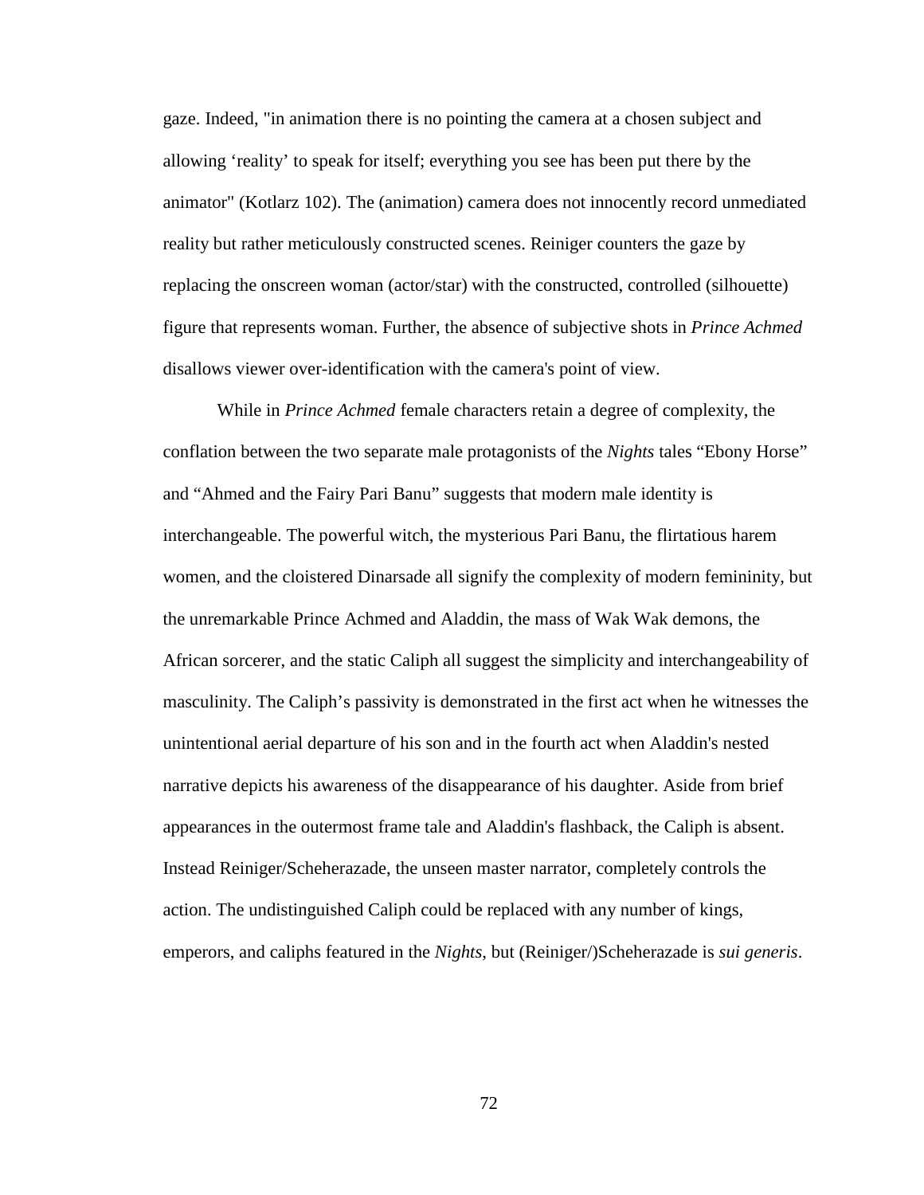gaze. Indeed, "in animation there is no pointing the camera at a chosen subject and allowing 'reality' to speak for itself; everything you see has been put there by the animator" (Kotlarz 102). The (animation) camera does not innocently record unmediated reality but rather meticulously constructed scenes. Reiniger counters the gaze by replacing the onscreen woman (actor/star) with the constructed, controlled (silhouette) figure that represents woman. Further, the absence of subjective shots in *Prince Achmed* disallows viewer over-identification with the camera's point of view.

While in *Prince Achmed* female characters retain a degree of complexity, the conflation between the two separate male protagonists of the *Nights* tales "Ebony Horse" and "Ahmed and the Fairy Pari Banu" suggests that modern male identity is interchangeable. The powerful witch, the mysterious Pari Banu, the flirtatious harem women, and the cloistered Dinarsade all signify the complexity of modern femininity, but the unremarkable Prince Achmed and Aladdin, the mass of Wak Wak demons, the African sorcerer, and the static Caliph all suggest the simplicity and interchangeability of masculinity. The Caliph's passivity is demonstrated in the first act when he witnesses the unintentional aerial departure of his son and in the fourth act when Aladdin's nested narrative depicts his awareness of the disappearance of his daughter. Aside from brief appearances in the outermost frame tale and Aladdin's flashback, the Caliph is absent. Instead Reiniger/Scheherazade, the unseen master narrator, completely controls the action. The undistinguished Caliph could be replaced with any number of kings, emperors, and caliphs featured in the *Nights*, but (Reiniger/)Scheherazade is *sui generis*.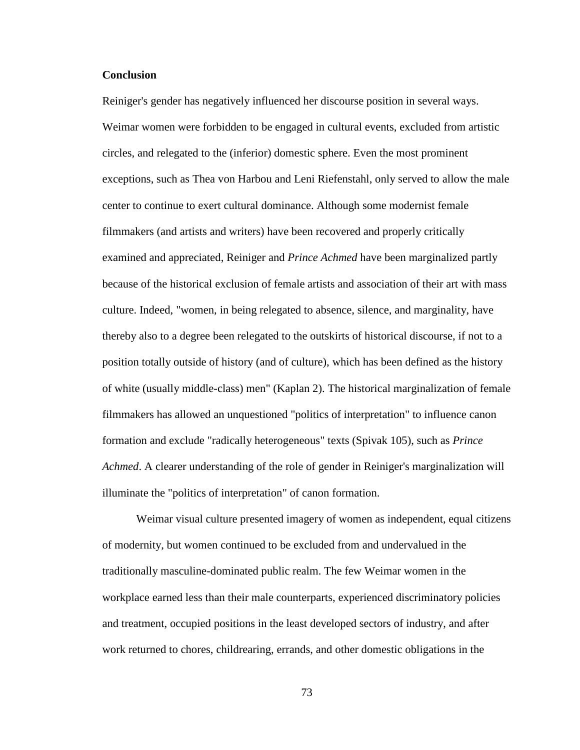**Conclusion**

Reiniger's gender has negatively influenced her discourse position in several ways. Weimar women were forbidden to be engaged in cultural events, excluded from artistic circles, and relegated to the (inferior) domestic sphere. Even the most prominent exceptions, such as Thea von Harbou and Leni Riefenstahl, only served to allow the male center to continue to exert cultural dominance. Although some modernist female filmmakers (and artists and writers) have been recovered and properly critically examined and appreciated, Reiniger and *Prince Achmed* have been marginalized partly because of the historical exclusion of female artists and association of their art with mass culture. Indeed, "women, in being relegated to absence, silence, and marginality, have thereby also to a degree been relegated to the outskirts of historical discourse, if not to a position totally outside of history (and of culture), which has been defined as the history of white (usually middle-class) men" (Kaplan 2). The historical marginalization of female filmmakers has allowed an unquestioned "politics of interpretation" to influence canon formation and exclude "radically heterogeneous" texts (Spivak 105), such as *Prince Achmed*. A clearer understanding of the role of gender in Reiniger's marginalization will illuminate the "politics of interpretation" of canon formation.

Weimar visual culture presented imagery of women as independent, equal citizens of modernity, but women continued to be excluded from and undervalued in the traditionally masculine-dominated public realm. The few Weimar women in the workplace earned less than their male counterparts, experienced discriminatory policies and treatment, occupied positions in the least developed sectors of industry, and after work returned to chores, childrearing, errands, and other domestic obligations in the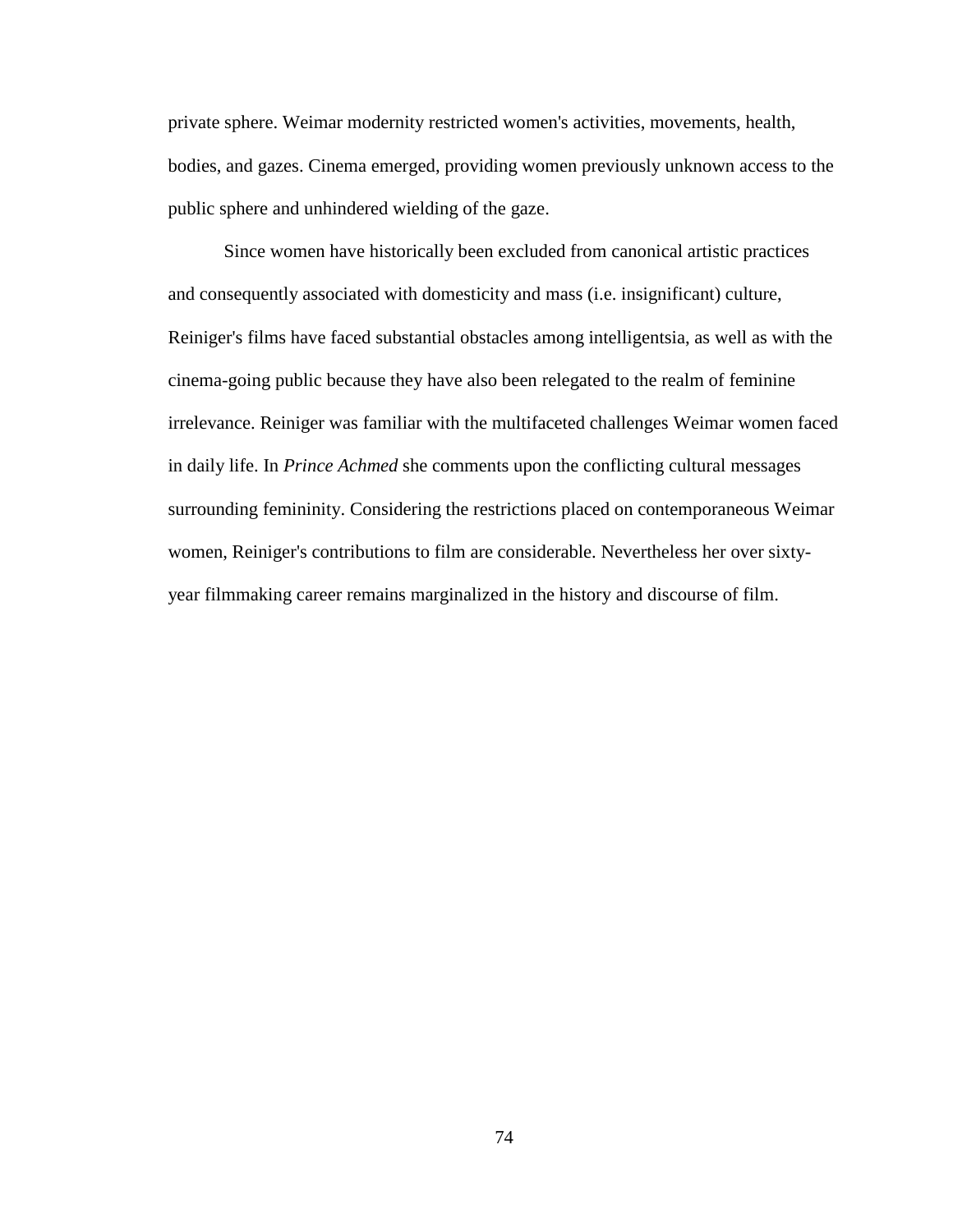private sphere. Weimar modernity restricted women's activities, movements, health, bodies, and gazes. Cinema emerged, providing women previously unknown access to the public sphere and unhindered wielding of the gaze.

Since women have historically been excluded from canonical artistic practices and consequently associated with domesticity and mass (i.e. insignificant) culture, Reiniger's films have faced substantial obstacles among intelligentsia, as well as with the cinema-going public because they have also been relegated to the realm of feminine irrelevance. Reiniger was familiar with the multifaceted challenges Weimar women faced in daily life. In *Prince Achmed* she comments upon the conflicting cultural messages surrounding femininity. Considering the restrictions placed on contemporaneous Weimar women, Reiniger's contributions to film are considerable. Nevertheless her over sixty-year filmmaking career remains marginalized in the history and discourse of film.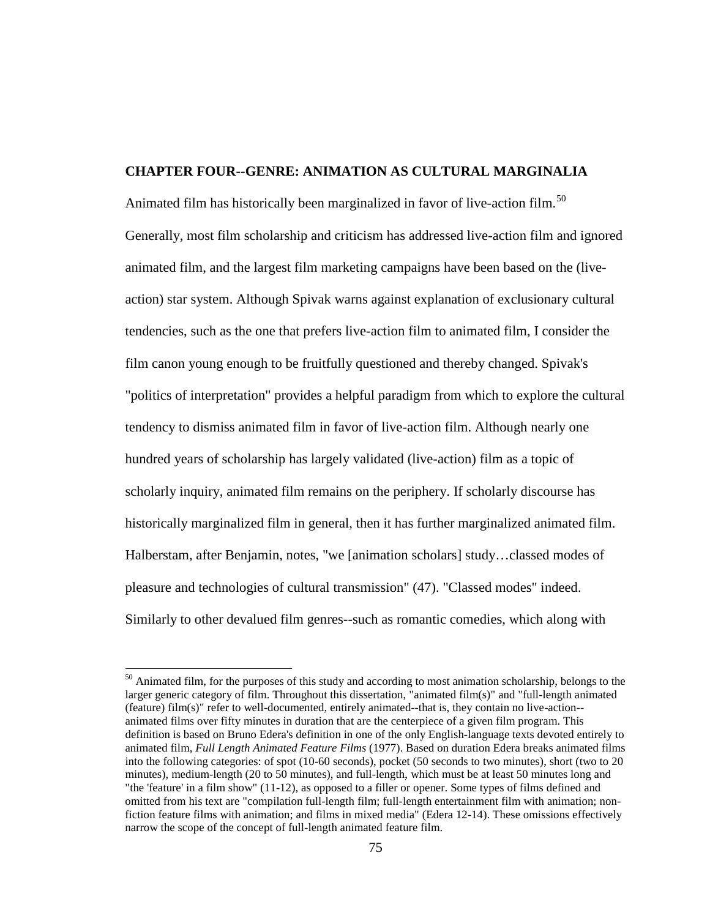## CHAPTER FOUR--GENRE: ANIMATION AS CULTURAL MARGINALIA

Animated film has historically been marginalized in favor of live-action film.[50] Generally, most film scholarship and criticism has addressed live-action film and ignored animated film, and the largest film marketing campaigns have been based on the (live-action) star system. Although Spivak warns against explanation of exclusionary cultural tendencies, such as the one that prefers live-action film to animated film, I consider the film canon young enough to be fruitfully questioned and thereby changed. Spivak's "politics of interpretation" provides a helpful paradigm from which to explore the cultural tendency to dismiss animated film in favor of live-action film. Although nearly one hundred years of scholarship has largely validated (live-action) film as a topic of scholarly inquiry, animated film remains on the periphery. If scholarly discourse has historically marginalized film in general, then it has further marginalized animated film. Halberstam, after Benjamin, notes, "we [animation scholars] study…classed modes of pleasure and technologies of cultural transmission" (47). "Classed modes" indeed. Similarly to other devalued film genres--such as romantic comedies, which along with

[50] Animated film, for the purposes of this study and according to most animation scholarship, belongs to the larger generic category of film. Throughout this dissertation, "animated film(s)" and "full-length animated (feature) film(s)" refer to well-documented, entirely animated--that is, they contain no live-action--animated films over fifty minutes in duration that are the centerpiece of a given film program. This definition is based on Bruno Edera's definition in one of the only English-language texts devoted entirely to animated film, *Full Length Animated Feature Films* (1977). Based on duration Edera breaks animated films into the following categories: of spot (10-60 seconds), pocket (50 seconds to two minutes), short (two to 20 minutes), medium-length (20 to 50 minutes), and full-length, which must be at least 50 minutes long and "the 'feature' in a film show" (11-12), as opposed to a filler or opener. Some types of films defined and omitted from his text are "compilation full-length film; full-length entertainment film with animation; non-fiction feature films with animation; and films in mixed media" (Edera 12-14). These omissions effectively narrow the scope of the concept of full-length animated feature film.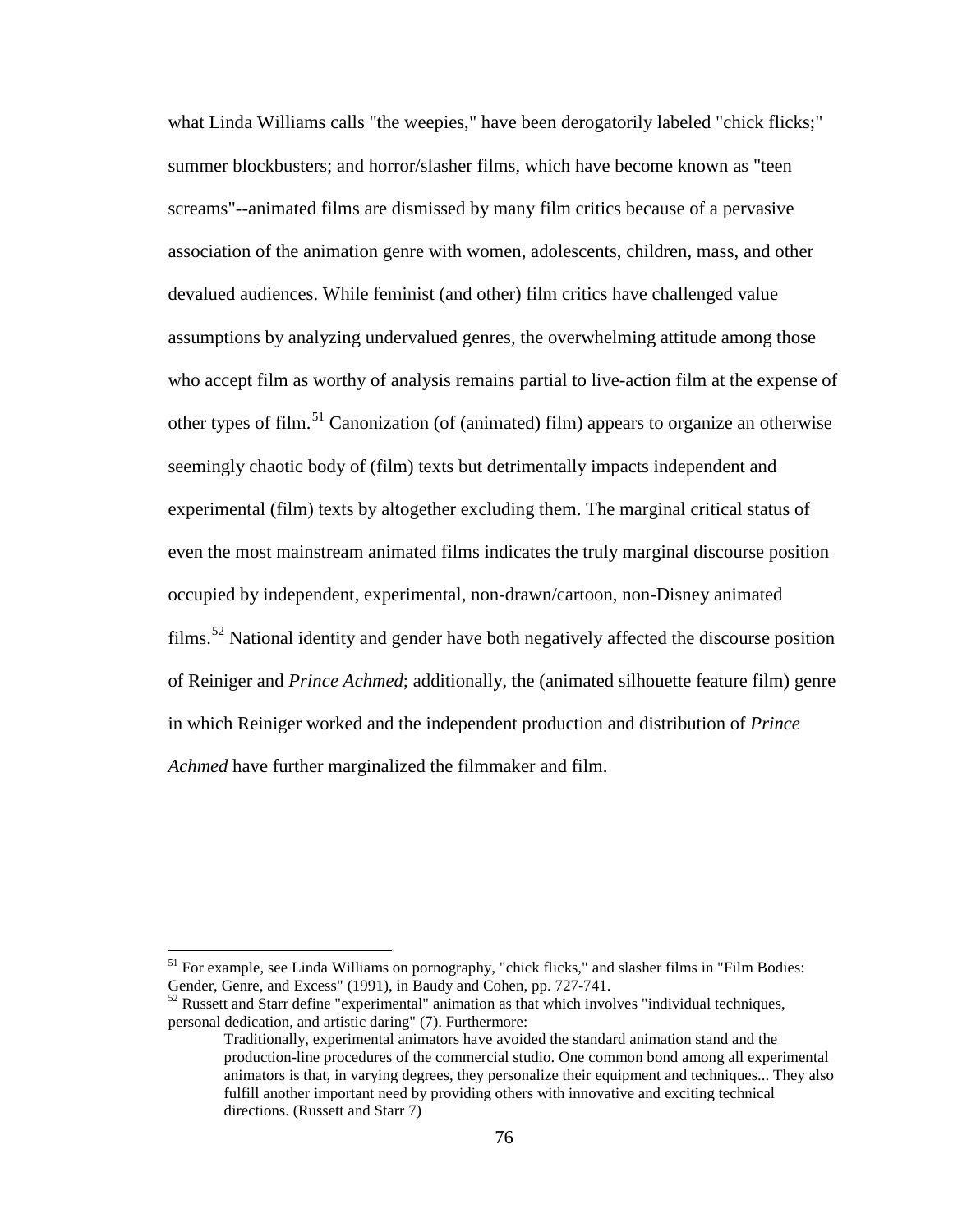what Linda Williams calls "the weepies," have been derogatorily labeled "chick flicks;" summer blockbusters; and horror/slasher films, which have become known as "teen screams"--animated films are dismissed by many film critics because of a pervasive association of the animation genre with women, adolescents, children, mass, and other devalued audiences. While feminist (and other) film critics have challenged value assumptions by analyzing undervalued genres, the overwhelming attitude among those who accept film as worthy of analysis remains partial to live-action film at the expense of other types of film.[51] Canonization (of (animated) film) appears to organize an otherwise seemingly chaotic body of (film) texts but detrimentally impacts independent and experimental (film) texts by altogether excluding them. The marginal critical status of even the most mainstream animated films indicates the truly marginal discourse position occupied by independent, experimental, non-drawn/cartoon, non-Disney animated films.[52] National identity and gender have both negatively affected the discourse position of Reiniger and *Prince Achmed*; additionally, the (animated silhouette feature film) genre in which Reiniger worked and the independent production and distribution of *Prince Achmed* have further marginalized the filmmaker and film.

---

[51] For example, see Linda Williams on pornography, "chick flicks," and slasher films in "Film Bodies: Gender, Genre, and Excess" (1991), in Baudy and Cohen, pp. 727-741.

[52] Russett and Starr define "experimental" animation as that which involves "individual techniques, personal dedication, and artistic daring" (7). Furthermore:

> Traditionally, experimental animators have avoided the standard animation stand and the production-line procedures of the commercial studio. One common bond among all experimental animators is that, in varying degrees, they personalize their equipment and techniques... They also fulfill another important need by providing others with innovative and exciting technical directions. (Russett and Starr 7)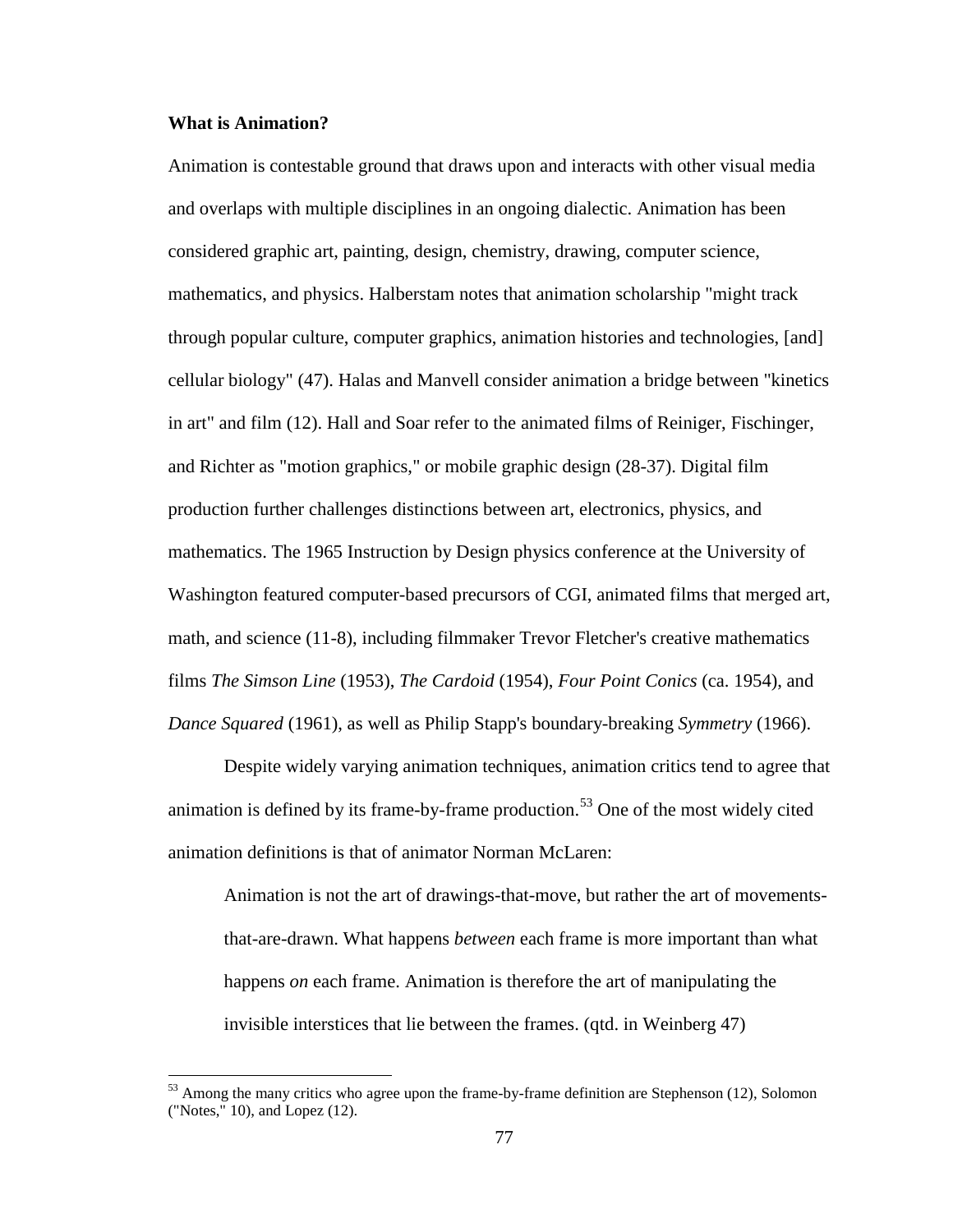**What is Animation?**

Animation is contestable ground that draws upon and interacts with other visual media and overlaps with multiple disciplines in an ongoing dialectic. Animation has been considered graphic art, painting, design, chemistry, drawing, computer science, mathematics, and physics. Halberstam notes that animation scholarship "might track through popular culture, computer graphics, animation histories and technologies, [and] cellular biology" (47). Halas and Manvell consider animation a bridge between "kinetics in art" and film (12). Hall and Soar refer to the animated films of Reiniger, Fischinger, and Richter as "motion graphics," or mobile graphic design (28-37). Digital film production further challenges distinctions between art, electronics, physics, and mathematics. The 1965 Instruction by Design physics conference at the University of Washington featured computer-based precursors of CGI, animated films that merged art, math, and science (11-8), including filmmaker Trevor Fletcher's creative mathematics films *The Simson Line* (1953), *The Cardoid* (1954), *Four Point Conics* (ca. 1954), and *Dance Squared* (1961), as well as Philip Stapp's boundary-breaking *Symmetry* (1966).

Despite widely varying animation techniques, animation critics tend to agree that animation is defined by its frame-by-frame production.[53] One of the most widely cited animation definitions is that of animator Norman McLaren:

> Animation is not the art of drawings-that-move, but rather the art of movements-that-are-drawn. What happens *between* each frame is more important than what happens *on* each frame. Animation is therefore the art of manipulating the invisible interstices that lie between the frames. (qtd. in Weinberg 47)

---

[53] Among the many critics who agree upon the frame-by-frame definition are Stephenson (12), Solomon ("Notes," 10), and Lopez (12).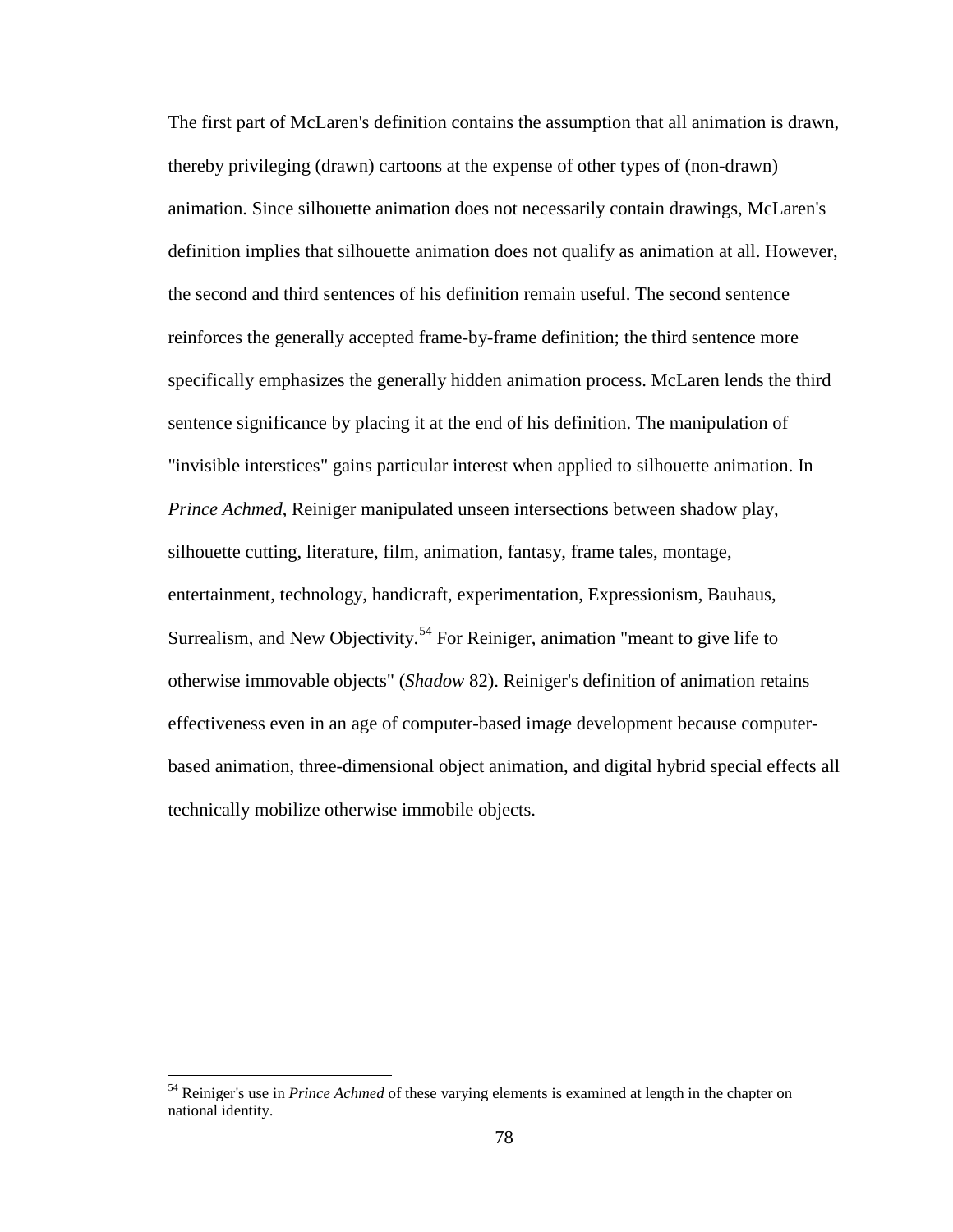The first part of McLaren's definition contains the assumption that all animation is drawn, thereby privileging (drawn) cartoons at the expense of other types of (non-drawn) animation. Since silhouette animation does not necessarily contain drawings, McLaren's definition implies that silhouette animation does not qualify as animation at all. However, the second and third sentences of his definition remain useful. The second sentence reinforces the generally accepted frame-by-frame definition; the third sentence more specifically emphasizes the generally hidden animation process. McLaren lends the third sentence significance by placing it at the end of his definition. The manipulation of "invisible interstices" gains particular interest when applied to silhouette animation. In *Prince Achmed*, Reiniger manipulated unseen intersections between shadow play, silhouette cutting, literature, film, animation, fantasy, frame tales, montage, entertainment, technology, handicraft, experimentation, Expressionism, Bauhaus, Surrealism, and New Objectivity.[54] For Reiniger, animation "meant to give life to otherwise immovable objects" (*Shadow* 82). Reiniger's definition of animation retains effectiveness even in an age of computer-based image development because computer-based animation, three-dimensional object animation, and digital hybrid special effects all technically mobilize otherwise immobile objects.

[54] Reiniger's use in *Prince Achmed* of these varying elements is examined at length in the chapter on national identity.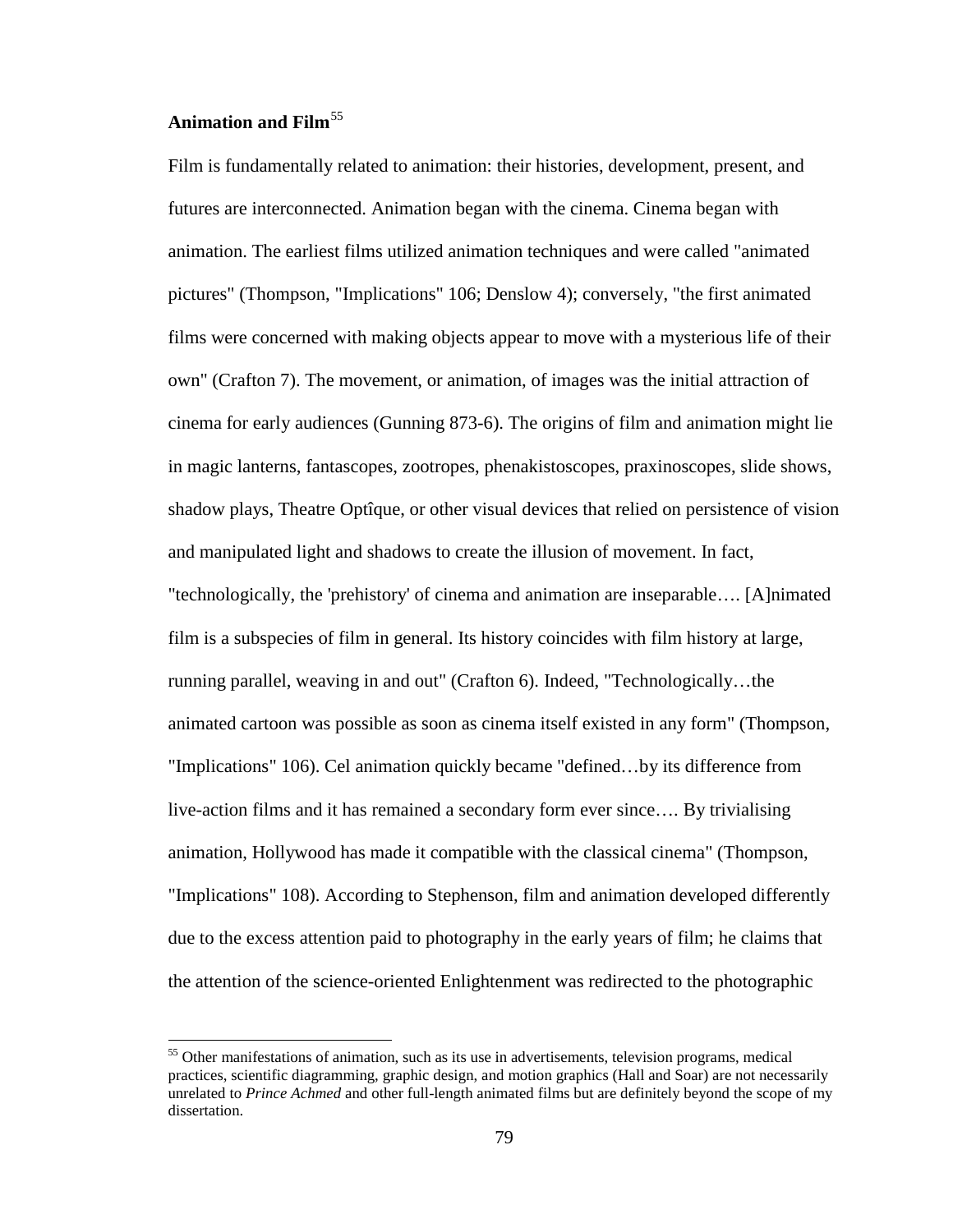**Animation and Film**[55]

Film is fundamentally related to animation: their histories, development, present, and futures are interconnected. Animation began with the cinema. Cinema began with animation. The earliest films utilized animation techniques and were called "animated pictures" (Thompson, "Implications" 106; Denslow 4); conversely, "the first animated films were concerned with making objects appear to move with a mysterious life of their own" (Crafton 7). The movement, or animation, of images was the initial attraction of cinema for early audiences (Gunning 873-6). The origins of film and animation might lie in magic lanterns, fantascopes, zootropes, phenakistoscopes, praxinoscopes, slide shows, shadow plays, Theatre Optîque, or other visual devices that relied on persistence of vision and manipulated light and shadows to create the illusion of movement. In fact, "technologically, the 'prehistory' of cinema and animation are inseparable…. [A]nimated film is a subspecies of film in general. Its history coincides with film history at large, running parallel, weaving in and out" (Crafton 6). Indeed, "Technologically…the animated cartoon was possible as soon as cinema itself existed in any form" (Thompson, "Implications" 106). Cel animation quickly became "defined…by its difference from live-action films and it has remained a secondary form ever since…. By trivialising animation, Hollywood has made it compatible with the classical cinema" (Thompson, "Implications" 108). According to Stephenson, film and animation developed differently due to the excess attention paid to photography in the early years of film; he claims that the attention of the science-oriented Enlightenment was redirected to the photographic

[55] Other manifestations of animation, such as its use in advertisements, television programs, medical practices, scientific diagramming, graphic design, and motion graphics (Hall and Soar) are not necessarily unrelated to *Prince Achmed* and other full-length animated films but are definitely beyond the scope of my dissertation.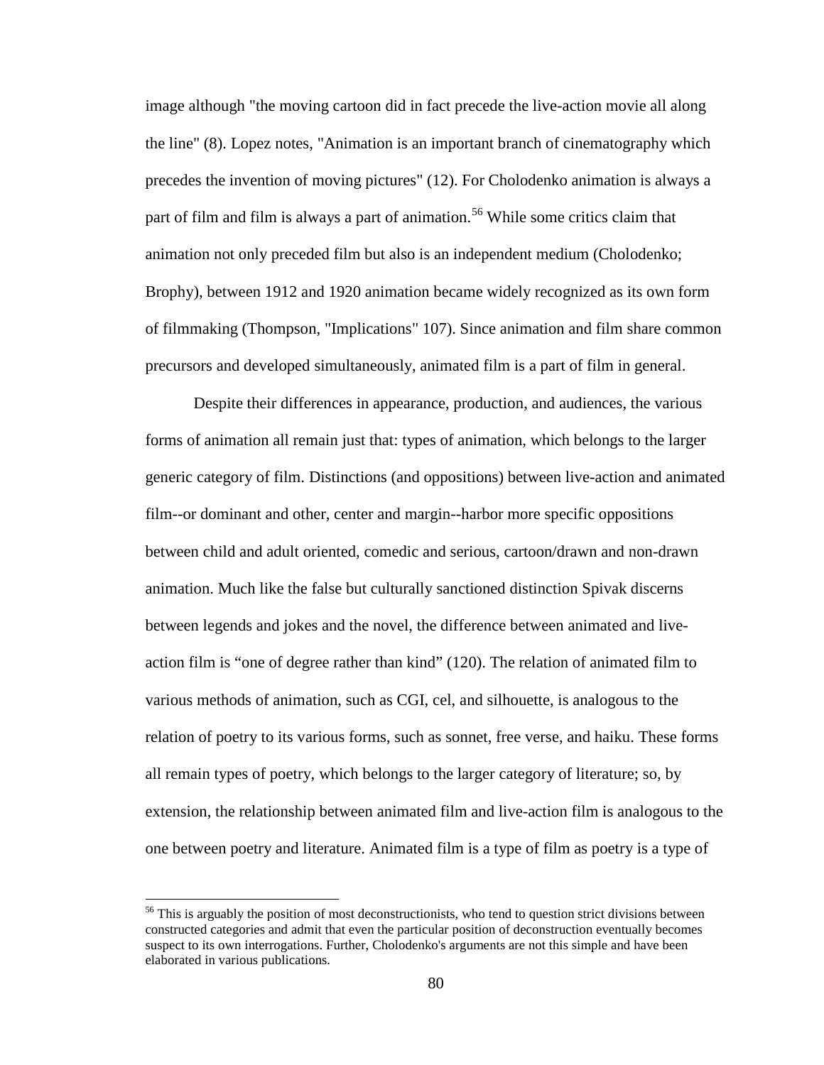image although "the moving cartoon did in fact precede the live-action movie all along the line" (8). Lopez notes, "Animation is an important branch of cinematography which precedes the invention of moving pictures" (12). For Cholodenko animation is always a part of film and film is always a part of animation.[56] While some critics claim that animation not only preceded film but also is an independent medium (Cholodenko; Brophy), between 1912 and 1920 animation became widely recognized as its own form of filmmaking (Thompson, "Implications" 107). Since animation and film share common precursors and developed simultaneously, animated film is a part of film in general.

Despite their differences in appearance, production, and audiences, the various forms of animation all remain just that: types of animation, which belongs to the larger generic category of film. Distinctions (and oppositions) between live-action and animated film--or dominant and other, center and margin--harbor more specific oppositions between child and adult oriented, comedic and serious, cartoon/drawn and non-drawn animation. Much like the false but culturally sanctioned distinction Spivak discerns between legends and jokes and the novel, the difference between animated and live-action film is "one of degree rather than kind" (120). The relation of animated film to various methods of animation, such as CGI, cel, and silhouette, is analogous to the relation of poetry to its various forms, such as sonnet, free verse, and haiku. These forms all remain types of poetry, which belongs to the larger category of literature; so, by extension, the relationship between animated film and live-action film is analogous to the one between poetry and literature. Animated film is a type of film as poetry is a type of

---

[56] This is arguably the position of most deconstructionists, who tend to question strict divisions between constructed categories and admit that even the particular position of deconstruction eventually becomes suspect to its own interrogations. Further, Cholodenko's arguments are not this simple and have been elaborated in various publications.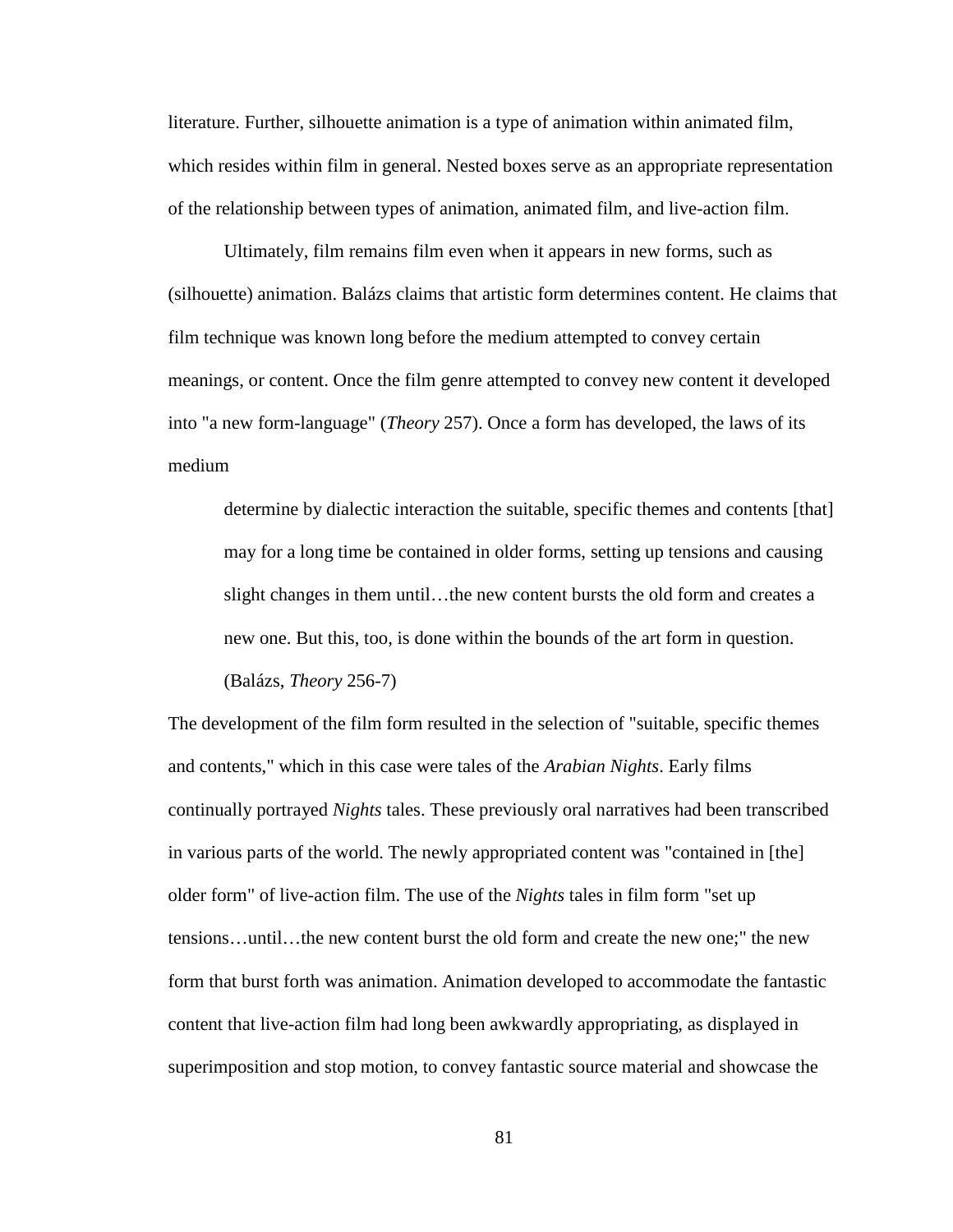literature. Further, silhouette animation is a type of animation within animated film, which resides within film in general. Nested boxes serve as an appropriate representation of the relationship between types of animation, animated film, and live-action film.

Ultimately, film remains film even when it appears in new forms, such as (silhouette) animation. Balázs claims that artistic form determines content. He claims that film technique was known long before the medium attempted to convey certain meanings, or content. Once the film genre attempted to convey new content it developed into "a new form-language" (*Theory* 257). Once a form has developed, the laws of its medium

> determine by dialectic interaction the suitable, specific themes and contents [that] may for a long time be contained in older forms, setting up tensions and causing slight changes in them until…the new content bursts the old form and creates a new one. But this, too, is done within the bounds of the art form in question. (Balázs, *Theory* 256-7)

The development of the film form resulted in the selection of "suitable, specific themes and contents," which in this case were tales of the *Arabian Nights*. Early films continually portrayed *Nights* tales. These previously oral narratives had been transcribed in various parts of the world. The newly appropriated content was "contained in [the] older form" of live-action film. The use of the *Nights* tales in film form "set up tensions…until…the new content burst the old form and create the new one;" the new form that burst forth was animation. Animation developed to accommodate the fantastic content that live-action film had long been awkwardly appropriating, as displayed in superimposition and stop motion, to convey fantastic source material and showcase the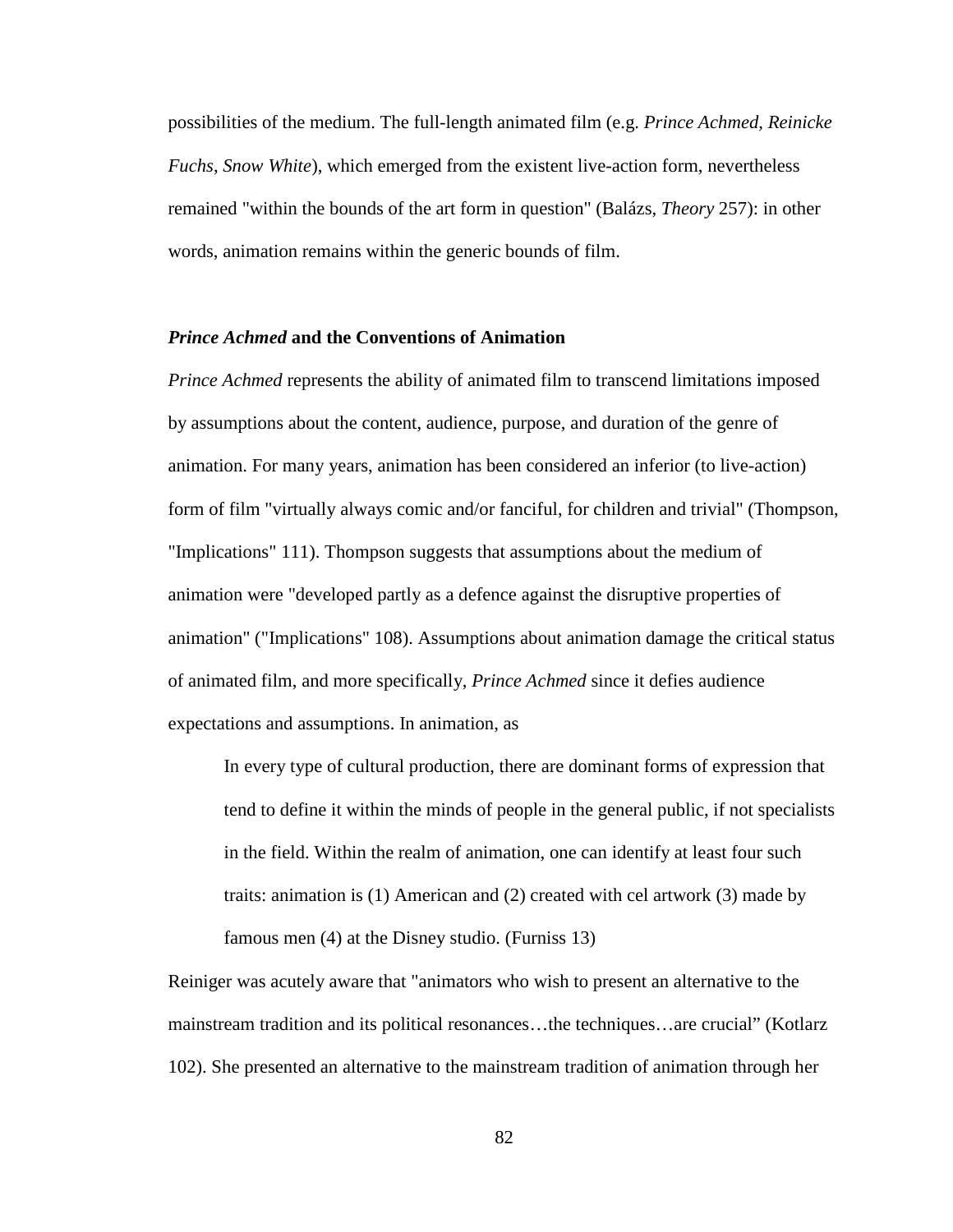possibilities of the medium. The full-length animated film (e.g. *Prince Achmed*, *Reinicke Fuchs*, *Snow White*), which emerged from the existent live-action form, nevertheless remained "within the bounds of the art form in question" (Balázs, *Theory* 257): in other words, animation remains within the generic bounds of film.

### ***Prince Achmed* and the Conventions of Animation**

*Prince Achmed* represents the ability of animated film to transcend limitations imposed by assumptions about the content, audience, purpose, and duration of the genre of animation. For many years, animation has been considered an inferior (to live-action) form of film "virtually always comic and/or fanciful, for children and trivial" (Thompson, "Implications" 111). Thompson suggests that assumptions about the medium of animation were "developed partly as a defence against the disruptive properties of animation" ("Implications" 108). Assumptions about animation damage the critical status of animated film, and more specifically, *Prince Achmed* since it defies audience expectations and assumptions. In animation, as

> In every type of cultural production, there are dominant forms of expression that tend to define it within the minds of people in the general public, if not specialists in the field. Within the realm of animation, one can identify at least four such traits: animation is (1) American and (2) created with cel artwork (3) made by famous men (4) at the Disney studio. (Furniss 13)

Reiniger was acutely aware that "animators who wish to present an alternative to the mainstream tradition and its political resonances…the techniques…are crucial" (Kotlarz 102). She presented an alternative to the mainstream tradition of animation through her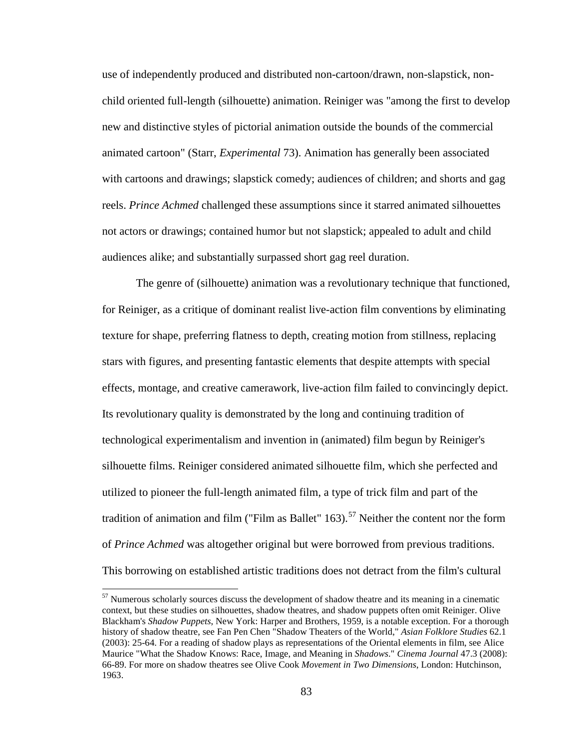use of independently produced and distributed non-cartoon/drawn, non-slapstick, non-child oriented full-length (silhouette) animation. Reiniger was "among the first to develop new and distinctive styles of pictorial animation outside the bounds of the commercial animated cartoon" (Starr, *Experimental* 73). Animation has generally been associated with cartoons and drawings; slapstick comedy; audiences of children; and shorts and gag reels. *Prince Achmed* challenged these assumptions since it starred animated silhouettes not actors or drawings; contained humor but not slapstick; appealed to adult and child audiences alike; and substantially surpassed short gag reel duration.

The genre of (silhouette) animation was a revolutionary technique that functioned, for Reiniger, as a critique of dominant realist live-action film conventions by eliminating texture for shape, preferring flatness to depth, creating motion from stillness, replacing stars with figures, and presenting fantastic elements that despite attempts with special effects, montage, and creative camerawork, live-action film failed to convincingly depict. Its revolutionary quality is demonstrated by the long and continuing tradition of technological experimentalism and invention in (animated) film begun by Reiniger's silhouette films. Reiniger considered animated silhouette film, which she perfected and utilized to pioneer the full-length animated film, a type of trick film and part of the tradition of animation and film ("Film as Ballet" 163).[57] Neither the content nor the form of *Prince Achmed* was altogether original but were borrowed from previous traditions. This borrowing on established artistic traditions does not detract from the film's cultural

---

[57] Numerous scholarly sources discuss the development of shadow theatre and its meaning in a cinematic context, but these studies on silhouettes, shadow theatres, and shadow puppets often omit Reiniger. Olive Blackham's *Shadow Puppets*, New York: Harper and Brothers, 1959, is a notable exception. For a thorough history of shadow theatre, see Fan Pen Chen "Shadow Theaters of the World," *Asian Folklore Studies* 62.1 (2003): 25-64. For a reading of shadow plays as representations of the Oriental elements in film, see Alice Maurice "What the Shadow Knows: Race, Image, and Meaning in *Shadows*." *Cinema Journal* 47.3 (2008): 66-89. For more on shadow theatres see Olive Cook *Movement in Two Dimensions*, London: Hutchinson, 1963.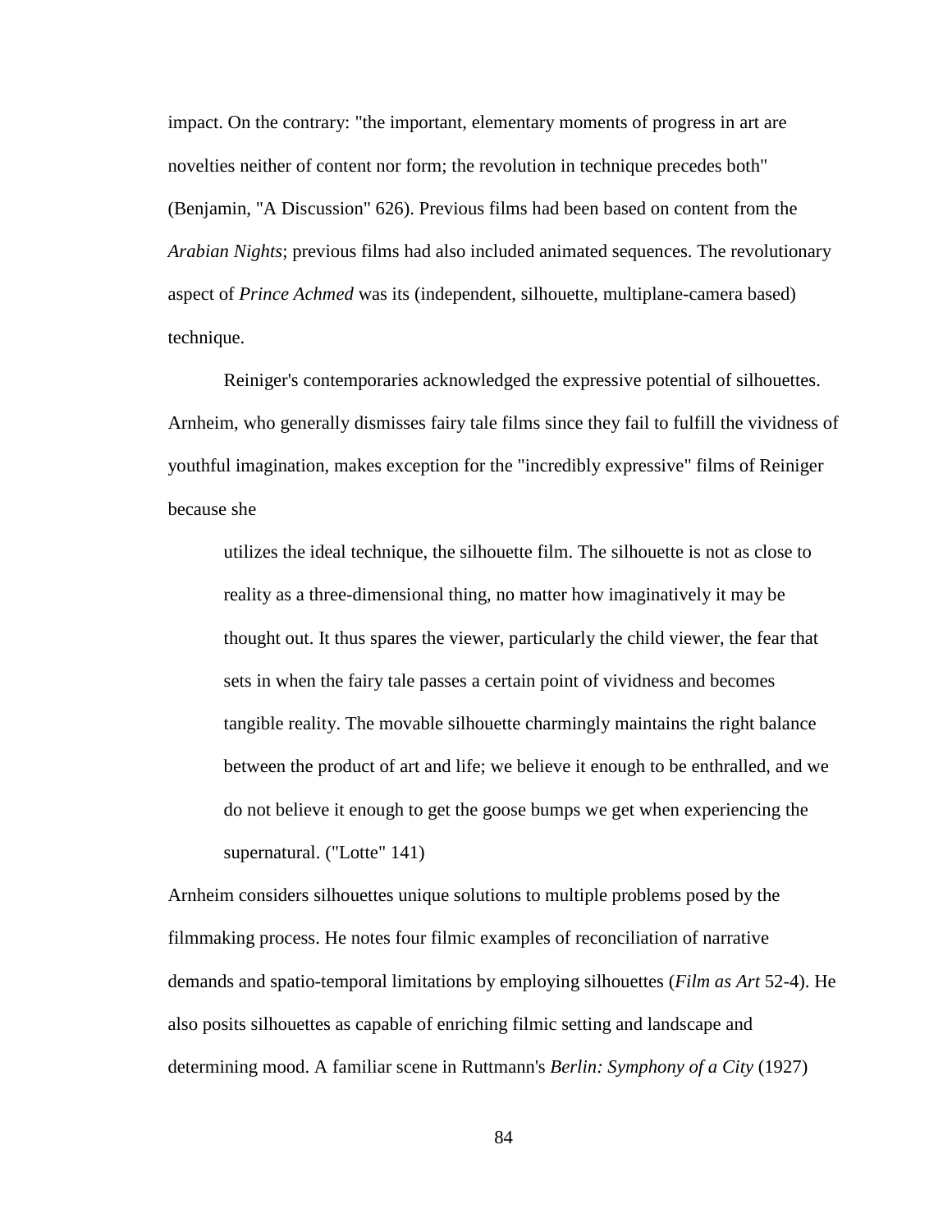impact. On the contrary: "the important, elementary moments of progress in art are novelties neither of content nor form; the revolution in technique precedes both" (Benjamin, "A Discussion" 626). Previous films had been based on content from the *Arabian Nights*; previous films had also included animated sequences. The revolutionary aspect of *Prince Achmed* was its (independent, silhouette, multiplane-camera based) technique.

Reiniger's contemporaries acknowledged the expressive potential of silhouettes. Arnheim, who generally dismisses fairy tale films since they fail to fulfill the vividness of youthful imagination, makes exception for the "incredibly expressive" films of Reiniger because she

> utilizes the ideal technique, the silhouette film. The silhouette is not as close to reality as a three-dimensional thing, no matter how imaginatively it may be thought out. It thus spares the viewer, particularly the child viewer, the fear that sets in when the fairy tale passes a certain point of vividness and becomes tangible reality. The movable silhouette charmingly maintains the right balance between the product of art and life; we believe it enough to be enthralled, and we do not believe it enough to get the goose bumps we get when experiencing the supernatural. ("Lotte" 141)

Arnheim considers silhouettes unique solutions to multiple problems posed by the filmmaking process. He notes four filmic examples of reconciliation of narrative demands and spatio-temporal limitations by employing silhouettes (*Film as Art* 52-4). He also posits silhouettes as capable of enriching filmic setting and landscape and determining mood. A familiar scene in Ruttmann's *Berlin: Symphony of a City* (1927)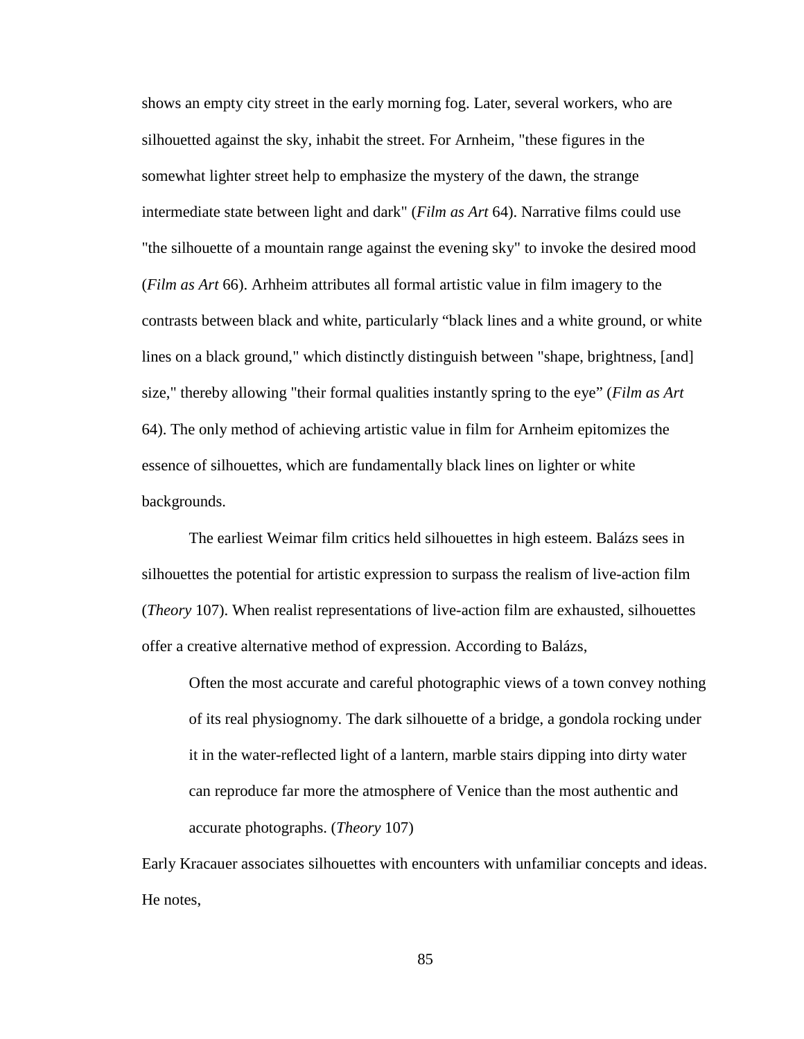shows an empty city street in the early morning fog. Later, several workers, who are silhouetted against the sky, inhabit the street. For Arnheim, "these figures in the somewhat lighter street help to emphasize the mystery of the dawn, the strange intermediate state between light and dark" (*Film as Art* 64). Narrative films could use "the silhouette of a mountain range against the evening sky" to invoke the desired mood (*Film as Art* 66). Arhheim attributes all formal artistic value in film imagery to the contrasts between black and white, particularly "black lines and a white ground, or white lines on a black ground," which distinctly distinguish between "shape, brightness, [and] size," thereby allowing "their formal qualities instantly spring to the eye" (*Film as Art* 64). The only method of achieving artistic value in film for Arnheim epitomizes the essence of silhouettes, which are fundamentally black lines on lighter or white backgrounds.

The earliest Weimar film critics held silhouettes in high esteem. Balázs sees in silhouettes the potential for artistic expression to surpass the realism of live-action film (*Theory* 107). When realist representations of live-action film are exhausted, silhouettes offer a creative alternative method of expression. According to Balázs,

> Often the most accurate and careful photographic views of a town convey nothing of its real physiognomy. The dark silhouette of a bridge, a gondola rocking under it in the water-reflected light of a lantern, marble stairs dipping into dirty water can reproduce far more the atmosphere of Venice than the most authentic and accurate photographs. (*Theory* 107)

Early Kracauer associates silhouettes with encounters with unfamiliar concepts and ideas. He notes,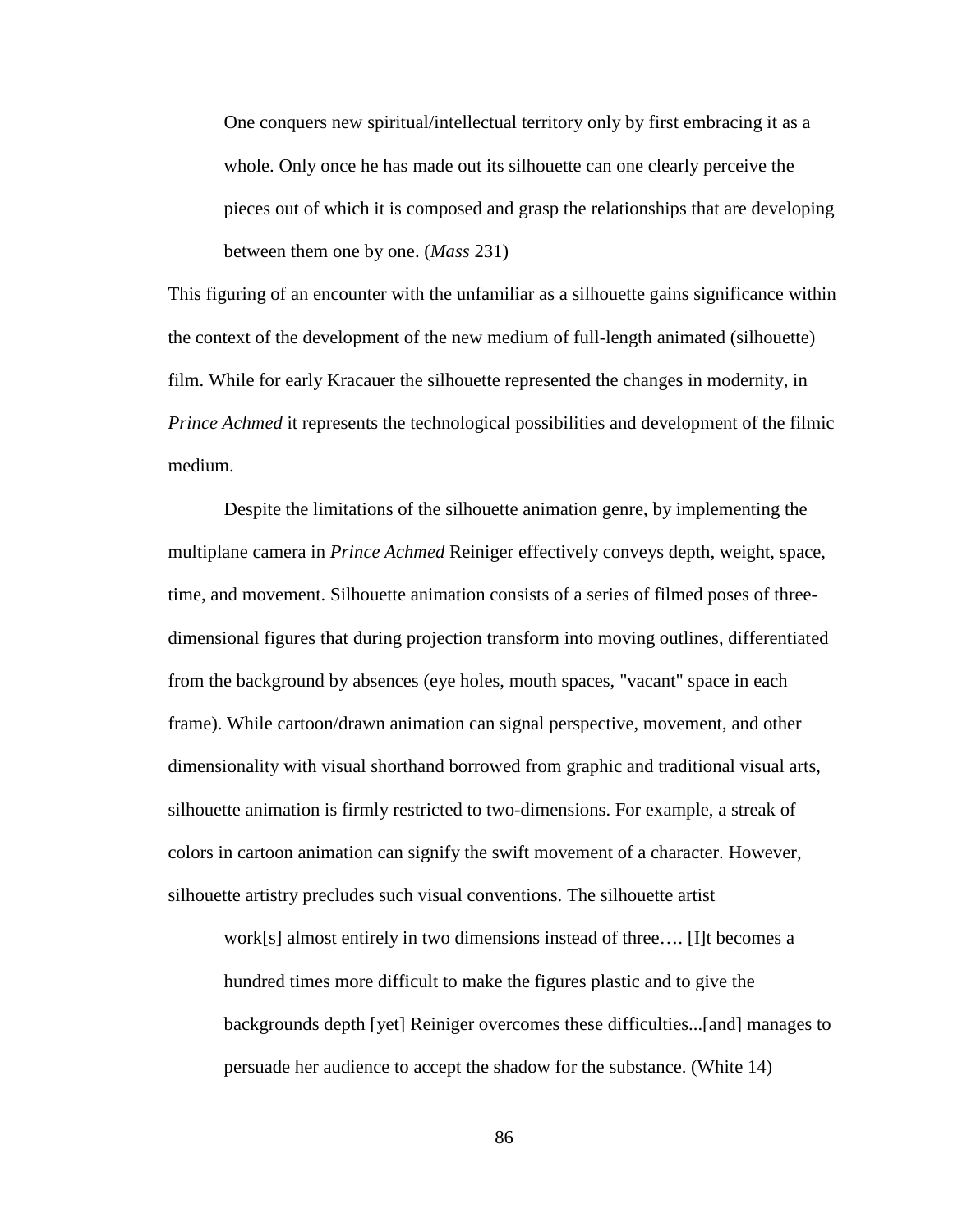> One conquers new spiritual/intellectual territory only by first embracing it as a whole. Only once he has made out its silhouette can one clearly perceive the pieces out of which it is composed and grasp the relationships that are developing between them one by one. (*Mass* 231)

This figuring of an encounter with the unfamiliar as a silhouette gains significance within the context of the development of the new medium of full-length animated (silhouette) film. While for early Kracauer the silhouette represented the changes in modernity, in *Prince Achmed* it represents the technological possibilities and development of the filmic medium.

Despite the limitations of the silhouette animation genre, by implementing the multiplane camera in *Prince Achmed* Reiniger effectively conveys depth, weight, space, time, and movement. Silhouette animation consists of a series of filmed poses of three-dimensional figures that during projection transform into moving outlines, differentiated from the background by absences (eye holes, mouth spaces, "vacant" space in each frame). While cartoon/drawn animation can signal perspective, movement, and other dimensionality with visual shorthand borrowed from graphic and traditional visual arts, silhouette animation is firmly restricted to two-dimensions. For example, a streak of colors in cartoon animation can signify the swift movement of a character. However, silhouette artistry precludes such visual conventions. The silhouette artist

> work[s] almost entirely in two dimensions instead of three…. [I]t becomes a hundred times more difficult to make the figures plastic and to give the backgrounds depth [yet] Reiniger overcomes these difficulties...[and] manages to persuade her audience to accept the shadow for the substance. (White 14)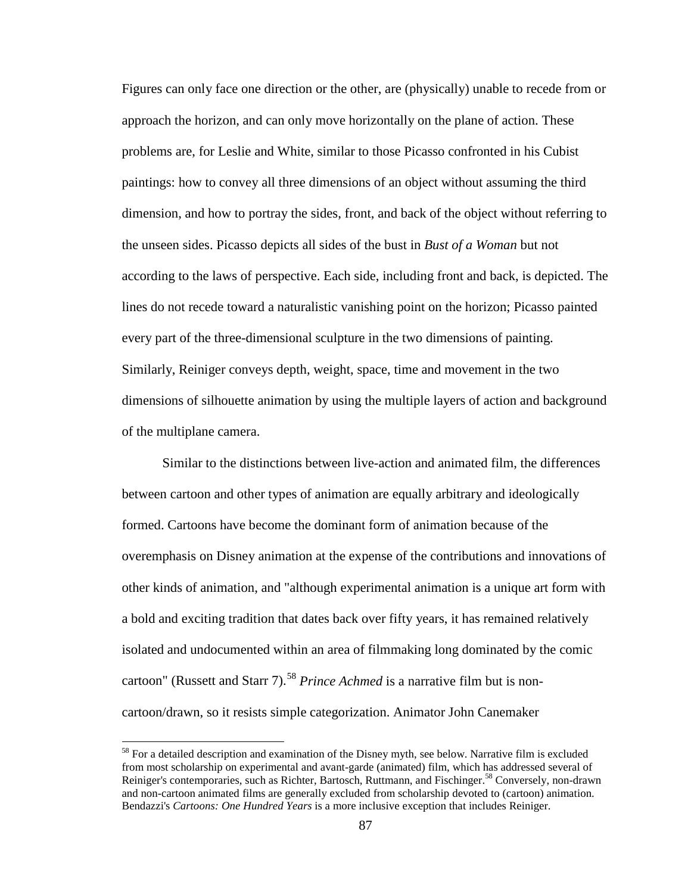Figures can only face one direction or the other, are (physically) unable to recede from or approach the horizon, and can only move horizontally on the plane of action. These problems are, for Leslie and White, similar to those Picasso confronted in his Cubist paintings: how to convey all three dimensions of an object without assuming the third dimension, and how to portray the sides, front, and back of the object without referring to the unseen sides. Picasso depicts all sides of the bust in *Bust of a Woman* but not according to the laws of perspective. Each side, including front and back, is depicted. The lines do not recede toward a naturalistic vanishing point on the horizon; Picasso painted every part of the three-dimensional sculpture in the two dimensions of painting. Similarly, Reiniger conveys depth, weight, space, time and movement in the two dimensions of silhouette animation by using the multiple layers of action and background of the multiplane camera.

Similar to the distinctions between live-action and animated film, the differences between cartoon and other types of animation are equally arbitrary and ideologically formed. Cartoons have become the dominant form of animation because of the overemphasis on Disney animation at the expense of the contributions and innovations of other kinds of animation, and "although experimental animation is a unique art form with a bold and exciting tradition that dates back over fifty years, it has remained relatively isolated and undocumented within an area of filmmaking long dominated by the comic cartoon" (Russett and Starr 7).[58] *Prince Achmed* is a narrative film but is non-cartoon/drawn, so it resists simple categorization. Animator John Canemaker

---

[58] For a detailed description and examination of the Disney myth, see below. Narrative film is excluded from most scholarship on experimental and avant-garde (animated) film, which has addressed several of Reiniger's contemporaries, such as Richter, Bartosch, Ruttmann, and Fischinger.[58] Conversely, non-drawn and non-cartoon animated films are generally excluded from scholarship devoted to (cartoon) animation. Bendazzi's *Cartoons: One Hundred Years* is a more inclusive exception that includes Reiniger.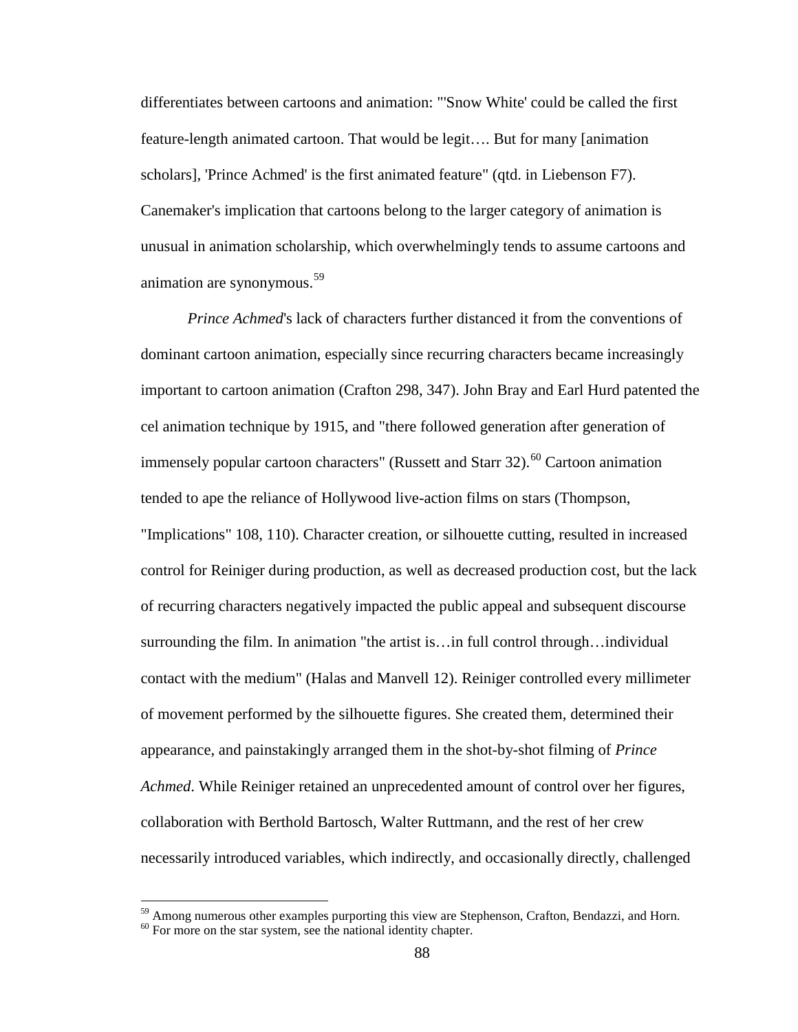differentiates between cartoons and animation: "'Snow White' could be called the first feature-length animated cartoon. That would be legit…. But for many [animation scholars], 'Prince Achmed' is the first animated feature" (qtd. in Liebenson F7). Canemaker's implication that cartoons belong to the larger category of animation is unusual in animation scholarship, which overwhelmingly tends to assume cartoons and animation are synonymous.[59]

*Prince Achmed*'s lack of characters further distanced it from the conventions of dominant cartoon animation, especially since recurring characters became increasingly important to cartoon animation (Crafton 298, 347). John Bray and Earl Hurd patented the cel animation technique by 1915, and "there followed generation after generation of immensely popular cartoon characters" (Russett and Starr 32).[60] Cartoon animation tended to ape the reliance of Hollywood live-action films on stars (Thompson, "Implications" 108, 110). Character creation, or silhouette cutting, resulted in increased control for Reiniger during production, as well as decreased production cost, but the lack of recurring characters negatively impacted the public appeal and subsequent discourse surrounding the film. In animation "the artist is…in full control through…individual contact with the medium" (Halas and Manvell 12). Reiniger controlled every millimeter of movement performed by the silhouette figures. She created them, determined their appearance, and painstakingly arranged them in the shot-by-shot filming of *Prince Achmed*. While Reiniger retained an unprecedented amount of control over her figures, collaboration with Berthold Bartosch, Walter Ruttmann, and the rest of her crew necessarily introduced variables, which indirectly, and occasionally directly, challenged

---

[59] Among numerous other examples purporting this view are Stephenson, Crafton, Bendazzi, and Horn.
[60] For more on the star system, see the national identity chapter.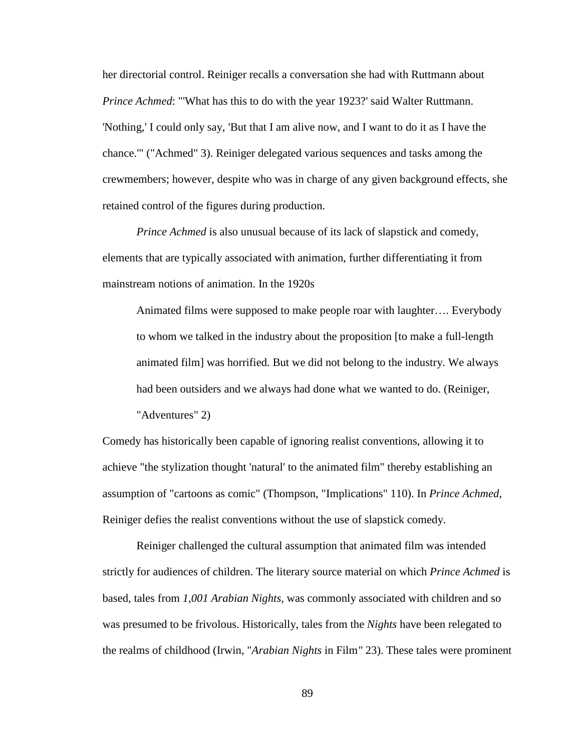her directorial control. Reiniger recalls a conversation she had with Ruttmann about *Prince Achmed*: "'What has this to do with the year 1923?' said Walter Ruttmann. 'Nothing,' I could only say, 'But that I am alive now, and I want to do it as I have the chance.'" ("Achmed" 3). Reiniger delegated various sequences and tasks among the crewmembers; however, despite who was in charge of any given background effects, she retained control of the figures during production.

*Prince Achmed* is also unusual because of its lack of slapstick and comedy, elements that are typically associated with animation, further differentiating it from mainstream notions of animation. In the 1920s

> Animated films were supposed to make people roar with laughter…. Everybody to whom we talked in the industry about the proposition [to make a full-length animated film] was horrified. But we did not belong to the industry. We always had been outsiders and we always had done what we wanted to do. (Reiniger, "Adventures" 2)

Comedy has historically been capable of ignoring realist conventions, allowing it to achieve "the stylization thought 'natural' to the animated film" thereby establishing an assumption of "cartoons as comic" (Thompson, "Implications" 110). In *Prince Achmed*, Reiniger defies the realist conventions without the use of slapstick comedy.

Reiniger challenged the cultural assumption that animated film was intended strictly for audiences of children. The literary source material on which *Prince Achmed* is based, tales from *1,001 Arabian Nights*, was commonly associated with children and so was presumed to be frivolous. Historically, tales from the *Nights* have been relegated to the realms of childhood (Irwin, "*Arabian Nights* in Film" 23). These tales were prominent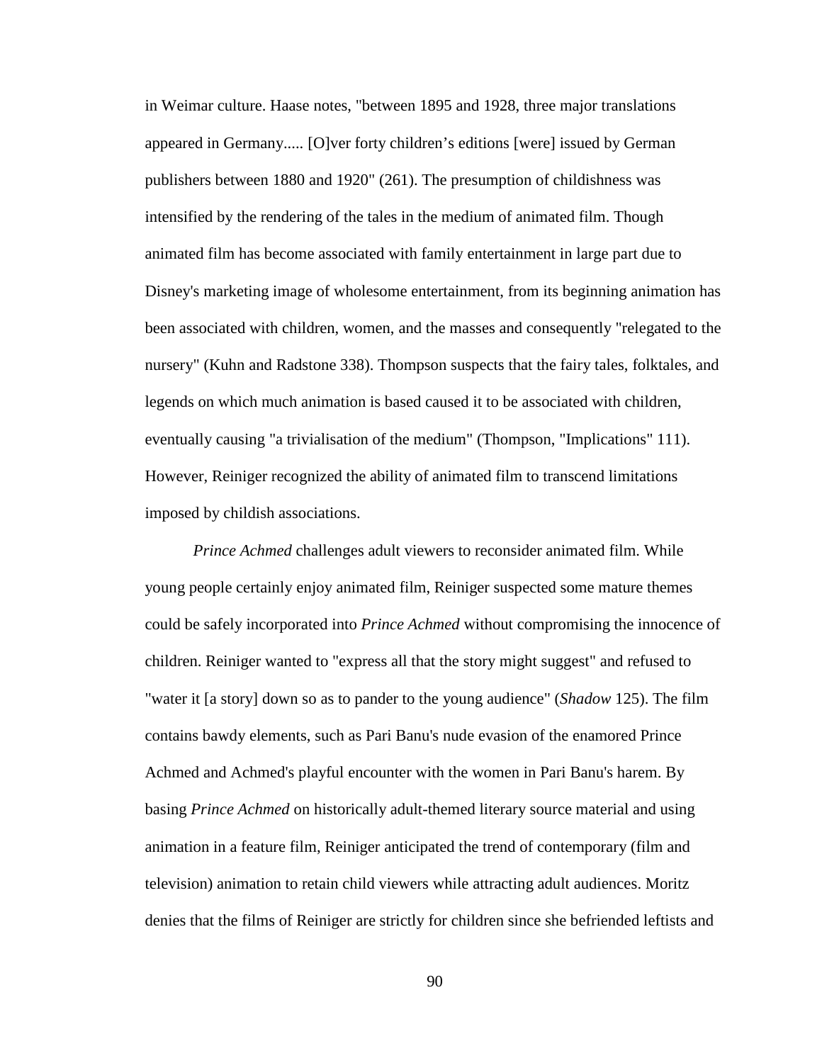in Weimar culture. Haase notes, "between 1895 and 1928, three major translations appeared in Germany..... [O]ver forty children's editions [were] issued by German publishers between 1880 and 1920" (261). The presumption of childishness was intensified by the rendering of the tales in the medium of animated film. Though animated film has become associated with family entertainment in large part due to Disney's marketing image of wholesome entertainment, from its beginning animation has been associated with children, women, and the masses and consequently "relegated to the nursery" (Kuhn and Radstone 338). Thompson suspects that the fairy tales, folktales, and legends on which much animation is based caused it to be associated with children, eventually causing "a trivialisation of the medium" (Thompson, "Implications" 111). However, Reiniger recognized the ability of animated film to transcend limitations imposed by childish associations.

*Prince Achmed* challenges adult viewers to reconsider animated film. While young people certainly enjoy animated film, Reiniger suspected some mature themes could be safely incorporated into *Prince Achmed* without compromising the innocence of children. Reiniger wanted to "express all that the story might suggest" and refused to "water it [a story] down so as to pander to the young audience" (*Shadow* 125). The film contains bawdy elements, such as Pari Banu's nude evasion of the enamored Prince Achmed and Achmed's playful encounter with the women in Pari Banu's harem. By basing *Prince Achmed* on historically adult-themed literary source material and using animation in a feature film, Reiniger anticipated the trend of contemporary (film and television) animation to retain child viewers while attracting adult audiences. Moritz denies that the films of Reiniger are strictly for children since she befriended leftists and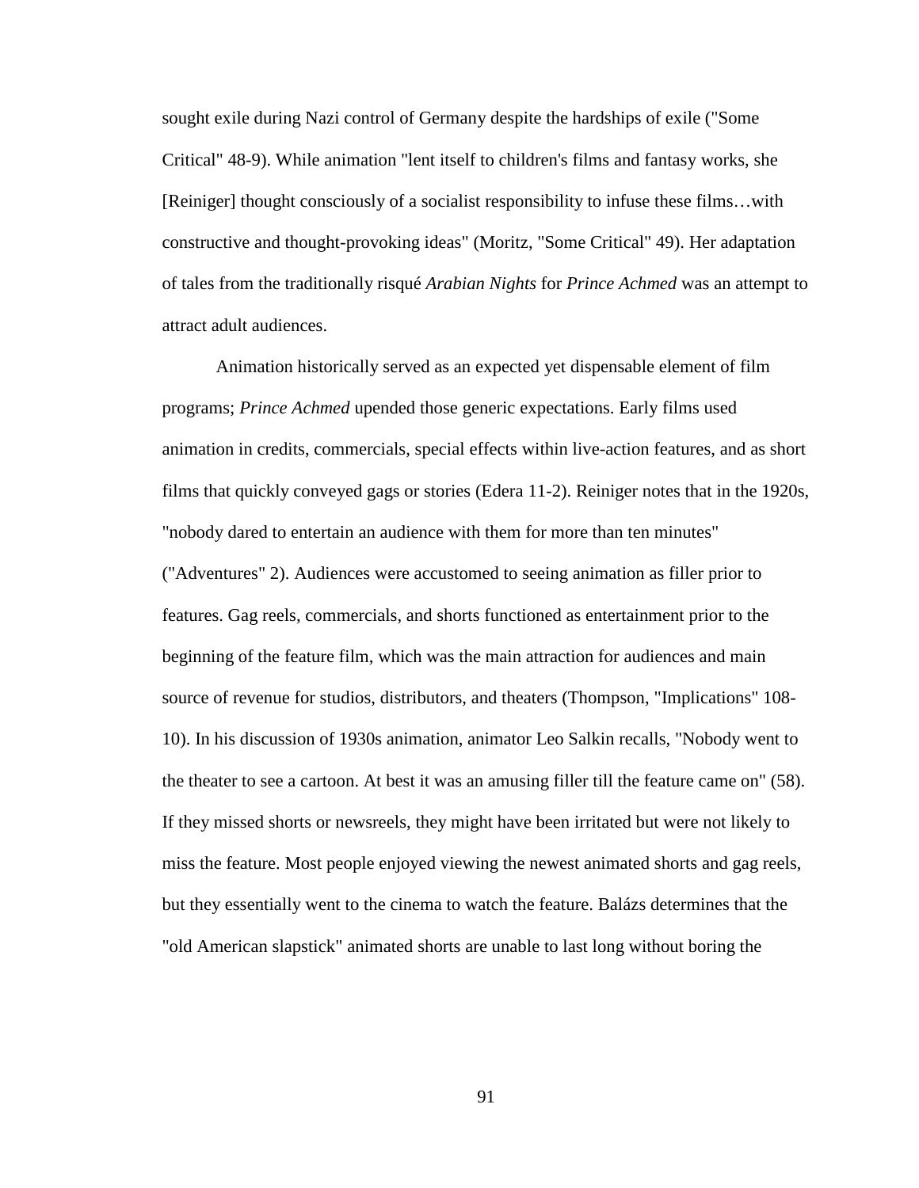sought exile during Nazi control of Germany despite the hardships of exile ("Some Critical" 48-9). While animation "lent itself to children's films and fantasy works, she [Reiniger] thought consciously of a socialist responsibility to infuse these films…with constructive and thought-provoking ideas" (Moritz, "Some Critical" 49). Her adaptation of tales from the traditionally risqué *Arabian Nights* for *Prince Achmed* was an attempt to attract adult audiences.

Animation historically served as an expected yet dispensable element of film programs; *Prince Achmed* upended those generic expectations. Early films used animation in credits, commercials, special effects within live-action features, and as short films that quickly conveyed gags or stories (Edera 11-2). Reiniger notes that in the 1920s, "nobody dared to entertain an audience with them for more than ten minutes" ("Adventures" 2). Audiences were accustomed to seeing animation as filler prior to features. Gag reels, commercials, and shorts functioned as entertainment prior to the beginning of the feature film, which was the main attraction for audiences and main source of revenue for studios, distributors, and theaters (Thompson, "Implications" 108-10). In his discussion of 1930s animation, animator Leo Salkin recalls, "Nobody went to the theater to see a cartoon. At best it was an amusing filler till the feature came on" (58). If they missed shorts or newsreels, they might have been irritated but were not likely to miss the feature. Most people enjoyed viewing the newest animated shorts and gag reels, but they essentially went to the cinema to watch the feature. Balázs determines that the "old American slapstick" animated shorts are unable to last long without boring the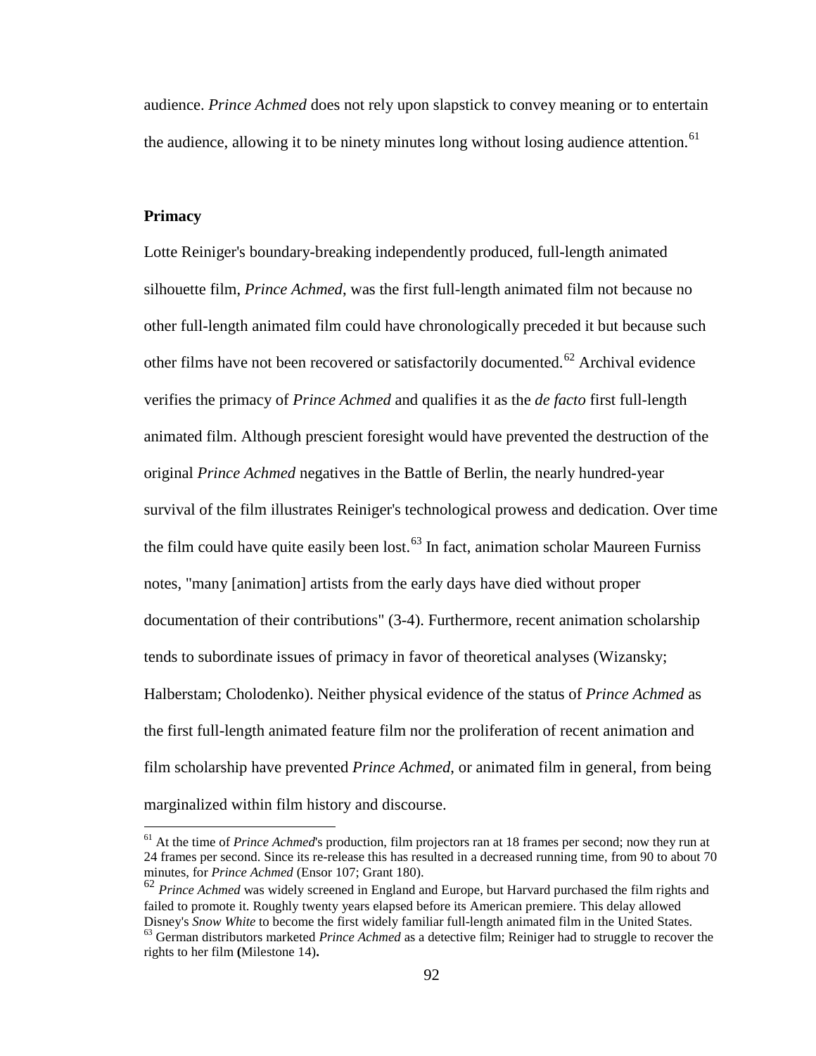audience. *Prince Achmed* does not rely upon slapstick to convey meaning or to entertain the audience, allowing it to be ninety minutes long without losing audience attention.[61]

### Primacy

Lotte Reiniger's boundary-breaking independently produced, full-length animated silhouette film, *Prince Achmed*, was the first full-length animated film not because no other full-length animated film could have chronologically preceded it but because such other films have not been recovered or satisfactorily documented.[62] Archival evidence verifies the primacy of *Prince Achmed* and qualifies it as the *de facto* first full-length animated film. Although prescient foresight would have prevented the destruction of the original *Prince Achmed* negatives in the Battle of Berlin, the nearly hundred-year survival of the film illustrates Reiniger's technological prowess and dedication. Over time the film could have quite easily been lost.[63] In fact, animation scholar Maureen Furniss notes, "many [animation] artists from the early days have died without proper documentation of their contributions" (3-4). Furthermore, recent animation scholarship tends to subordinate issues of primacy in favor of theoretical analyses (Wizansky; Halberstam; Cholodenko). Neither physical evidence of the status of *Prince Achmed* as the first full-length animated feature film nor the proliferation of recent animation and film scholarship have prevented *Prince Achmed*, or animated film in general, from being marginalized within film history and discourse.

---

[61] At the time of *Prince Achmed*'s production, film projectors ran at 18 frames per second; now they run at 24 frames per second. Since its re-release this has resulted in a decreased running time, from 90 to about 70 minutes, for *Prince Achmed* (Ensor 107; Grant 180).

[62] *Prince Achmed* was widely screened in England and Europe, but Harvard purchased the film rights and failed to promote it. Roughly twenty years elapsed before its American premiere. This delay allowed Disney's *Snow White* to become the first widely familiar full-length animated film in the United States.

[63] German distributors marketed *Prince Achmed* as a detective film; Reiniger had to struggle to recover the rights to her film **(**Milestone 14)**.**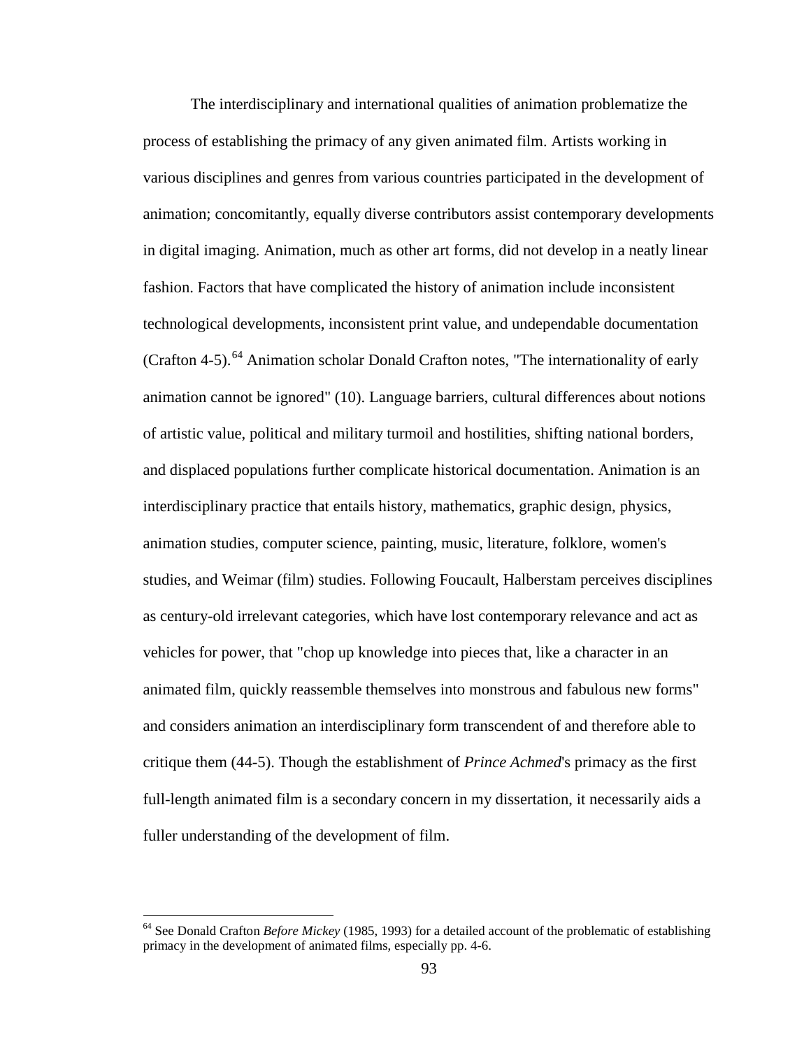The interdisciplinary and international qualities of animation problematize the process of establishing the primacy of any given animated film. Artists working in various disciplines and genres from various countries participated in the development of animation; concomitantly, equally diverse contributors assist contemporary developments in digital imaging. Animation, much as other art forms, did not develop in a neatly linear fashion. Factors that have complicated the history of animation include inconsistent technological developments, inconsistent print value, and undependable documentation (Crafton 4-5).[64] Animation scholar Donald Crafton notes, "The internationality of early animation cannot be ignored" (10). Language barriers, cultural differences about notions of artistic value, political and military turmoil and hostilities, shifting national borders, and displaced populations further complicate historical documentation. Animation is an interdisciplinary practice that entails history, mathematics, graphic design, physics, animation studies, computer science, painting, music, literature, folklore, women's studies, and Weimar (film) studies. Following Foucault, Halberstam perceives disciplines as century-old irrelevant categories, which have lost contemporary relevance and act as vehicles for power, that "chop up knowledge into pieces that, like a character in an animated film, quickly reassemble themselves into monstrous and fabulous new forms" and considers animation an interdisciplinary form transcendent of and therefore able to critique them (44-5). Though the establishment of *Prince Achmed*'s primacy as the first full-length animated film is a secondary concern in my dissertation, it necessarily aids a fuller understanding of the development of film.

[64] See Donald Crafton *Before Mickey* (1985, 1993) for a detailed account of the problematic of establishing primacy in the development of animated films, especially pp. 4-6.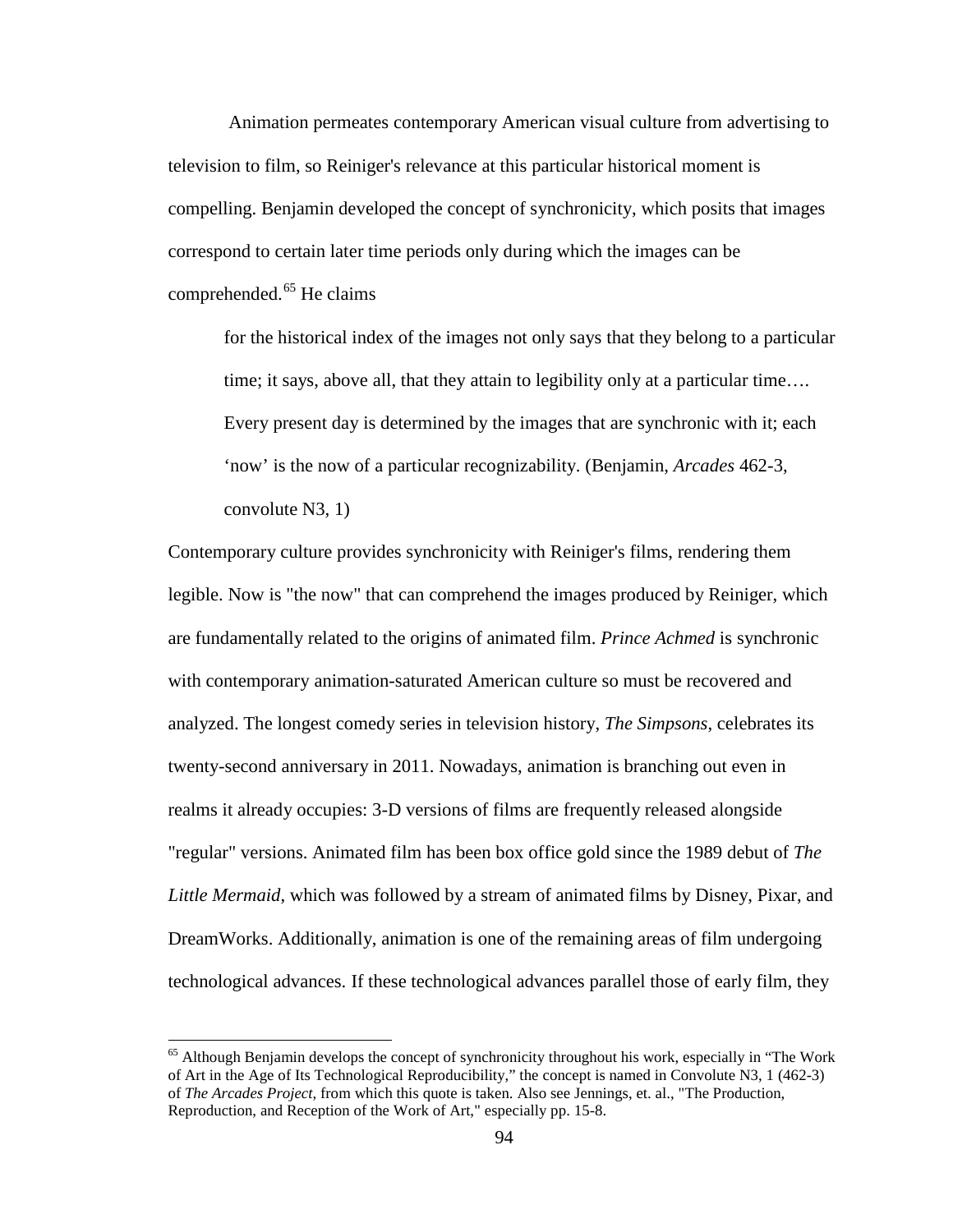Animation permeates contemporary American visual culture from advertising to television to film, so Reiniger's relevance at this particular historical moment is compelling. Benjamin developed the concept of synchronicity, which posits that images correspond to certain later time periods only during which the images can be comprehended.[65] He claims

> for the historical index of the images not only says that they belong to a particular time; it says, above all, that they attain to legibility only at a particular time…. Every present day is determined by the images that are synchronic with it; each 'now' is the now of a particular recognizability. (Benjamin, *Arcades* 462-3, convolute N3, 1)

Contemporary culture provides synchronicity with Reiniger's films, rendering them legible. Now is "the now" that can comprehend the images produced by Reiniger, which are fundamentally related to the origins of animated film. *Prince Achmed* is synchronic with contemporary animation-saturated American culture so must be recovered and analyzed. The longest comedy series in television history, *The Simpsons*, celebrates its twenty-second anniversary in 2011. Nowadays, animation is branching out even in realms it already occupies: 3-D versions of films are frequently released alongside "regular" versions. Animated film has been box office gold since the 1989 debut of *The Little Mermaid*, which was followed by a stream of animated films by Disney, Pixar, and DreamWorks. Additionally, animation is one of the remaining areas of film undergoing technological advances. If these technological advances parallel those of early film, they

---

[65] Although Benjamin develops the concept of synchronicity throughout his work, especially in "The Work of Art in the Age of Its Technological Reproducibility," the concept is named in Convolute N3, 1 (462-3) of *The Arcades Project*, from which this quote is taken. Also see Jennings, et. al., "The Production, Reproduction, and Reception of the Work of Art," especially pp. 15-8.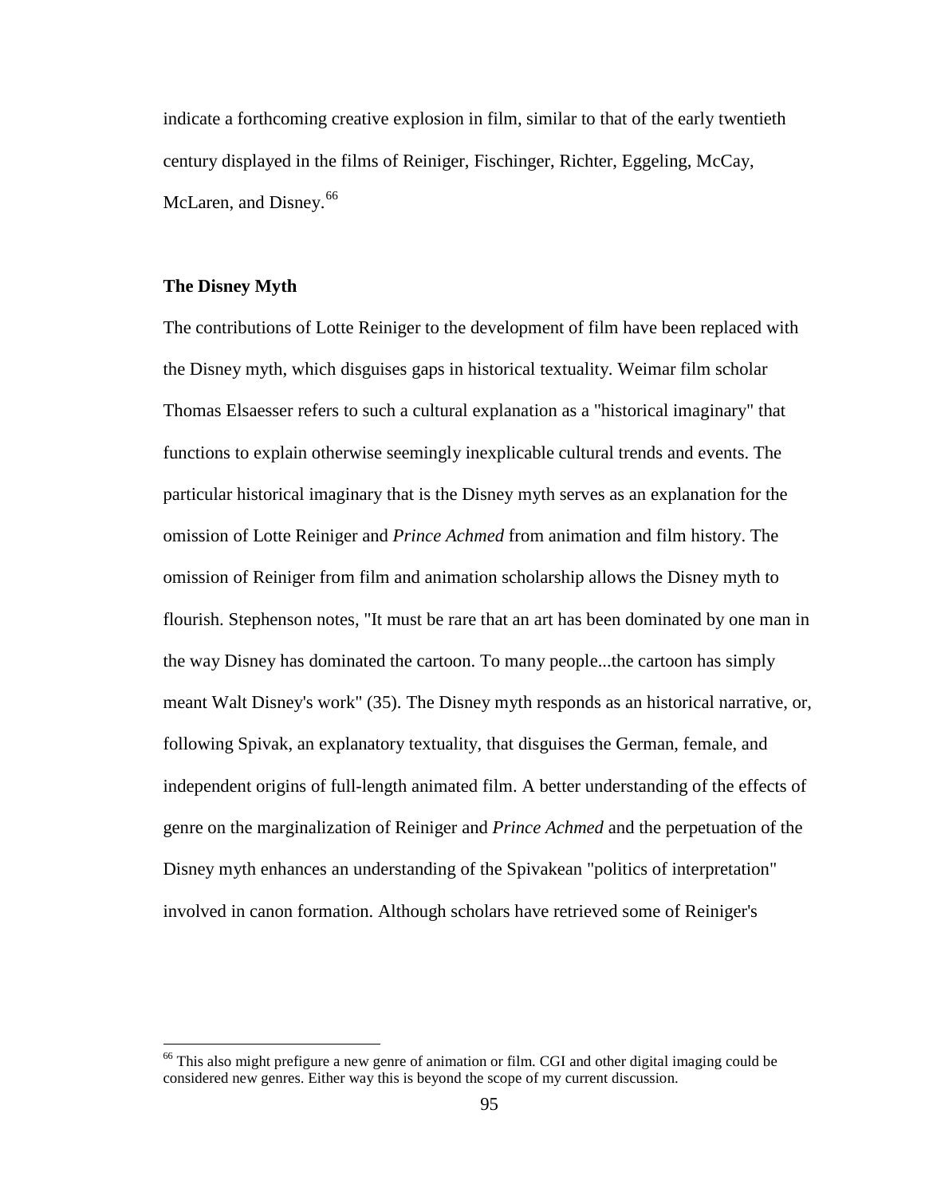indicate a forthcoming creative explosion in film, similar to that of the early twentieth century displayed in the films of Reiniger, Fischinger, Richter, Eggeling, McCay, McLaren, and Disney.[66]

### The Disney Myth

The contributions of Lotte Reiniger to the development of film have been replaced with the Disney myth, which disguises gaps in historical textuality. Weimar film scholar Thomas Elsaesser refers to such a cultural explanation as a "historical imaginary" that functions to explain otherwise seemingly inexplicable cultural trends and events. The particular historical imaginary that is the Disney myth serves as an explanation for the omission of Lotte Reiniger and *Prince Achmed* from animation and film history. The omission of Reiniger from film and animation scholarship allows the Disney myth to flourish. Stephenson notes, "It must be rare that an art has been dominated by one man in the way Disney has dominated the cartoon. To many people...the cartoon has simply meant Walt Disney's work" (35). The Disney myth responds as an historical narrative, or, following Spivak, an explanatory textuality, that disguises the German, female, and independent origins of full-length animated film. A better understanding of the effects of genre on the marginalization of Reiniger and *Prince Achmed* and the perpetuation of the Disney myth enhances an understanding of the Spivakean "politics of interpretation" involved in canon formation. Although scholars have retrieved some of Reiniger's

---

[66] This also might prefigure a new genre of animation or film. CGI and other digital imaging could be considered new genres. Either way this is beyond the scope of my current discussion.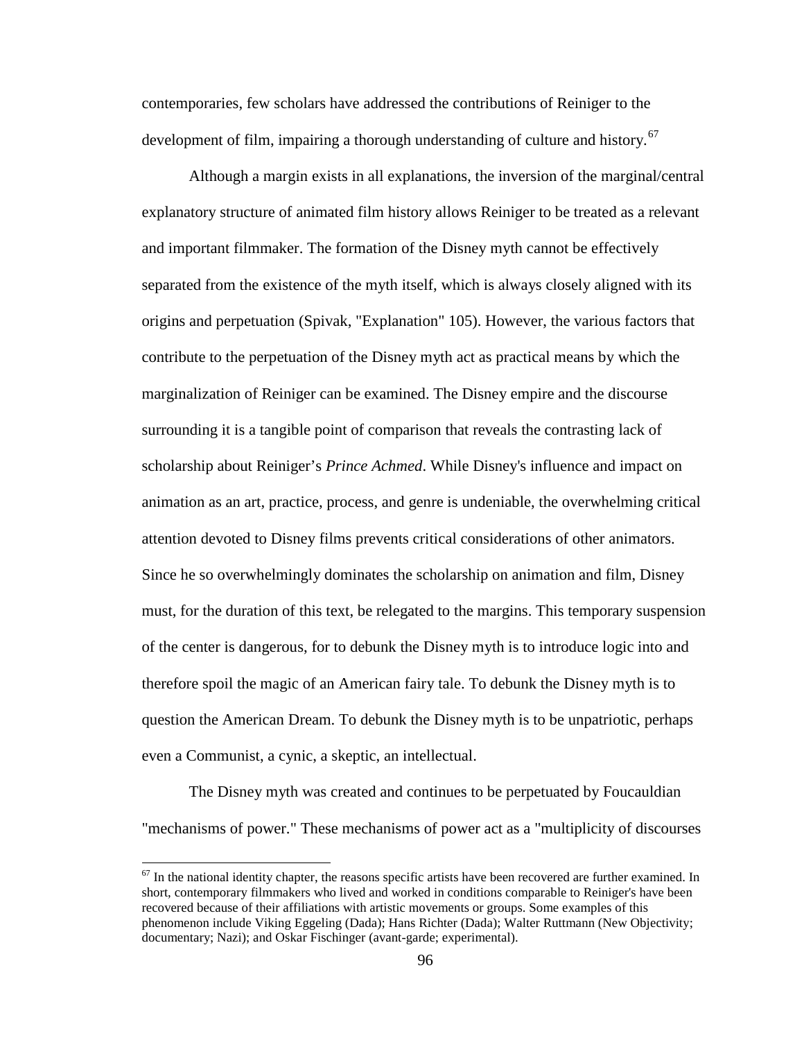contemporaries, few scholars have addressed the contributions of Reiniger to the development of film, impairing a thorough understanding of culture and history.[67]

Although a margin exists in all explanations, the inversion of the marginal/central explanatory structure of animated film history allows Reiniger to be treated as a relevant and important filmmaker. The formation of the Disney myth cannot be effectively separated from the existence of the myth itself, which is always closely aligned with its origins and perpetuation (Spivak, "Explanation" 105). However, the various factors that contribute to the perpetuation of the Disney myth act as practical means by which the marginalization of Reiniger can be examined. The Disney empire and the discourse surrounding it is a tangible point of comparison that reveals the contrasting lack of scholarship about Reiniger's *Prince Achmed*. While Disney's influence and impact on animation as an art, practice, process, and genre is undeniable, the overwhelming critical attention devoted to Disney films prevents critical considerations of other animators. Since he so overwhelmingly dominates the scholarship on animation and film, Disney must, for the duration of this text, be relegated to the margins. This temporary suspension of the center is dangerous, for to debunk the Disney myth is to introduce logic into and therefore spoil the magic of an American fairy tale. To debunk the Disney myth is to question the American Dream. To debunk the Disney myth is to be unpatriotic, perhaps even a Communist, a cynic, a skeptic, an intellectual.

The Disney myth was created and continues to be perpetuated by Foucauldian "mechanisms of power." These mechanisms of power act as a "multiplicity of discourses

---

[67] In the national identity chapter, the reasons specific artists have been recovered are further examined. In short, contemporary filmmakers who lived and worked in conditions comparable to Reiniger's have been recovered because of their affiliations with artistic movements or groups. Some examples of this phenomenon include Viking Eggeling (Dada); Hans Richter (Dada); Walter Ruttmann (New Objectivity; documentary; Nazi); and Oskar Fischinger (avant-garde; experimental).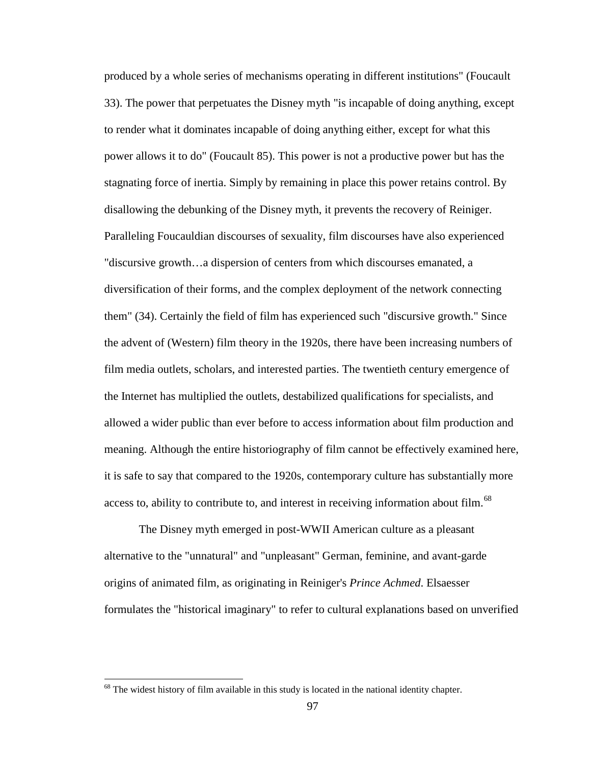produced by a whole series of mechanisms operating in different institutions" (Foucault 33). The power that perpetuates the Disney myth "is incapable of doing anything, except to render what it dominates incapable of doing anything either, except for what this power allows it to do" (Foucault 85). This power is not a productive power but has the stagnating force of inertia. Simply by remaining in place this power retains control. By disallowing the debunking of the Disney myth, it prevents the recovery of Reiniger. Paralleling Foucauldian discourses of sexuality, film discourses have also experienced "discursive growth…a dispersion of centers from which discourses emanated, a diversification of their forms, and the complex deployment of the network connecting them" (34). Certainly the field of film has experienced such "discursive growth." Since the advent of (Western) film theory in the 1920s, there have been increasing numbers of film media outlets, scholars, and interested parties. The twentieth century emergence of the Internet has multiplied the outlets, destabilized qualifications for specialists, and allowed a wider public than ever before to access information about film production and meaning. Although the entire historiography of film cannot be effectively examined here, it is safe to say that compared to the 1920s, contemporary culture has substantially more access to, ability to contribute to, and interest in receiving information about film.[68]

The Disney myth emerged in post-WWII American culture as a pleasant alternative to the "unnatural" and "unpleasant" German, feminine, and avant-garde origins of animated film, as originating in Reiniger's *Prince Achmed*. Elsaesser formulates the "historical imaginary" to refer to cultural explanations based on unverified

[68] The widest history of film available in this study is located in the national identity chapter.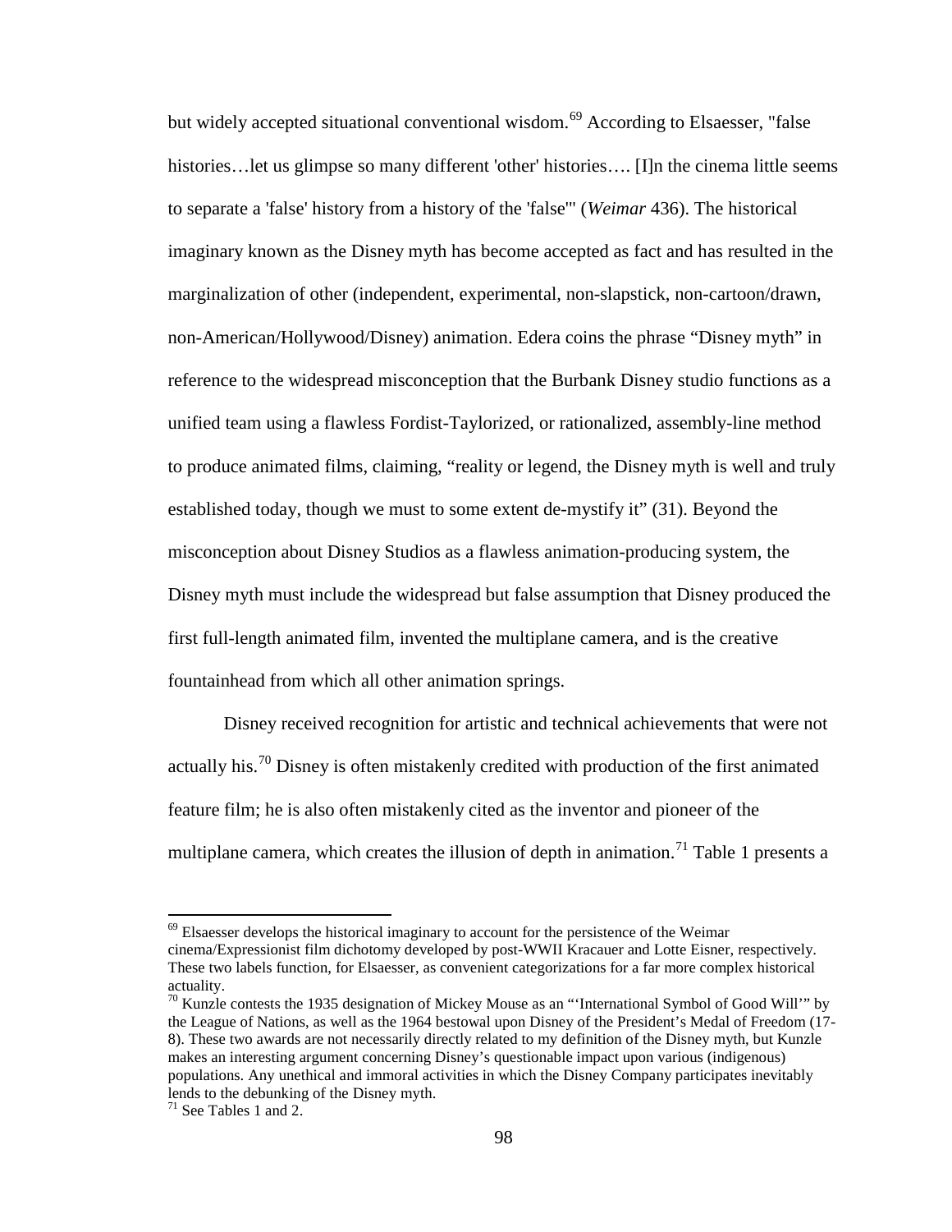but widely accepted situational conventional wisdom.[69] According to Elsaesser, "false histories…let us glimpse so many different 'other' histories…. [I]n the cinema little seems to separate a 'false' history from a history of the 'false'" (*Weimar* 436). The historical imaginary known as the Disney myth has become accepted as fact and has resulted in the marginalization of other (independent, experimental, non-slapstick, non-cartoon/drawn, non-American/Hollywood/Disney) animation. Edera coins the phrase "Disney myth" in reference to the widespread misconception that the Burbank Disney studio functions as a unified team using a flawless Fordist-Taylorized, or rationalized, assembly-line method to produce animated films, claiming, "reality or legend, the Disney myth is well and truly established today, though we must to some extent de-mystify it" (31). Beyond the misconception about Disney Studios as a flawless animation-producing system, the Disney myth must include the widespread but false assumption that Disney produced the first full-length animated film, invented the multiplane camera, and is the creative fountainhead from which all other animation springs.

Disney received recognition for artistic and technical achievements that were not actually his.[70] Disney is often mistakenly credited with production of the first animated feature film; he is also often mistakenly cited as the inventor and pioneer of the multiplane camera, which creates the illusion of depth in animation.[71] Table 1 presents a

---

[69] Elsaesser develops the historical imaginary to account for the persistence of the Weimar cinema/Expressionist film dichotomy developed by post-WWII Kracauer and Lotte Eisner, respectively. These two labels function, for Elsaesser, as convenient categorizations for a far more complex historical actuality.

[70] Kunzle contests the 1935 designation of Mickey Mouse as an "'International Symbol of Good Will'" by the League of Nations, as well as the 1964 bestowal upon Disney of the President's Medal of Freedom (17-8). These two awards are not necessarily directly related to my definition of the Disney myth, but Kunzle makes an interesting argument concerning Disney's questionable impact upon various (indigenous) populations. Any unethical and immoral activities in which the Disney Company participates inevitably lends to the debunking of the Disney myth.

[71] See Tables 1 and 2.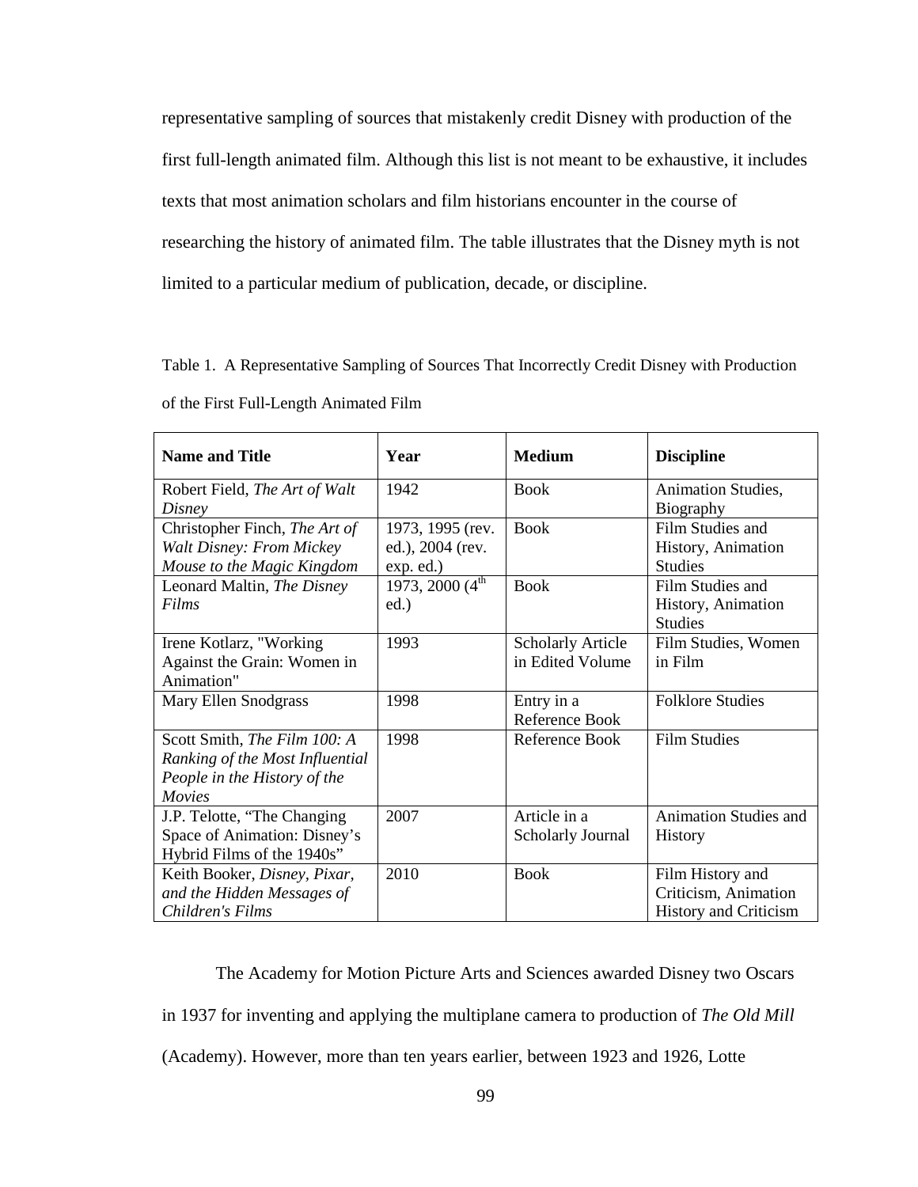representative sampling of sources that mistakenly credit Disney with production of the first full-length animated film. Although this list is not meant to be exhaustive, it includes texts that most animation scholars and film historians encounter in the course of researching the history of animated film. The table illustrates that the Disney myth is not limited to a particular medium of publication, decade, or discipline.

Table 1. A Representative Sampling of Sources That Incorrectly Credit Disney with Production of the First Full-Length Animated Film

| **Name and Title** | **Year** | **Medium** | **Discipline** |
|---|---|---|---|
| Robert Field, *The Art of Walt Disney* | 1942 | Book | Animation Studies, Biography |
| Christopher Finch, *The Art of Walt Disney: From Mickey Mouse to the Magic Kingdom* | 1973, 1995 (rev. ed.), 2004 (rev. exp. ed.) | Book | Film Studies and History, Animation Studies |
| Leonard Maltin, *The Disney Films* | 1973, 2000 (4th ed.) | Book | Film Studies and History, Animation Studies |
| Irene Kotlarz, "Working Against the Grain: Women in Animation" | 1993 | Scholarly Article in Edited Volume | Film Studies, Women in Film |
| Mary Ellen Snodgrass | 1998 | Entry in a Reference Book | Folklore Studies |
| Scott Smith, *The Film 100: A Ranking of the Most Influential People in the History of the Movies* | 1998 | Reference Book | Film Studies |
| J.P. Telotte, "The Changing Space of Animation: Disney's Hybrid Films of the 1940s" | 2007 | Article in a Scholarly Journal | Animation Studies and History |
| Keith Booker, *Disney, Pixar, and the Hidden Messages of Children's Films* | 2010 | Book | Film History and Criticism, Animation History and Criticism |

The Academy for Motion Picture Arts and Sciences awarded Disney two Oscars in 1937 for inventing and applying the multiplane camera to production of *The Old Mill* (Academy). However, more than ten years earlier, between 1923 and 1926, Lotte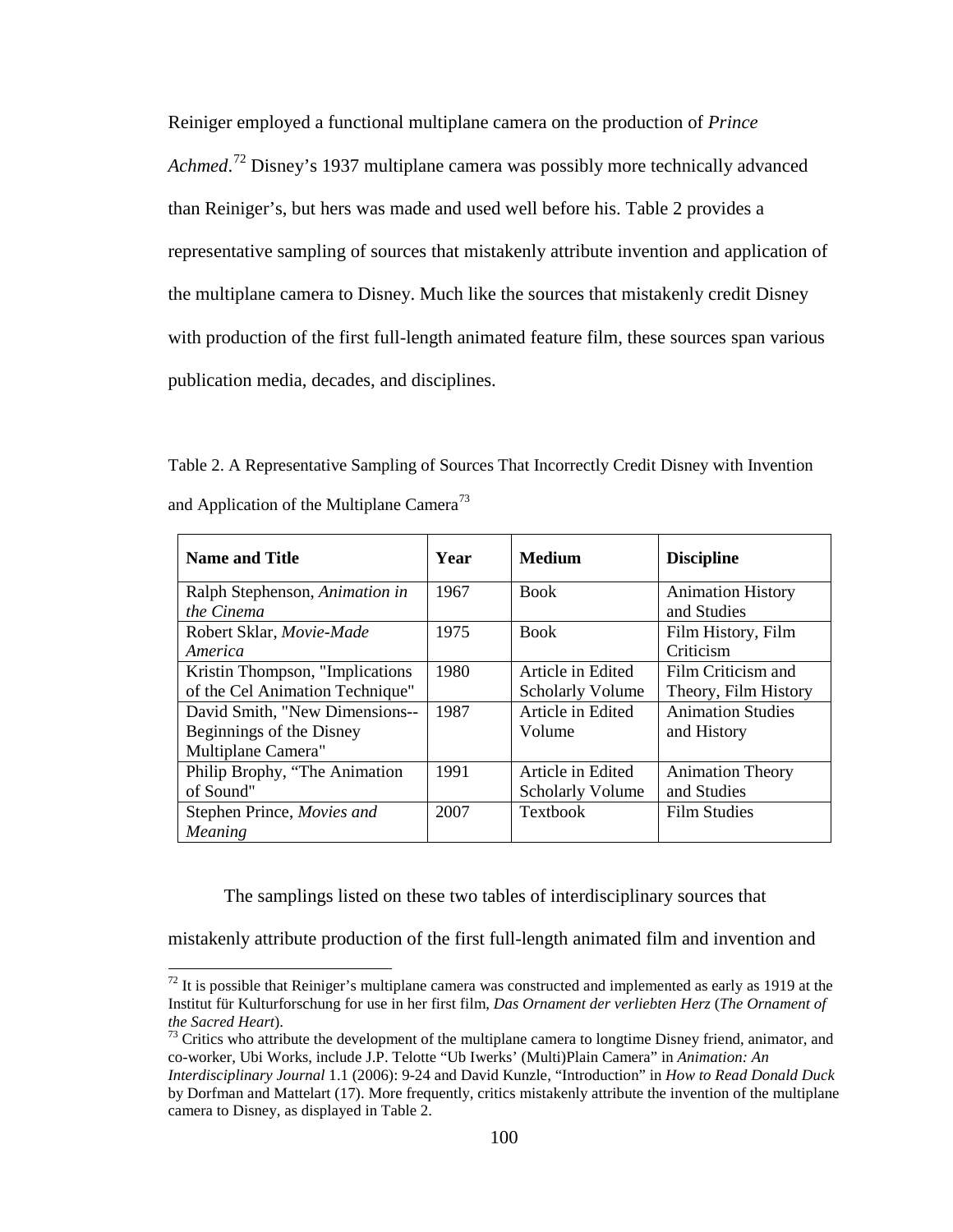Reiniger employed a functional multiplane camera on the production of *Prince Achmed*.[72] Disney's 1937 multiplane camera was possibly more technically advanced than Reiniger's, but hers was made and used well before his. Table 2 provides a representative sampling of sources that mistakenly attribute invention and application of the multiplane camera to Disney. Much like the sources that mistakenly credit Disney with production of the first full-length animated feature film, these sources span various publication media, decades, and disciplines.

Table 2. A Representative Sampling of Sources That Incorrectly Credit Disney with Invention and Application of the Multiplane Camera[73]

| **Name and Title** | **Year** | **Medium** | **Discipline** |
|---|---|---|---|
| Ralph Stephenson, *Animation in the Cinema* | 1967 | Book | Animation History and Studies |
| Robert Sklar, *Movie-Made America* | 1975 | Book | Film History, Film Criticism |
| Kristin Thompson, "Implications of the Cel Animation Technique" | 1980 | Article in Edited Scholarly Volume | Film Criticism and Theory, Film History |
| David Smith, "New Dimensions--Beginnings of the Disney Multiplane Camera" | 1987 | Article in Edited Volume | Animation Studies and History |
| Philip Brophy, "The Animation of Sound" | 1991 | Article in Edited Scholarly Volume | Animation Theory and Studies |
| Stephen Prince, *Movies and Meaning* | 2007 | Textbook | Film Studies |

The samplings listed on these two tables of interdisciplinary sources that mistakenly attribute production of the first full-length animated film and invention and

[72] It is possible that Reiniger's multiplane camera was constructed and implemented as early as 1919 at the Institut für Kulturforschung for use in her first film, *Das Ornament der verliebten Herz* (*The Ornament of the Sacred Heart*).

[73] Critics who attribute the development of the multiplane camera to longtime Disney friend, animator, and co-worker, Ubi Works, include J.P. Telotte "Ub Iwerks' (Multi)Plain Camera" in *Animation: An Interdisciplinary Journal* 1.1 (2006): 9-24 and David Kunzle, "Introduction" in *How to Read Donald Duck* by Dorfman and Mattelart (17). More frequently, critics mistakenly attribute the invention of the multiplane camera to Disney, as displayed in Table 2.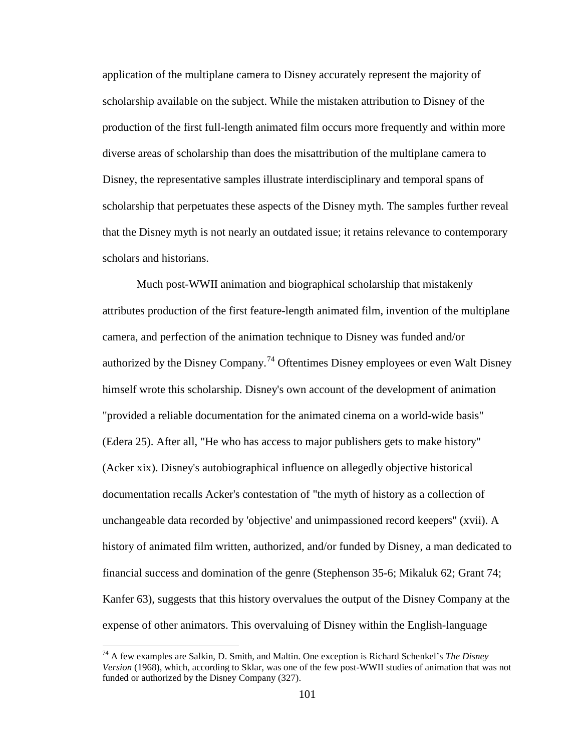application of the multiplane camera to Disney accurately represent the majority of scholarship available on the subject. While the mistaken attribution to Disney of the production of the first full-length animated film occurs more frequently and within more diverse areas of scholarship than does the misattribution of the multiplane camera to Disney, the representative samples illustrate interdisciplinary and temporal spans of scholarship that perpetuates these aspects of the Disney myth. The samples further reveal that the Disney myth is not nearly an outdated issue; it retains relevance to contemporary scholars and historians.

Much post-WWII animation and biographical scholarship that mistakenly attributes production of the first feature-length animated film, invention of the multiplane camera, and perfection of the animation technique to Disney was funded and/or authorized by the Disney Company.[74] Oftentimes Disney employees or even Walt Disney himself wrote this scholarship. Disney's own account of the development of animation "provided a reliable documentation for the animated cinema on a world-wide basis" (Edera 25). After all, "He who has access to major publishers gets to make history" (Acker xix). Disney's autobiographical influence on allegedly objective historical documentation recalls Acker's contestation of "the myth of history as a collection of unchangeable data recorded by 'objective' and unimpassioned record keepers" (xvii). A history of animated film written, authorized, and/or funded by Disney, a man dedicated to financial success and domination of the genre (Stephenson 35-6; Mikaluk 62; Grant 74; Kanfer 63), suggests that this history overvalues the output of the Disney Company at the expense of other animators. This overvaluing of Disney within the English-language

[74] A few examples are Salkin, D. Smith, and Maltin. One exception is Richard Schenkel's *The Disney Version* (1968), which, according to Sklar, was one of the few post-WWII studies of animation that was not funded or authorized by the Disney Company (327).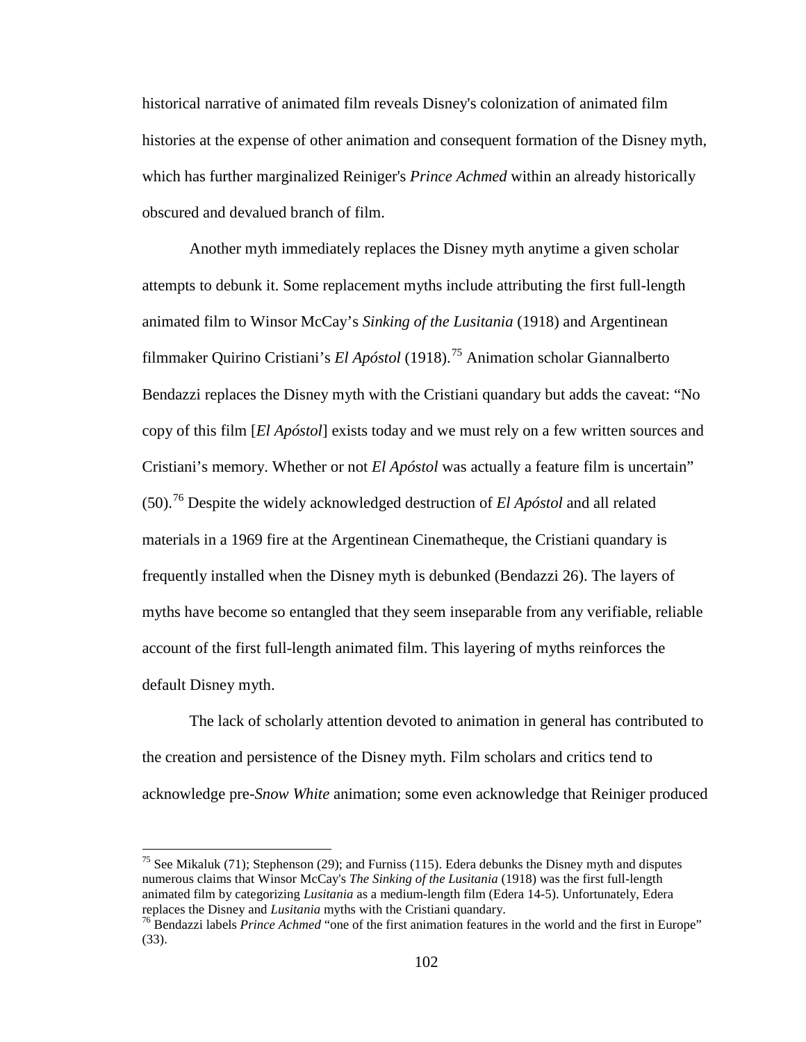historical narrative of animated film reveals Disney's colonization of animated film histories at the expense of other animation and consequent formation of the Disney myth, which has further marginalized Reiniger's *Prince Achmed* within an already historically obscured and devalued branch of film.

Another myth immediately replaces the Disney myth anytime a given scholar attempts to debunk it. Some replacement myths include attributing the first full-length animated film to Winsor McCay's *Sinking of the Lusitania* (1918) and Argentinean filmmaker Quirino Cristiani's *El Apóstol* (1918).[75] Animation scholar Giannalberto Bendazzi replaces the Disney myth with the Cristiani quandary but adds the caveat: "No copy of this film [*El Apóstol*] exists today and we must rely on a few written sources and Cristiani's memory. Whether or not *El Apóstol* was actually a feature film is uncertain" (50).[76] Despite the widely acknowledged destruction of *El Apóstol* and all related materials in a 1969 fire at the Argentinean Cinematheque, the Cristiani quandary is frequently installed when the Disney myth is debunked (Bendazzi 26). The layers of myths have become so entangled that they seem inseparable from any verifiable, reliable account of the first full-length animated film. This layering of myths reinforces the default Disney myth.

The lack of scholarly attention devoted to animation in general has contributed to the creation and persistence of the Disney myth. Film scholars and critics tend to acknowledge pre-*Snow White* animation; some even acknowledge that Reiniger produced

---

[75] See Mikaluk (71); Stephenson (29); and Furniss (115). Edera debunks the Disney myth and disputes numerous claims that Winsor McCay's *The Sinking of the Lusitania* (1918) was the first full-length animated film by categorizing *Lusitania* as a medium-length film (Edera 14-5). Unfortunately, Edera replaces the Disney and *Lusitania* myths with the Cristiani quandary.

[76] Bendazzi labels *Prince Achmed* "one of the first animation features in the world and the first in Europe" (33).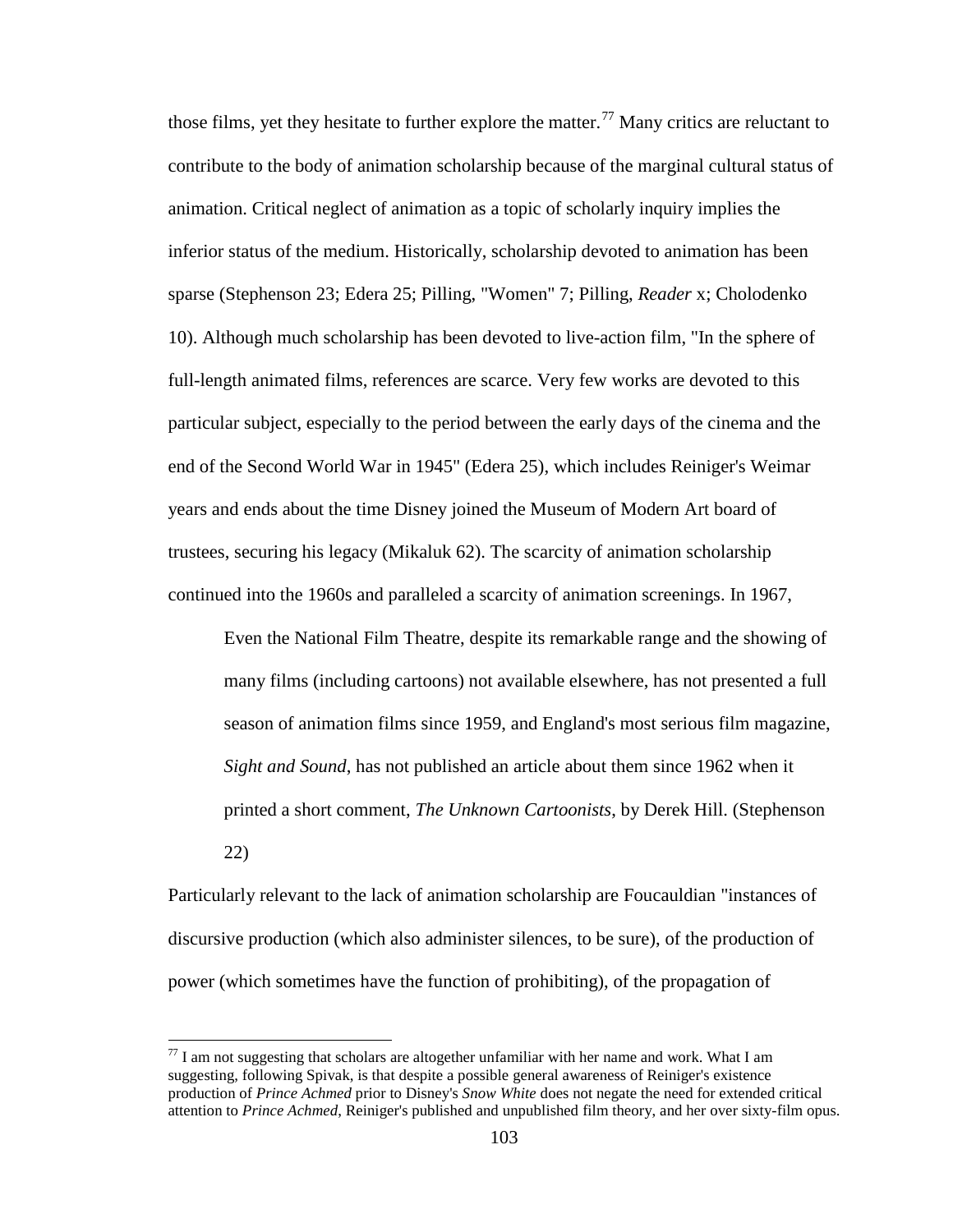those films, yet they hesitate to further explore the matter.[77] Many critics are reluctant to contribute to the body of animation scholarship because of the marginal cultural status of animation. Critical neglect of animation as a topic of scholarly inquiry implies the inferior status of the medium. Historically, scholarship devoted to animation has been sparse (Stephenson 23; Edera 25; Pilling, "Women" 7; Pilling, *Reader* x; Cholodenko 10). Although much scholarship has been devoted to live-action film, "In the sphere of full-length animated films, references are scarce. Very few works are devoted to this particular subject, especially to the period between the early days of the cinema and the end of the Second World War in 1945" (Edera 25), which includes Reiniger's Weimar years and ends about the time Disney joined the Museum of Modern Art board of trustees, securing his legacy (Mikaluk 62). The scarcity of animation scholarship continued into the 1960s and paralleled a scarcity of animation screenings. In 1967,

> Even the National Film Theatre, despite its remarkable range and the showing of many films (including cartoons) not available elsewhere, has not presented a full season of animation films since 1959, and England's most serious film magazine, *Sight and Sound*, has not published an article about them since 1962 when it printed a short comment, *The Unknown Cartoonists*, by Derek Hill. (Stephenson 22)

Particularly relevant to the lack of animation scholarship are Foucauldian "instances of discursive production (which also administer silences, to be sure), of the production of power (which sometimes have the function of prohibiting), of the propagation of

[77] I am not suggesting that scholars are altogether unfamiliar with her name and work. What I am suggesting, following Spivak, is that despite a possible general awareness of Reiniger's existence production of *Prince Achmed* prior to Disney's *Snow White* does not negate the need for extended critical attention to *Prince Achmed*, Reiniger's published and unpublished film theory, and her over sixty-film opus.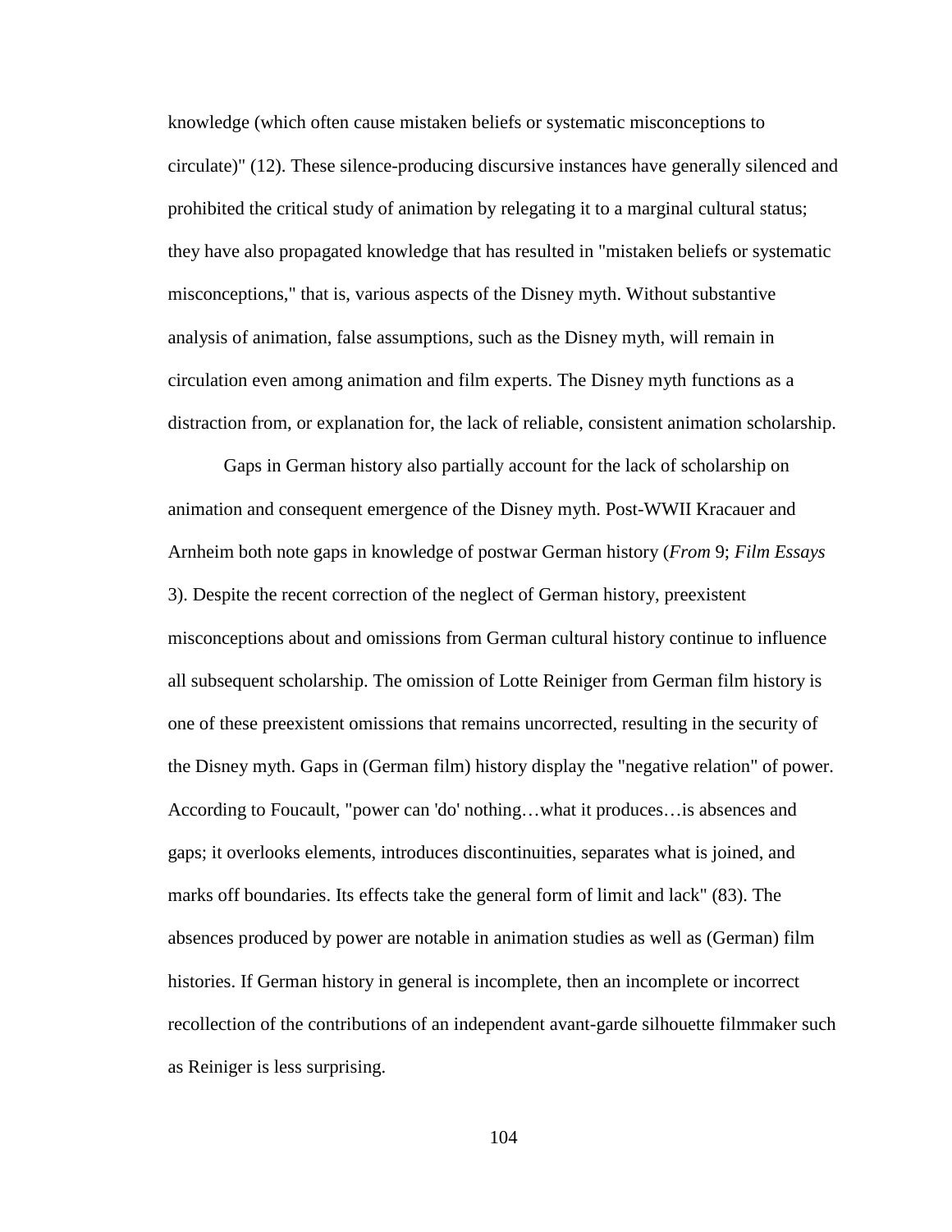knowledge (which often cause mistaken beliefs or systematic misconceptions to circulate)" (12). These silence-producing discursive instances have generally silenced and prohibited the critical study of animation by relegating it to a marginal cultural status; they have also propagated knowledge that has resulted in "mistaken beliefs or systematic misconceptions," that is, various aspects of the Disney myth. Without substantive analysis of animation, false assumptions, such as the Disney myth, will remain in circulation even among animation and film experts. The Disney myth functions as a distraction from, or explanation for, the lack of reliable, consistent animation scholarship.

Gaps in German history also partially account for the lack of scholarship on animation and consequent emergence of the Disney myth. Post-WWII Kracauer and Arnheim both note gaps in knowledge of postwar German history (*From* 9; *Film Essays* 3). Despite the recent correction of the neglect of German history, preexistent misconceptions about and omissions from German cultural history continue to influence all subsequent scholarship. The omission of Lotte Reiniger from German film history is one of these preexistent omissions that remains uncorrected, resulting in the security of the Disney myth. Gaps in (German film) history display the "negative relation" of power. According to Foucault, "power can 'do' nothing…what it produces…is absences and gaps; it overlooks elements, introduces discontinuities, separates what is joined, and marks off boundaries. Its effects take the general form of limit and lack" (83). The absences produced by power are notable in animation studies as well as (German) film histories. If German history in general is incomplete, then an incomplete or incorrect recollection of the contributions of an independent avant-garde silhouette filmmaker such as Reiniger is less surprising.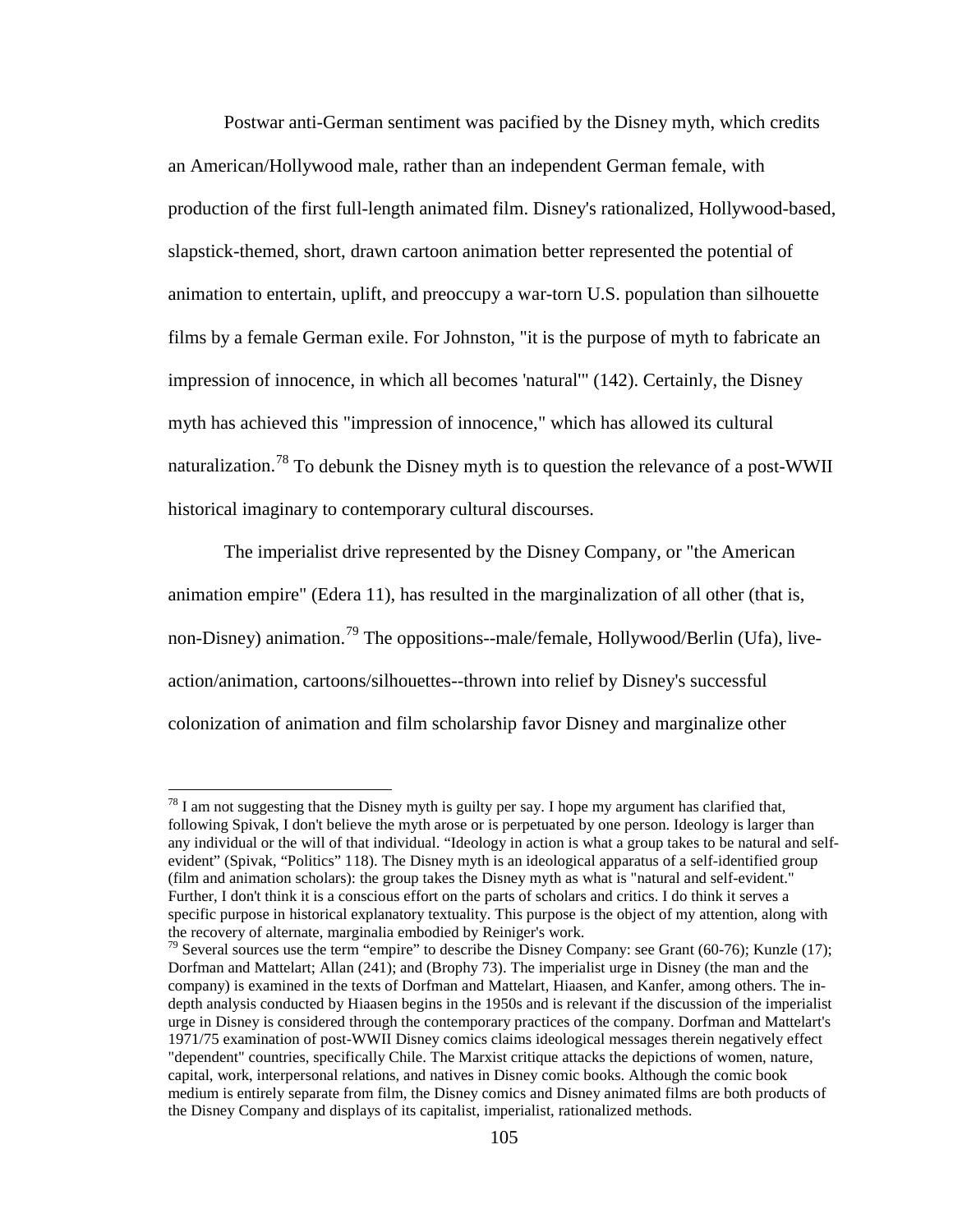Postwar anti-German sentiment was pacified by the Disney myth, which credits an American/Hollywood male, rather than an independent German female, with production of the first full-length animated film. Disney's rationalized, Hollywood-based, slapstick-themed, short, drawn cartoon animation better represented the potential of animation to entertain, uplift, and preoccupy a war-torn U.S. population than silhouette films by a female German exile. For Johnston, "it is the purpose of myth to fabricate an impression of innocence, in which all becomes 'natural'" (142). Certainly, the Disney myth has achieved this "impression of innocence," which has allowed its cultural naturalization.[78] To debunk the Disney myth is to question the relevance of a post-WWII historical imaginary to contemporary cultural discourses.

The imperialist drive represented by the Disney Company, or "the American animation empire" (Edera 11), has resulted in the marginalization of all other (that is, non-Disney) animation.[79] The oppositions--male/female, Hollywood/Berlin (Ufa), live-action/animation, cartoons/silhouettes--thrown into relief by Disney's successful colonization of animation and film scholarship favor Disney and marginalize other

---

[78] I am not suggesting that the Disney myth is guilty per say. I hope my argument has clarified that, following Spivak, I don't believe the myth arose or is perpetuated by one person. Ideology is larger than any individual or the will of that individual. "Ideology in action is what a group takes to be natural and self-evident" (Spivak, "Politics" 118). The Disney myth is an ideological apparatus of a self-identified group (film and animation scholars): the group takes the Disney myth as what is "natural and self-evident." Further, I don't think it is a conscious effort on the parts of scholars and critics. I do think it serves a specific purpose in historical explanatory textuality. This purpose is the object of my attention, along with the recovery of alternate, marginalia embodied by Reiniger's work.

[79] Several sources use the term "empire" to describe the Disney Company: see Grant (60-76); Kunzle (17); Dorfman and Mattelart; Allan (241); and (Brophy 73). The imperialist urge in Disney (the man and the company) is examined in the texts of Dorfman and Mattelart, Hiaasen, and Kanfer, among others. The in-depth analysis conducted by Hiaasen begins in the 1950s and is relevant if the discussion of the imperialist urge in Disney is considered through the contemporary practices of the company. Dorfman and Mattelart's 1971/75 examination of post-WWII Disney comics claims ideological messages therein negatively effect "dependent" countries, specifically Chile. The Marxist critique attacks the depictions of women, nature, capital, work, interpersonal relations, and natives in Disney comic books. Although the comic book medium is entirely separate from film, the Disney comics and Disney animated films are both products of the Disney Company and displays of its capitalist, imperialist, rationalized methods.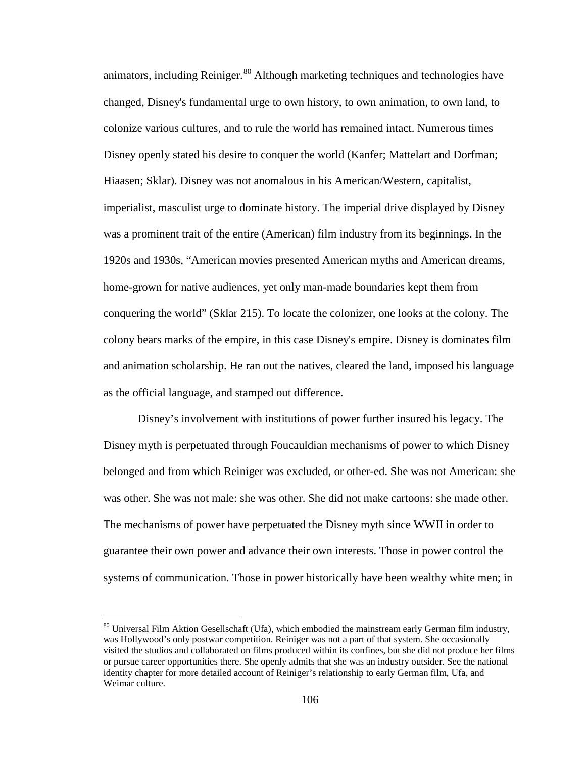animators, including Reiniger.[80] Although marketing techniques and technologies have changed, Disney's fundamental urge to own history, to own animation, to own land, to colonize various cultures, and to rule the world has remained intact. Numerous times Disney openly stated his desire to conquer the world (Kanfer; Mattelart and Dorfman; Hiaasen; Sklar). Disney was not anomalous in his American/Western, capitalist, imperialist, masculist urge to dominate history. The imperial drive displayed by Disney was a prominent trait of the entire (American) film industry from its beginnings. In the 1920s and 1930s, "American movies presented American myths and American dreams, home-grown for native audiences, yet only man-made boundaries kept them from conquering the world" (Sklar 215). To locate the colonizer, one looks at the colony. The colony bears marks of the empire, in this case Disney's empire. Disney is dominates film and animation scholarship. He ran out the natives, cleared the land, imposed his language as the official language, and stamped out difference.

Disney's involvement with institutions of power further insured his legacy. The Disney myth is perpetuated through Foucauldian mechanisms of power to which Disney belonged and from which Reiniger was excluded, or other-ed. She was not American: she was other. She was not male: she was other. She did not make cartoons: she made other. The mechanisms of power have perpetuated the Disney myth since WWII in order to guarantee their own power and advance their own interests. Those in power control the systems of communication. Those in power historically have been wealthy white men; in

[80] Universal Film Aktion Gesellschaft (Ufa), which embodied the mainstream early German film industry, was Hollywood's only postwar competition. Reiniger was not a part of that system. She occasionally visited the studios and collaborated on films produced within its confines, but she did not produce her films or pursue career opportunities there. She openly admits that she was an industry outsider. See the national identity chapter for more detailed account of Reiniger's relationship to early German film, Ufa, and Weimar culture.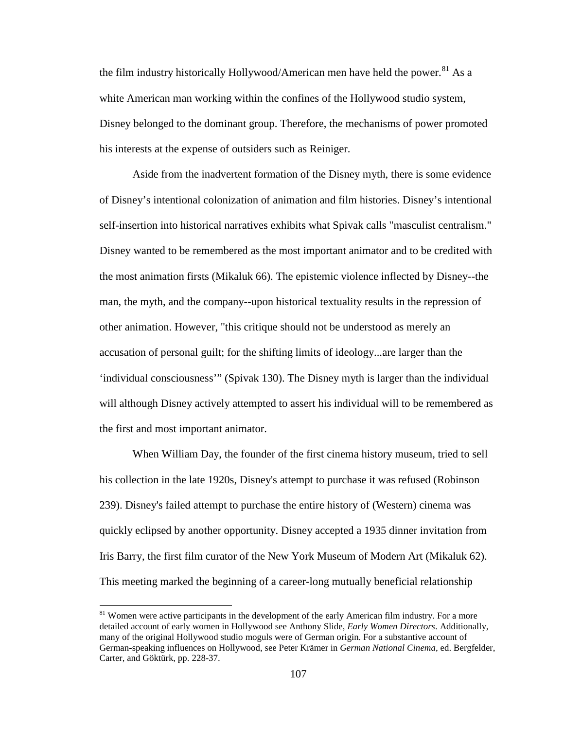the film industry historically Hollywood/American men have held the power.[81] As a white American man working within the confines of the Hollywood studio system, Disney belonged to the dominant group. Therefore, the mechanisms of power promoted his interests at the expense of outsiders such as Reiniger.

Aside from the inadvertent formation of the Disney myth, there is some evidence of Disney's intentional colonization of animation and film histories. Disney's intentional self-insertion into historical narratives exhibits what Spivak calls "masculist centralism." Disney wanted to be remembered as the most important animator and to be credited with the most animation firsts (Mikaluk 66). The epistemic violence inflected by Disney--the man, the myth, and the company--upon historical textuality results in the repression of other animation. However, "this critique should not be understood as merely an accusation of personal guilt; for the shifting limits of ideology...are larger than the 'individual consciousness'" (Spivak 130). The Disney myth is larger than the individual will although Disney actively attempted to assert his individual will to be remembered as the first and most important animator.

When William Day, the founder of the first cinema history museum, tried to sell his collection in the late 1920s, Disney's attempt to purchase it was refused (Robinson 239). Disney's failed attempt to purchase the entire history of (Western) cinema was quickly eclipsed by another opportunity. Disney accepted a 1935 dinner invitation from Iris Barry, the first film curator of the New York Museum of Modern Art (Mikaluk 62). This meeting marked the beginning of a career-long mutually beneficial relationship

---

[81] Women were active participants in the development of the early American film industry. For a more detailed account of early women in Hollywood see Anthony Slide, *Early Women Directors*. Additionally, many of the original Hollywood studio moguls were of German origin. For a substantive account of German-speaking influences on Hollywood, see Peter Krämer in *German National Cinema*, ed. Bergfelder, Carter, and Göktürk, pp. 228-37.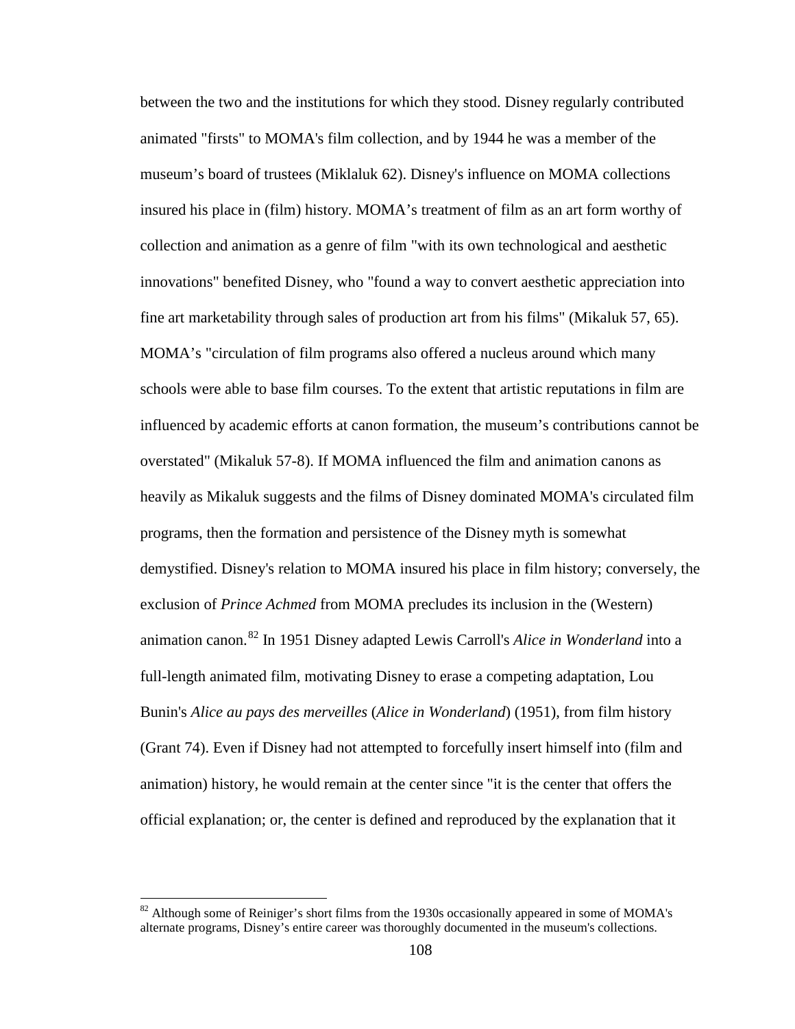between the two and the institutions for which they stood. Disney regularly contributed animated "firsts" to MOMA's film collection, and by 1944 he was a member of the museum's board of trustees (Miklaluk 62). Disney's influence on MOMA collections insured his place in (film) history. MOMA's treatment of film as an art form worthy of collection and animation as a genre of film "with its own technological and aesthetic innovations" benefited Disney, who "found a way to convert aesthetic appreciation into fine art marketability through sales of production art from his films" (Mikaluk 57, 65). MOMA's "circulation of film programs also offered a nucleus around which many schools were able to base film courses. To the extent that artistic reputations in film are influenced by academic efforts at canon formation, the museum's contributions cannot be overstated" (Mikaluk 57-8). If MOMA influenced the film and animation canons as heavily as Mikaluk suggests and the films of Disney dominated MOMA's circulated film programs, then the formation and persistence of the Disney myth is somewhat demystified. Disney's relation to MOMA insured his place in film history; conversely, the exclusion of *Prince Achmed* from MOMA precludes its inclusion in the (Western) animation canon.[82] In 1951 Disney adapted Lewis Carroll's *Alice in Wonderland* into a full-length animated film, motivating Disney to erase a competing adaptation, Lou Bunin's *Alice au pays des merveilles* (*Alice in Wonderland*) (1951), from film history (Grant 74). Even if Disney had not attempted to forcefully insert himself into (film and animation) history, he would remain at the center since "it is the center that offers the official explanation; or, the center is defined and reproduced by the explanation that it

[82] Although some of Reiniger's short films from the 1930s occasionally appeared in some of MOMA's alternate programs, Disney's entire career was thoroughly documented in the museum's collections.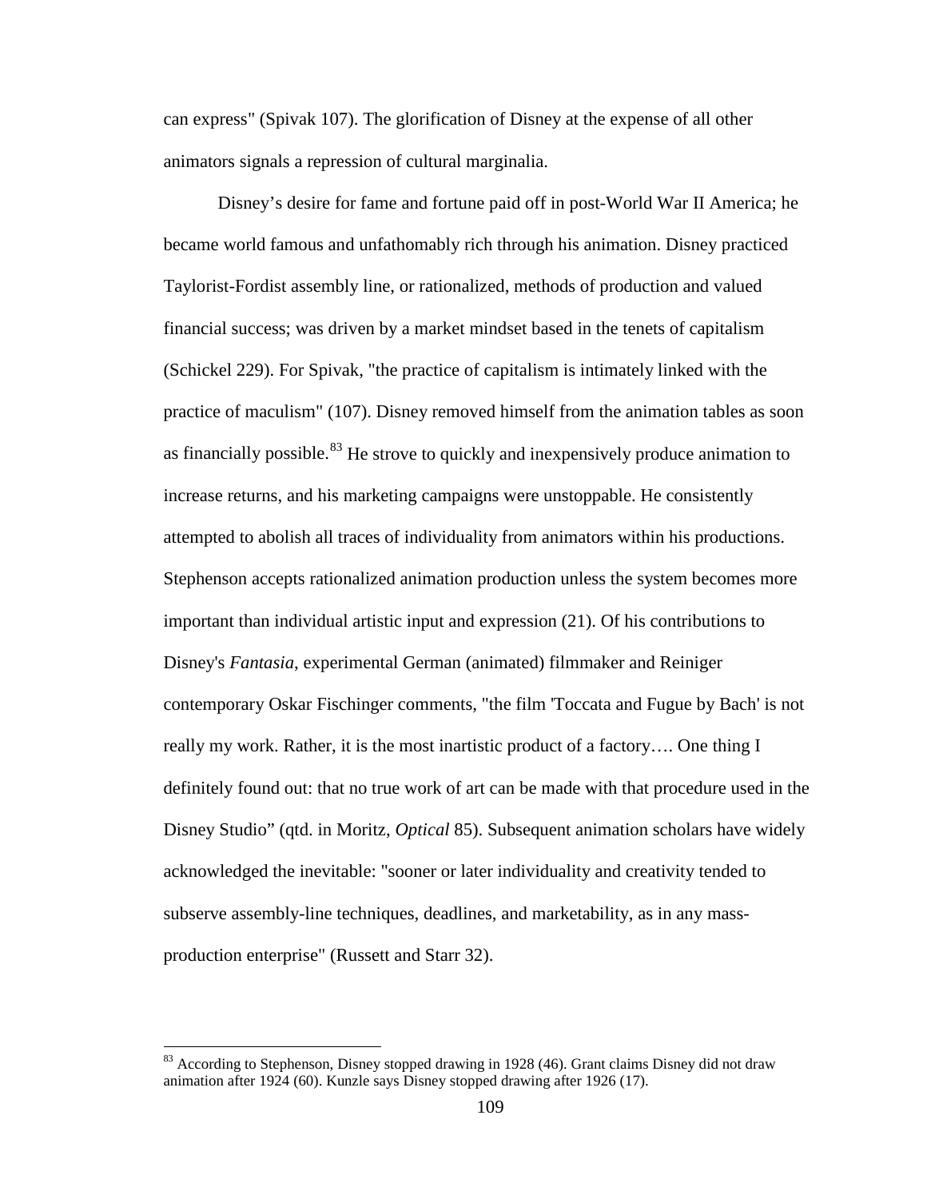can express" (Spivak 107). The glorification of Disney at the expense of all other animators signals a repression of cultural marginalia.

Disney's desire for fame and fortune paid off in post-World War II America; he became world famous and unfathomably rich through his animation. Disney practiced Taylorist-Fordist assembly line, or rationalized, methods of production and valued financial success; was driven by a market mindset based in the tenets of capitalism (Schickel 229). For Spivak, "the practice of capitalism is intimately linked with the practice of maculism" (107). Disney removed himself from the animation tables as soon as financially possible.[83] He strove to quickly and inexpensively produce animation to increase returns, and his marketing campaigns were unstoppable. He consistently attempted to abolish all traces of individuality from animators within his productions. Stephenson accepts rationalized animation production unless the system becomes more important than individual artistic input and expression (21). Of his contributions to Disney's *Fantasia*, experimental German (animated) filmmaker and Reiniger contemporary Oskar Fischinger comments, "the film 'Toccata and Fugue by Bach' is not really my work. Rather, it is the most inartistic product of a factory…. One thing I definitely found out: that no true work of art can be made with that procedure used in the Disney Studio" (qtd. in Moritz, *Optical* 85). Subsequent animation scholars have widely acknowledged the inevitable: "sooner or later individuality and creativity tended to subserve assembly-line techniques, deadlines, and marketability, as in any mass-production enterprise" (Russett and Starr 32).

---

[83] According to Stephenson, Disney stopped drawing in 1928 (46). Grant claims Disney did not draw animation after 1924 (60). Kunzle says Disney stopped drawing after 1926 (17).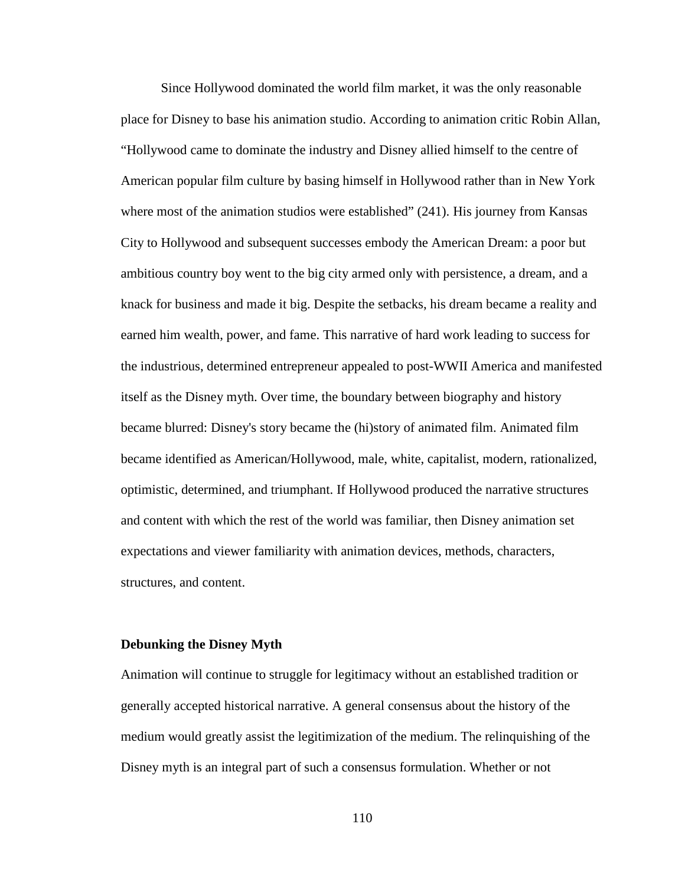Since Hollywood dominated the world film market, it was the only reasonable place for Disney to base his animation studio. According to animation critic Robin Allan, "Hollywood came to dominate the industry and Disney allied himself to the centre of American popular film culture by basing himself in Hollywood rather than in New York where most of the animation studios were established" (241). His journey from Kansas City to Hollywood and subsequent successes embody the American Dream: a poor but ambitious country boy went to the big city armed only with persistence, a dream, and a knack for business and made it big. Despite the setbacks, his dream became a reality and earned him wealth, power, and fame. This narrative of hard work leading to success for the industrious, determined entrepreneur appealed to post-WWII America and manifested itself as the Disney myth. Over time, the boundary between biography and history became blurred: Disney's story became the (hi)story of animated film. Animated film became identified as American/Hollywood, male, white, capitalist, modern, rationalized, optimistic, determined, and triumphant. If Hollywood produced the narrative structures and content with which the rest of the world was familiar, then Disney animation set expectations and viewer familiarity with animation devices, methods, characters, structures, and content.

**Debunking the Disney Myth**

Animation will continue to struggle for legitimacy without an established tradition or generally accepted historical narrative. A general consensus about the history of the medium would greatly assist the legitimization of the medium. The relinquishing of the Disney myth is an integral part of such a consensus formulation. Whether or not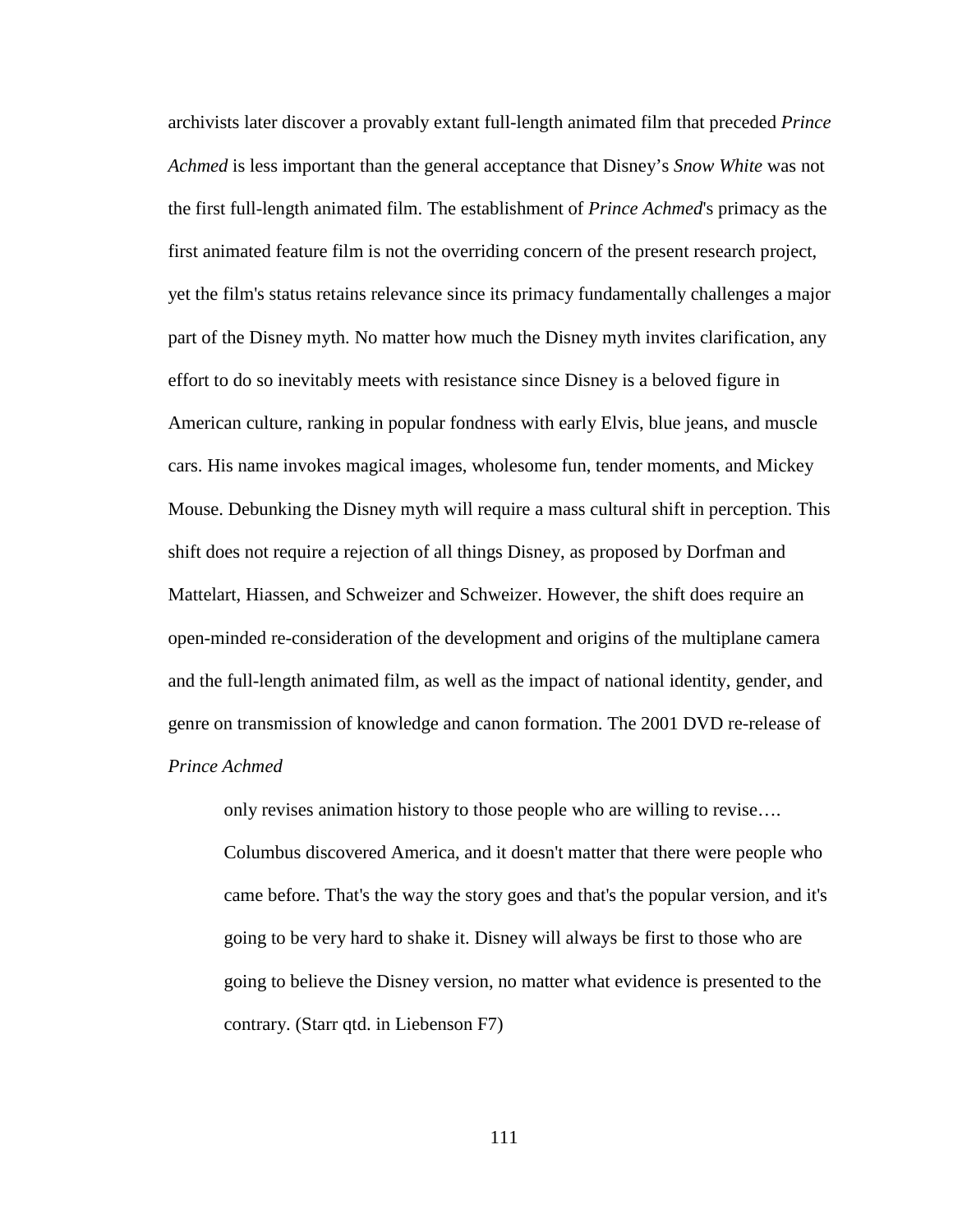archivists later discover a provably extant full-length animated film that preceded *Prince Achmed* is less important than the general acceptance that Disney's *Snow White* was not the first full-length animated film. The establishment of *Prince Achmed*'s primacy as the first animated feature film is not the overriding concern of the present research project, yet the film's status retains relevance since its primacy fundamentally challenges a major part of the Disney myth. No matter how much the Disney myth invites clarification, any effort to do so inevitably meets with resistance since Disney is a beloved figure in American culture, ranking in popular fondness with early Elvis, blue jeans, and muscle cars. His name invokes magical images, wholesome fun, tender moments, and Mickey Mouse. Debunking the Disney myth will require a mass cultural shift in perception. This shift does not require a rejection of all things Disney, as proposed by Dorfman and Mattelart, Hiassen, and Schweizer and Schweizer. However, the shift does require an open-minded re-consideration of the development and origins of the multiplane camera and the full-length animated film, as well as the impact of national identity, gender, and genre on transmission of knowledge and canon formation. The 2001 DVD re-release of *Prince Achmed*

> only revises animation history to those people who are willing to revise…. Columbus discovered America, and it doesn't matter that there were people who came before. That's the way the story goes and that's the popular version, and it's going to be very hard to shake it. Disney will always be first to those who are going to believe the Disney version, no matter what evidence is presented to the contrary. (Starr qtd. in Liebenson F7)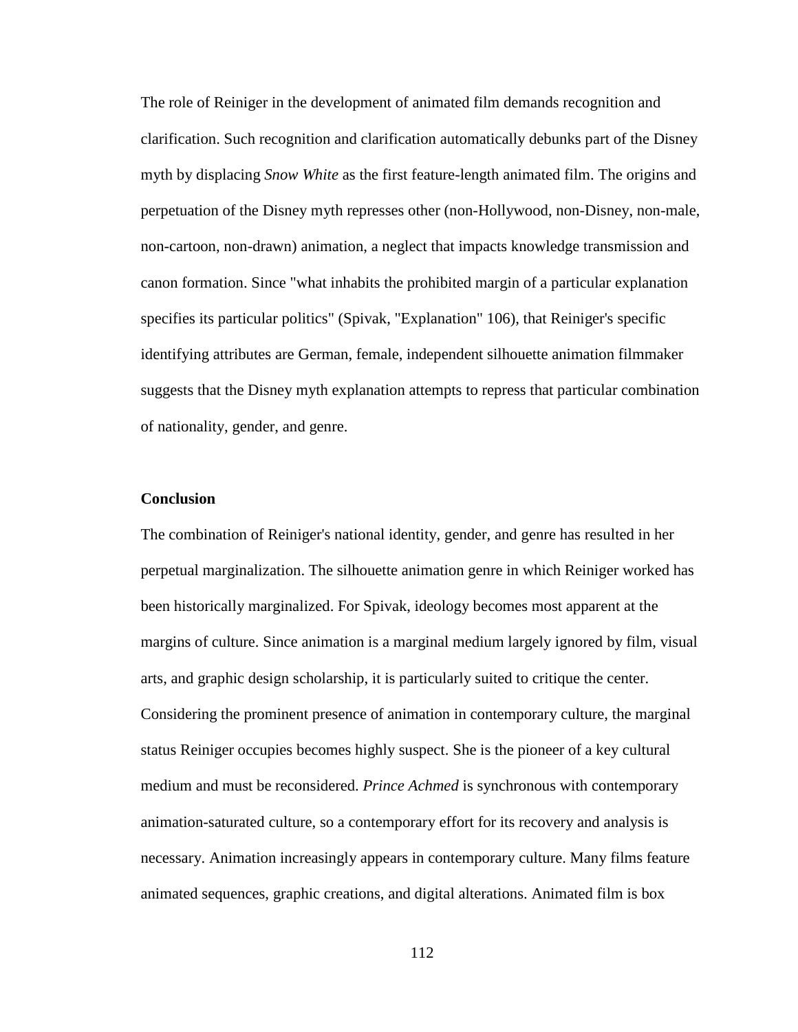The role of Reiniger in the development of animated film demands recognition and clarification. Such recognition and clarification automatically debunks part of the Disney myth by displacing *Snow White* as the first feature-length animated film. The origins and perpetuation of the Disney myth represses other (non-Hollywood, non-Disney, non-male, non-cartoon, non-drawn) animation, a neglect that impacts knowledge transmission and canon formation. Since "what inhabits the prohibited margin of a particular explanation specifies its particular politics" (Spivak, "Explanation" 106), that Reiniger's specific identifying attributes are German, female, independent silhouette animation filmmaker suggests that the Disney myth explanation attempts to repress that particular combination of nationality, gender, and genre.

## Conclusion

The combination of Reiniger's national identity, gender, and genre has resulted in her perpetual marginalization. The silhouette animation genre in which Reiniger worked has been historically marginalized. For Spivak, ideology becomes most apparent at the margins of culture. Since animation is a marginal medium largely ignored by film, visual arts, and graphic design scholarship, it is particularly suited to critique the center. Considering the prominent presence of animation in contemporary culture, the marginal status Reiniger occupies becomes highly suspect. She is the pioneer of a key cultural medium and must be reconsidered. *Prince Achmed* is synchronous with contemporary animation-saturated culture, so a contemporary effort for its recovery and analysis is necessary. Animation increasingly appears in contemporary culture. Many films feature animated sequences, graphic creations, and digital alterations. Animated film is box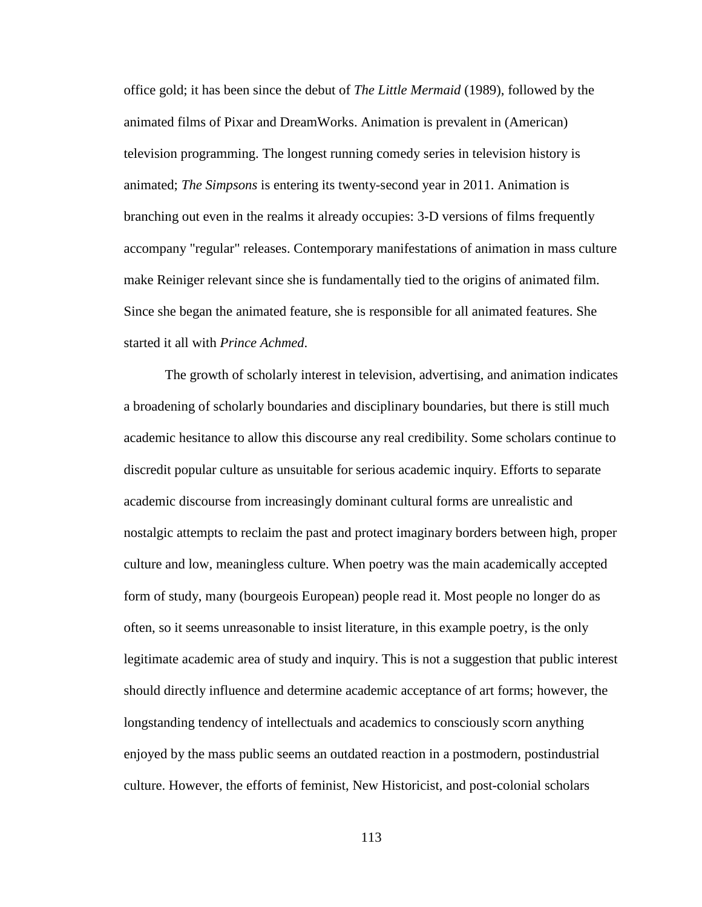office gold; it has been since the debut of *The Little Mermaid* (1989), followed by the animated films of Pixar and DreamWorks. Animation is prevalent in (American) television programming. The longest running comedy series in television history is animated; *The Simpsons* is entering its twenty-second year in 2011. Animation is branching out even in the realms it already occupies: 3-D versions of films frequently accompany "regular" releases. Contemporary manifestations of animation in mass culture make Reiniger relevant since she is fundamentally tied to the origins of animated film. Since she began the animated feature, she is responsible for all animated features. She started it all with *Prince Achmed*.

The growth of scholarly interest in television, advertising, and animation indicates a broadening of scholarly boundaries and disciplinary boundaries, but there is still much academic hesitance to allow this discourse any real credibility. Some scholars continue to discredit popular culture as unsuitable for serious academic inquiry. Efforts to separate academic discourse from increasingly dominant cultural forms are unrealistic and nostalgic attempts to reclaim the past and protect imaginary borders between high, proper culture and low, meaningless culture. When poetry was the main academically accepted form of study, many (bourgeois European) people read it. Most people no longer do as often, so it seems unreasonable to insist literature, in this example poetry, is the only legitimate academic area of study and inquiry. This is not a suggestion that public interest should directly influence and determine academic acceptance of art forms; however, the longstanding tendency of intellectuals and academics to consciously scorn anything enjoyed by the mass public seems an outdated reaction in a postmodern, postindustrial culture. However, the efforts of feminist, New Historicist, and post-colonial scholars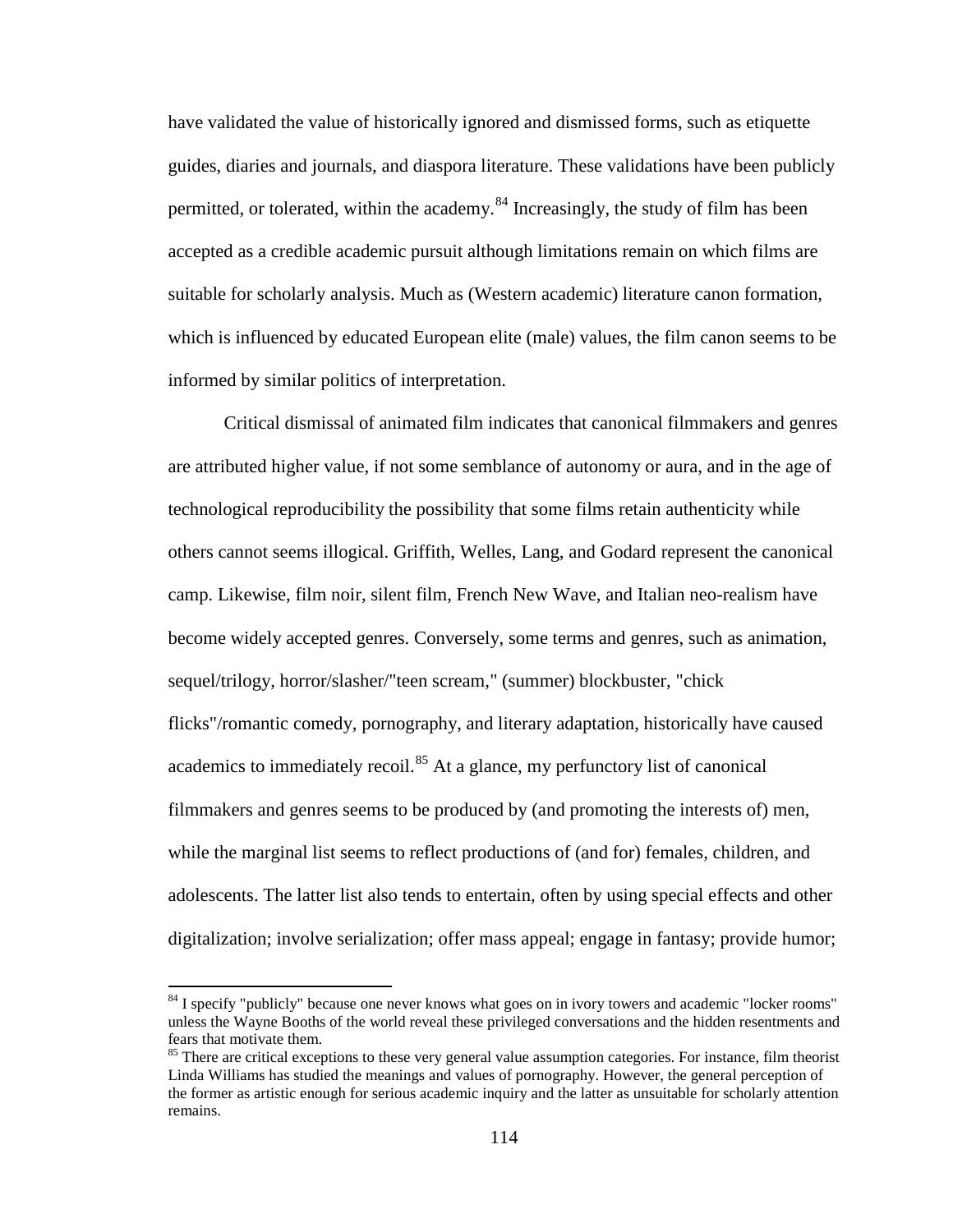have validated the value of historically ignored and dismissed forms, such as etiquette guides, diaries and journals, and diaspora literature. These validations have been publicly permitted, or tolerated, within the academy.[84] Increasingly, the study of film has been accepted as a credible academic pursuit although limitations remain on which films are suitable for scholarly analysis. Much as (Western academic) literature canon formation, which is influenced by educated European elite (male) values, the film canon seems to be informed by similar politics of interpretation.

Critical dismissal of animated film indicates that canonical filmmakers and genres are attributed higher value, if not some semblance of autonomy or aura, and in the age of technological reproducibility the possibility that some films retain authenticity while others cannot seems illogical. Griffith, Welles, Lang, and Godard represent the canonical camp. Likewise, film noir, silent film, French New Wave, and Italian neo-realism have become widely accepted genres. Conversely, some terms and genres, such as animation, sequel/trilogy, horror/slasher/"teen scream," (summer) blockbuster, "chick flicks"/romantic comedy, pornography, and literary adaptation, historically have caused academics to immediately recoil.[85] At a glance, my perfunctory list of canonical filmmakers and genres seems to be produced by (and promoting the interests of) men, while the marginal list seems to reflect productions of (and for) females, children, and adolescents. The latter list also tends to entertain, often by using special effects and other digitalization; involve serialization; offer mass appeal; engage in fantasy; provide humor;

---

[84] I specify "publicly" because one never knows what goes on in ivory towers and academic "locker rooms" unless the Wayne Booths of the world reveal these privileged conversations and the hidden resentments and fears that motivate them.

[85] There are critical exceptions to these very general value assumption categories. For instance, film theorist Linda Williams has studied the meanings and values of pornography. However, the general perception of the former as artistic enough for serious academic inquiry and the latter as unsuitable for scholarly attention remains.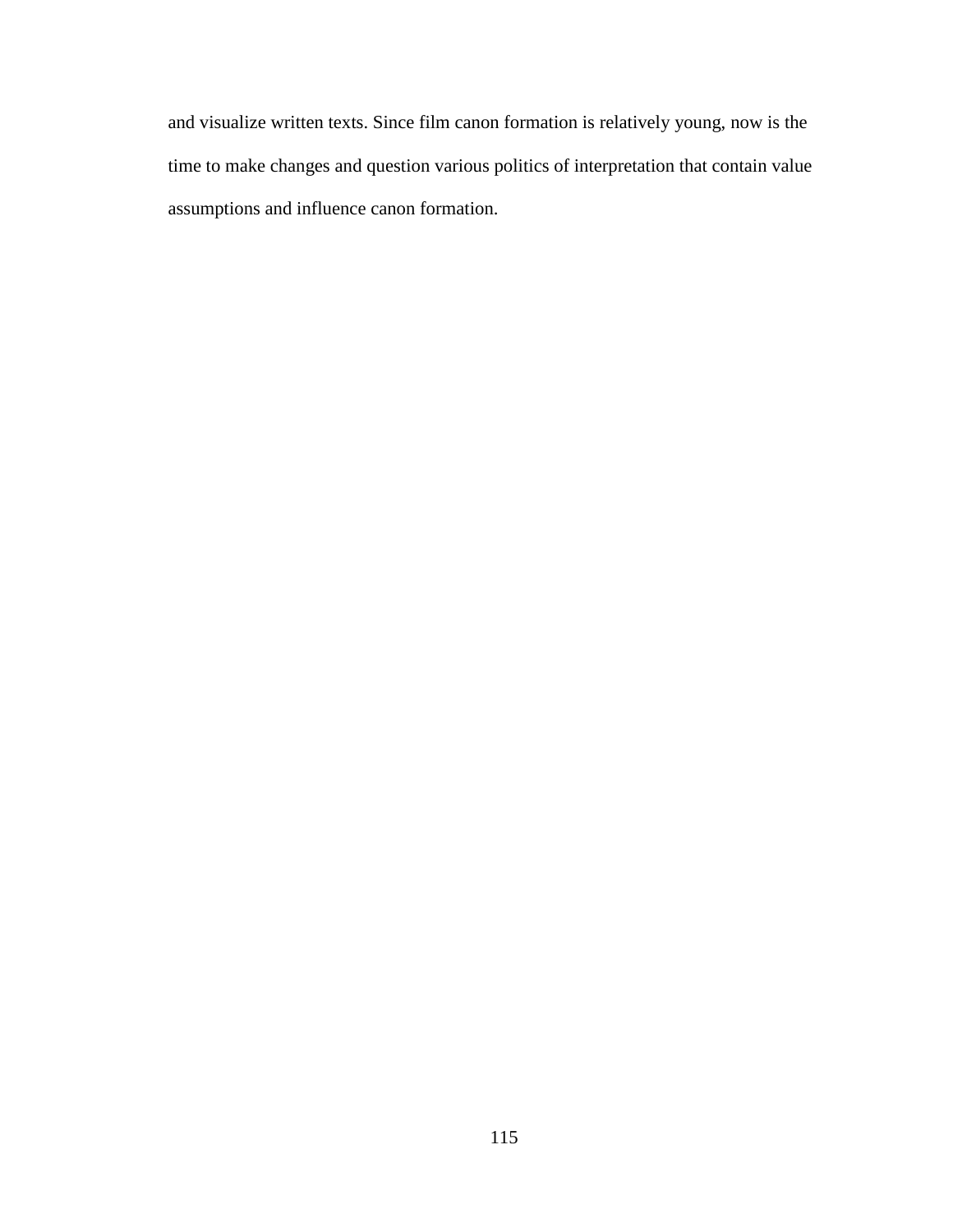and visualize written texts. Since film canon formation is relatively young, now is the time to make changes and question various politics of interpretation that contain value assumptions and influence canon formation.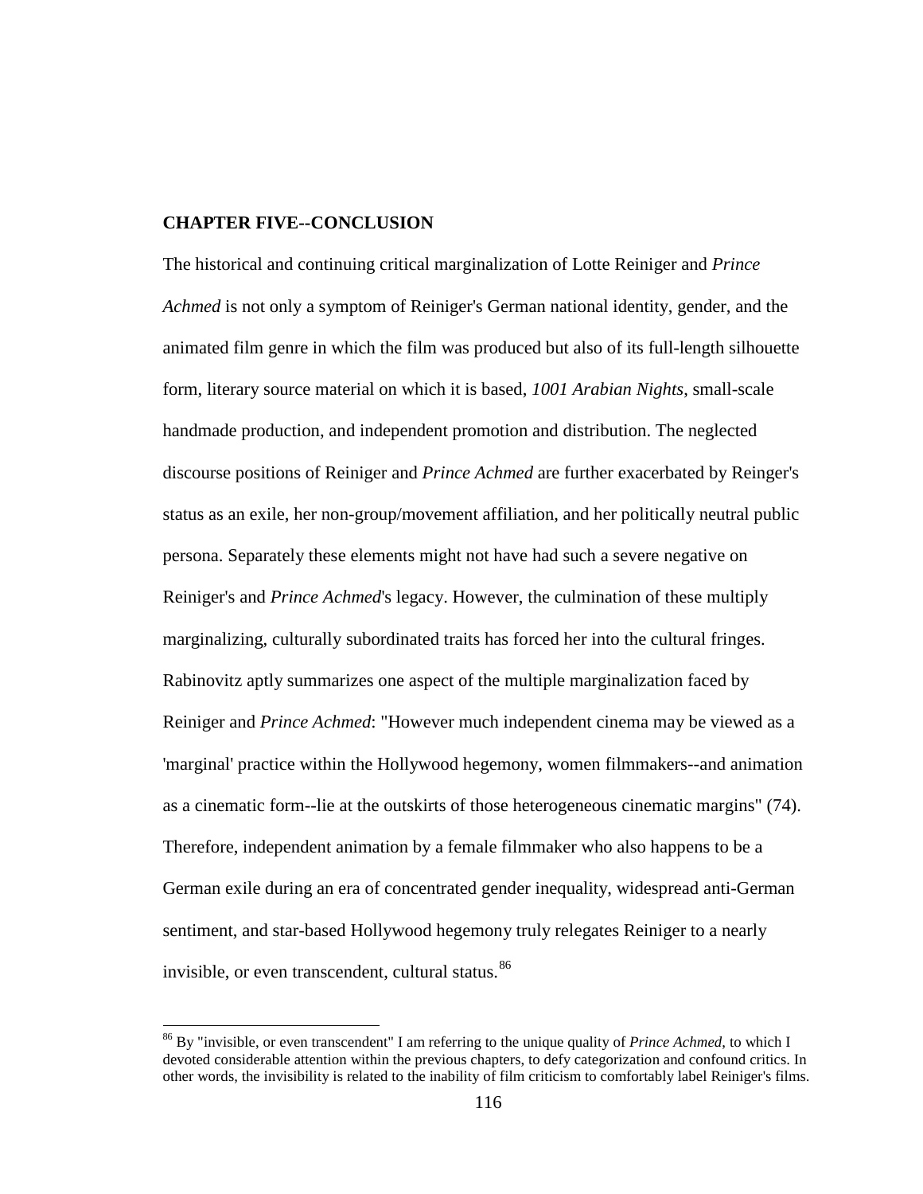## CHAPTER FIVE--CONCLUSION

The historical and continuing critical marginalization of Lotte Reiniger and *Prince Achmed* is not only a symptom of Reiniger's German national identity, gender, and the animated film genre in which the film was produced but also of its full-length silhouette form, literary source material on which it is based, *1001 Arabian Nights*, small-scale handmade production, and independent promotion and distribution. The neglected discourse positions of Reiniger and *Prince Achmed* are further exacerbated by Reinger's status as an exile, her non-group/movement affiliation, and her politically neutral public persona. Separately these elements might not have had such a severe negative on Reiniger's and *Prince Achmed*'s legacy. However, the culmination of these multiply marginalizing, culturally subordinated traits has forced her into the cultural fringes. Rabinovitz aptly summarizes one aspect of the multiple marginalization faced by Reiniger and *Prince Achmed*: "However much independent cinema may be viewed as a 'marginal' practice within the Hollywood hegemony, women filmmakers--and animation as a cinematic form--lie at the outskirts of those heterogeneous cinematic margins" (74). Therefore, independent animation by a female filmmaker who also happens to be a German exile during an era of concentrated gender inequality, widespread anti-German sentiment, and star-based Hollywood hegemony truly relegates Reiniger to a nearly invisible, or even transcendent, cultural status.[86]

[86] By "invisible, or even transcendent" I am referring to the unique quality of *Prince Achmed*, to which I devoted considerable attention within the previous chapters, to defy categorization and confound critics. In other words, the invisibility is related to the inability of film criticism to comfortably label Reiniger's films.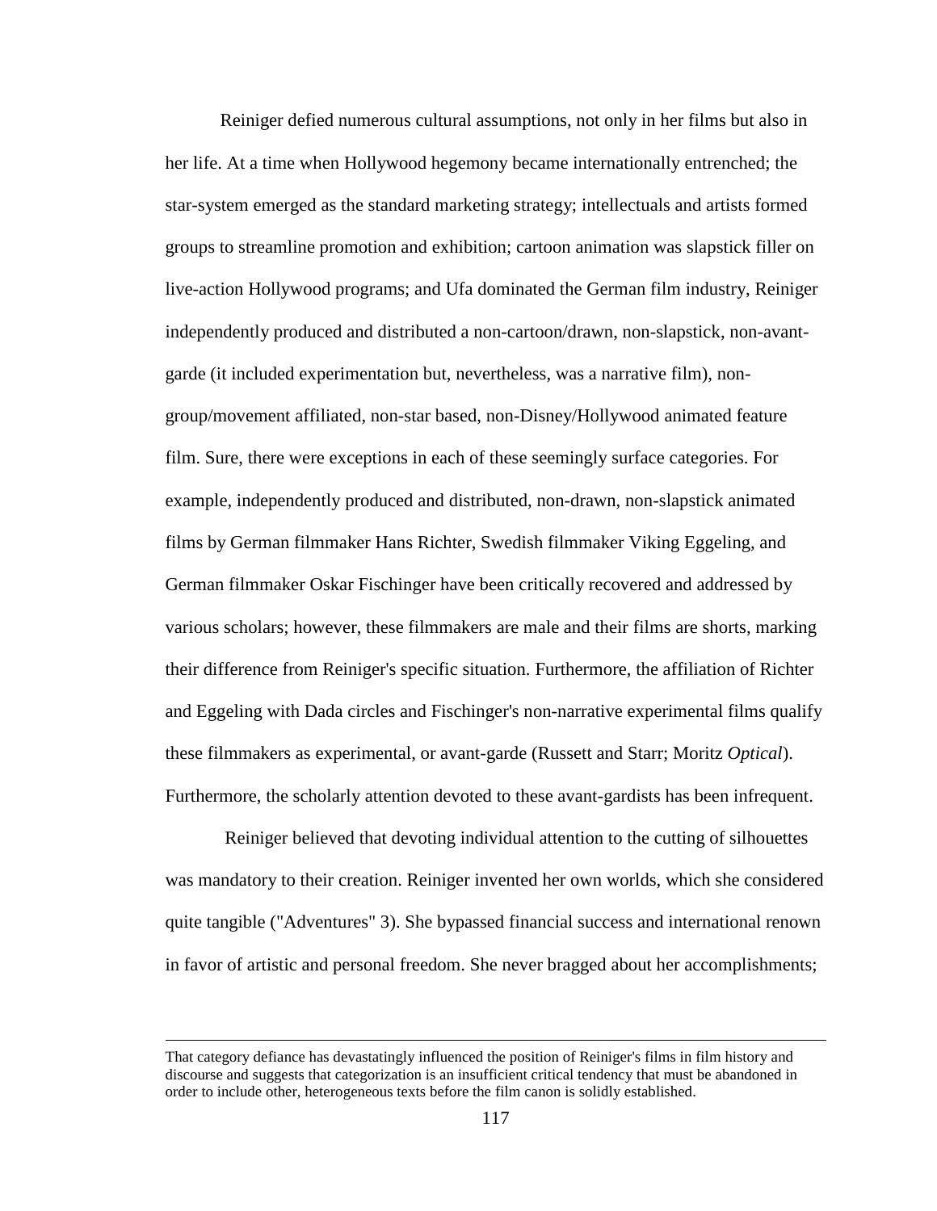Reiniger defied numerous cultural assumptions, not only in her films but also in her life. At a time when Hollywood hegemony became internationally entrenched; the star-system emerged as the standard marketing strategy; intellectuals and artists formed groups to streamline promotion and exhibition; cartoon animation was slapstick filler on live-action Hollywood programs; and Ufa dominated the German film industry, Reiniger independently produced and distributed a non-cartoon/drawn, non-slapstick, non-avant-garde (it included experimentation but, nevertheless, was a narrative film), non-group/movement affiliated, non-star based, non-Disney/Hollywood animated feature film. Sure, there were exceptions in each of these seemingly surface categories. For example, independently produced and distributed, non-drawn, non-slapstick animated films by German filmmaker Hans Richter, Swedish filmmaker Viking Eggeling, and German filmmaker Oskar Fischinger have been critically recovered and addressed by various scholars; however, these filmmakers are male and their films are shorts, marking their difference from Reiniger's specific situation. Furthermore, the affiliation of Richter and Eggeling with Dada circles and Fischinger's non-narrative experimental films qualify these filmmakers as experimental, or avant-garde (Russett and Starr; Moritz *Optical*). Furthermore, the scholarly attention devoted to these avant-gardists has been infrequent.

Reiniger believed that devoting individual attention to the cutting of silhouettes was mandatory to their creation. Reiniger invented her own worlds, which she considered quite tangible ("Adventures" 3). She bypassed financial success and international renown in favor of artistic and personal freedom. She never bragged about her accomplishments;

---

That category defiance has devastatingly influenced the position of Reiniger's films in film history and discourse and suggests that categorization is an insufficient critical tendency that must be abandoned in order to include other, heterogeneous texts before the film canon is solidly established.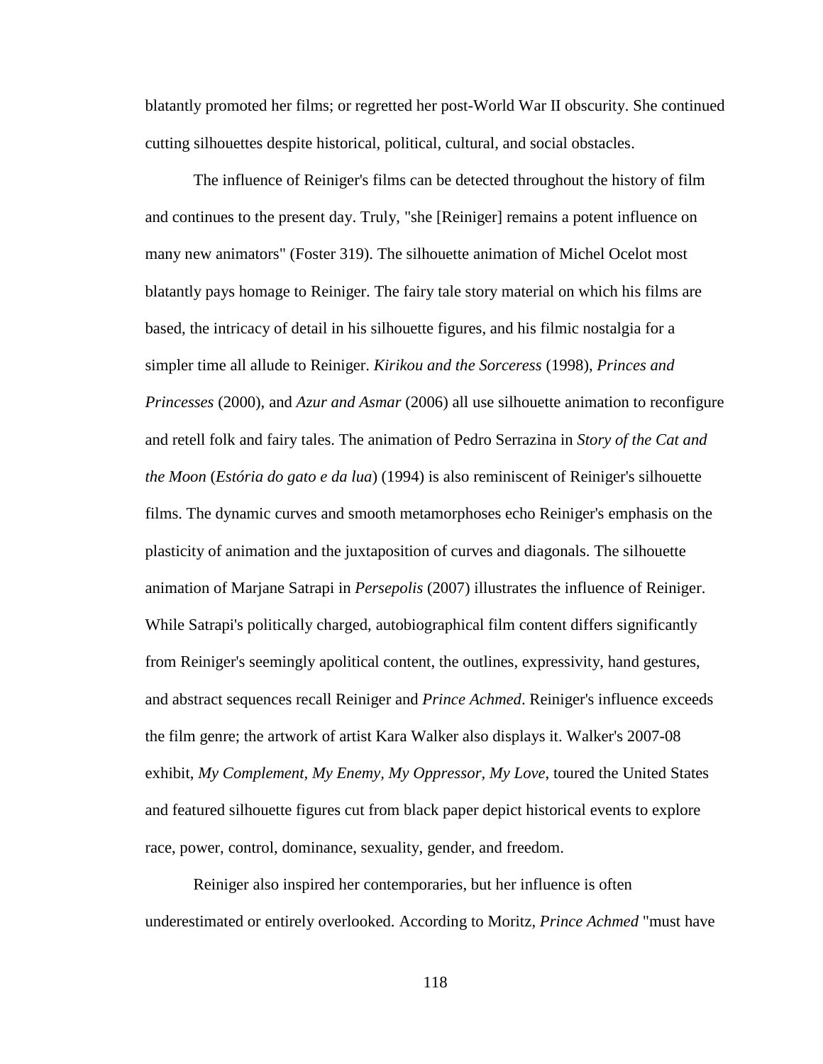blatantly promoted her films; or regretted her post-World War II obscurity. She continued cutting silhouettes despite historical, political, cultural, and social obstacles.

The influence of Reiniger's films can be detected throughout the history of film and continues to the present day. Truly, "she [Reiniger] remains a potent influence on many new animators" (Foster 319). The silhouette animation of Michel Ocelot most blatantly pays homage to Reiniger. The fairy tale story material on which his films are based, the intricacy of detail in his silhouette figures, and his filmic nostalgia for a simpler time all allude to Reiniger. *Kirikou and the Sorceress* (1998), *Princes and Princesses* (2000), and *Azur and Asmar* (2006) all use silhouette animation to reconfigure and retell folk and fairy tales. The animation of Pedro Serrazina in *Story of the Cat and the Moon* (*Estória do gato e da lua*) (1994) is also reminiscent of Reiniger's silhouette films. The dynamic curves and smooth metamorphoses echo Reiniger's emphasis on the plasticity of animation and the juxtaposition of curves and diagonals. The silhouette animation of Marjane Satrapi in *Persepolis* (2007) illustrates the influence of Reiniger. While Satrapi's politically charged, autobiographical film content differs significantly from Reiniger's seemingly apolitical content, the outlines, expressivity, hand gestures, and abstract sequences recall Reiniger and *Prince Achmed*. Reiniger's influence exceeds the film genre; the artwork of artist Kara Walker also displays it. Walker's 2007-08 exhibit, *My Complement, My Enemy, My Oppressor, My Love*, toured the United States and featured silhouette figures cut from black paper depict historical events to explore race, power, control, dominance, sexuality, gender, and freedom.

Reiniger also inspired her contemporaries, but her influence is often underestimated or entirely overlooked. According to Moritz, *Prince Achmed* "must have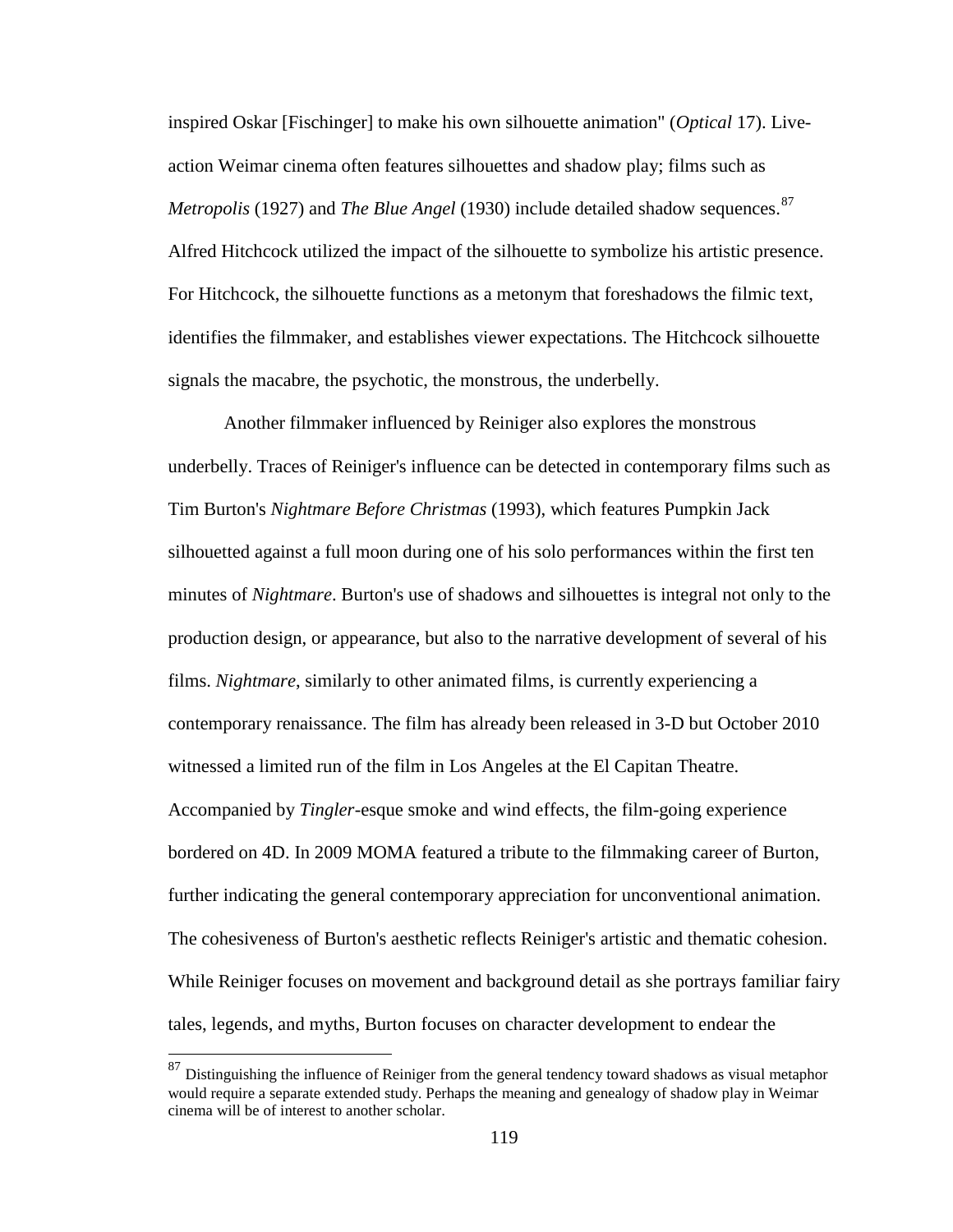inspired Oskar [Fischinger] to make his own silhouette animation" (*Optical* 17). Live-action Weimar cinema often features silhouettes and shadow play; films such as *Metropolis* (1927) and *The Blue Angel* (1930) include detailed shadow sequences.[87] Alfred Hitchcock utilized the impact of the silhouette to symbolize his artistic presence. For Hitchcock, the silhouette functions as a metonym that foreshadows the filmic text, identifies the filmmaker, and establishes viewer expectations. The Hitchcock silhouette signals the macabre, the psychotic, the monstrous, the underbelly.

Another filmmaker influenced by Reiniger also explores the monstrous underbelly. Traces of Reiniger's influence can be detected in contemporary films such as Tim Burton's *Nightmare Before Christmas* (1993), which features Pumpkin Jack silhouetted against a full moon during one of his solo performances within the first ten minutes of *Nightmare*. Burton's use of shadows and silhouettes is integral not only to the production design, or appearance, but also to the narrative development of several of his films. *Nightmare*, similarly to other animated films, is currently experiencing a contemporary renaissance. The film has already been released in 3-D but October 2010 witnessed a limited run of the film in Los Angeles at the El Capitan Theatre. Accompanied by *Tingler*-esque smoke and wind effects, the film-going experience bordered on 4D. In 2009 MOMA featured a tribute to the filmmaking career of Burton, further indicating the general contemporary appreciation for unconventional animation. The cohesiveness of Burton's aesthetic reflects Reiniger's artistic and thematic cohesion. While Reiniger focuses on movement and background detail as she portrays familiar fairy tales, legends, and myths, Burton focuses on character development to endear the

[87] Distinguishing the influence of Reiniger from the general tendency toward shadows as visual metaphor would require a separate extended study. Perhaps the meaning and genealogy of shadow play in Weimar cinema will be of interest to another scholar.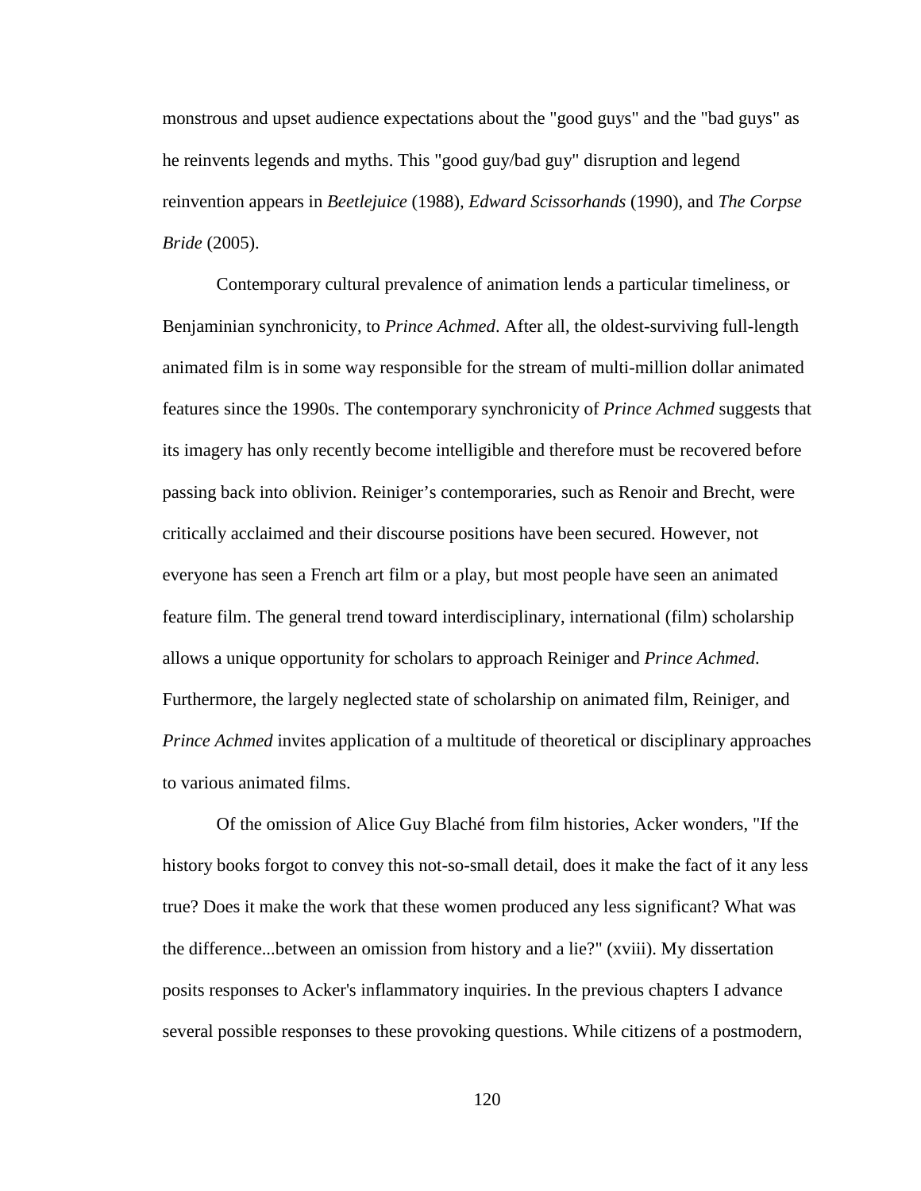monstrous and upset audience expectations about the "good guys" and the "bad guys" as he reinvents legends and myths. This "good guy/bad guy" disruption and legend reinvention appears in *Beetlejuice* (1988), *Edward Scissorhands* (1990), and *The Corpse Bride* (2005).

Contemporary cultural prevalence of animation lends a particular timeliness, or Benjaminian synchronicity, to *Prince Achmed*. After all, the oldest-surviving full-length animated film is in some way responsible for the stream of multi-million dollar animated features since the 1990s. The contemporary synchronicity of *Prince Achmed* suggests that its imagery has only recently become intelligible and therefore must be recovered before passing back into oblivion. Reiniger's contemporaries, such as Renoir and Brecht, were critically acclaimed and their discourse positions have been secured. However, not everyone has seen a French art film or a play, but most people have seen an animated feature film. The general trend toward interdisciplinary, international (film) scholarship allows a unique opportunity for scholars to approach Reiniger and *Prince Achmed*. Furthermore, the largely neglected state of scholarship on animated film, Reiniger, and *Prince Achmed* invites application of a multitude of theoretical or disciplinary approaches to various animated films.

Of the omission of Alice Guy Blaché from film histories, Acker wonders, "If the history books forgot to convey this not-so-small detail, does it make the fact of it any less true? Does it make the work that these women produced any less significant? What was the difference...between an omission from history and a lie?" (xviii). My dissertation posits responses to Acker's inflammatory inquiries. In the previous chapters I advance several possible responses to these provoking questions. While citizens of a postmodern,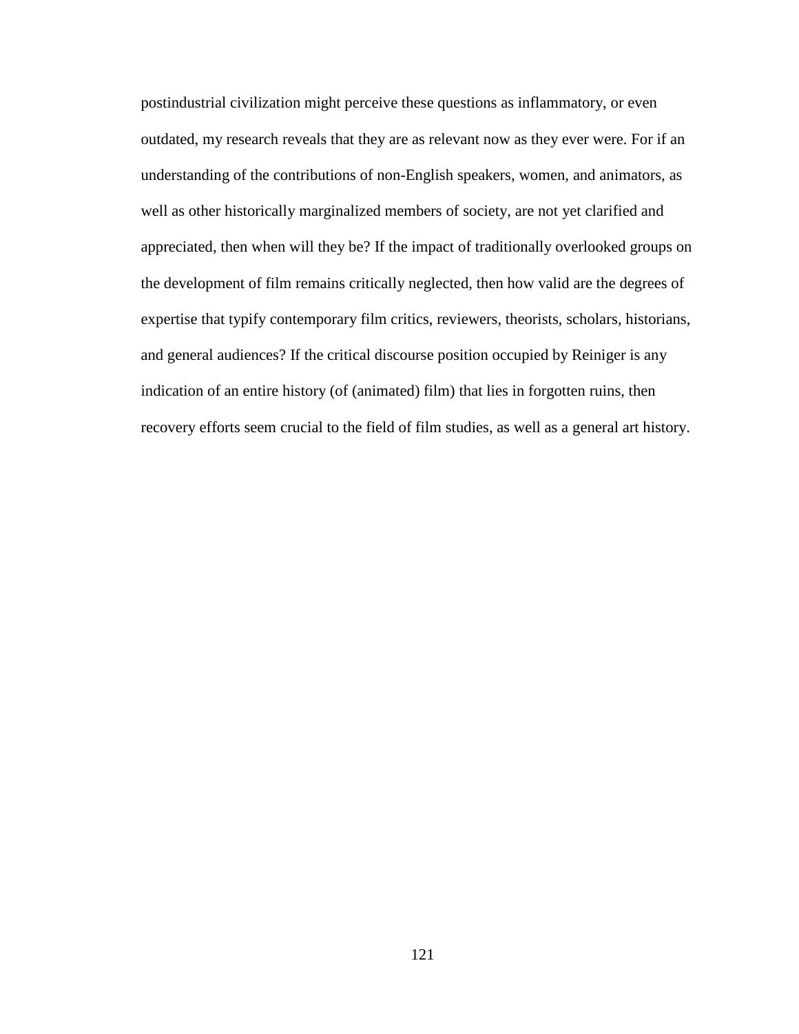postindustrial civilization might perceive these questions as inflammatory, or even outdated, my research reveals that they are as relevant now as they ever were. For if an understanding of the contributions of non-English speakers, women, and animators, as well as other historically marginalized members of society, are not yet clarified and appreciated, then when will they be? If the impact of traditionally overlooked groups on the development of film remains critically neglected, then how valid are the degrees of expertise that typify contemporary film critics, reviewers, theorists, scholars, historians, and general audiences? If the critical discourse position occupied by Reiniger is any indication of an entire history (of (animated) film) that lies in forgotten ruins, then recovery efforts seem crucial to the field of film studies, as well as a general art history.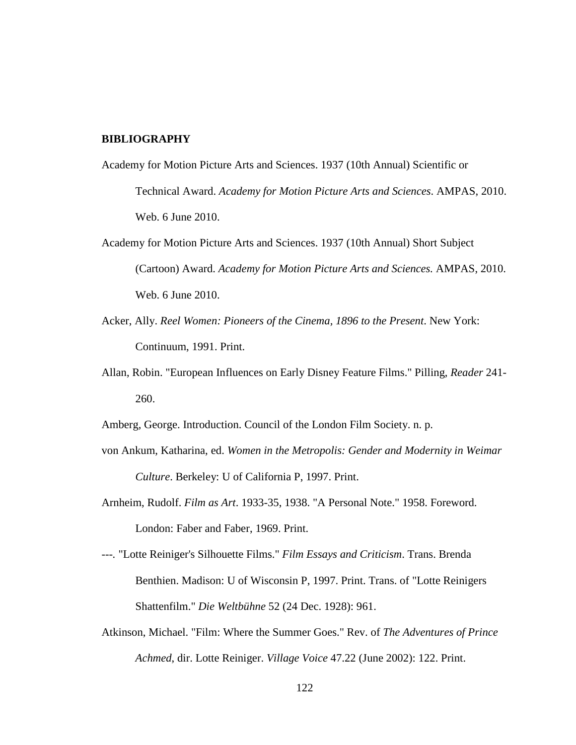## BIBLIOGRAPHY

Academy for Motion Picture Arts and Sciences. 1937 (10th Annual) Scientific or Technical Award. *Academy for Motion Picture Arts and Sciences*. AMPAS, 2010. Web. 6 June 2010.

Academy for Motion Picture Arts and Sciences. 1937 (10th Annual) Short Subject (Cartoon) Award. *Academy for Motion Picture Arts and Sciences.* AMPAS, 2010. Web. 6 June 2010.

Acker, Ally. *Reel Women: Pioneers of the Cinema, 1896 to the Present*. New York: Continuum, 1991. Print.

Allan, Robin. "European Influences on Early Disney Feature Films." Pilling, *Reader* 241-260.

Amberg, George. Introduction. Council of the London Film Society. n. p.

von Ankum, Katharina, ed. *Women in the Metropolis: Gender and Modernity in Weimar Culture*. Berkeley: U of California P, 1997. Print.

Arnheim, Rudolf. *Film as Art*. 1933-35, 1938. "A Personal Note." 1958. Foreword. London: Faber and Faber, 1969. Print.

---. "Lotte Reiniger's Silhouette Films." *Film Essays and Criticism*. Trans. Brenda Benthien. Madison: U of Wisconsin P, 1997. Print. Trans. of "Lotte Reinigers Shattenfilm." *Die Weltbühne* 52 (24 Dec. 1928): 961.

Atkinson, Michael. "Film: Where the Summer Goes." Rev. of *The Adventures of Prince Achmed*, dir. Lotte Reiniger. *Village Voice* 47.22 (June 2002): 122. Print.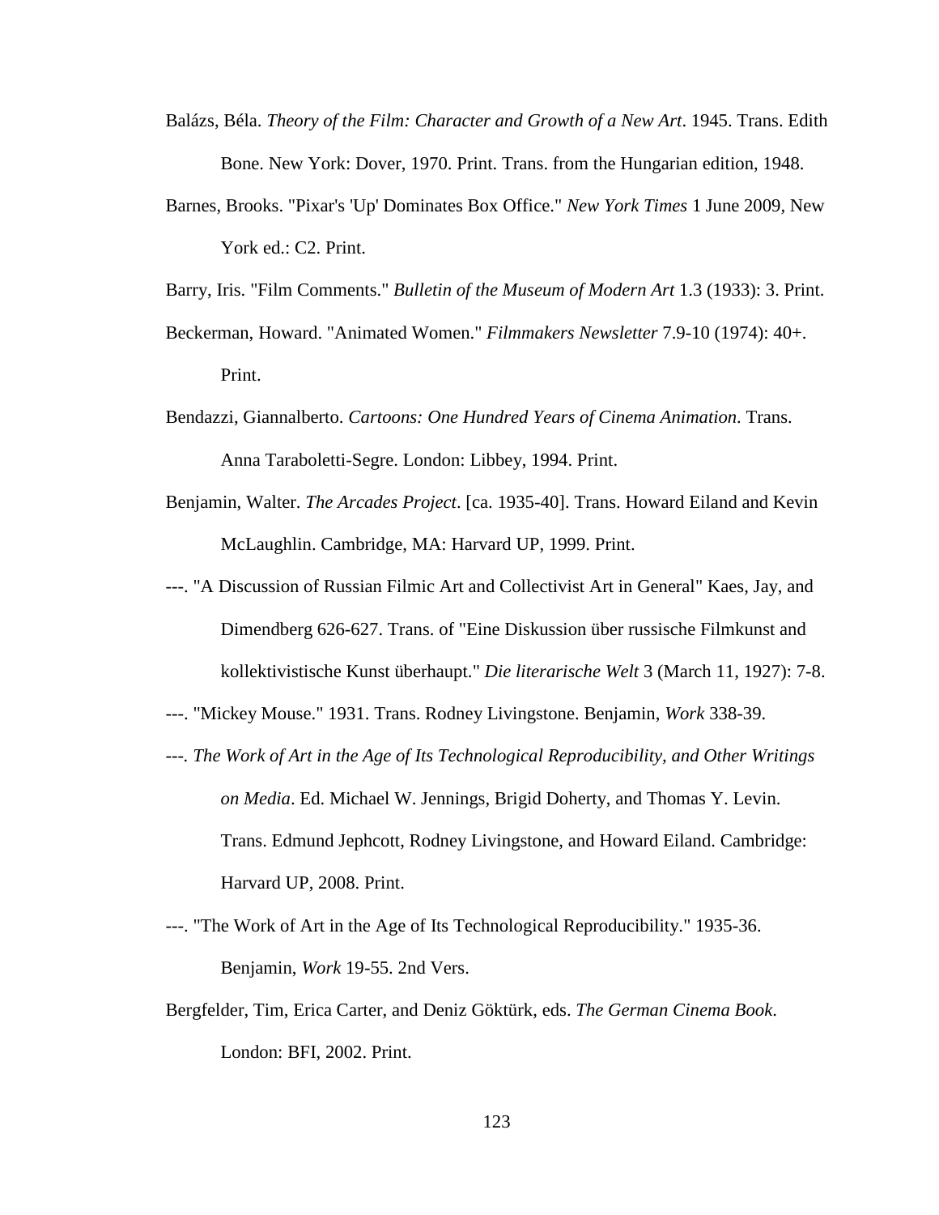Balázs, Béla. *Theory of the Film: Character and Growth of a New Art*. 1945. Trans. Edith Bone. New York: Dover, 1970. Print. Trans. from the Hungarian edition, 1948.

Barnes, Brooks. "Pixar's 'Up' Dominates Box Office." *New York Times* 1 June 2009, New York ed.: C2. Print.

Barry, Iris. "Film Comments." *Bulletin of the Museum of Modern Art* 1.3 (1933): 3. Print.

Beckerman, Howard. "Animated Women." *Filmmakers Newsletter* 7.9-10 (1974): 40+. Print.

Bendazzi, Giannalberto. *Cartoons: One Hundred Years of Cinema Animation*. Trans. Anna Taraboletti-Segre. London: Libbey, 1994. Print.

Benjamin, Walter. *The Arcades Project*. [ca. 1935-40]. Trans. Howard Eiland and Kevin McLaughlin. Cambridge, MA: Harvard UP, 1999. Print.

---. "A Discussion of Russian Filmic Art and Collectivist Art in General" Kaes, Jay, and Dimendberg 626-627. Trans. of "Eine Diskussion über russische Filmkunst and kollektivistische Kunst überhaupt." *Die literarische Welt* 3 (March 11, 1927): 7-8.

---. "Mickey Mouse." 1931. Trans. Rodney Livingstone. Benjamin, *Work* 338-39.

---. *The Work of Art in the Age of Its Technological Reproducibility, and Other Writings on Media*. Ed. Michael W. Jennings, Brigid Doherty, and Thomas Y. Levin. Trans. Edmund Jephcott, Rodney Livingstone, and Howard Eiland. Cambridge: Harvard UP, 2008. Print.

---. "The Work of Art in the Age of Its Technological Reproducibility." 1935-36. Benjamin, *Work* 19-55. 2nd Vers.

Bergfelder, Tim, Erica Carter, and Deniz Göktürk, eds. *The German Cinema Book*. London: BFI, 2002. Print.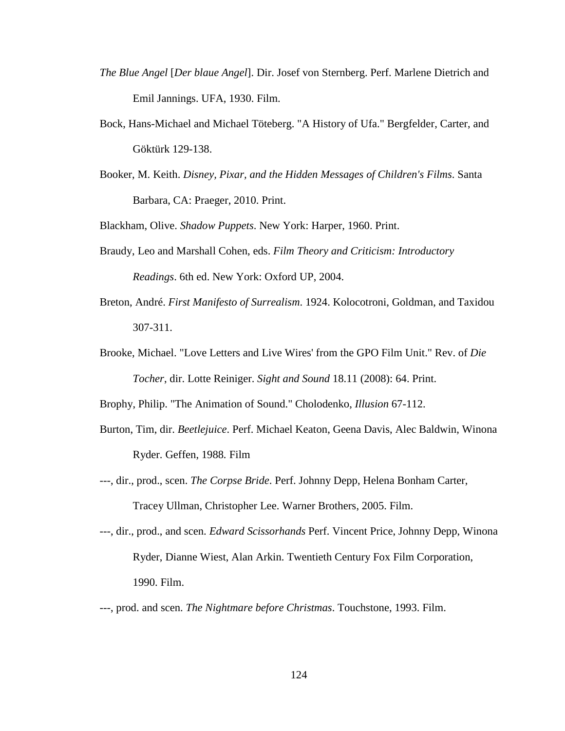*The Blue Angel* [*Der blaue Angel*]. Dir. Josef von Sternberg. Perf. Marlene Dietrich and Emil Jannings. UFA, 1930. Film.

Bock, Hans-Michael and Michael Töteberg. "A History of Ufa." Bergfelder, Carter, and Göktürk 129-138.

Booker, M. Keith. *Disney, Pixar, and the Hidden Messages of Children's Films*. Santa Barbara, CA: Praeger, 2010. Print.

Blackham, Olive. *Shadow Puppets*. New York: Harper, 1960. Print.

Braudy, Leo and Marshall Cohen, eds. *Film Theory and Criticism: Introductory Readings*. 6th ed. New York: Oxford UP, 2004.

Breton, André. *First Manifesto of Surrealism*. 1924. Kolocotroni, Goldman, and Taxidou 307-311.

Brooke, Michael. "Love Letters and Live Wires' from the GPO Film Unit." Rev. of *Die Tocher*, dir. Lotte Reiniger. *Sight and Sound* 18.11 (2008): 64. Print.

Brophy, Philip. "The Animation of Sound." Cholodenko, *Illusion* 67-112.

Burton, Tim, dir. *Beetlejuice*. Perf. Michael Keaton, Geena Davis, Alec Baldwin, Winona Ryder. Geffen, 1988. Film

---, dir., prod., scen. *The Corpse Bride*. Perf. Johnny Depp, Helena Bonham Carter, Tracey Ullman, Christopher Lee. Warner Brothers, 2005. Film.

---, dir., prod., and scen. *Edward Scissorhands* Perf. Vincent Price, Johnny Depp, Winona Ryder, Dianne Wiest, Alan Arkin. Twentieth Century Fox Film Corporation, 1990. Film.

---, prod. and scen. *The Nightmare before Christmas*. Touchstone, 1993. Film.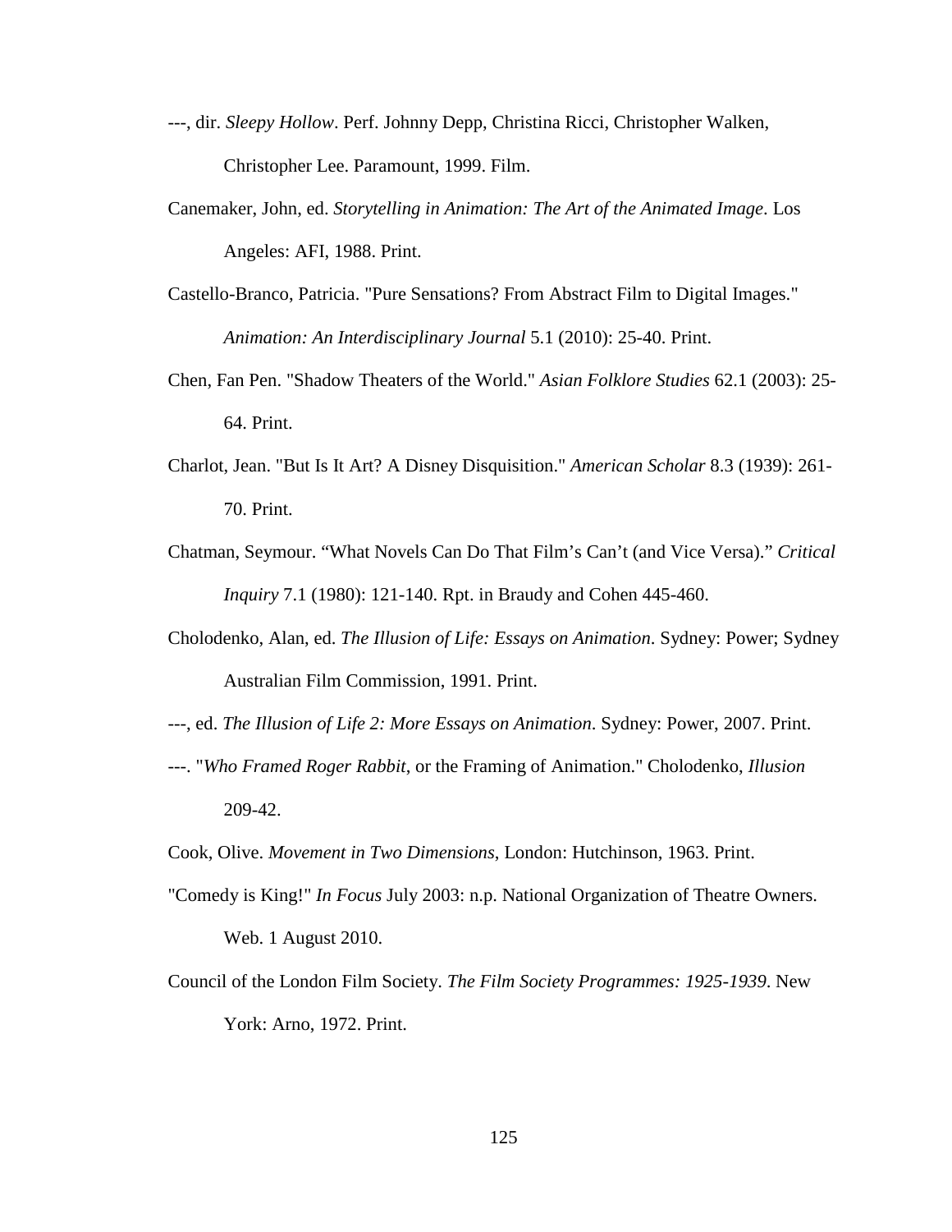---, dir. *Sleepy Hollow*. Perf. Johnny Depp, Christina Ricci, Christopher Walken, Christopher Lee. Paramount, 1999. Film.

Canemaker, John, ed. *Storytelling in Animation: The Art of the Animated Image*. Los Angeles: AFI, 1988. Print.

Castello-Branco, Patricia. "Pure Sensations? From Abstract Film to Digital Images." *Animation: An Interdisciplinary Journal* 5.1 (2010): 25-40. Print.

Chen, Fan Pen. "Shadow Theaters of the World." *Asian Folklore Studies* 62.1 (2003): 25-64. Print.

Charlot, Jean. "But Is It Art? A Disney Disquisition." *American Scholar* 8.3 (1939): 261-70. Print.

Chatman, Seymour. "What Novels Can Do That Film's Can't (and Vice Versa)." *Critical Inquiry* 7.1 (1980): 121-140. Rpt. in Braudy and Cohen 445-460.

Cholodenko, Alan, ed. *The Illusion of Life: Essays on Animation*. Sydney: Power; Sydney Australian Film Commission, 1991. Print.

---, ed. *The Illusion of Life 2: More Essays on Animation*. Sydney: Power, 2007. Print.

---. "*Who Framed Roger Rabbit*, or the Framing of Animation." Cholodenko, *Illusion* 209-42.

Cook, Olive. *Movement in Two Dimensions*, London: Hutchinson, 1963. Print.

"Comedy is King!" *In Focus* July 2003: n.p. National Organization of Theatre Owners. Web. 1 August 2010.

Council of the London Film Society. *The Film Society Programmes: 1925-1939*. New York: Arno, 1972. Print.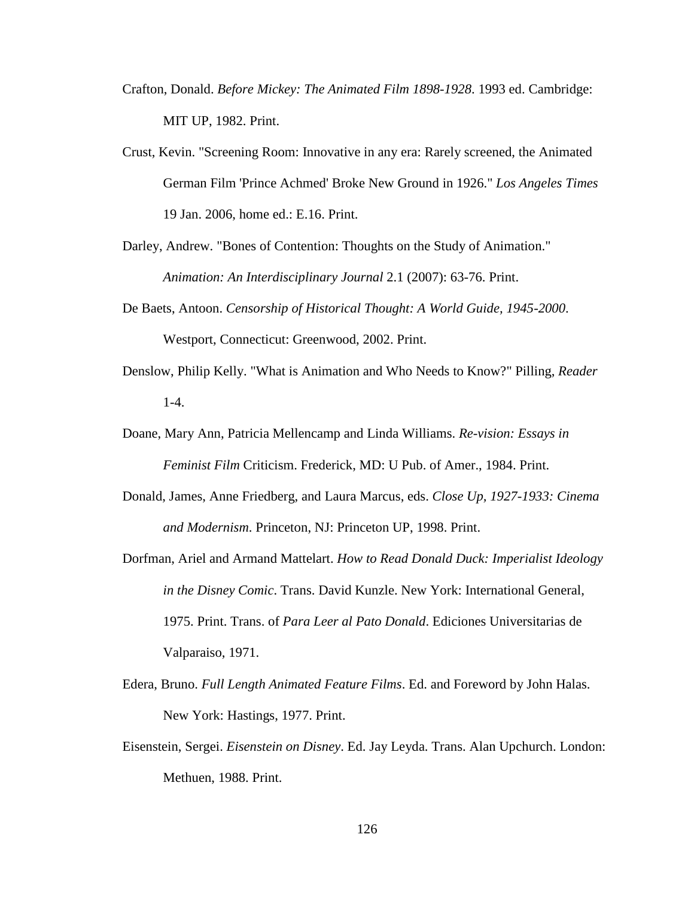Crafton, Donald. *Before Mickey: The Animated Film 1898-1928*. 1993 ed. Cambridge: MIT UP, 1982. Print.

Crust, Kevin. "Screening Room: Innovative in any era: Rarely screened, the Animated German Film 'Prince Achmed' Broke New Ground in 1926." *Los Angeles Times* 19 Jan. 2006, home ed.: E.16. Print.

Darley, Andrew. "Bones of Contention: Thoughts on the Study of Animation." *Animation: An Interdisciplinary Journal* 2.1 (2007): 63-76. Print.

De Baets, Antoon. *Censorship of Historical Thought: A World Guide, 1945-2000*. Westport, Connecticut: Greenwood, 2002. Print.

Denslow, Philip Kelly. "What is Animation and Who Needs to Know?" Pilling, *Reader* 1-4.

Doane, Mary Ann, Patricia Mellencamp and Linda Williams. *Re-vision: Essays in Feminist Film* Criticism. Frederick, MD: U Pub. of Amer., 1984. Print.

Donald, James, Anne Friedberg, and Laura Marcus, eds. *Close Up, 1927-1933: Cinema and Modernism*. Princeton, NJ: Princeton UP, 1998. Print.

Dorfman, Ariel and Armand Mattelart. *How to Read Donald Duck: Imperialist Ideology in the Disney Comic*. Trans. David Kunzle. New York: International General, 1975. Print. Trans. of *Para Leer al Pato Donald*. Ediciones Universitarias de Valparaiso, 1971.

Edera, Bruno. *Full Length Animated Feature Films*. Ed. and Foreword by John Halas. New York: Hastings, 1977. Print.

Eisenstein, Sergei. *Eisenstein on Disney*. Ed. Jay Leyda. Trans. Alan Upchurch. London: Methuen, 1988. Print.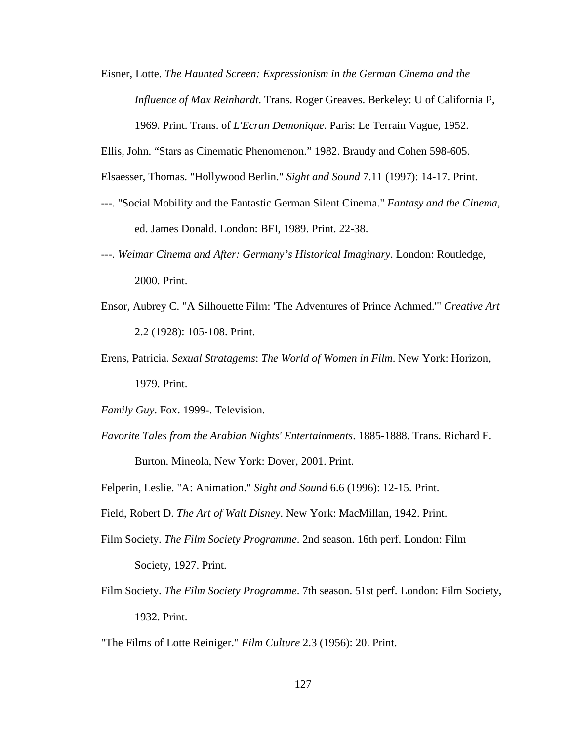Eisner, Lotte. *The Haunted Screen: Expressionism in the German Cinema and the Influence of Max Reinhardt*. Trans. Roger Greaves. Berkeley: U of California P, 1969. Print. Trans. of *L'Ecran Demonique.* Paris: Le Terrain Vague, 1952.

Ellis, John. "Stars as Cinematic Phenomenon." 1982. Braudy and Cohen 598-605.

Elsaesser, Thomas. "Hollywood Berlin." *Sight and Sound* 7.11 (1997): 14-17. Print.

---. "Social Mobility and the Fantastic German Silent Cinema." *Fantasy and the Cinema*, ed. James Donald. London: BFI, 1989. Print. 22-38.

---. *Weimar Cinema and After: Germany's Historical Imaginary*. London: Routledge, 2000. Print.

Ensor, Aubrey C. "A Silhouette Film: 'The Adventures of Prince Achmed.'" *Creative Art* 2.2 (1928): 105-108. Print.

Erens, Patricia. *Sexual Stratagems*: *The World of Women in Film*. New York: Horizon, 1979. Print.

*Family Guy*. Fox. 1999-. Television.

*Favorite Tales from the Arabian Nights' Entertainments*. 1885-1888. Trans. Richard F. Burton. Mineola, New York: Dover, 2001. Print.

Felperin, Leslie. "A: Animation." *Sight and Sound* 6.6 (1996): 12-15. Print.

Field, Robert D. *The Art of Walt Disney*. New York: MacMillan, 1942. Print.

Film Society. *The Film Society Programme*. 2nd season. 16th perf. London: Film Society, 1927. Print.

Film Society. *The Film Society Programme*. 7th season. 51st perf. London: Film Society, 1932. Print.

"The Films of Lotte Reiniger." *Film Culture* 2.3 (1956): 20. Print.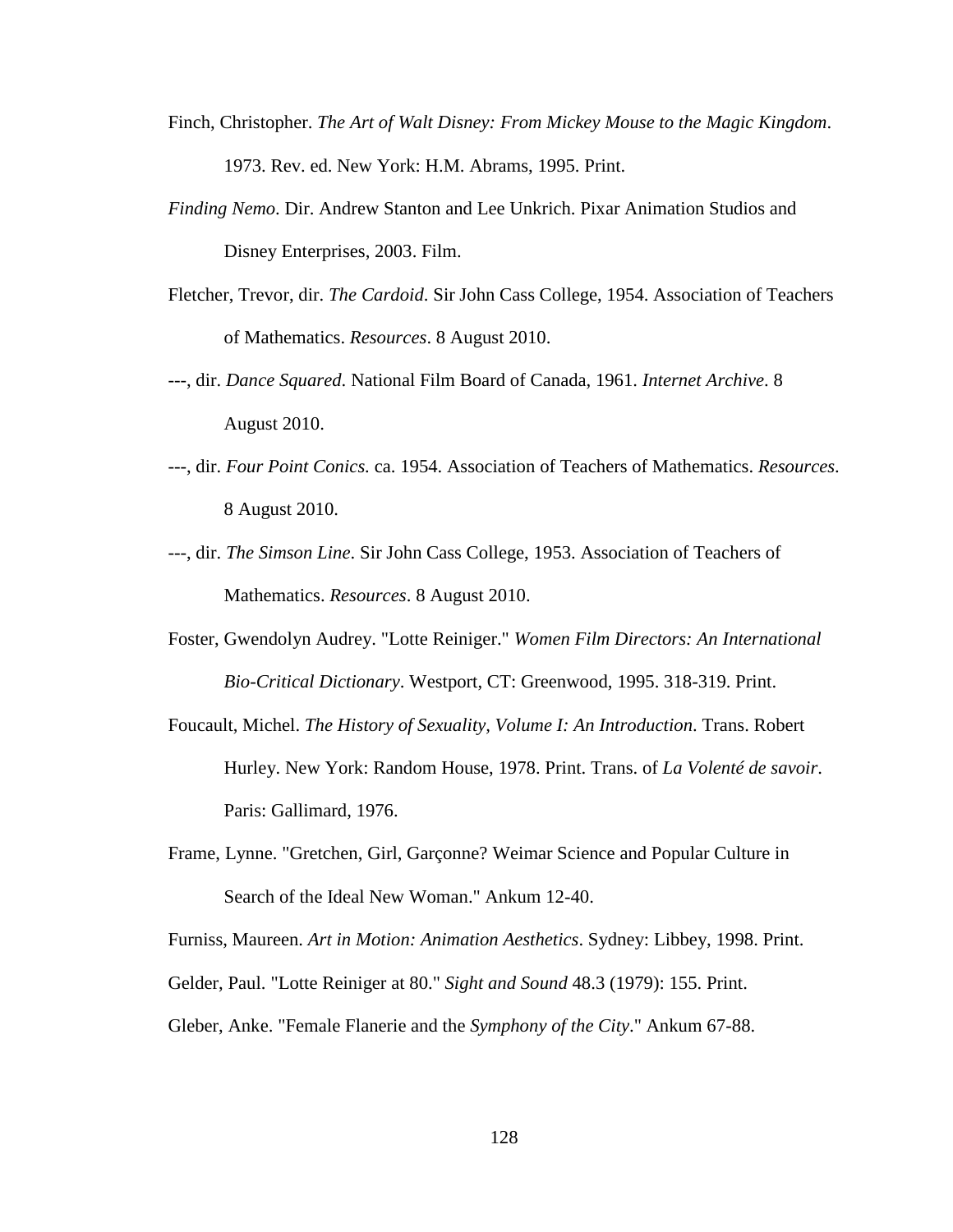Finch, Christopher. *The Art of Walt Disney: From Mickey Mouse to the Magic Kingdom*. 1973. Rev. ed. New York: H.M. Abrams, 1995. Print.

*Finding Nemo*. Dir. Andrew Stanton and Lee Unkrich. Pixar Animation Studios and Disney Enterprises, 2003. Film.

Fletcher, Trevor, dir. *The Cardoid*. Sir John Cass College, 1954. Association of Teachers of Mathematics. *Resources*. 8 August 2010.

---, dir. *Dance Squared*. National Film Board of Canada, 1961. *Internet Archive*. 8 August 2010.

---, dir. *Four Point Conics.* ca. 1954. Association of Teachers of Mathematics. *Resources*. 8 August 2010.

---, dir. *The Simson Line*. Sir John Cass College, 1953. Association of Teachers of Mathematics. *Resources*. 8 August 2010.

Foster, Gwendolyn Audrey. "Lotte Reiniger." *Women Film Directors: An International Bio-Critical Dictionary*. Westport, CT: Greenwood, 1995. 318-319. Print.

Foucault, Michel. *The History of Sexuality, Volume I: An Introduction*. Trans. Robert Hurley. New York: Random House, 1978. Print. Trans. of *La Volenté de savoir*. Paris: Gallimard, 1976.

Frame, Lynne. "Gretchen, Girl, Garçonne? Weimar Science and Popular Culture in Search of the Ideal New Woman." Ankum 12-40.

Furniss, Maureen. *Art in Motion: Animation Aesthetics*. Sydney: Libbey, 1998. Print.

Gelder, Paul. "Lotte Reiniger at 80." *Sight and Sound* 48.3 (1979): 155. Print.

Gleber, Anke. "Female Flanerie and the *Symphony of the City*." Ankum 67-88.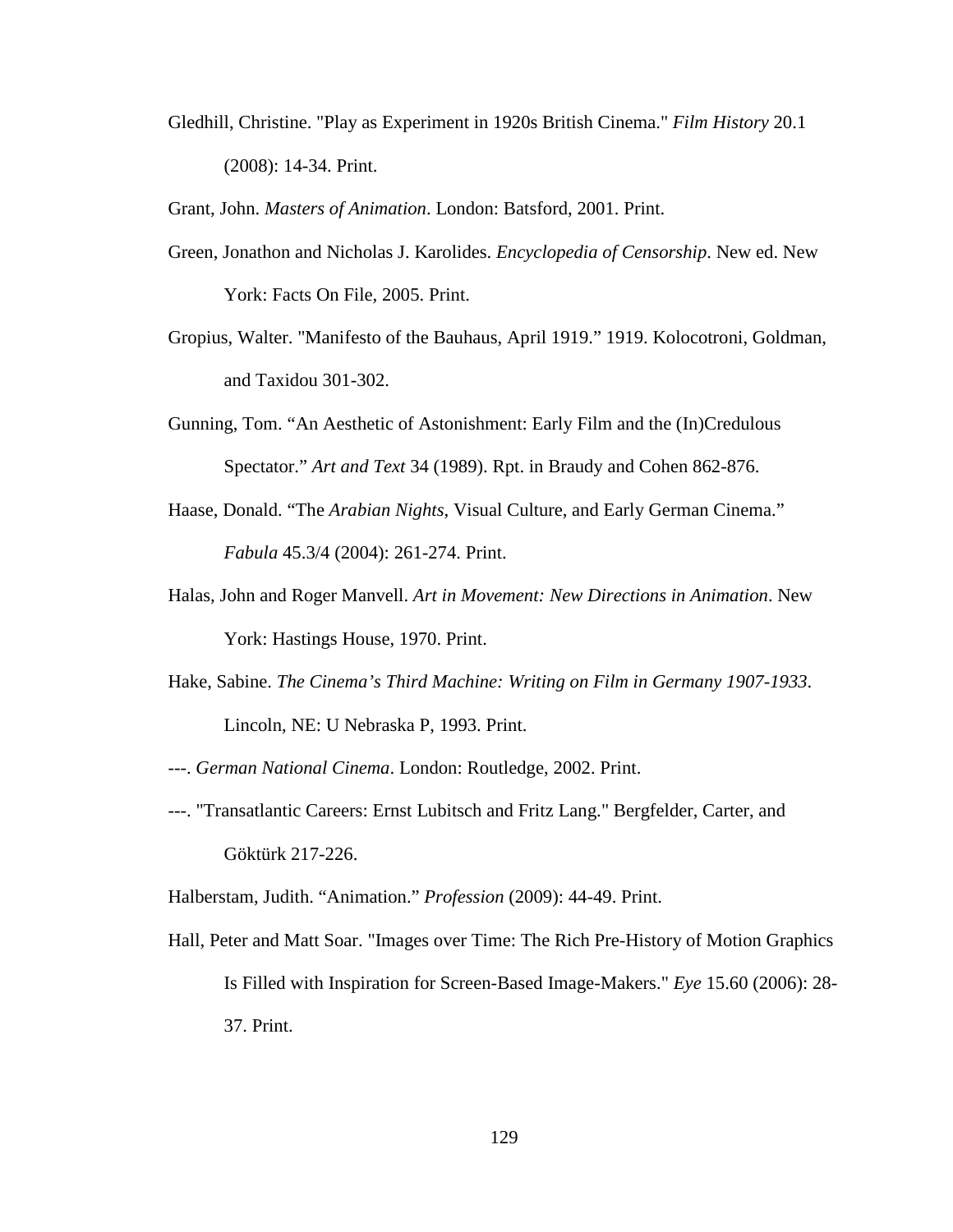Gledhill, Christine. "Play as Experiment in 1920s British Cinema." *Film History* 20.1 (2008): 14-34. Print.

Grant, John. *Masters of Animation*. London: Batsford, 2001. Print.

Green, Jonathon and Nicholas J. Karolides. *Encyclopedia of Censorship*. New ed. New York: Facts On File, 2005. Print.

Gropius, Walter. "Manifesto of the Bauhaus, April 1919." 1919. Kolocotroni, Goldman, and Taxidou 301-302.

Gunning, Tom. "An Aesthetic of Astonishment: Early Film and the (In)Credulous Spectator." *Art and Text* 34 (1989). Rpt. in Braudy and Cohen 862-876.

Haase, Donald. "The *Arabian Nights*, Visual Culture, and Early German Cinema." *Fabula* 45.3/4 (2004): 261-274. Print.

Halas, John and Roger Manvell. *Art in Movement: New Directions in Animation*. New York: Hastings House, 1970. Print.

Hake, Sabine. *The Cinema's Third Machine: Writing on Film in Germany 1907-1933*. Lincoln, NE: U Nebraska P, 1993. Print.

---. *German National Cinema*. London: Routledge, 2002. Print.

---. "Transatlantic Careers: Ernst Lubitsch and Fritz Lang." Bergfelder, Carter, and Göktürk 217-226.

Halberstam, Judith. "Animation." *Profession* (2009): 44-49. Print.

Hall, Peter and Matt Soar. "Images over Time: The Rich Pre-History of Motion Graphics Is Filled with Inspiration for Screen-Based Image-Makers." *Eye* 15.60 (2006): 28-37. Print.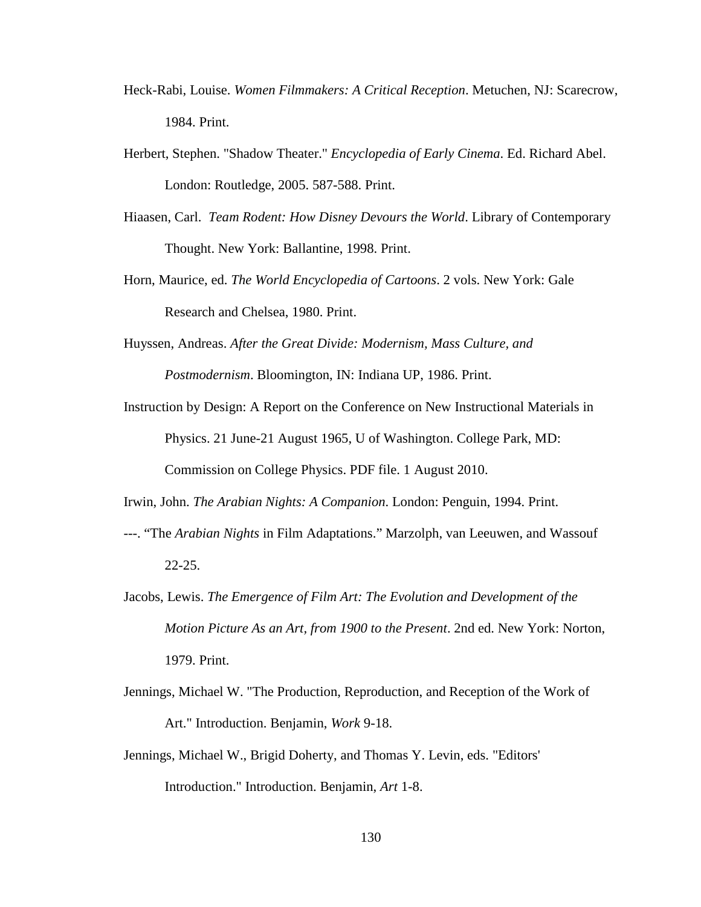Heck-Rabi, Louise. *Women Filmmakers: A Critical Reception*. Metuchen, NJ: Scarecrow, 1984. Print.

Herbert, Stephen. "Shadow Theater." *Encyclopedia of Early Cinema*. Ed. Richard Abel. London: Routledge, 2005. 587-588. Print.

Hiaasen, Carl. *Team Rodent: How Disney Devours the World*. Library of Contemporary Thought. New York: Ballantine, 1998. Print.

Horn, Maurice, ed. *The World Encyclopedia of Cartoons*. 2 vols. New York: Gale Research and Chelsea, 1980. Print.

Huyssen, Andreas. *After the Great Divide: Modernism, Mass Culture, and Postmodernism*. Bloomington, IN: Indiana UP, 1986. Print.

Instruction by Design: A Report on the Conference on New Instructional Materials in Physics. 21 June-21 August 1965, U of Washington. College Park, MD: Commission on College Physics. PDF file. 1 August 2010.

Irwin, John. *The Arabian Nights: A Companion*. London: Penguin, 1994. Print.

---. "The *Arabian Nights* in Film Adaptations." Marzolph, van Leeuwen, and Wassouf 22-25.

Jacobs, Lewis. *The Emergence of Film Art: The Evolution and Development of the Motion Picture As an Art, from 1900 to the Present*. 2nd ed. New York: Norton, 1979. Print.

Jennings, Michael W. "The Production, Reproduction, and Reception of the Work of Art." Introduction. Benjamin, *Work* 9-18.

Jennings, Michael W., Brigid Doherty, and Thomas Y. Levin, eds. "Editors' Introduction." Introduction. Benjamin, *Art* 1-8.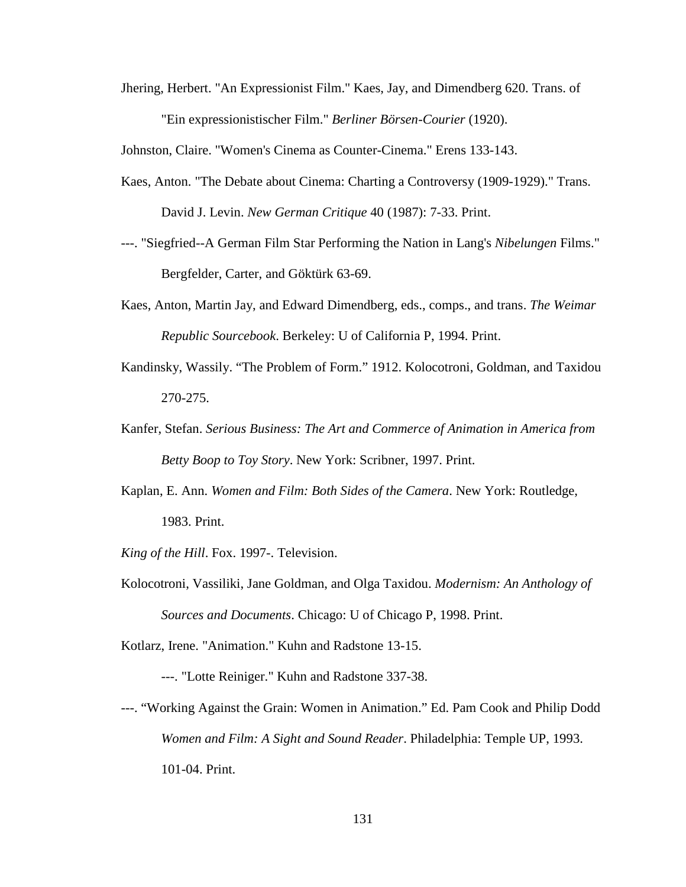Jhering, Herbert. "An Expressionist Film." Kaes, Jay, and Dimendberg 620. Trans. of "Ein expressionistischer Film." *Berliner Börsen-Courier* (1920).

Johnston, Claire. "Women's Cinema as Counter-Cinema." Erens 133-143.

Kaes, Anton. "The Debate about Cinema: Charting a Controversy (1909-1929)." Trans. David J. Levin. *New German Critique* 40 (1987): 7-33. Print.

---. "Siegfried--A German Film Star Performing the Nation in Lang's *Nibelungen* Films." Bergfelder, Carter, and Göktürk 63-69.

Kaes, Anton, Martin Jay, and Edward Dimendberg, eds., comps., and trans. *The Weimar Republic Sourcebook*. Berkeley: U of California P, 1994. Print.

Kandinsky, Wassily. "The Problem of Form." 1912. Kolocotroni, Goldman, and Taxidou 270-275.

Kanfer, Stefan. *Serious Business: The Art and Commerce of Animation in America from Betty Boop to Toy Story*. New York: Scribner, 1997. Print.

Kaplan, E. Ann. *Women and Film: Both Sides of the Camera*. New York: Routledge, 1983. Print.

*King of the Hill*. Fox. 1997-. Television.

Kolocotroni, Vassiliki, Jane Goldman, and Olga Taxidou. *Modernism: An Anthology of Sources and Documents*. Chicago: U of Chicago P, 1998. Print.

Kotlarz, Irene. "Animation." Kuhn and Radstone 13-15.

---. "Lotte Reiniger." Kuhn and Radstone 337-38.

---. "Working Against the Grain: Women in Animation." Ed. Pam Cook and Philip Dodd *Women and Film: A Sight and Sound Reader*. Philadelphia: Temple UP, 1993. 101-04. Print.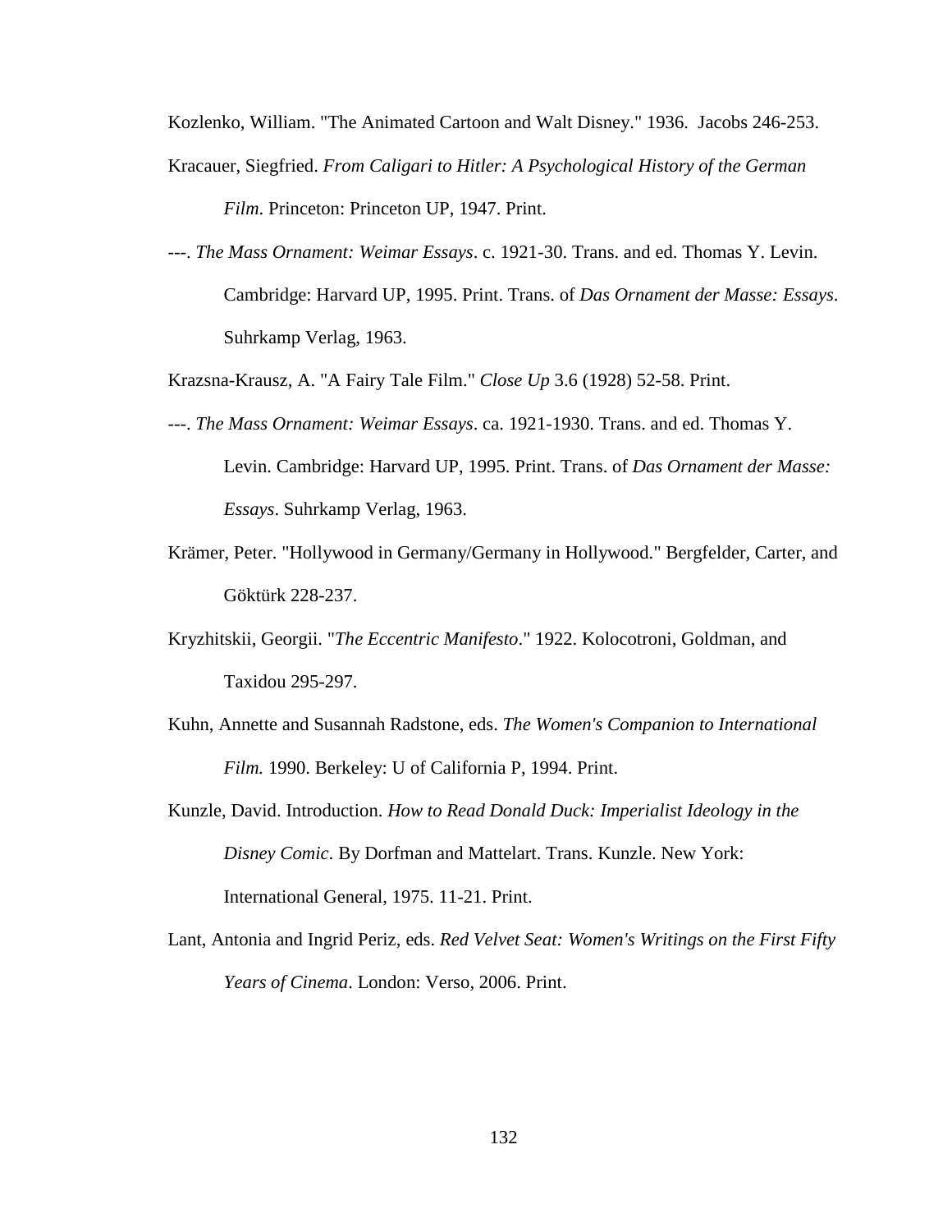Kozlenko, William. "The Animated Cartoon and Walt Disney." 1936.  Jacobs 246-253.

Kracauer, Siegfried. *From Caligari to Hitler: A Psychological History of the German Film*. Princeton: Princeton UP, 1947. Print.

---. *The Mass Ornament: Weimar Essays*. c. 1921-30. Trans. and ed. Thomas Y. Levin. Cambridge: Harvard UP, 1995. Print. Trans. of *Das Ornament der Masse: Essays*. Suhrkamp Verlag, 1963.

Krazsna-Krausz, A. "A Fairy Tale Film." *Close Up* 3.6 (1928) 52-58. Print.

---. *The Mass Ornament: Weimar Essays*. ca. 1921-1930. Trans. and ed. Thomas Y. Levin. Cambridge: Harvard UP, 1995. Print. Trans. of *Das Ornament der Masse: Essays*. Suhrkamp Verlag, 1963.

Krämer, Peter. "Hollywood in Germany/Germany in Hollywood." Bergfelder, Carter, and Göktürk 228-237.

Kryzhitskii, Georgii. "*The Eccentric Manifesto*." 1922. Kolocotroni, Goldman, and Taxidou 295-297.

Kuhn, Annette and Susannah Radstone, eds. *The Women's Companion to International Film.* 1990. Berkeley: U of California P, 1994. Print.

Kunzle, David. Introduction. *How to Read Donald Duck: Imperialist Ideology in the Disney Comic*. By Dorfman and Mattelart. Trans. Kunzle. New York: International General, 1975. 11-21. Print.

Lant, Antonia and Ingrid Periz, eds. *Red Velvet Seat: Women's Writings on the First Fifty Years of Cinema*. London: Verso, 2006. Print.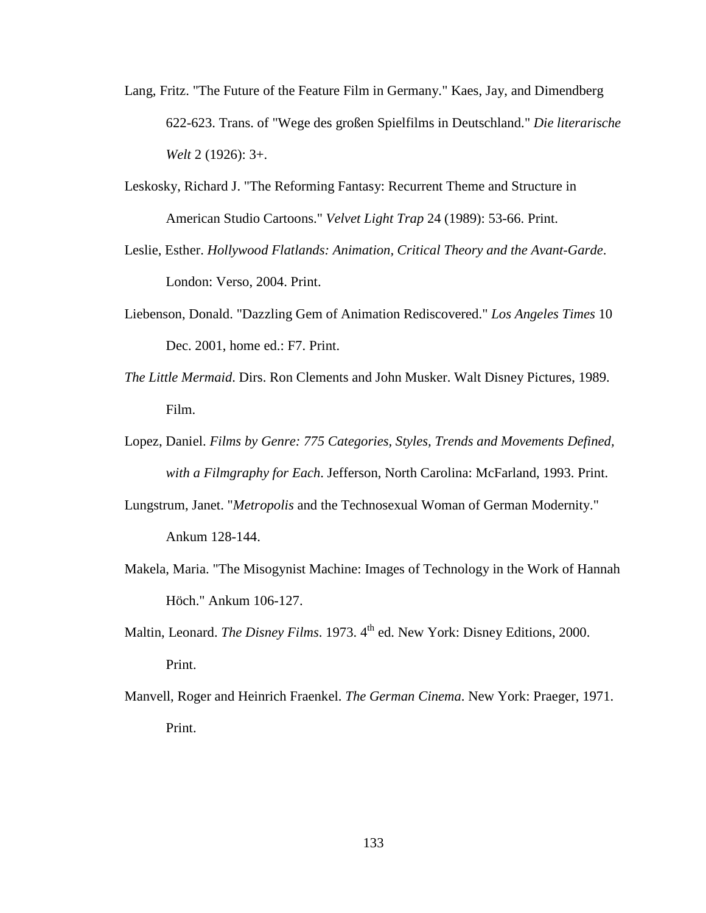Lang, Fritz. "The Future of the Feature Film in Germany." Kaes, Jay, and Dimendberg 622-623. Trans. of "Wege des großen Spielfilms in Deutschland." *Die literarische Welt* 2 (1926): 3+.

Leskosky, Richard J. "The Reforming Fantasy: Recurrent Theme and Structure in American Studio Cartoons." *Velvet Light Trap* 24 (1989): 53-66. Print.

Leslie, Esther. *Hollywood Flatlands: Animation, Critical Theory and the Avant-Garde*. London: Verso, 2004. Print.

Liebenson, Donald. "Dazzling Gem of Animation Rediscovered." *Los Angeles Times* 10 Dec. 2001, home ed.: F7. Print.

*The Little Mermaid*. Dirs. Ron Clements and John Musker. Walt Disney Pictures, 1989. Film.

Lopez, Daniel. *Films by Genre: 775 Categories, Styles, Trends and Movements Defined, with a Filmgraphy for Each*. Jefferson, North Carolina: McFarland, 1993. Print.

Lungstrum, Janet. "*Metropolis* and the Technosexual Woman of German Modernity." Ankum 128-144.

Makela, Maria. "The Misogynist Machine: Images of Technology in the Work of Hannah Höch." Ankum 106-127.

Maltin, Leonard. *The Disney Films*. 1973. 4th ed. New York: Disney Editions, 2000. Print.

Manvell, Roger and Heinrich Fraenkel. *The German Cinema*. New York: Praeger, 1971. Print.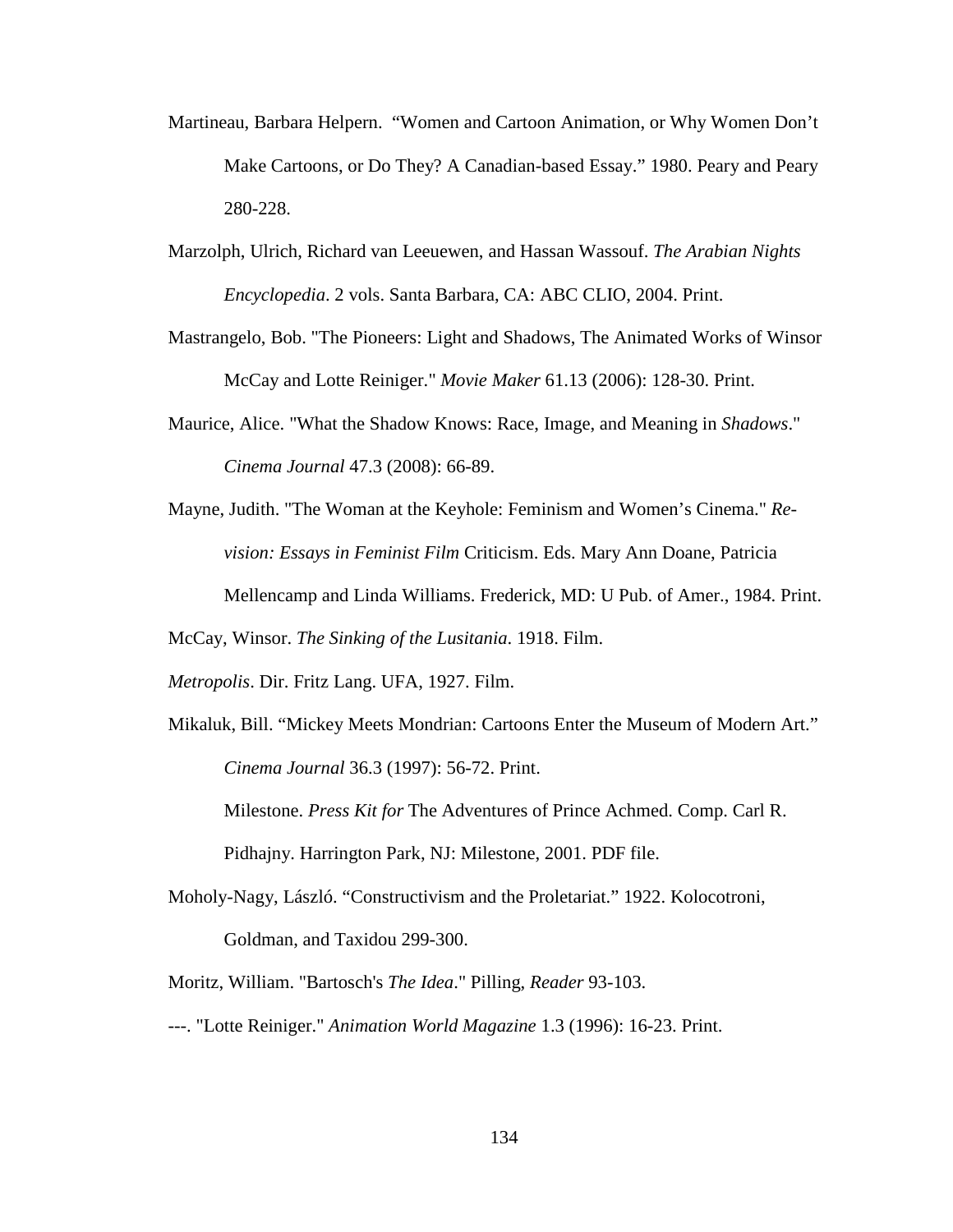Martineau, Barbara Helpern. "Women and Cartoon Animation, or Why Women Don't Make Cartoons, or Do They? A Canadian-based Essay." 1980. Peary and Peary 280-228.

Marzolph, Ulrich, Richard van Leeuewen, and Hassan Wassouf. *The Arabian Nights Encyclopedia*. 2 vols. Santa Barbara, CA: ABC CLIO, 2004. Print.

Mastrangelo, Bob. "The Pioneers: Light and Shadows, The Animated Works of Winsor McCay and Lotte Reiniger." *Movie Maker* 61.13 (2006): 128-30. Print.

Maurice, Alice. "What the Shadow Knows: Race, Image, and Meaning in *Shadows*." *Cinema Journal* 47.3 (2008): 66-89.

Mayne, Judith. "The Woman at the Keyhole: Feminism and Women's Cinema." *Re-vision: Essays in Feminist Film* Criticism. Eds. Mary Ann Doane, Patricia Mellencamp and Linda Williams. Frederick, MD: U Pub. of Amer., 1984. Print.

McCay, Winsor. *The Sinking of the Lusitania*. 1918. Film.

*Metropolis*. Dir. Fritz Lang. UFA, 1927. Film.

Mikaluk, Bill. "Mickey Meets Mondrian: Cartoons Enter the Museum of Modern Art." *Cinema Journal* 36.3 (1997): 56-72. Print.

Milestone. *Press Kit for* The Adventures of Prince Achmed. Comp. Carl R. Pidhajny. Harrington Park, NJ: Milestone, 2001. PDF file.

Moholy-Nagy, László. "Constructivism and the Proletariat." 1922. Kolocotroni, Goldman, and Taxidou 299-300.

Moritz, William. "Bartosch's *The Idea*." Pilling, *Reader* 93-103.

---. "Lotte Reiniger." *Animation World Magazine* 1.3 (1996): 16-23. Print.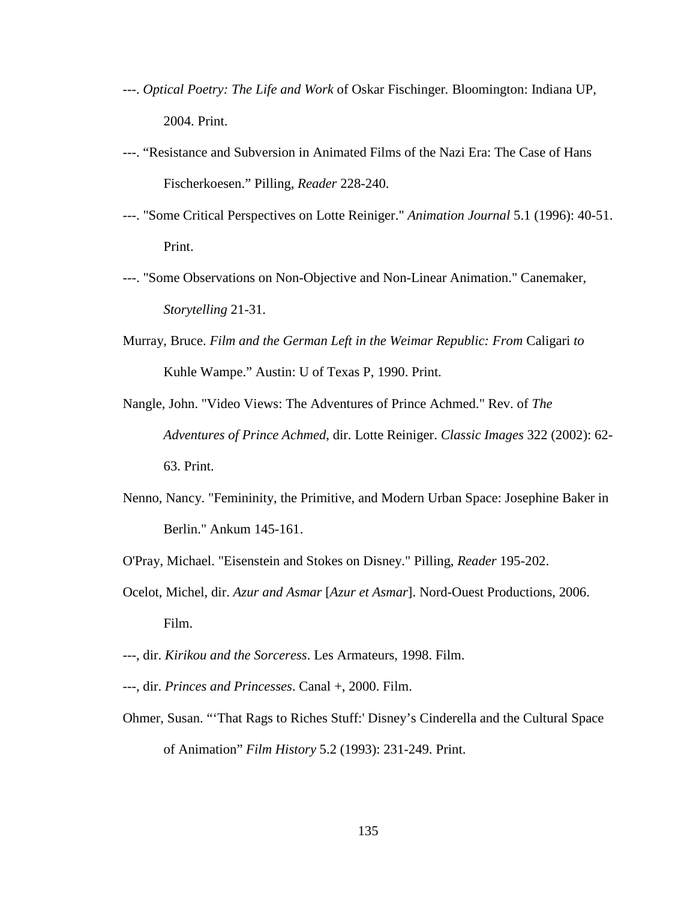---. *Optical Poetry: The Life and Work* of Oskar Fischinger. Bloomington: Indiana UP, 2004. Print.

---. "Resistance and Subversion in Animated Films of the Nazi Era: The Case of Hans Fischerkoesen." Pilling, *Reader* 228-240.

---. "Some Critical Perspectives on Lotte Reiniger." *Animation Journal* 5.1 (1996): 40-51. Print.

---. "Some Observations on Non-Objective and Non-Linear Animation." Canemaker, *Storytelling* 21-31.

Murray, Bruce. *Film and the German Left in the Weimar Republic: From* Caligari *to* Kuhle Wampe." Austin: U of Texas P, 1990. Print.

Nangle, John. "Video Views: The Adventures of Prince Achmed." Rev. of *The Adventures of Prince Achmed*, dir. Lotte Reiniger. *Classic Images* 322 (2002): 62-63. Print.

Nenno, Nancy. "Femininity, the Primitive, and Modern Urban Space: Josephine Baker in Berlin." Ankum 145-161.

O'Pray, Michael. "Eisenstein and Stokes on Disney." Pilling, *Reader* 195-202.

Ocelot, Michel, dir. *Azur and Asmar* [*Azur et Asmar*]. Nord-Ouest Productions, 2006. Film.

---, dir. *Kirikou and the Sorceress*. Les Armateurs, 1998. Film.

---, dir. *Princes and Princesses*. Canal +, 2000. Film.

Ohmer, Susan. "'That Rags to Riches Stuff:' Disney's Cinderella and the Cultural Space of Animation" *Film History* 5.2 (1993): 231-249. Print.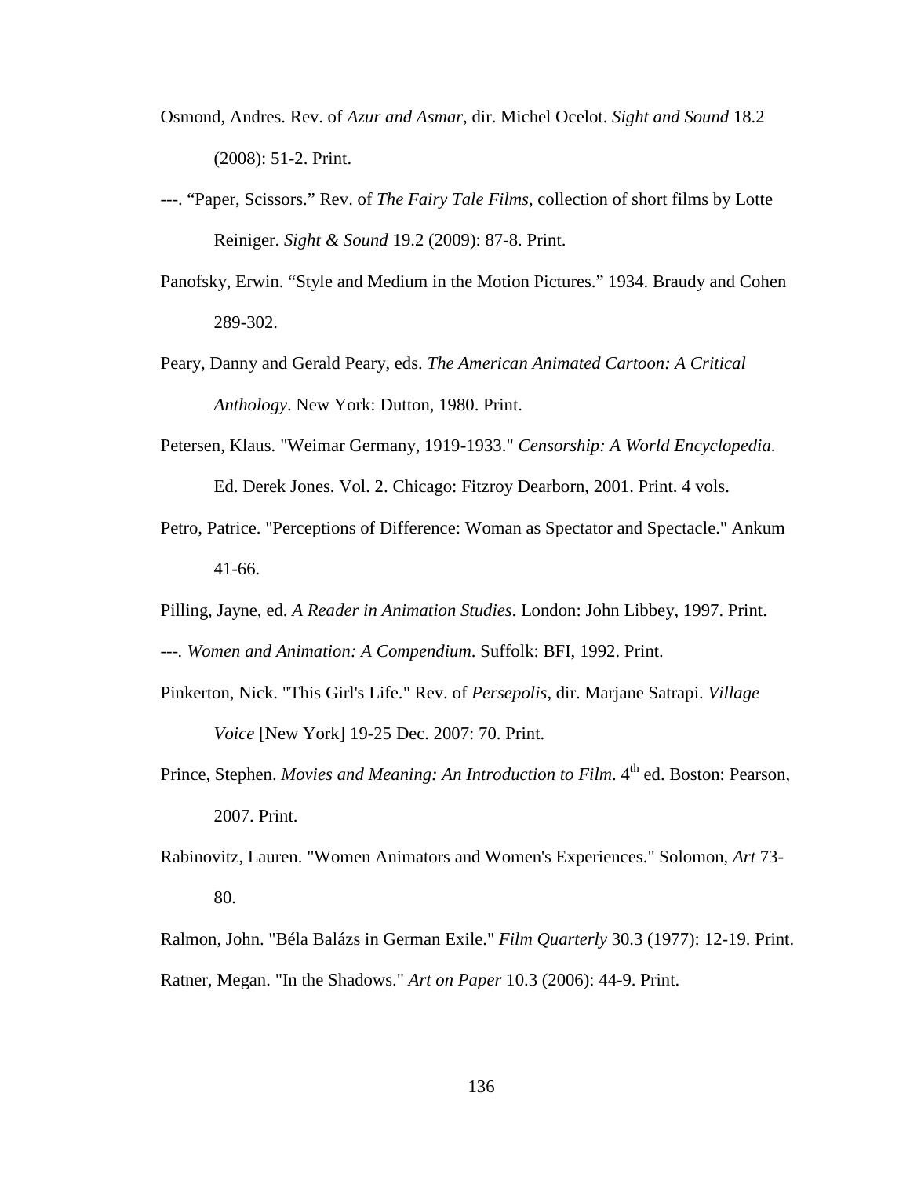Osmond, Andres. Rev. of *Azur and Asmar*, dir. Michel Ocelot. *Sight and Sound* 18.2 (2008): 51-2. Print.

---. "Paper, Scissors." Rev. of *The Fairy Tale Films*, collection of short films by Lotte Reiniger. *Sight & Sound* 19.2 (2009): 87-8. Print.

Panofsky, Erwin. "Style and Medium in the Motion Pictures." 1934. Braudy and Cohen 289-302.

Peary, Danny and Gerald Peary, eds. *The American Animated Cartoon: A Critical Anthology*. New York: Dutton, 1980. Print.

Petersen, Klaus. "Weimar Germany, 1919-1933." *Censorship: A World Encyclopedia*. Ed. Derek Jones. Vol. 2. Chicago: Fitzroy Dearborn, 2001. Print. 4 vols.

Petro, Patrice. "Perceptions of Difference: Woman as Spectator and Spectacle." Ankum 41-66.

Pilling, Jayne, ed. *A Reader in Animation Studies*. London: John Libbey, 1997. Print.

---. *Women and Animation: A Compendium*. Suffolk: BFI, 1992. Print.

Pinkerton, Nick. "This Girl's Life." Rev. of *Persepolis*, dir. Marjane Satrapi. *Village Voice* [New York] 19-25 Dec. 2007: 70. Print.

Prince, Stephen. *Movies and Meaning: An Introduction to Film*. 4th ed. Boston: Pearson, 2007. Print.

Rabinovitz, Lauren. "Women Animators and Women's Experiences." Solomon, *Art* 73-80.

Ralmon, John. "Béla Balázs in German Exile." *Film Quarterly* 30.3 (1977): 12-19. Print.

Ratner, Megan. "In the Shadows." *Art on Paper* 10.3 (2006): 44-9. Print.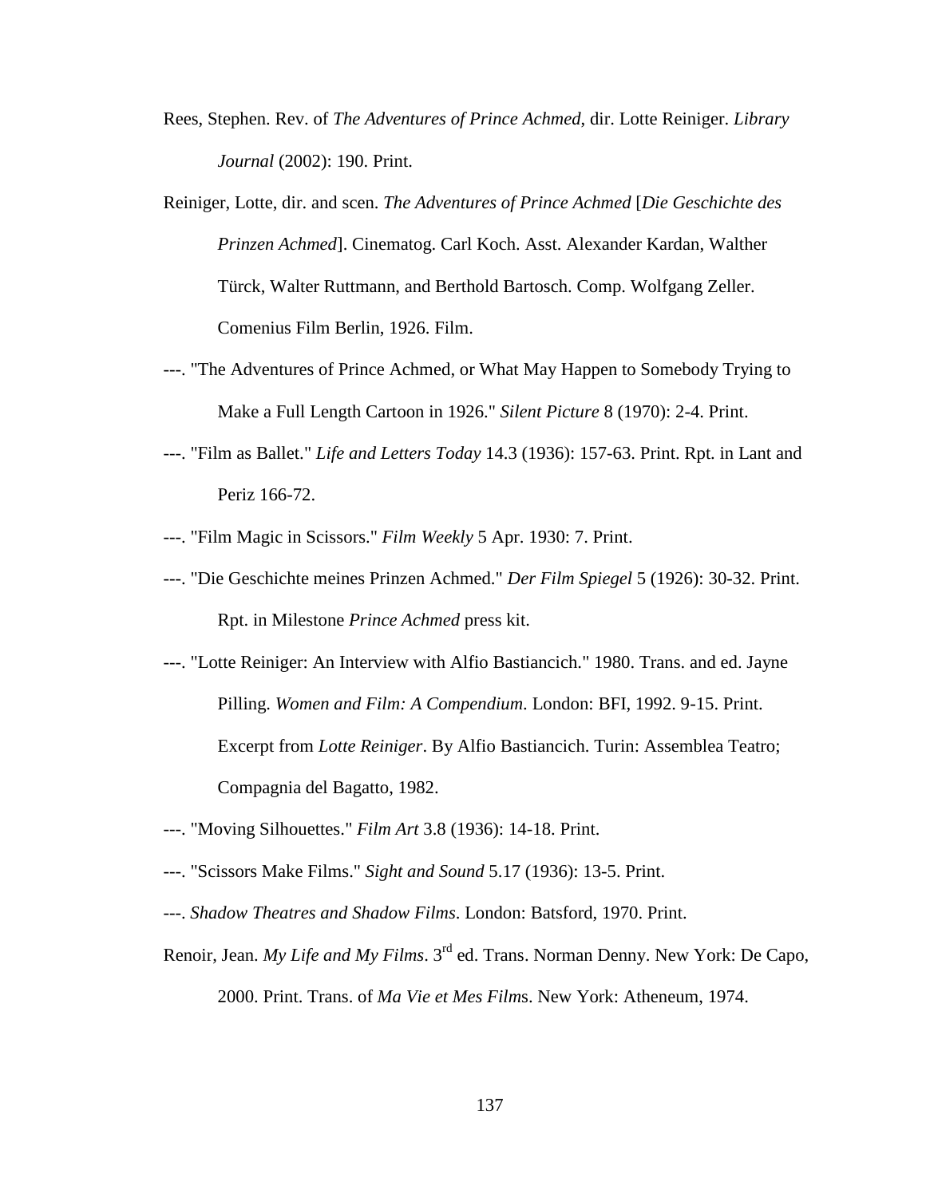Rees, Stephen. Rev. of *The Adventures of Prince Achmed*, dir. Lotte Reiniger. *Library Journal* (2002): 190. Print.

Reiniger, Lotte, dir. and scen. *The Adventures of Prince Achmed* [*Die Geschichte des Prinzen Achmed*]. Cinematog. Carl Koch. Asst. Alexander Kardan, Walther Türck, Walter Ruttmann, and Berthold Bartosch. Comp. Wolfgang Zeller. Comenius Film Berlin, 1926. Film.

---. "The Adventures of Prince Achmed, or What May Happen to Somebody Trying to Make a Full Length Cartoon in 1926." *Silent Picture* 8 (1970): 2-4. Print.

---. "Film as Ballet." *Life and Letters Today* 14.3 (1936): 157-63. Print. Rpt. in Lant and Periz 166-72.

---. "Film Magic in Scissors." *Film Weekly* 5 Apr. 1930: 7. Print.

---. "Die Geschichte meines Prinzen Achmed." *Der Film Spiegel* 5 (1926): 30-32. Print. Rpt. in Milestone *Prince Achmed* press kit.

---. "Lotte Reiniger: An Interview with Alfio Bastiancich." 1980. Trans. and ed. Jayne Pilling. *Women and Film: A Compendium*. London: BFI, 1992. 9-15. Print. Excerpt from *Lotte Reiniger*. By Alfio Bastiancich. Turin: Assemblea Teatro; Compagnia del Bagatto, 1982.

---. "Moving Silhouettes." *Film Art* 3.8 (1936): 14-18. Print.

---. "Scissors Make Films." *Sight and Sound* 5.17 (1936): 13-5. Print.

---. *Shadow Theatres and Shadow Films*. London: Batsford, 1970. Print.

Renoir, Jean. *My Life and My Films*. 3rd ed. Trans. Norman Denny. New York: De Capo, 2000. Print. Trans. of *Ma Vie et Mes Films*. New York: Atheneum, 1974.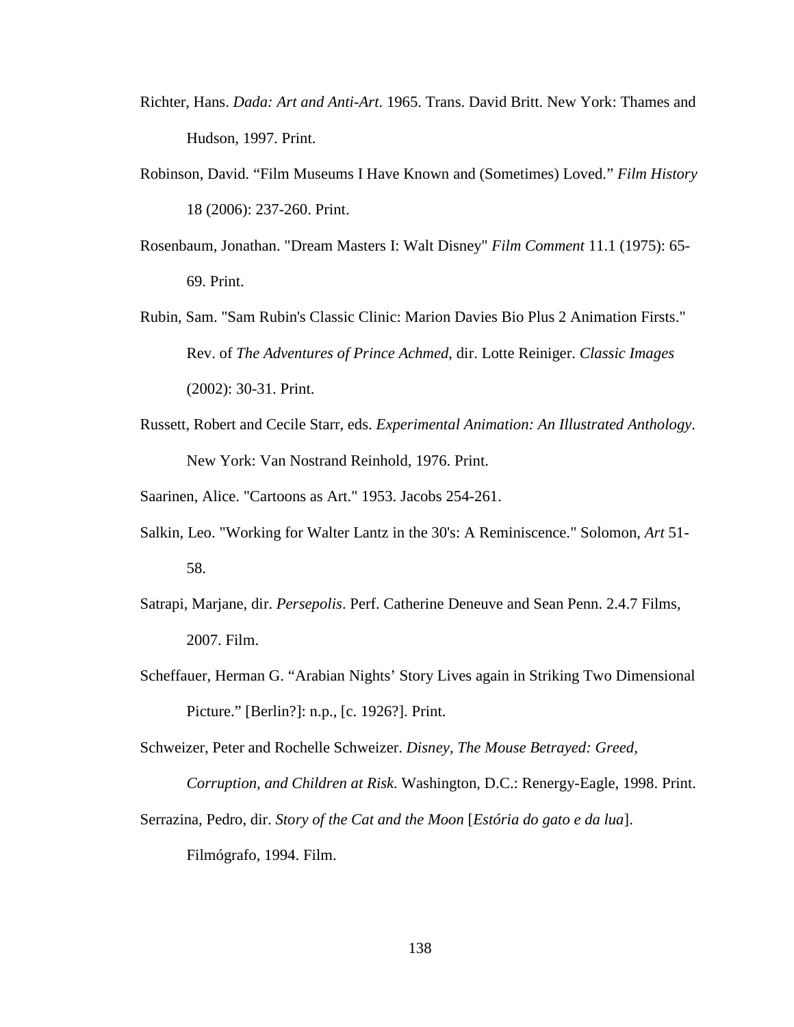Richter, Hans. *Dada: Art and Anti-Art*. 1965. Trans. David Britt. New York: Thames and Hudson, 1997. Print.

Robinson, David. "Film Museums I Have Known and (Sometimes) Loved." *Film History* 18 (2006): 237-260. Print.

Rosenbaum, Jonathan. "Dream Masters I: Walt Disney" *Film Comment* 11.1 (1975): 65-69. Print.

Rubin, Sam. "Sam Rubin's Classic Clinic: Marion Davies Bio Plus 2 Animation Firsts." Rev. of *The Adventures of Prince Achmed*, dir. Lotte Reiniger. *Classic Images* (2002): 30-31. Print.

Russett, Robert and Cecile Starr, eds. *Experimental Animation: An Illustrated Anthology*. New York: Van Nostrand Reinhold, 1976. Print.

Saarinen, Alice. "Cartoons as Art." 1953. Jacobs 254-261.

Salkin, Leo. "Working for Walter Lantz in the 30's: A Reminiscence." Solomon, *Art* 51-58.

Satrapi, Marjane, dir. *Persepolis*. Perf. Catherine Deneuve and Sean Penn. 2.4.7 Films, 2007. Film.

Scheffauer, Herman G. "Arabian Nights' Story Lives again in Striking Two Dimensional Picture." [Berlin?]: n.p., [c. 1926?]. Print.

Schweizer, Peter and Rochelle Schweizer. *Disney, The Mouse Betrayed: Greed, Corruption, and Children at Risk*. Washington, D.C.: Renergy-Eagle, 1998. Print.

Serrazina, Pedro, dir. *Story of the Cat and the Moon* [*Estória do gato e da lua*]. Filmógrafo, 1994. Film.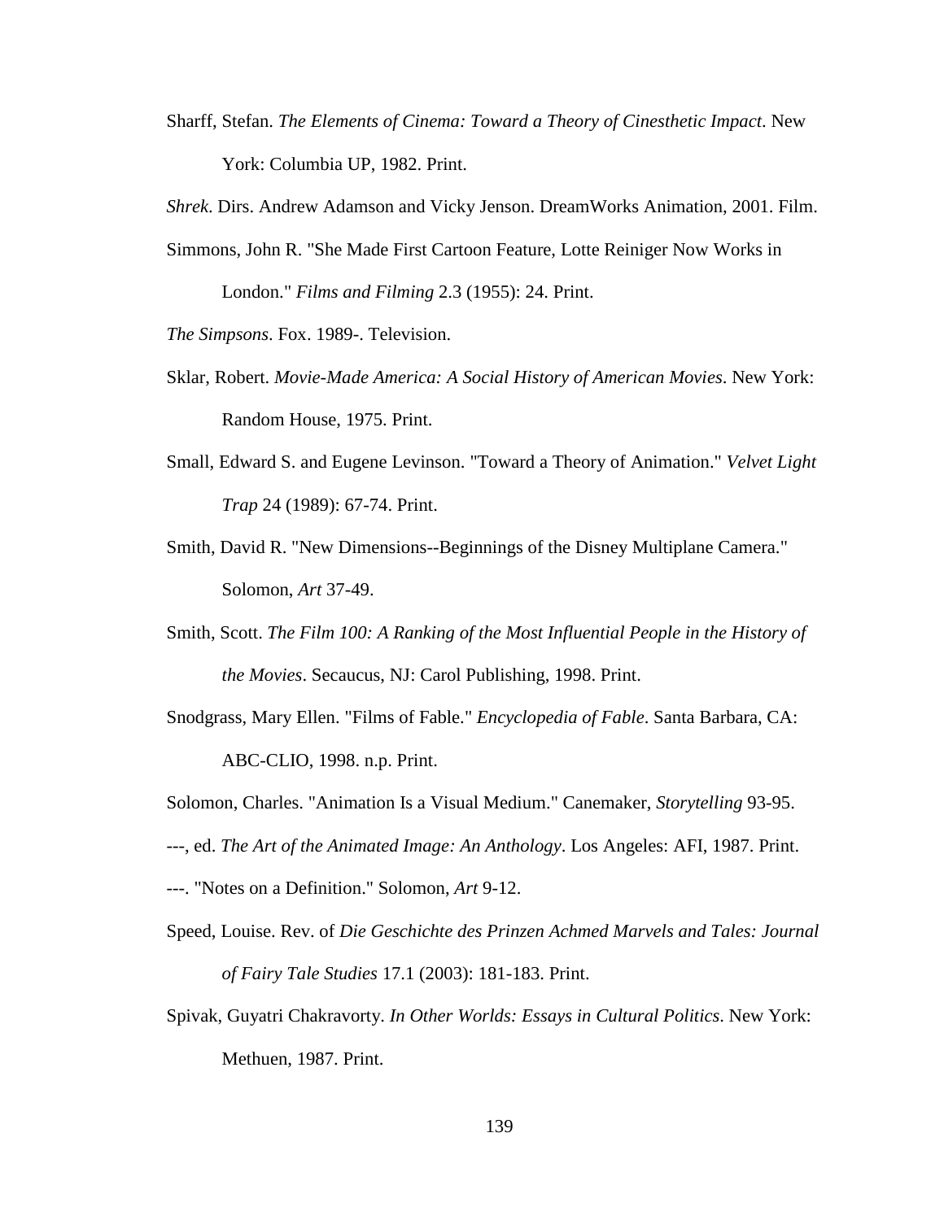Sharff, Stefan. *The Elements of Cinema: Toward a Theory of Cinesthetic Impact*. New York: Columbia UP, 1982. Print.

*Shrek*. Dirs. Andrew Adamson and Vicky Jenson. DreamWorks Animation, 2001. Film.

Simmons, John R. "She Made First Cartoon Feature, Lotte Reiniger Now Works in London." *Films and Filming* 2.3 (1955): 24. Print.

*The Simpsons*. Fox. 1989-. Television.

Sklar, Robert. *Movie-Made America: A Social History of American Movies*. New York: Random House, 1975. Print.

Small, Edward S. and Eugene Levinson. "Toward a Theory of Animation." *Velvet Light Trap* 24 (1989): 67-74. Print.

Smith, David R. "New Dimensions--Beginnings of the Disney Multiplane Camera." Solomon, *Art* 37-49.

Smith, Scott. *The Film 100: A Ranking of the Most Influential People in the History of the Movies*. Secaucus, NJ: Carol Publishing, 1998. Print.

Snodgrass, Mary Ellen. "Films of Fable." *Encyclopedia of Fable*. Santa Barbara, CA: ABC-CLIO, 1998. n.p. Print.

Solomon, Charles. "Animation Is a Visual Medium." Canemaker, *Storytelling* 93-95.

---, ed. *The Art of the Animated Image: An Anthology*. Los Angeles: AFI, 1987. Print.

---. "Notes on a Definition." Solomon, *Art* 9-12.

Speed, Louise. Rev. of *Die Geschichte des Prinzen Achmed Marvels and Tales: Journal of Fairy Tale Studies* 17.1 (2003): 181-183. Print.

Spivak, Guyatri Chakravorty. *In Other Worlds: Essays in Cultural Politics*. New York: Methuen, 1987. Print.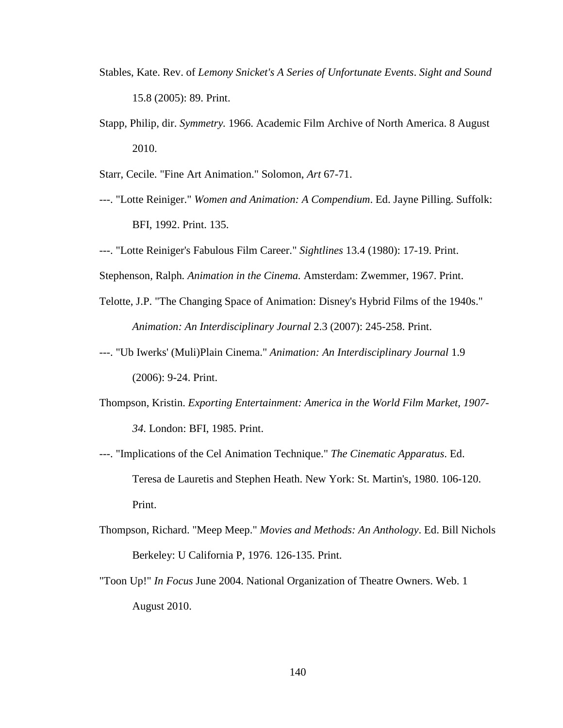Stables, Kate. Rev. of *Lemony Snicket's A Series of Unfortunate Events*. *Sight and Sound* 15.8 (2005): 89. Print.

Stapp, Philip, dir. *Symmetry.* 1966. Academic Film Archive of North America. 8 August 2010.

Starr, Cecile. "Fine Art Animation." Solomon, *Art* 67-71.

---. "Lotte Reiniger." *Women and Animation: A Compendium*. Ed. Jayne Pilling. Suffolk: BFI, 1992. Print. 135.

---. "Lotte Reiniger's Fabulous Film Career." *Sightlines* 13.4 (1980): 17-19. Print.

Stephenson, Ralph. *Animation in the Cinema.* Amsterdam: Zwemmer, 1967. Print.

Telotte, J.P. "The Changing Space of Animation: Disney's Hybrid Films of the 1940s." *Animation: An Interdisciplinary Journal* 2.3 (2007): 245-258. Print.

---. "Ub Iwerks' (Muli)Plain Cinema." *Animation: An Interdisciplinary Journal* 1.9 (2006): 9-24. Print.

Thompson, Kristin. *Exporting Entertainment: America in the World Film Market, 1907-34*. London: BFI, 1985. Print.

---. "Implications of the Cel Animation Technique." *The Cinematic Apparatus*. Ed. Teresa de Lauretis and Stephen Heath. New York: St. Martin's, 1980. 106-120. Print.

Thompson, Richard. "Meep Meep." *Movies and Methods: An Anthology*. Ed. Bill Nichols Berkeley: U California P, 1976. 126-135. Print.

"Toon Up!" *In Focus* June 2004. National Organization of Theatre Owners. Web. 1 August 2010.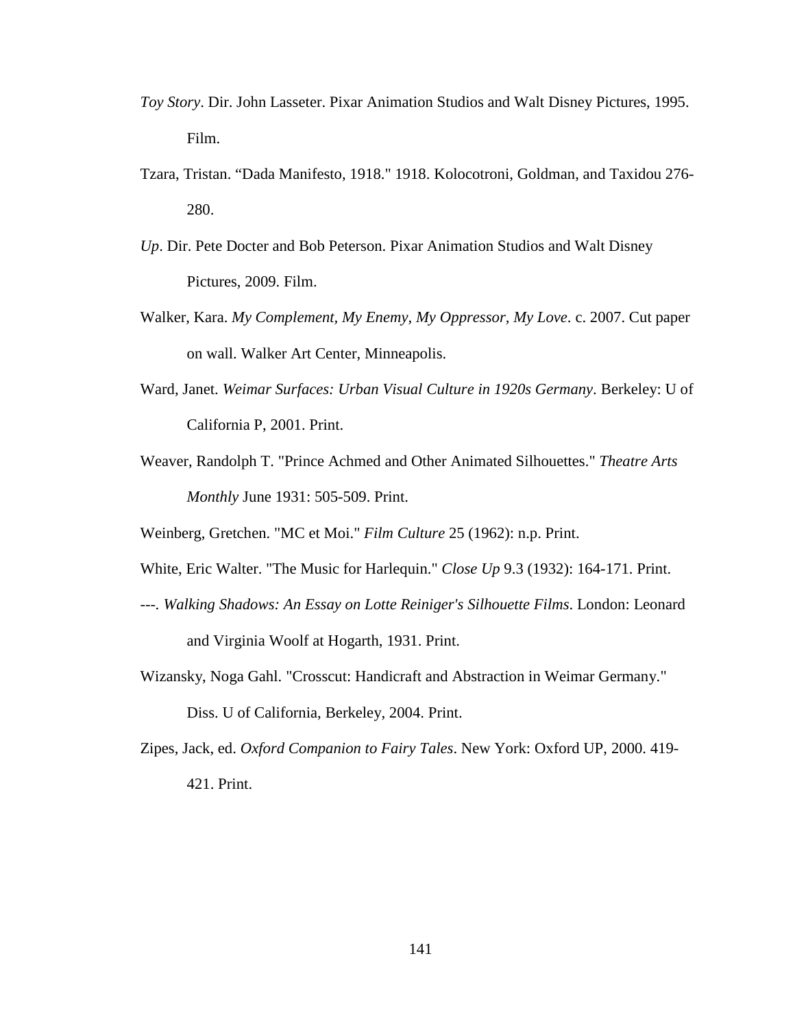*Toy Story*. Dir. John Lasseter. Pixar Animation Studios and Walt Disney Pictures, 1995. Film.

Tzara, Tristan. "Dada Manifesto, 1918." 1918. Kolocotroni, Goldman, and Taxidou 276-280.

*Up*. Dir. Pete Docter and Bob Peterson. Pixar Animation Studios and Walt Disney Pictures, 2009. Film.

Walker, Kara. *My Complement, My Enemy, My Oppressor, My Love*. c. 2007. Cut paper on wall. Walker Art Center, Minneapolis.

Ward, Janet. *Weimar Surfaces: Urban Visual Culture in 1920s Germany*. Berkeley: U of California P, 2001. Print.

Weaver, Randolph T. "Prince Achmed and Other Animated Silhouettes." *Theatre Arts Monthly* June 1931: 505-509. Print.

Weinberg, Gretchen. "MC et Moi." *Film Culture* 25 (1962): n.p. Print.

White, Eric Walter. "The Music for Harlequin." *Close Up* 9.3 (1932): 164-171. Print.

---. *Walking Shadows: An Essay on Lotte Reiniger's Silhouette Films*. London: Leonard and Virginia Woolf at Hogarth, 1931. Print.

Wizansky, Noga Gahl. "Crosscut: Handicraft and Abstraction in Weimar Germany." Diss. U of California, Berkeley, 2004. Print.

Zipes, Jack, ed. *Oxford Companion to Fairy Tales*. New York: Oxford UP, 2000. 419-421. Print.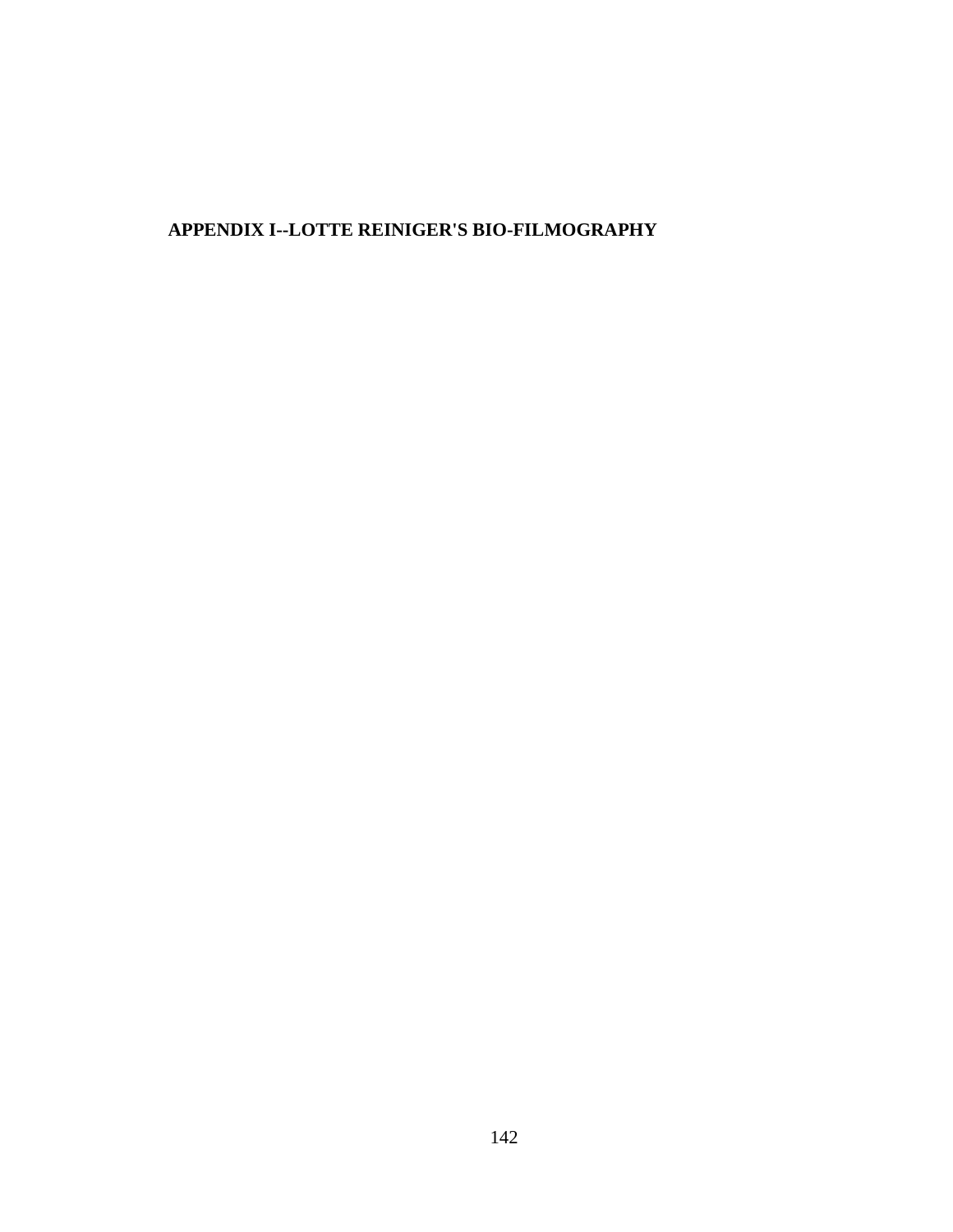# APPENDIX I--LOTTE REINIGER'S BIO-FILMOGRAPHY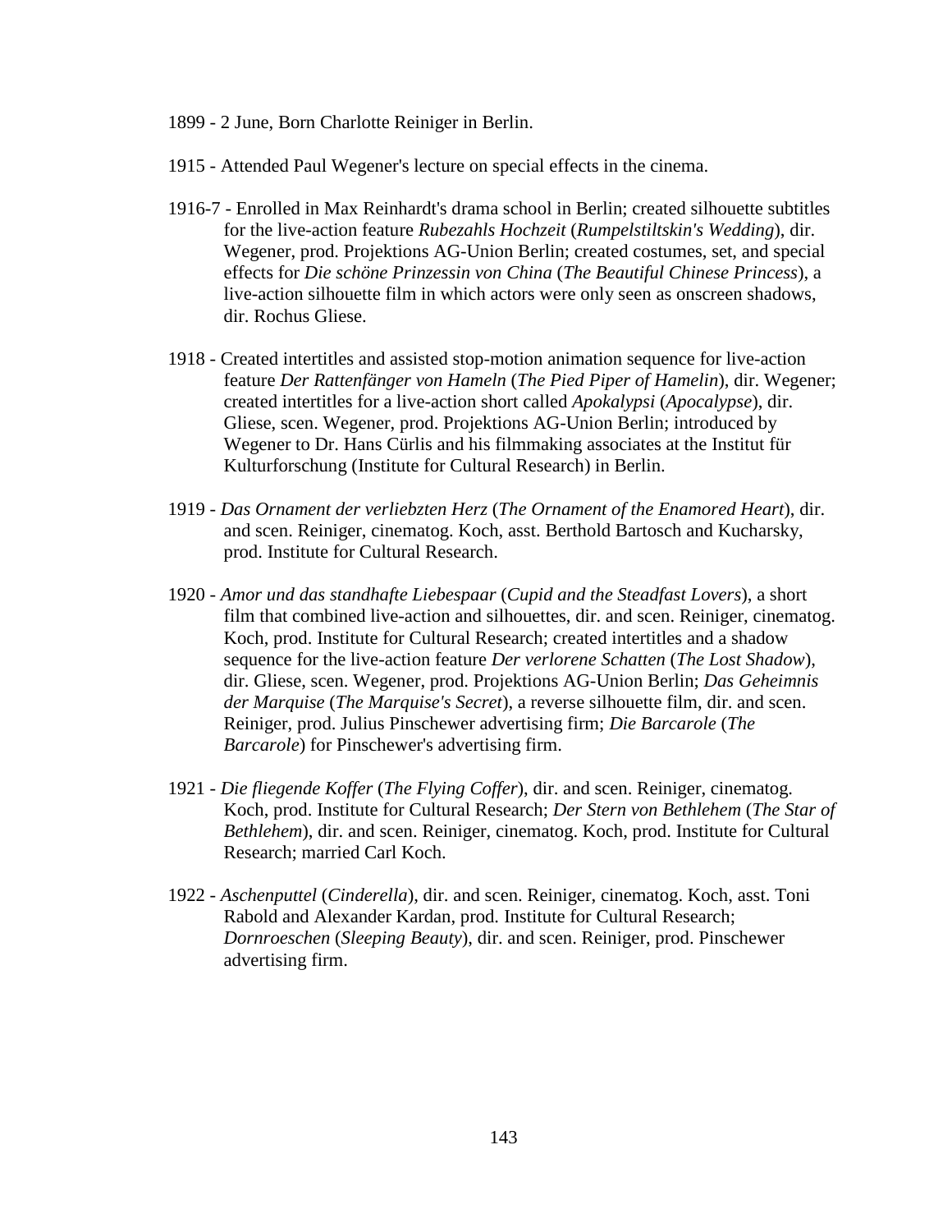1899 - 2 June, Born Charlotte Reiniger in Berlin.

1915 - Attended Paul Wegener's lecture on special effects in the cinema.

1916-7 - Enrolled in Max Reinhardt's drama school in Berlin; created silhouette subtitles for the live-action feature *Rubezahls Hochzeit* (*Rumpelstiltskin's Wedding*), dir. Wegener, prod. Projektions AG-Union Berlin; created costumes, set, and special effects for *Die schöne Prinzessin von China* (*The Beautiful Chinese Princess*), a live-action silhouette film in which actors were only seen as onscreen shadows, dir. Rochus Gliese.

1918 - Created intertitles and assisted stop-motion animation sequence for live-action feature *Der Rattenfänger von Hameln* (*The Pied Piper of Hamelin*), dir. Wegener; created intertitles for a live-action short called *Apokalypsi* (*Apocalypse*), dir. Gliese, scen. Wegener, prod. Projektions AG-Union Berlin; introduced by Wegener to Dr. Hans Cürlis and his filmmaking associates at the Institut für Kulturforschung (Institute for Cultural Research) in Berlin.

1919 - *Das Ornament der verliebzten Herz* (*The Ornament of the Enamored Heart*), dir. and scen. Reiniger, cinematog. Koch, asst. Berthold Bartosch and Kucharsky, prod. Institute for Cultural Research.

1920 - *Amor und das standhafte Liebespaar* (*Cupid and the Steadfast Lovers*), a short film that combined live-action and silhouettes, dir. and scen. Reiniger, cinematog. Koch, prod. Institute for Cultural Research; created intertitles and a shadow sequence for the live-action feature *Der verlorene Schatten* (*The Lost Shadow*), dir. Gliese, scen. Wegener, prod. Projektions AG-Union Berlin; *Das Geheimnis der Marquise* (*The Marquise's Secret*), a reverse silhouette film, dir. and scen. Reiniger, prod. Julius Pinschewer advertising firm; *Die Barcarole* (*The Barcarole*) for Pinschewer's advertising firm.

1921 - *Die fliegende Koffer* (*The Flying Coffer*), dir. and scen. Reiniger, cinematog. Koch, prod. Institute for Cultural Research; *Der Stern von Bethlehem* (*The Star of Bethlehem*), dir. and scen. Reiniger, cinematog. Koch, prod. Institute for Cultural Research; married Carl Koch.

1922 - *Aschenputtel* (*Cinderella*), dir. and scen. Reiniger, cinematog. Koch, asst. Toni Rabold and Alexander Kardan, prod. Institute for Cultural Research; *Dornroeschen* (*Sleeping Beauty*), dir. and scen. Reiniger, prod. Pinschewer advertising firm.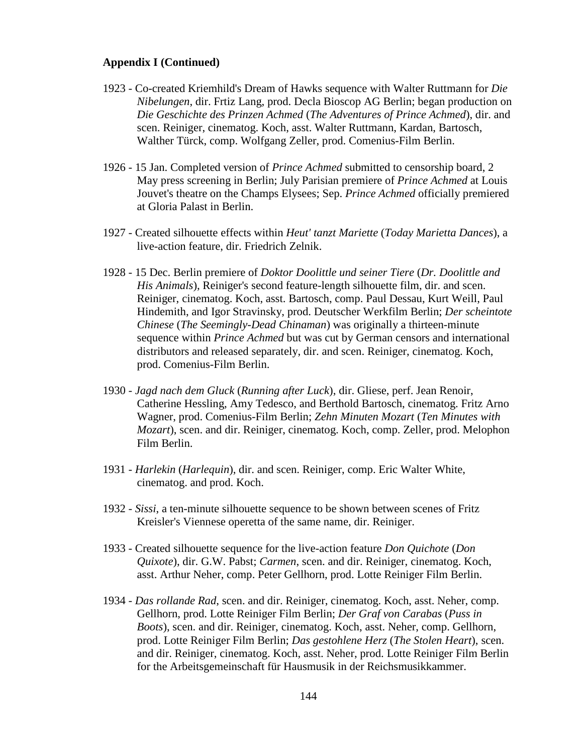**Appendix I (Continued)**

1923 - Co-created Kriemhild's Dream of Hawks sequence with Walter Ruttmann for *Die Nibelungen*, dir. Frtiz Lang, prod. Decla Bioscop AG Berlin; began production on *Die Geschichte des Prinzen Achmed* (*The Adventures of Prince Achmed*), dir. and scen. Reiniger, cinematog. Koch, asst. Walter Ruttmann, Kardan, Bartosch, Walther Türck, comp. Wolfgang Zeller, prod. Comenius-Film Berlin.

1926 - 15 Jan. Completed version of *Prince Achmed* submitted to censorship board, 2 May press screening in Berlin; July Parisian premiere of *Prince Achmed* at Louis Jouvet's theatre on the Champs Elysees; Sep. *Prince Achmed* officially premiered at Gloria Palast in Berlin.

1927 - Created silhouette effects within *Heut' tanzt Mariette* (*Today Marietta Dances*), a live-action feature, dir. Friedrich Zelnik.

1928 - 15 Dec. Berlin premiere of *Doktor Doolittle und seiner Tiere* (*Dr. Doolittle and His Animals*), Reiniger's second feature-length silhouette film, dir. and scen. Reiniger, cinematog. Koch, asst. Bartosch, comp. Paul Dessau, Kurt Weill, Paul Hindemith, and Igor Stravinsky, prod. Deutscher Werkfilm Berlin; *Der scheintote Chinese* (*The Seemingly-Dead Chinaman*) was originally a thirteen-minute sequence within *Prince Achmed* but was cut by German censors and international distributors and released separately, dir. and scen. Reiniger, cinematog. Koch, prod. Comenius-Film Berlin.

1930 - *Jagd nach dem Gluck* (*Running after Luck*), dir. Gliese, perf. Jean Renoir, Catherine Hessling, Amy Tedesco, and Berthold Bartosch, cinematog. Fritz Arno Wagner, prod. Comenius-Film Berlin; *Zehn Minuten Mozart* (*Ten Minutes with Mozart*), scen. and dir. Reiniger, cinematog. Koch, comp. Zeller, prod. Melophon Film Berlin.

1931 - *Harlekin* (*Harlequin*), dir. and scen. Reiniger, comp. Eric Walter White, cinematog. and prod. Koch.

1932 - *Sissi*, a ten-minute silhouette sequence to be shown between scenes of Fritz Kreisler's Viennese operetta of the same name, dir. Reiniger.

1933 - Created silhouette sequence for the live-action feature *Don Quichote* (*Don Quixote*), dir. G.W. Pabst; *Carmen*, scen. and dir. Reiniger, cinematog. Koch, asst. Arthur Neher, comp. Peter Gellhorn, prod. Lotte Reiniger Film Berlin.

1934 - *Das rollande Rad*, scen. and dir. Reiniger, cinematog. Koch, asst. Neher, comp. Gellhorn, prod. Lotte Reiniger Film Berlin; *Der Graf von Carabas* (*Puss in Boots*), scen. and dir. Reiniger, cinematog. Koch, asst. Neher, comp. Gellhorn, prod. Lotte Reiniger Film Berlin; *Das gestohlene Herz* (*The Stolen Heart*), scen. and dir. Reiniger, cinematog. Koch, asst. Neher, prod. Lotte Reiniger Film Berlin for the Arbeitsgemeinschaft für Hausmusik in der Reichsmusikkammer.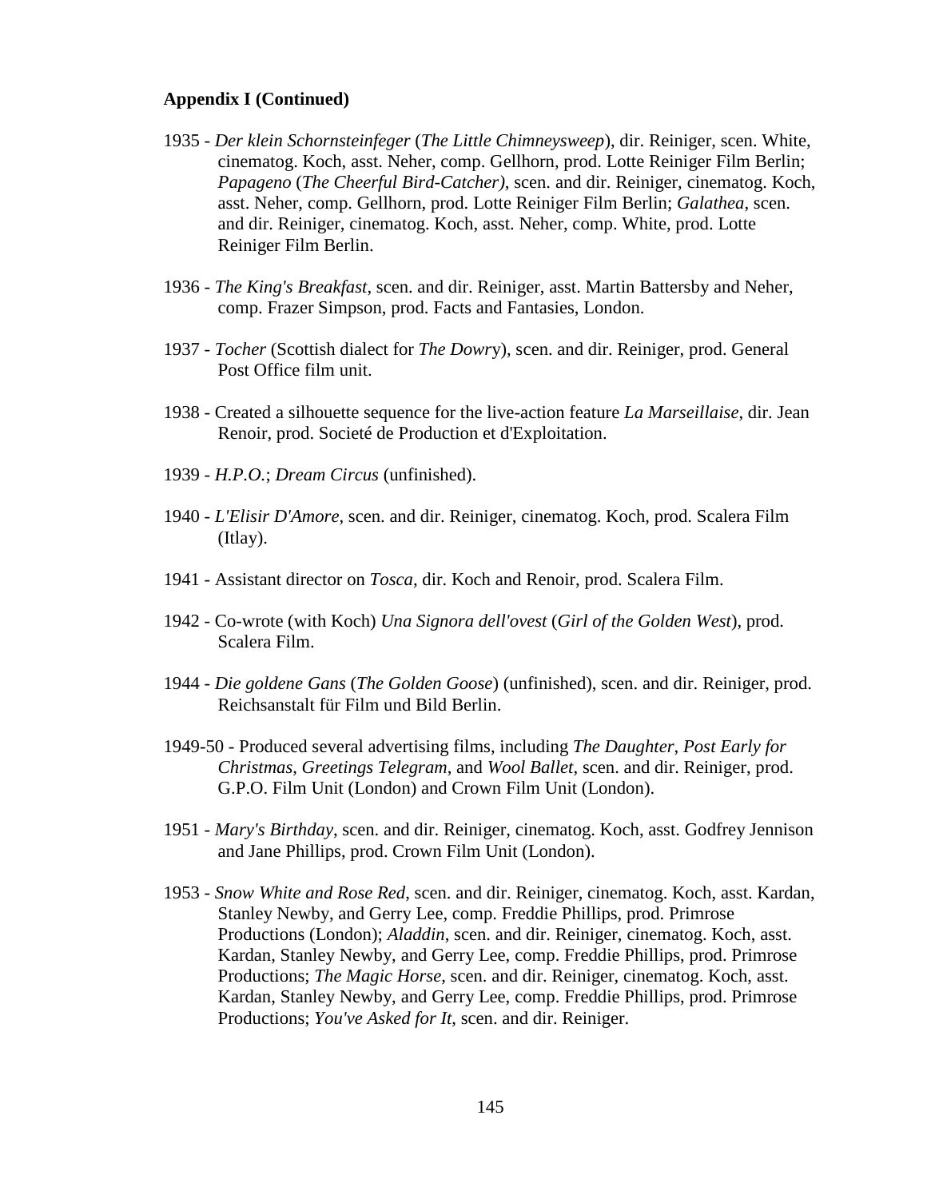**Appendix I (Continued)**

1935 - *Der klein Schornsteinfeger* (*The Little Chimneysweep*), dir. Reiniger, scen. White, cinematog. Koch, asst. Neher, comp. Gellhorn, prod. Lotte Reiniger Film Berlin; *Papageno* (*The Cheerful Bird-Catcher)*, scen. and dir. Reiniger, cinematog. Koch, asst. Neher, comp. Gellhorn, prod. Lotte Reiniger Film Berlin; *Galathea*, scen. and dir. Reiniger, cinematog. Koch, asst. Neher, comp. White, prod. Lotte Reiniger Film Berlin.

1936 - *The King's Breakfast*, scen. and dir. Reiniger, asst. Martin Battersby and Neher, comp. Frazer Simpson, prod. Facts and Fantasies, London.

1937 - *Tocher* (Scottish dialect for *The Dowry*), scen. and dir. Reiniger, prod. General Post Office film unit.

1938 - Created a silhouette sequence for the live-action feature *La Marseillaise*, dir. Jean Renoir, prod. Societé de Production et d'Exploitation.

1939 - *H.P.O.*; *Dream Circus* (unfinished).

1940 - *L'Elisir D'Amore*, scen. and dir. Reiniger, cinematog. Koch, prod. Scalera Film (Itlay).

1941 - Assistant director on *Tosca*, dir. Koch and Renoir, prod. Scalera Film.

1942 - Co-wrote (with Koch) *Una Signora dell'ovest* (*Girl of the Golden West*), prod. Scalera Film.

1944 - *Die goldene Gans* (*The Golden Goose*) (unfinished), scen. and dir. Reiniger, prod. Reichsanstalt für Film und Bild Berlin.

1949-50 - Produced several advertising films, including *The Daughter*, *Post Early for Christmas*, *Greetings Telegram*, and *Wool Ballet*, scen. and dir. Reiniger, prod. G.P.O. Film Unit (London) and Crown Film Unit (London).

1951 - *Mary's Birthday*, scen. and dir. Reiniger, cinematog. Koch, asst. Godfrey Jennison and Jane Phillips, prod. Crown Film Unit (London).

1953 - *Snow White and Rose Red*, scen. and dir. Reiniger, cinematog. Koch, asst. Kardan, Stanley Newby, and Gerry Lee, comp. Freddie Phillips, prod. Primrose Productions (London); *Aladdin*, scen. and dir. Reiniger, cinematog. Koch, asst. Kardan, Stanley Newby, and Gerry Lee, comp. Freddie Phillips, prod. Primrose Productions; *The Magic Horse*, scen. and dir. Reiniger, cinematog. Koch, asst. Kardan, Stanley Newby, and Gerry Lee, comp. Freddie Phillips, prod. Primrose Productions; *You've Asked for It*, scen. and dir. Reiniger.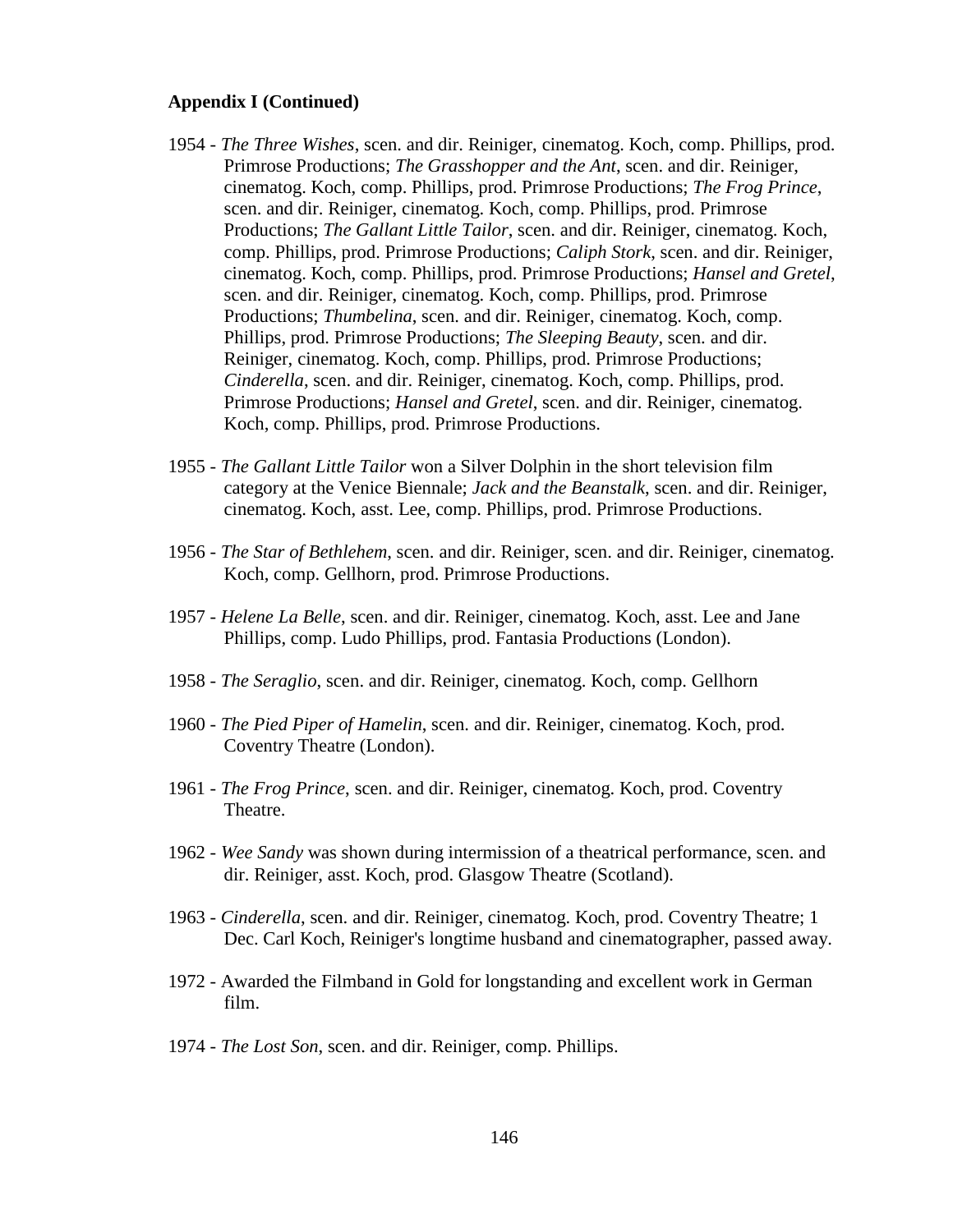**Appendix I (Continued)**

1954 - *The Three Wishes*, scen. and dir. Reiniger, cinematog. Koch, comp. Phillips, prod. Primrose Productions; *The Grasshopper and the Ant*, scen. and dir. Reiniger, cinematog. Koch, comp. Phillips, prod. Primrose Productions; *The Frog Prince*, scen. and dir. Reiniger, cinematog. Koch, comp. Phillips, prod. Primrose Productions; *The Gallant Little Tailor*, scen. and dir. Reiniger, cinematog. Koch, comp. Phillips, prod. Primrose Productions; *Caliph Stork*, scen. and dir. Reiniger, cinematog. Koch, comp. Phillips, prod. Primrose Productions; *Hansel and Gretel*, scen. and dir. Reiniger, cinematog. Koch, comp. Phillips, prod. Primrose Productions; *Thumbelina*, scen. and dir. Reiniger, cinematog. Koch, comp. Phillips, prod. Primrose Productions; *The Sleeping Beauty*, scen. and dir. Reiniger, cinematog. Koch, comp. Phillips, prod. Primrose Productions; *Cinderella*, scen. and dir. Reiniger, cinematog. Koch, comp. Phillips, prod. Primrose Productions; *Hansel and Gretel*, scen. and dir. Reiniger, cinematog. Koch, comp. Phillips, prod. Primrose Productions.

1955 - *The Gallant Little Tailor* won a Silver Dolphin in the short television film category at the Venice Biennale; *Jack and the Beanstalk*, scen. and dir. Reiniger, cinematog. Koch, asst. Lee, comp. Phillips, prod. Primrose Productions.

1956 - *The Star of Bethlehem*, scen. and dir. Reiniger, scen. and dir. Reiniger, cinematog. Koch, comp. Gellhorn, prod. Primrose Productions.

1957 - *Helene La Belle*, scen. and dir. Reiniger, cinematog. Koch, asst. Lee and Jane Phillips, comp. Ludo Phillips, prod. Fantasia Productions (London).

1958 - *The Seraglio*, scen. and dir. Reiniger, cinematog. Koch, comp. Gellhorn

1960 - *The Pied Piper of Hamelin*, scen. and dir. Reiniger, cinematog. Koch, prod. Coventry Theatre (London).

1961 - *The Frog Prince*, scen. and dir. Reiniger, cinematog. Koch, prod. Coventry Theatre.

1962 - *Wee Sandy* was shown during intermission of a theatrical performance, scen. and dir. Reiniger, asst. Koch, prod. Glasgow Theatre (Scotland).

1963 - *Cinderella*, scen. and dir. Reiniger, cinematog. Koch, prod. Coventry Theatre; 1 Dec. Carl Koch, Reiniger's longtime husband and cinematographer, passed away.

1972 - Awarded the Filmband in Gold for longstanding and excellent work in German film.

1974 - *The Lost Son*, scen. and dir. Reiniger, comp. Phillips.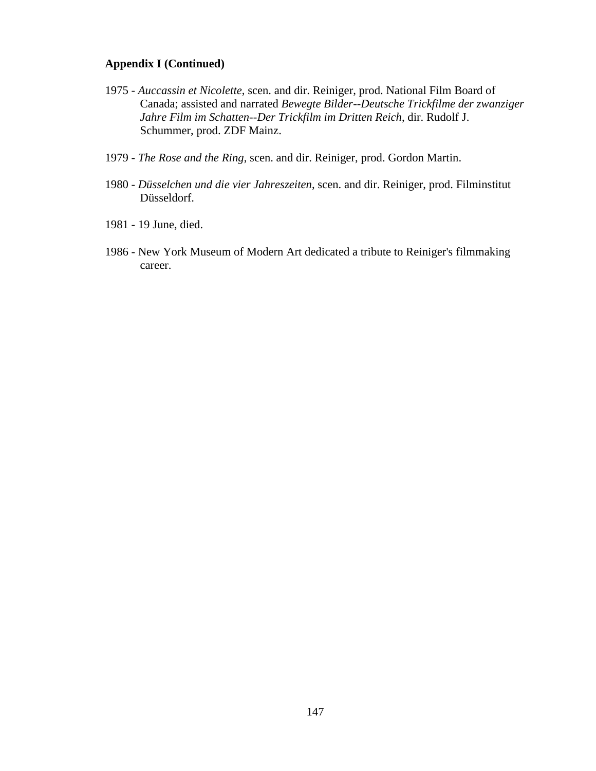**Appendix I (Continued)**

1975 - *Auccassin et Nicolette*, scen. and dir. Reiniger, prod. National Film Board of Canada; assisted and narrated *Bewegte Bilder--Deutsche Trickfilme der zwanziger Jahre Film im Schatten--Der Trickfilm im Dritten Reich*, dir. Rudolf J. Schummer, prod. ZDF Mainz.

1979 - *The Rose and the Ring*, scen. and dir. Reiniger, prod. Gordon Martin.

1980 - *Düsselchen und die vier Jahreszeiten*, scen. and dir. Reiniger, prod. Filminstitut Düsseldorf.

1981 - 19 June, died.

1986 - New York Museum of Modern Art dedicated a tribute to Reiniger's filmmaking career.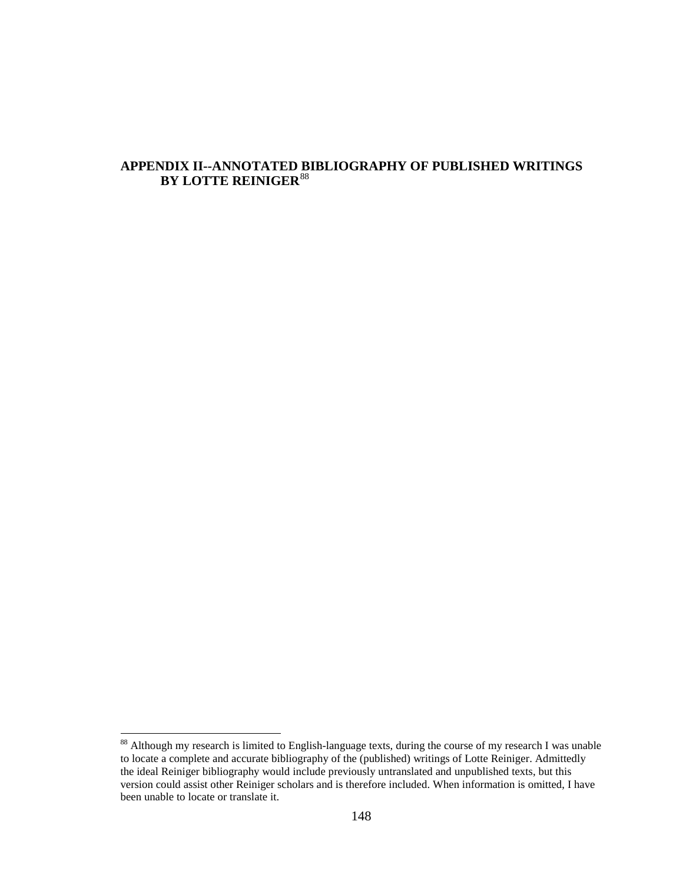## APPENDIX II--ANNOTATED BIBLIOGRAPHY OF PUBLISHED WRITINGS BY LOTTE REINIGER[88]

[88] Although my research is limited to English-language texts, during the course of my research I was unable to locate a complete and accurate bibliography of the (published) writings of Lotte Reiniger. Admittedly the ideal Reiniger bibliography would include previously untranslated and unpublished texts, but this version could assist other Reiniger scholars and is therefore included. When information is omitted, I have been unable to locate or translate it.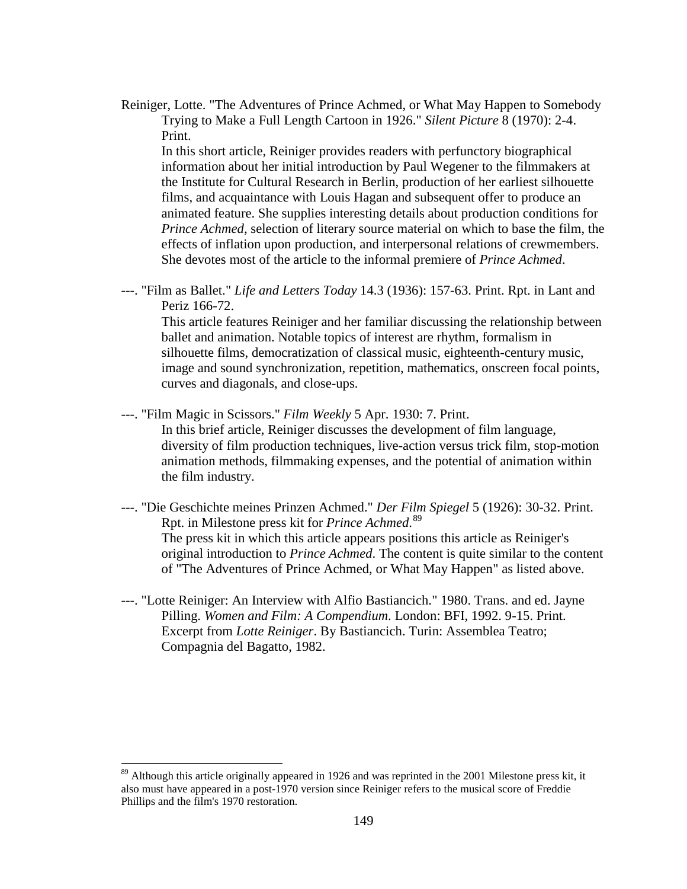Reiniger, Lotte. "The Adventures of Prince Achmed, or What May Happen to Somebody Trying to Make a Full Length Cartoon in 1926." *Silent Picture* 8 (1970): 2-4. Print.

In this short article, Reiniger provides readers with perfunctory biographical information about her initial introduction by Paul Wegener to the filmmakers at the Institute for Cultural Research in Berlin, production of her earliest silhouette films, and acquaintance with Louis Hagan and subsequent offer to produce an animated feature. She supplies interesting details about production conditions for *Prince Achmed*, selection of literary source material on which to base the film, the effects of inflation upon production, and interpersonal relations of crewmembers. She devotes most of the article to the informal premiere of *Prince Achmed*.

---. "Film as Ballet." *Life and Letters Today* 14.3 (1936): 157-63. Print. Rpt. in Lant and Periz 166-72.

This article features Reiniger and her familiar discussing the relationship between ballet and animation. Notable topics of interest are rhythm, formalism in silhouette films, democratization of classical music, eighteenth-century music, image and sound synchronization, repetition, mathematics, onscreen focal points, curves and diagonals, and close-ups.

---. "Film Magic in Scissors." *Film Weekly* 5 Apr. 1930: 7. Print.

In this brief article, Reiniger discusses the development of film language, diversity of film production techniques, live-action versus trick film, stop-motion animation methods, filmmaking expenses, and the potential of animation within the film industry.

---. "Die Geschichte meines Prinzen Achmed." *Der Film Spiegel* 5 (1926): 30-32. Print. Rpt. in Milestone press kit for *Prince Achmed*.[89]

The press kit in which this article appears positions this article as Reiniger's original introduction to *Prince Achmed*. The content is quite similar to the content of "The Adventures of Prince Achmed, or What May Happen" as listed above.

---. "Lotte Reiniger: An Interview with Alfio Bastiancich." 1980. Trans. and ed. Jayne Pilling. *Women and Film: A Compendium*. London: BFI, 1992. 9-15. Print. Excerpt from *Lotte Reiniger*. By Bastiancich. Turin: Assemblea Teatro; Compagnia del Bagatto, 1982.

---

[89] Although this article originally appeared in 1926 and was reprinted in the 2001 Milestone press kit, it also must have appeared in a post-1970 version since Reiniger refers to the musical score of Freddie Phillips and the film's 1970 restoration.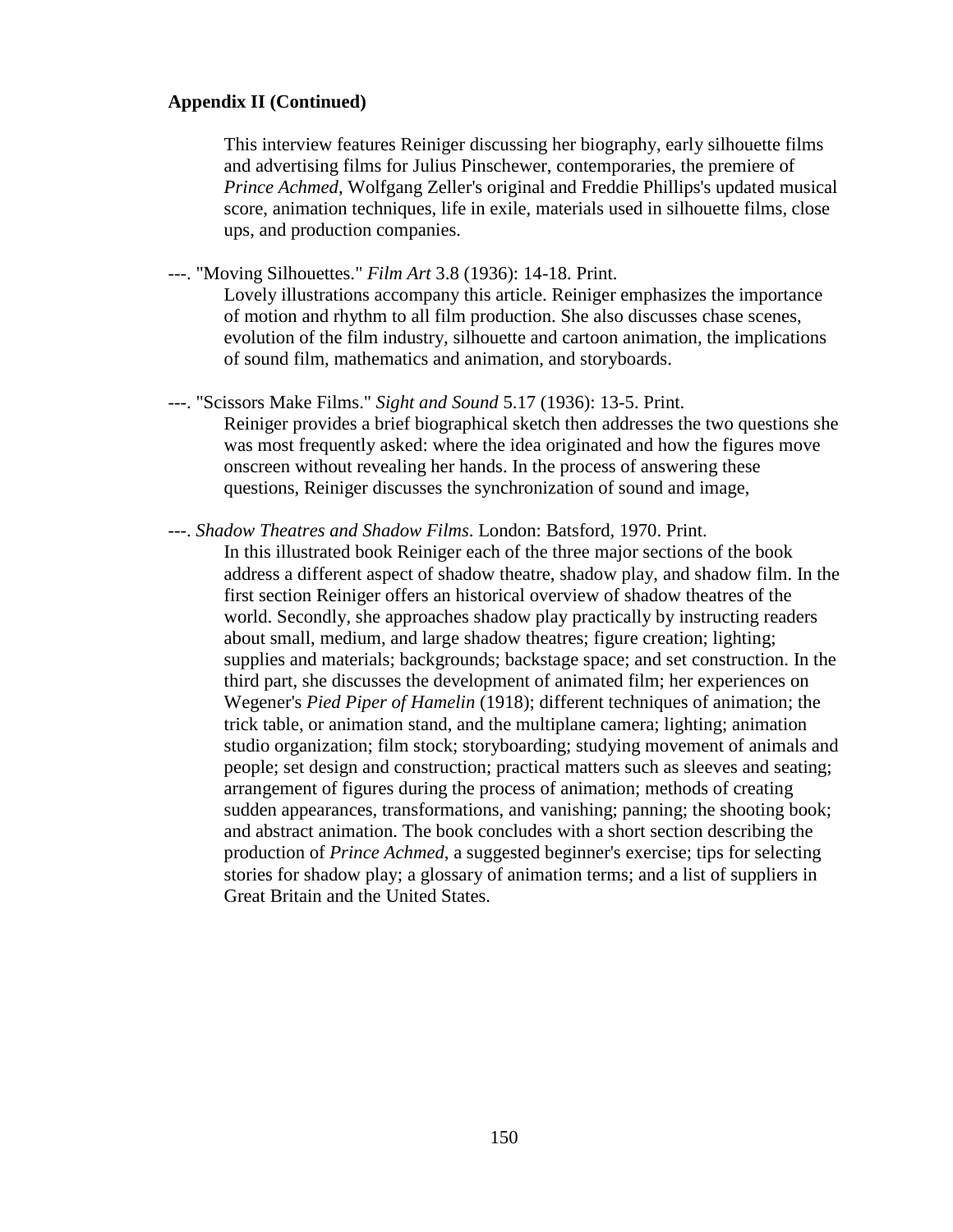**Appendix II (Continued)**

This interview features Reiniger discussing her biography, early silhouette films and advertising films for Julius Pinschewer, contemporaries, the premiere of *Prince Achmed*, Wolfgang Zeller's original and Freddie Phillips's updated musical score, animation techniques, life in exile, materials used in silhouette films, close ups, and production companies.

---. "Moving Silhouettes." *Film Art* 3.8 (1936): 14-18. Print.
Lovely illustrations accompany this article. Reiniger emphasizes the importance of motion and rhythm to all film production. She also discusses chase scenes, evolution of the film industry, silhouette and cartoon animation, the implications of sound film, mathematics and animation, and storyboards.

---. "Scissors Make Films." *Sight and Sound* 5.17 (1936): 13-5. Print.
Reiniger provides a brief biographical sketch then addresses the two questions she was most frequently asked: where the idea originated and how the figures move onscreen without revealing her hands. In the process of answering these questions, Reiniger discusses the synchronization of sound and image,

---. *Shadow Theatres and Shadow Films*. London: Batsford, 1970. Print.
In this illustrated book Reiniger each of the three major sections of the book address a different aspect of shadow theatre, shadow play, and shadow film. In the first section Reiniger offers an historical overview of shadow theatres of the world. Secondly, she approaches shadow play practically by instructing readers about small, medium, and large shadow theatres; figure creation; lighting; supplies and materials; backgrounds; backstage space; and set construction. In the third part, she discusses the development of animated film; her experiences on Wegener's *Pied Piper of Hamelin* (1918); different techniques of animation; the trick table, or animation stand, and the multiplane camera; lighting; animation studio organization; film stock; storyboarding; studying movement of animals and people; set design and construction; practical matters such as sleeves and seating; arrangement of figures during the process of animation; methods of creating sudden appearances, transformations, and vanishing; panning; the shooting book; and abstract animation. The book concludes with a short section describing the production of *Prince Achmed*, a suggested beginner's exercise; tips for selecting stories for shadow play; a glossary of animation terms; and a list of suppliers in Great Britain and the United States.